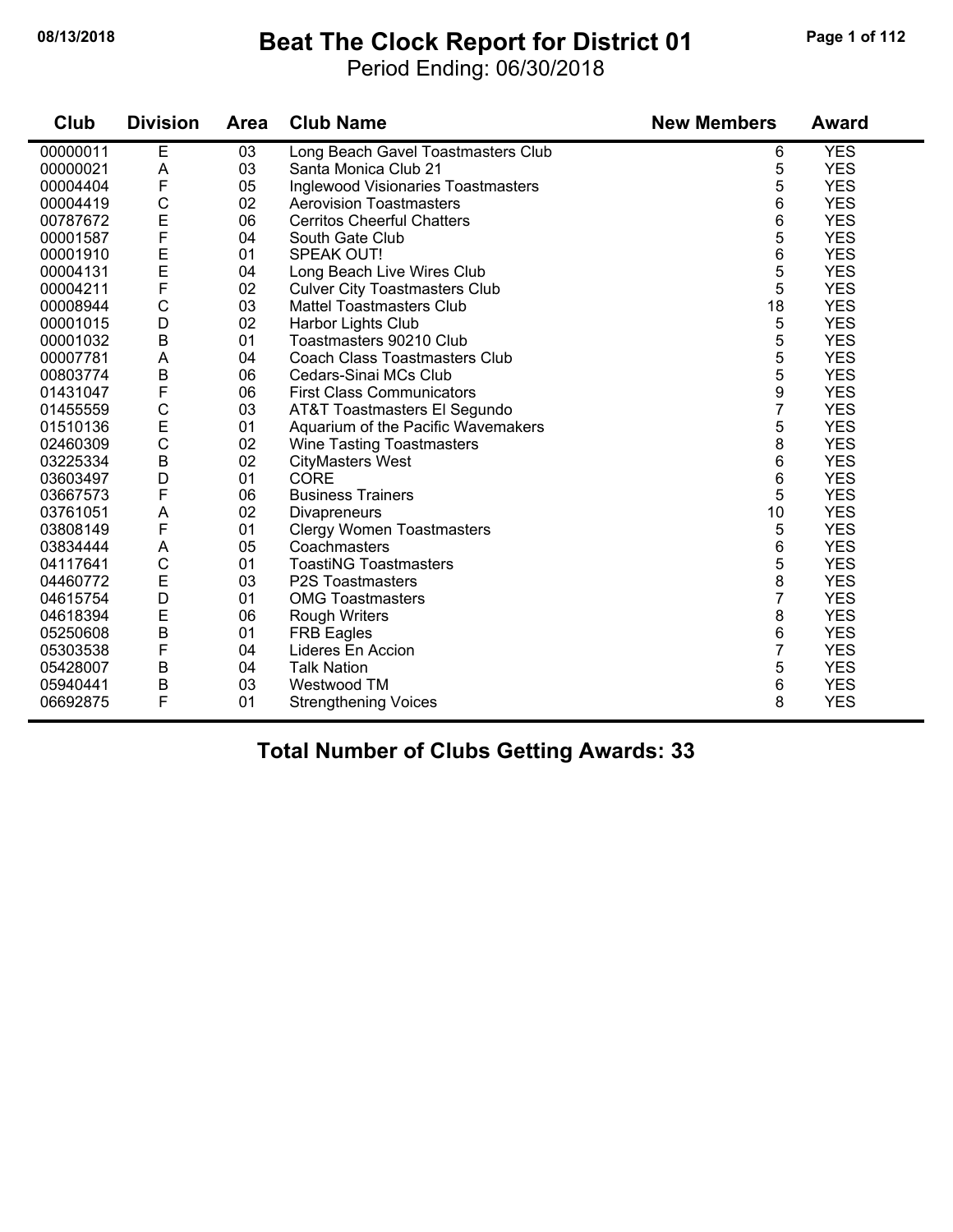# Beat The Clock Report for District 01

Period Ending: 06/30/2018

08/13/2018

| Club | Division | Area | Club Name | New Members | Award |
|---|---|---|---|---|---|
| 00000011 | E | 03 | Long Beach Gavel Toastmasters Club | 6 | YES |
| 00000021 | A | 03 | Santa Monica Club 21 | 5 | YES |
| 00004404 | F | 05 | Inglewood Visionaries Toastmasters | 5 | YES |
| 00004419 | C | 02 | Aerovision Toastmasters | 6 | YES |
| 00787672 | E | 06 | Cerritos Cheerful Chatters | 6 | YES |
| 00001587 | F | 04 | South Gate Club | 5 | YES |
| 00001910 | E | 01 | SPEAK OUT! | 6 | YES |
| 00004131 | E | 04 | Long Beach Live Wires Club | 5 | YES |
| 00004211 | F | 02 | Culver City Toastmasters Club | 5 | YES |
| 00008944 | C | 03 | Mattel Toastmasters Club | 18 | YES |
| 00001015 | D | 02 | Harbor Lights Club | 5 | YES |
| 00001032 | B | 01 | Toastmasters 90210 Club | 5 | YES |
| 00007781 | A | 04 | Coach Class Toastmasters Club | 5 | YES |
| 00803774 | B | 06 | Cedars-Sinai MCs Club | 5 | YES |
| 01431047 | F | 06 | First Class Communicators | 9 | YES |
| 01455559 | C | 03 | AT&T Toastmasters El Segundo | 7 | YES |
| 01510136 | E | 01 | Aquarium of the Pacific Wavemakers | 5 | YES |
| 02460309 | C | 02 | Wine Tasting Toastmasters | 8 | YES |
| 03225334 | B | 02 | CityMasters West | 6 | YES |
| 03603497 | D | 01 | CORE | 6 | YES |
| 03667573 | F | 06 | Business Trainers | 5 | YES |
| 03761051 | A | 02 | Divapreneurs | 10 | YES |
| 03808149 | F | 01 | Clergy Women Toastmasters | 5 | YES |
| 03834444 | A | 05 | Coachmasters | 6 | YES |
| 04117641 | C | 01 | ToastiNG Toastmasters | 5 | YES |
| 04460772 | E | 03 | P2S Toastmasters | 8 | YES |
| 04615754 | D | 01 | OMG Toastmasters | 7 | YES |
| 04618394 | E | 06 | Rough Writers | 8 | YES |
| 05250608 | B | 01 | FRB Eagles | 6 | YES |
| 05303538 | F | 04 | Lideres En Accion | 7 | YES |
| 05428007 | B | 04 | Talk Nation | 5 | YES |
| 05940441 | B | 03 | Westwood TM | 6 | YES |
| 06692875 | F | 01 | Strengthening Voices | 8 | YES |

**Total Number of Clubs Getting Awards: 33**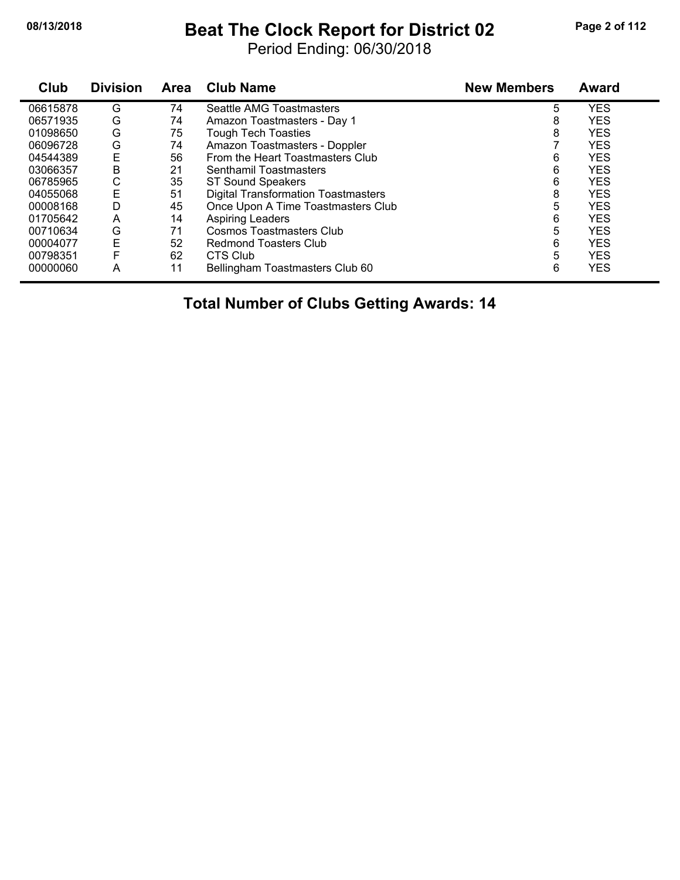# Beat The Clock Report for District 02

Period Ending: 06/30/2018

| Club | Division | Area | Club Name | New Members | Award |
|---|---|---|---|---|---|
| 06615878 | G | 74 | Seattle AMG Toastmasters | 5 | YES |
| 06571935 | G | 74 | Amazon Toastmasters - Day 1 | 8 | YES |
| 01098650 | G | 75 | Tough Tech Toasties | 8 | YES |
| 06096728 | G | 74 | Amazon Toastmasters - Doppler | 7 | YES |
| 04544389 | E | 56 | From the Heart Toastmasters Club | 6 | YES |
| 03066357 | B | 21 | Senthamil Toastmasters | 6 | YES |
| 06785965 | C | 35 | ST Sound Speakers | 6 | YES |
| 04055068 | E | 51 | Digital Transformation Toastmasters | 8 | YES |
| 00008168 | D | 45 | Once Upon A Time Toastmasters Club | 5 | YES |
| 01705642 | A | 14 | Aspiring Leaders | 6 | YES |
| 00710634 | G | 71 | Cosmos Toastmasters Club | 5 | YES |
| 00004077 | E | 52 | Redmond Toasters Club | 6 | YES |
| 00798351 | F | 62 | CTS Club | 5 | YES |
| 00000060 | A | 11 | Bellingham Toastmasters Club 60 | 6 | YES |

**Total Number of Clubs Getting Awards: 14**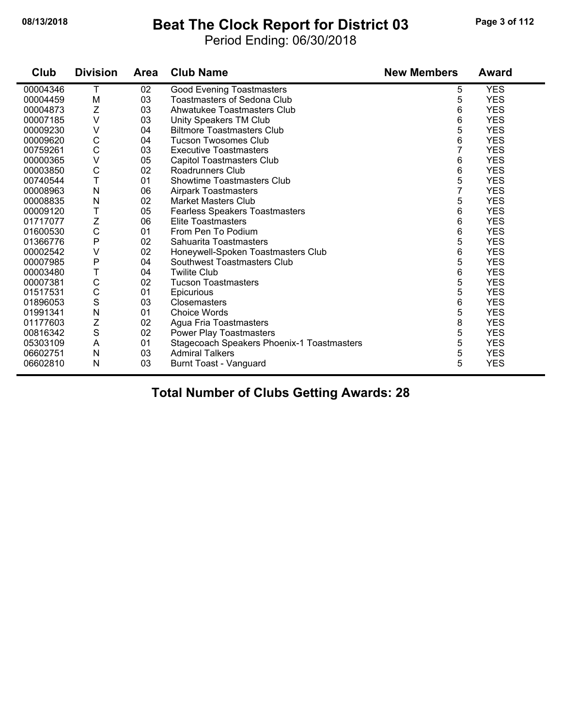# Beat The Clock Report for District 03

08/13/2018

Period Ending: 06/30/2018

| Club | Division | Area | Club Name | New Members | Award |
|---|---|---|---|---|---|
| 00004346 | T | 02 | Good Evening Toastmasters | 5 | YES |
| 00004459 | M | 03 | Toastmasters of Sedona Club | 5 | YES |
| 00004873 | Z | 03 | Ahwatukee Toastmasters Club | 6 | YES |
| 00007185 | V | 03 | Unity Speakers TM Club | 6 | YES |
| 00009230 | V | 04 | Biltmore Toastmasters Club | 5 | YES |
| 00009620 | C | 04 | Tucson Twosomes Club | 6 | YES |
| 00759261 | C | 03 | Executive Toastmasters | 7 | YES |
| 00000365 | V | 05 | Capitol Toastmasters Club | 6 | YES |
| 00003850 | C | 02 | Roadrunners Club | 6 | YES |
| 00740544 | T | 01 | Showtime Toastmasters Club | 5 | YES |
| 00008963 | N | 06 | Airpark Toastmasters | 7 | YES |
| 00008835 | N | 02 | Market Masters Club | 5 | YES |
| 00009120 | T | 05 | Fearless Speakers Toastmasters | 6 | YES |
| 01717077 | Z | 06 | Elite Toastmasters | 6 | YES |
| 01600530 | C | 01 | From Pen To Podium | 6 | YES |
| 01366776 | P | 02 | Sahuarita Toastmasters | 5 | YES |
| 00002542 | V | 02 | Honeywell-Spoken Toastmasters Club | 6 | YES |
| 00007985 | P | 04 | Southwest Toastmasters Club | 5 | YES |
| 00003480 | T | 04 | Twilite Club | 6 | YES |
| 00007381 | C | 02 | Tucson Toastmasters | 5 | YES |
| 01517531 | C | 01 | Epicurious | 5 | YES |
| 01896053 | S | 03 | Closemasters | 6 | YES |
| 01991341 | N | 01 | Choice Words | 5 | YES |
| 01177603 | Z | 02 | Agua Fria Toastmasters | 8 | YES |
| 00816342 | S | 02 | Power Play Toastmasters | 5 | YES |
| 05303109 | A | 01 | Stagecoach Speakers Phoenix-1 Toastmasters | 5 | YES |
| 06602751 | N | 03 | Admiral Talkers | 5 | YES |
| 06602810 | N | 03 | Burnt Toast - Vanguard | 5 | YES |

**Total Number of Clubs Getting Awards: 28**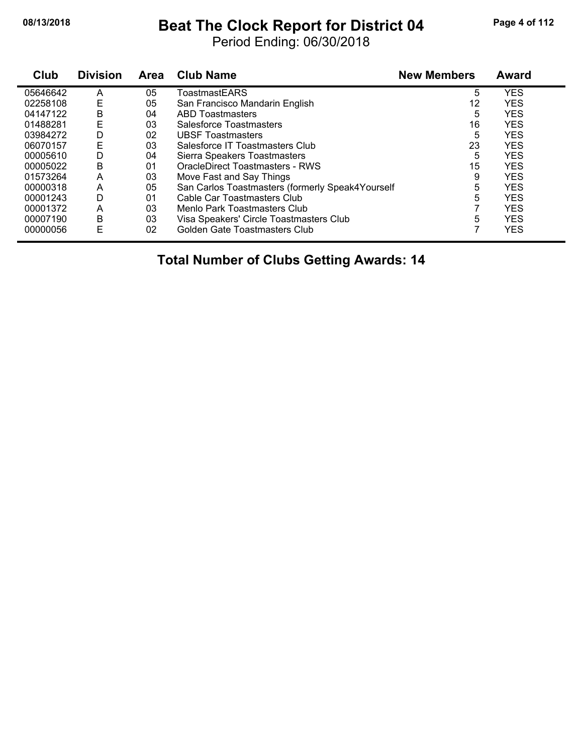# Beat The Clock Report for District 04

Period Ending: 06/30/2018

| Club | Division | Area | Club Name | New Members | Award |
|---|---|---|---|---|---|
| 05646642 | A | 05 | ToastmastEARS | 5 | YES |
| 02258108 | E | 05 | San Francisco Mandarin English | 12 | YES |
| 04147122 | B | 04 | ABD Toastmasters | 5 | YES |
| 01488281 | E | 03 | Salesforce Toastmasters | 16 | YES |
| 03984272 | D | 02 | UBSF Toastmasters | 5 | YES |
| 06070157 | E | 03 | Salesforce IT Toastmasters Club | 23 | YES |
| 00005610 | D | 04 | Sierra Speakers Toastmasters | 5 | YES |
| 00005022 | B | 01 | OracleDirect Toastmasters - RWS | 15 | YES |
| 01573264 | A | 03 | Move Fast and Say Things | 9 | YES |
| 00000318 | A | 05 | San Carlos Toastmasters (formerly Speak4Yourself | 5 | YES |
| 00001243 | D | 01 | Cable Car Toastmasters Club | 5 | YES |
| 00001372 | A | 03 | Menlo Park Toastmasters Club | 7 | YES |
| 00007190 | B | 03 | Visa Speakers' Circle Toastmasters Club | 5 | YES |
| 00000056 | E | 02 | Golden Gate Toastmasters Club | 7 | YES |

**Total Number of Clubs Getting Awards: 14**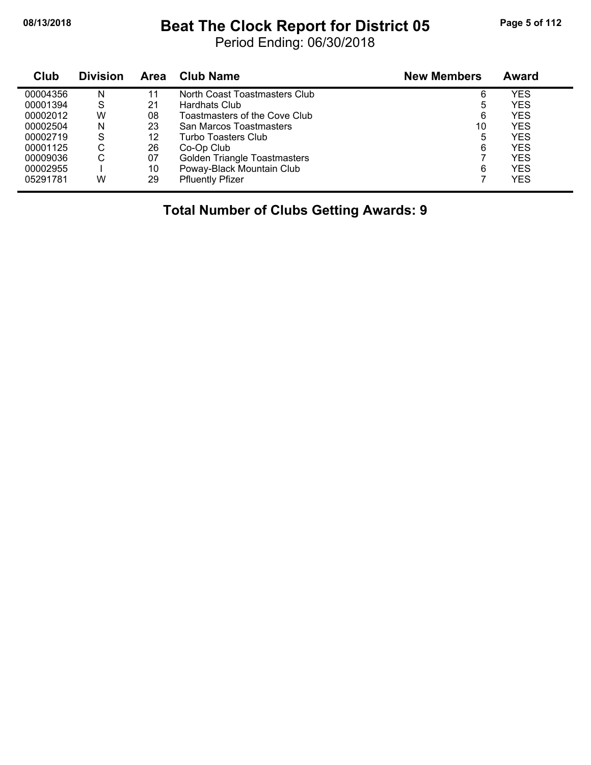# Beat The Clock Report for District 05

Period Ending: 06/30/2018

| Club | Division | Area | Club Name | New Members | Award |
|---|---|---|---|---|---|
| 00004356 | N | 11 | North Coast Toastmasters Club | 6 | YES |
| 00001394 | S | 21 | Hardhats Club | 5 | YES |
| 00002012 | W | 08 | Toastmasters of the Cove Club | 6 | YES |
| 00002504 | N | 23 | San Marcos Toastmasters | 10 | YES |
| 00002719 | S | 12 | Turbo Toasters Club | 5 | YES |
| 00001125 | C | 26 | Co-Op Club | 6 | YES |
| 00009036 | C | 07 | Golden Triangle Toastmasters | 7 | YES |
| 00002955 | I | 10 | Poway-Black Mountain Club | 6 | YES |
| 05291781 | W | 29 | Pfluently Pfizer | 7 | YES |

**Total Number of Clubs Getting Awards: 9**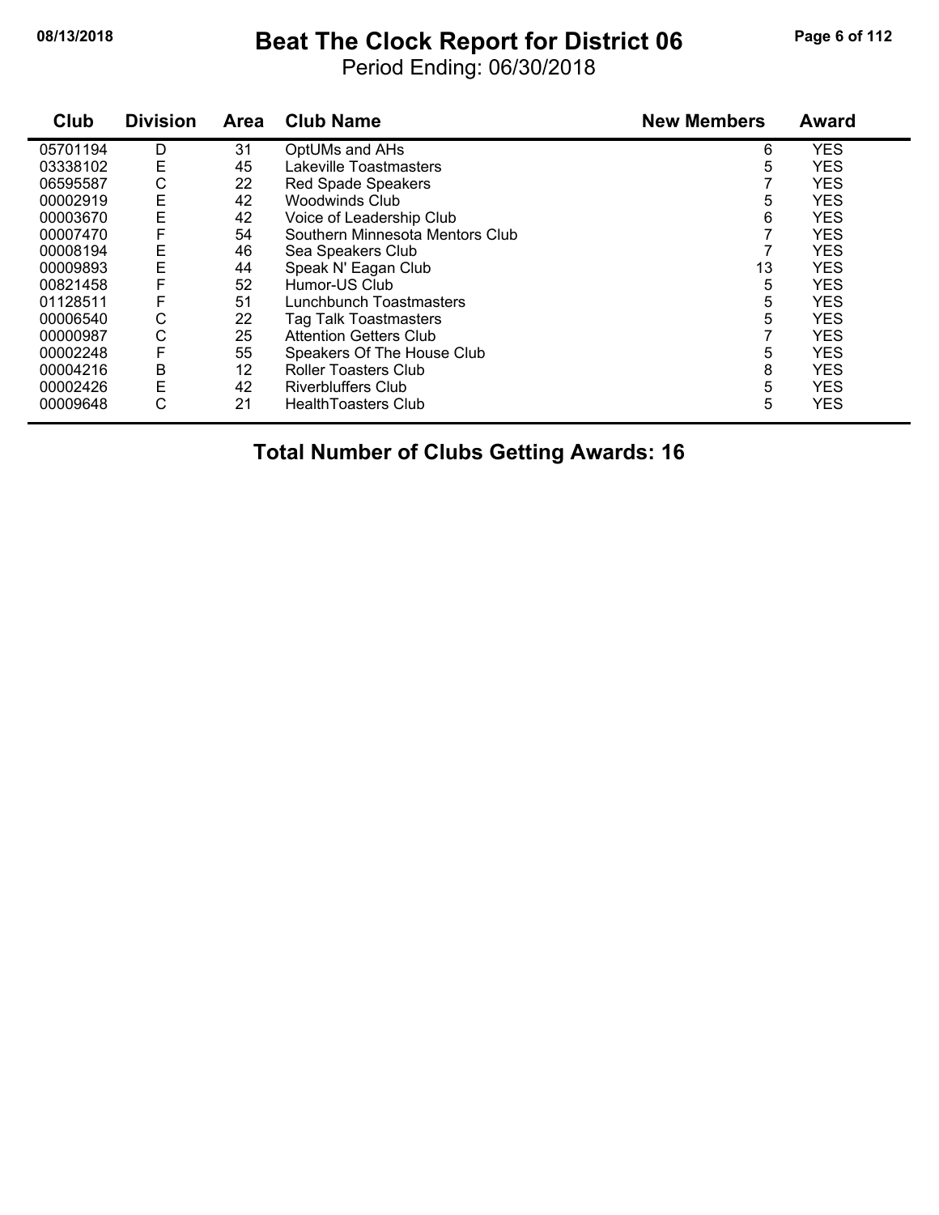# Beat The Clock Report for District 06

08/13/2018

Period Ending: 06/30/2018

| Club | Division | Area | Club Name | New Members | Award |
|---|---|---|---|---|---|
| 05701194 | D | 31 | OptUMs and AHs | 6 | YES |
| 03338102 | E | 45 | Lakeville Toastmasters | 5 | YES |
| 06595587 | C | 22 | Red Spade Speakers | 7 | YES |
| 00002919 | E | 42 | Woodwinds Club | 5 | YES |
| 00003670 | E | 42 | Voice of Leadership Club | 6 | YES |
| 00007470 | F | 54 | Southern Minnesota Mentors Club | 7 | YES |
| 00008194 | E | 46 | Sea Speakers Club | 7 | YES |
| 00009893 | E | 44 | Speak N' Eagan Club | 13 | YES |
| 00821458 | F | 52 | Humor-US Club | 5 | YES |
| 01128511 | F | 51 | Lunchbunch Toastmasters | 5 | YES |
| 00006540 | C | 22 | Tag Talk Toastmasters | 5 | YES |
| 00000987 | C | 25 | Attention Getters Club | 7 | YES |
| 00002248 | F | 55 | Speakers Of The House Club | 5 | YES |
| 00004216 | B | 12 | Roller Toasters Club | 8 | YES |
| 00002426 | E | 42 | Riverbluffers Club | 5 | YES |
| 00009648 | C | 21 | HealthToasters Club | 5 | YES |

**Total Number of Clubs Getting Awards: 16**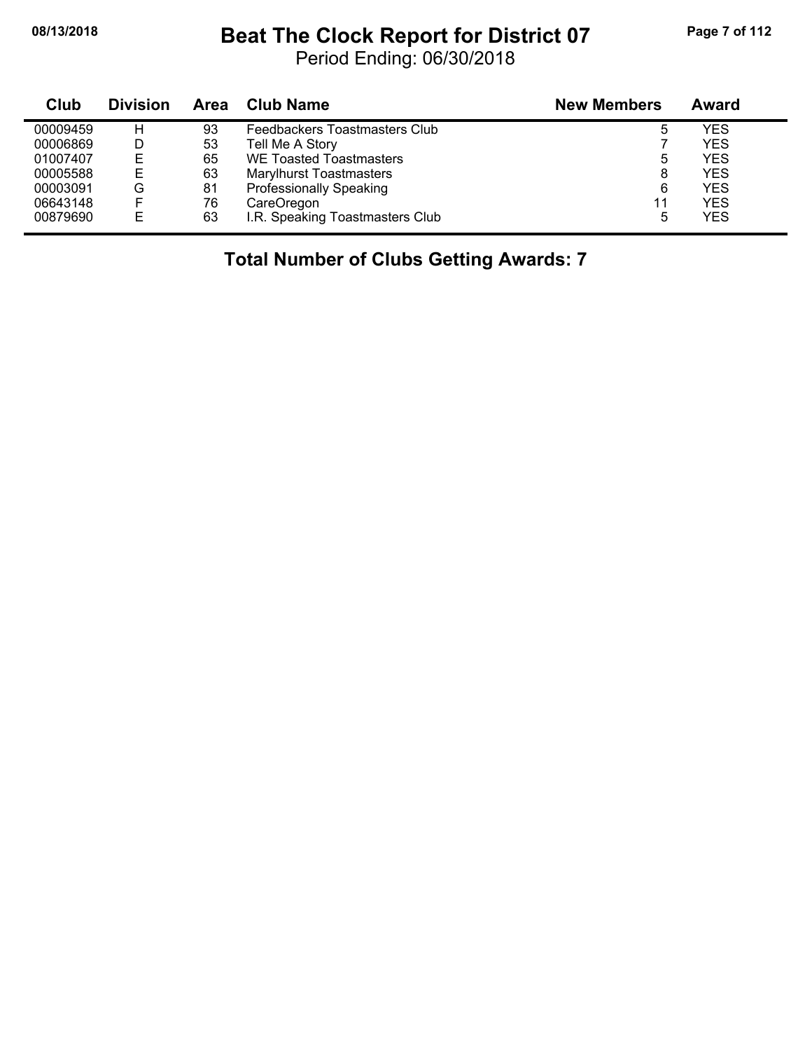# Beat The Clock Report for District 07

08/13/2018

Period Ending: 06/30/2018

| Club | Division | Area | Club Name | New Members | Award |
|---|---|---|---|---|---|
| 00009459 | H | 93 | Feedbackers Toastmasters Club | 5 | YES |
| 00006869 | D | 53 | Tell Me A Story | 7 | YES |
| 01007407 | E | 65 | WE Toasted Toastmasters | 5 | YES |
| 00005588 | E | 63 | Marylhurst Toastmasters | 8 | YES |
| 00003091 | G | 81 | Professionally Speaking | 6 | YES |
| 06643148 | F | 76 | CareOregon | 11 | YES |
| 00879690 | E | 63 | I.R. Speaking Toastmasters Club | 5 | YES |

**Total Number of Clubs Getting Awards: 7**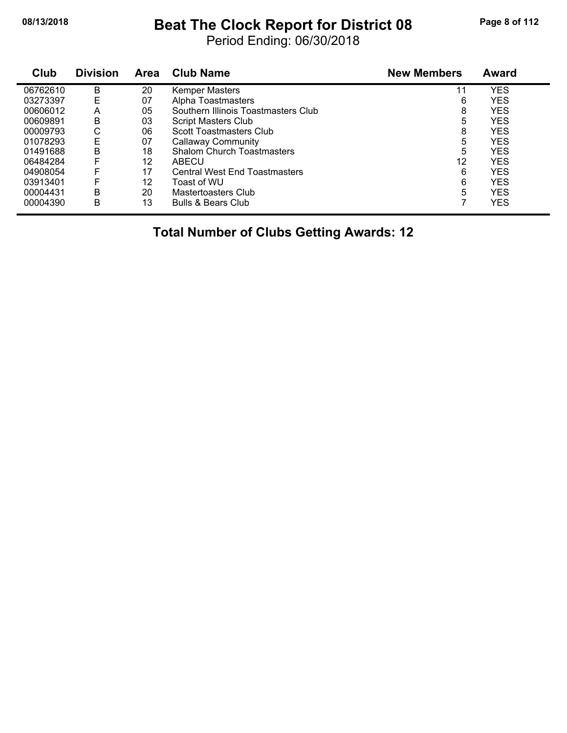# Beat The Clock Report for District 08

Period Ending: 06/30/2018

| Club | Division | Area | Club Name | New Members | Award |
|---|---|---|---|---|---|
| 06762610 | B | 20 | Kemper Masters | 11 | YES |
| 03273397 | E | 07 | Alpha Toastmasters | 6 | YES |
| 00606012 | A | 05 | Southern Illinois Toastmasters Club | 8 | YES |
| 00609891 | B | 03 | Script Masters Club | 5 | YES |
| 00009793 | C | 06 | Scott Toastmasters Club | 8 | YES |
| 01078293 | E | 07 | Callaway Community | 5 | YES |
| 01491688 | B | 18 | Shalom Church Toastmasters | 5 | YES |
| 06484284 | F | 12 | ABECU | 12 | YES |
| 04908054 | F | 17 | Central West End Toastmasters | 6 | YES |
| 03913401 | F | 12 | Toast of WU | 6 | YES |
| 00004431 | B | 20 | Mastertoasters Club | 5 | YES |
| 00004390 | B | 13 | Bulls & Bears Club | 7 | YES |

**Total Number of Clubs Getting Awards: 12**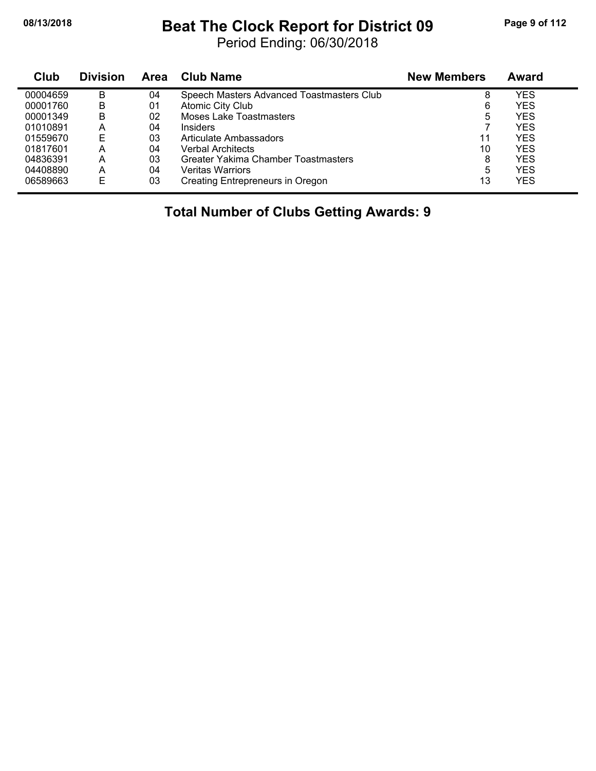# Beat The Clock Report for District 09

Period Ending: 06/30/2018

| Club | Division | Area | Club Name | New Members | Award |
|---|---|---|---|---|---|
| 00004659 | B | 04 | Speech Masters Advanced Toastmasters Club | 8 | YES |
| 00001760 | B | 01 | Atomic City Club | 6 | YES |
| 00001349 | B | 02 | Moses Lake Toastmasters | 5 | YES |
| 01010891 | A | 04 | Insiders | 7 | YES |
| 01559670 | E | 03 | Articulate Ambassadors | 11 | YES |
| 01817601 | A | 04 | Verbal Architects | 10 | YES |
| 04836391 | A | 03 | Greater Yakima Chamber Toastmasters | 8 | YES |
| 04408890 | A | 04 | Veritas Warriors | 5 | YES |
| 06589663 | E | 03 | Creating Entrepreneurs in Oregon | 13 | YES |

## Total Number of Clubs Getting Awards: 9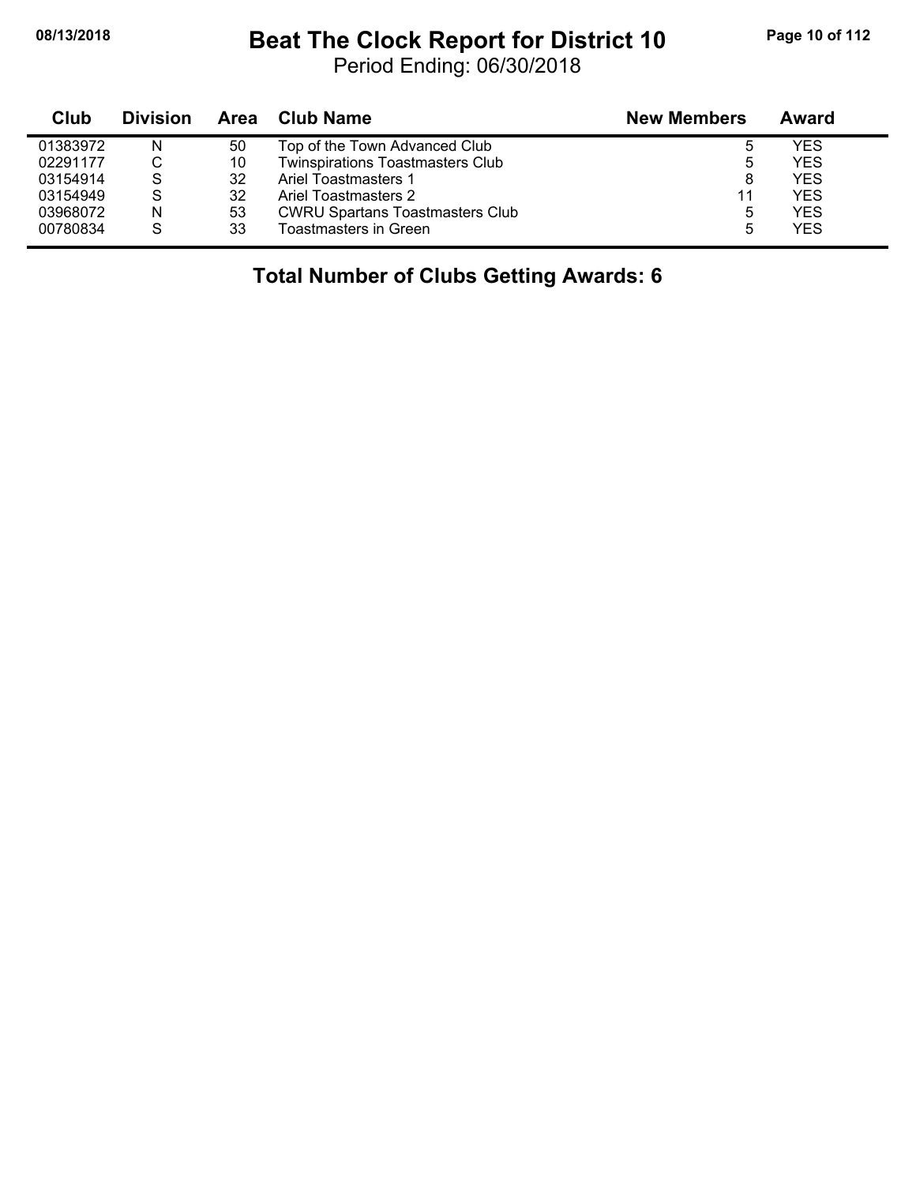# Beat The Clock Report for District 10

Period Ending: 06/30/2018

| Club | Division | Area | Club Name | New Members | Award |
| --- | --- | --- | --- | --- | --- |
| 01383972 | N | 50 | Top of the Town Advanced Club | 5 | YES |
| 02291177 | C | 10 | Twinspirations Toastmasters Club | 5 | YES |
| 03154914 | S | 32 | Ariel Toastmasters 1 | 8 | YES |
| 03154949 | S | 32 | Ariel Toastmasters 2 | 11 | YES |
| 03968072 | N | 53 | CWRU Spartans Toastmasters Club | 5 | YES |
| 00780834 | S | 33 | Toastmasters in Green | 5 | YES |

**Total Number of Clubs Getting Awards: 6**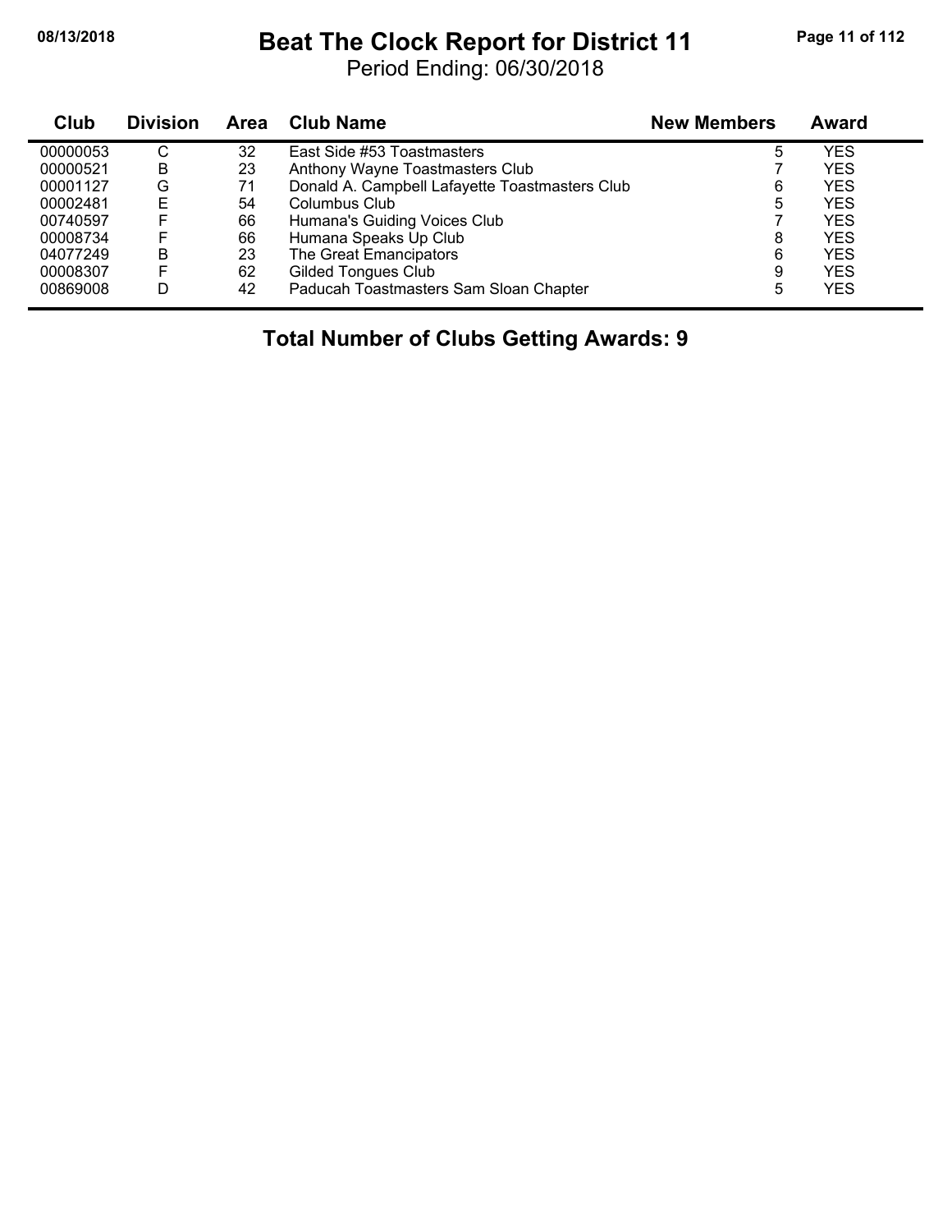# Beat The Clock Report for District 11

Period Ending: 06/30/2018

| Club | Division | Area | Club Name | New Members | Award |
|---|---|---|---|---|---|
| 00000053 | C | 32 | East Side #53 Toastmasters | 5 | YES |
| 00000521 | B | 23 | Anthony Wayne Toastmasters Club | 7 | YES |
| 00001127 | G | 71 | Donald A. Campbell Lafayette Toastmasters Club | 6 | YES |
| 00002481 | E | 54 | Columbus Club | 5 | YES |
| 00740597 | F | 66 | Humana's Guiding Voices Club | 7 | YES |
| 00008734 | F | 66 | Humana Speaks Up Club | 8 | YES |
| 04077249 | B | 23 | The Great Emancipators | 6 | YES |
| 00008307 | F | 62 | Gilded Tongues Club | 9 | YES |
| 00869008 | D | 42 | Paducah Toastmasters Sam Sloan Chapter | 5 | YES |

**Total Number of Clubs Getting Awards: 9**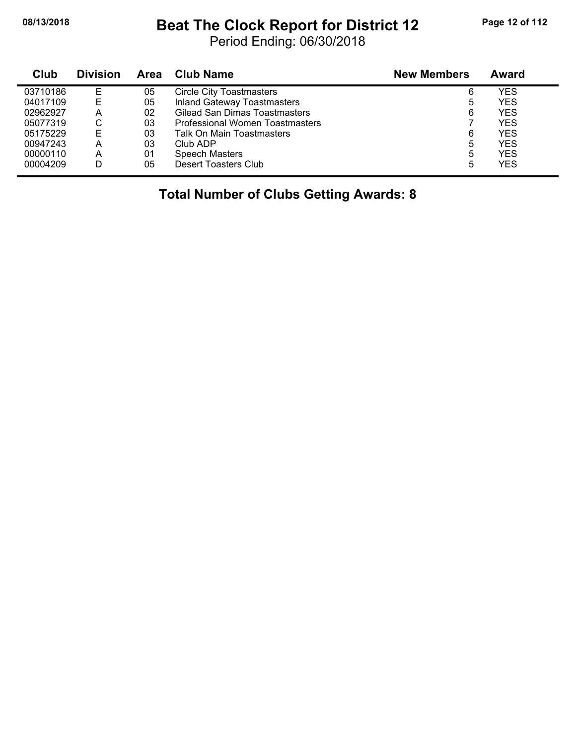# Beat The Clock Report for District 12

08/13/2018

Period Ending: 06/30/2018

| Club | Division | Area | Club Name | New Members | Award |
|---|---|---|---|---|---|
| 03710186 | E | 05 | Circle City Toastmasters | 6 | YES |
| 04017109 | E | 05 | Inland Gateway Toastmasters | 5 | YES |
| 02962927 | A | 02 | Gilead San Dimas Toastmasters | 6 | YES |
| 05077319 | C | 03 | Professional Women Toastmasters | 7 | YES |
| 05175229 | E | 03 | Talk On Main Toastmasters | 6 | YES |
| 00947243 | A | 03 | Club ADP | 5 | YES |
| 00000110 | A | 01 | Speech Masters | 5 | YES |
| 00004209 | D | 05 | Desert Toasters Club | 5 | YES |

## Total Number of Clubs Getting Awards: 8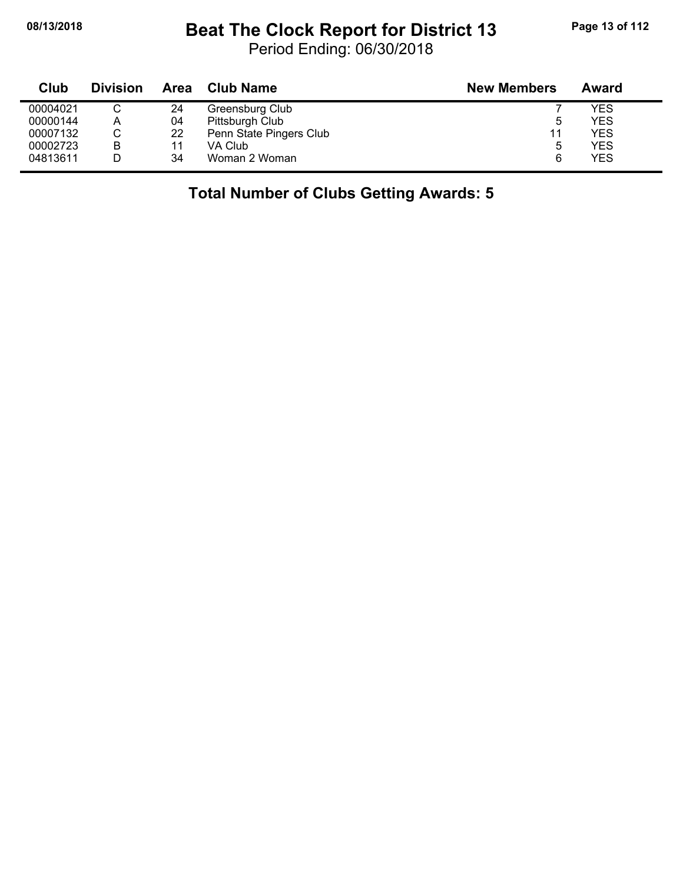# Beat The Clock Report for District 13

Period Ending: 06/30/2018

| Club | Division | Area | Club Name | New Members | Award |
|---|---|---|---|---|---|
| 00004021 | C | 24 | Greensburg Club | 7 | YES |
| 00000144 | A | 04 | Pittsburgh Club | 5 | YES |
| 00007132 | C | 22 | Penn State Pingers Club | 11 | YES |
| 00002723 | B | 11 | VA Club | 5 | YES |
| 04813611 | D | 34 | Woman 2 Woman | 6 | YES |

**Total Number of Clubs Getting Awards: 5**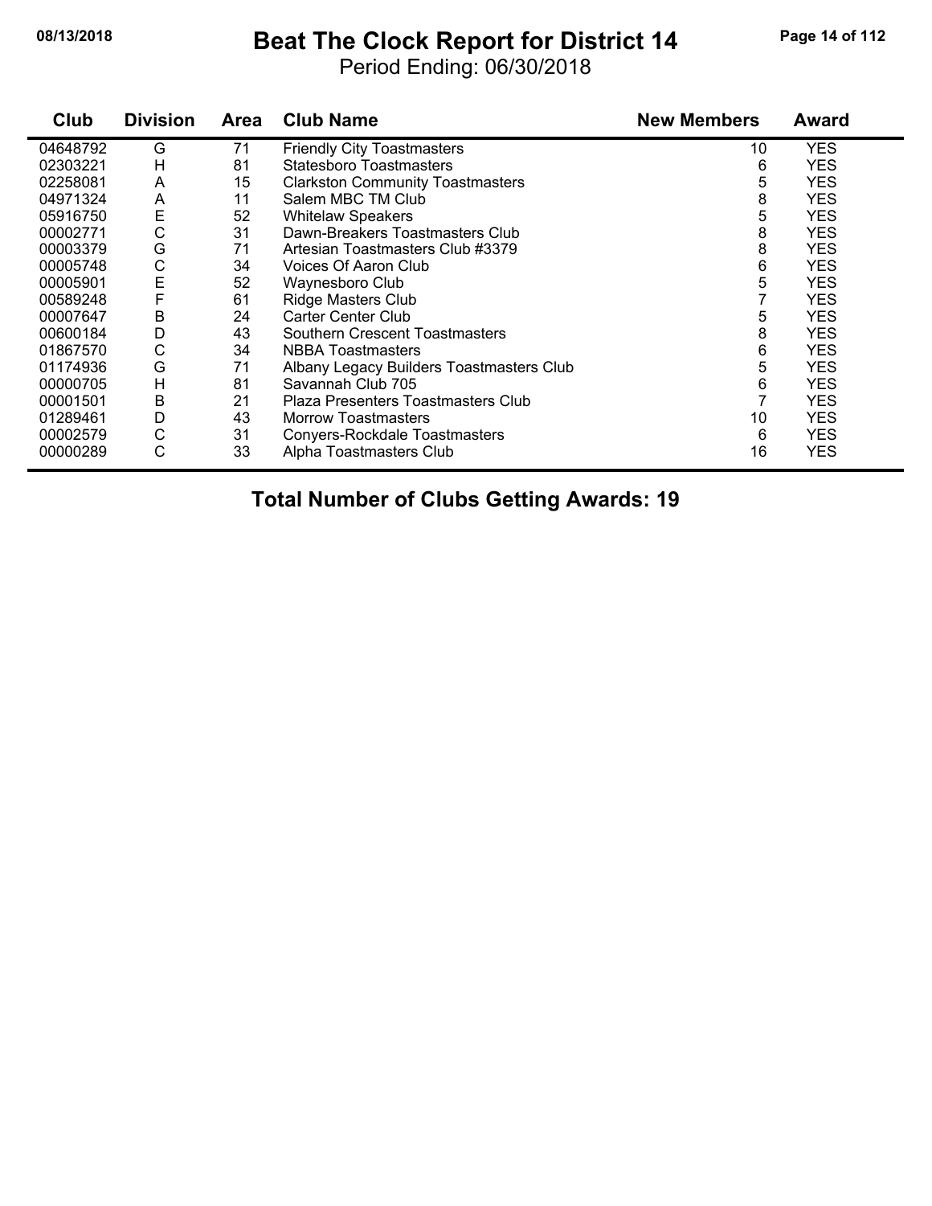# Beat The Clock Report for District 14

Period Ending: 06/30/2018

| Club | Division | Area | Club Name | New Members | Award |
|---|---|---|---|---|---|
| 04648792 | G | 71 | Friendly City Toastmasters | 10 | YES |
| 02303221 | H | 81 | Statesboro Toastmasters | 6 | YES |
| 02258081 | A | 15 | Clarkston Community Toastmasters | 5 | YES |
| 04971324 | A | 11 | Salem MBC TM Club | 8 | YES |
| 05916750 | E | 52 | Whitelaw Speakers | 5 | YES |
| 00002771 | C | 31 | Dawn-Breakers Toastmasters Club | 8 | YES |
| 00003379 | G | 71 | Artesian Toastmasters Club #3379 | 8 | YES |
| 00005748 | C | 34 | Voices Of Aaron Club | 6 | YES |
| 00005901 | E | 52 | Waynesboro Club | 5 | YES |
| 00589248 | F | 61 | Ridge Masters Club | 7 | YES |
| 00007647 | B | 24 | Carter Center Club | 5 | YES |
| 00600184 | D | 43 | Southern Crescent Toastmasters | 8 | YES |
| 01867570 | C | 34 | NBBA Toastmasters | 6 | YES |
| 01174936 | G | 71 | Albany Legacy Builders Toastmasters Club | 5 | YES |
| 00000705 | H | 81 | Savannah Club 705 | 6 | YES |
| 00001501 | B | 21 | Plaza Presenters Toastmasters Club | 7 | YES |
| 01289461 | D | 43 | Morrow Toastmasters | 10 | YES |
| 00002579 | C | 31 | Conyers-Rockdale Toastmasters | 6 | YES |
| 00000289 | C | 33 | Alpha Toastmasters Club | 16 | YES |

**Total Number of Clubs Getting Awards: 19**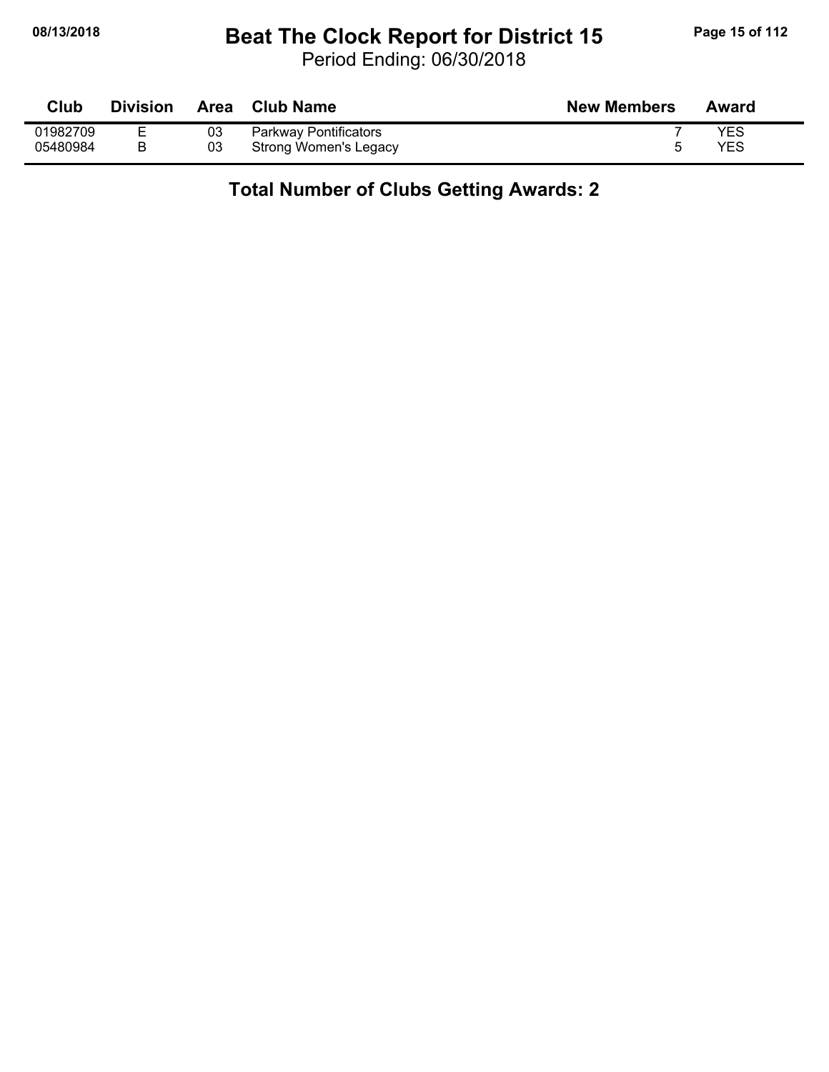# Beat The Clock Report for District 15

Period Ending: 06/30/2018

| Club | Division | Area | Club Name | New Members | Award |
|---|---|---|---|---|---|
| 01982709 | E | 03 | Parkway Pontificators | 7 | YES |
| 05480984 | B | 03 | Strong Women's Legacy | 5 | YES |

## Total Number of Clubs Getting Awards: 2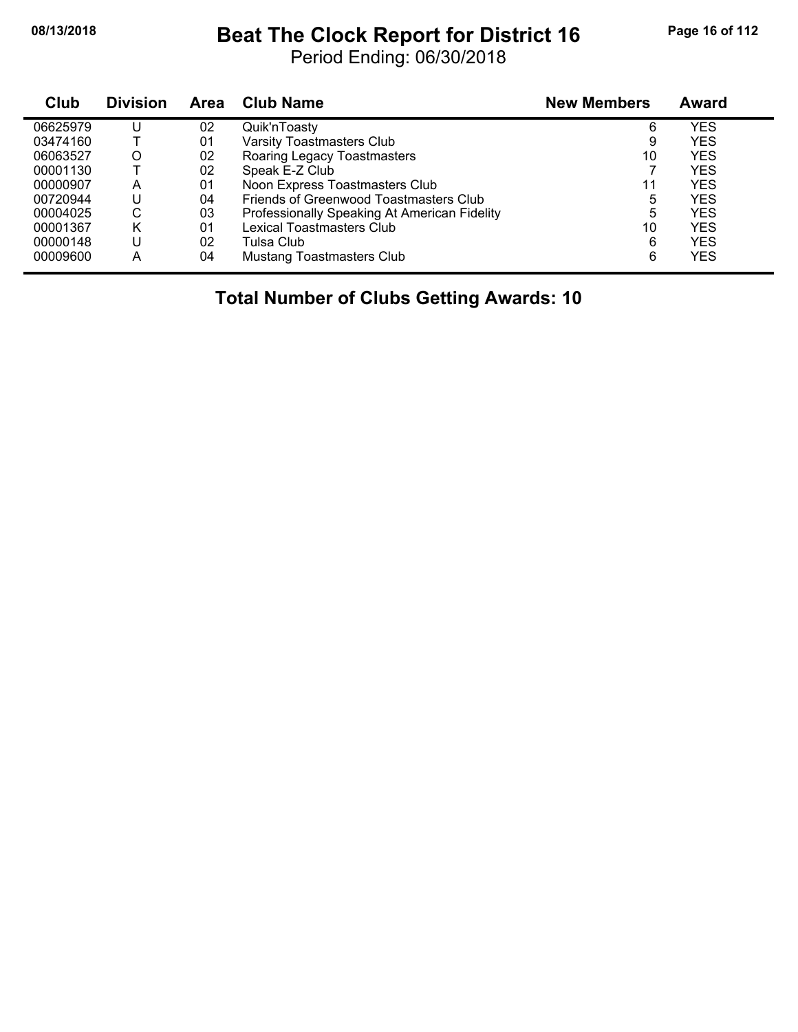# Beat The Clock Report for District 16

Period Ending: 06/30/2018

| Club | Division | Area | Club Name | New Members | Award |
|---|---|---|---|---|---|
| 06625979 | U | 02 | Quik'nToasty | 6 | YES |
| 03474160 | T | 01 | Varsity Toastmasters Club | 9 | YES |
| 06063527 | O | 02 | Roaring Legacy Toastmasters | 10 | YES |
| 00001130 | T | 02 | Speak E-Z Club | 7 | YES |
| 00000907 | A | 01 | Noon Express Toastmasters Club | 11 | YES |
| 00720944 | U | 04 | Friends of Greenwood Toastmasters Club | 5 | YES |
| 00004025 | C | 03 | Professionally Speaking At American Fidelity | 5 | YES |
| 00001367 | K | 01 | Lexical Toastmasters Club | 10 | YES |
| 00000148 | U | 02 | Tulsa Club | 6 | YES |
| 00009600 | A | 04 | Mustang Toastmasters Club | 6 | YES |

**Total Number of Clubs Getting Awards: 10**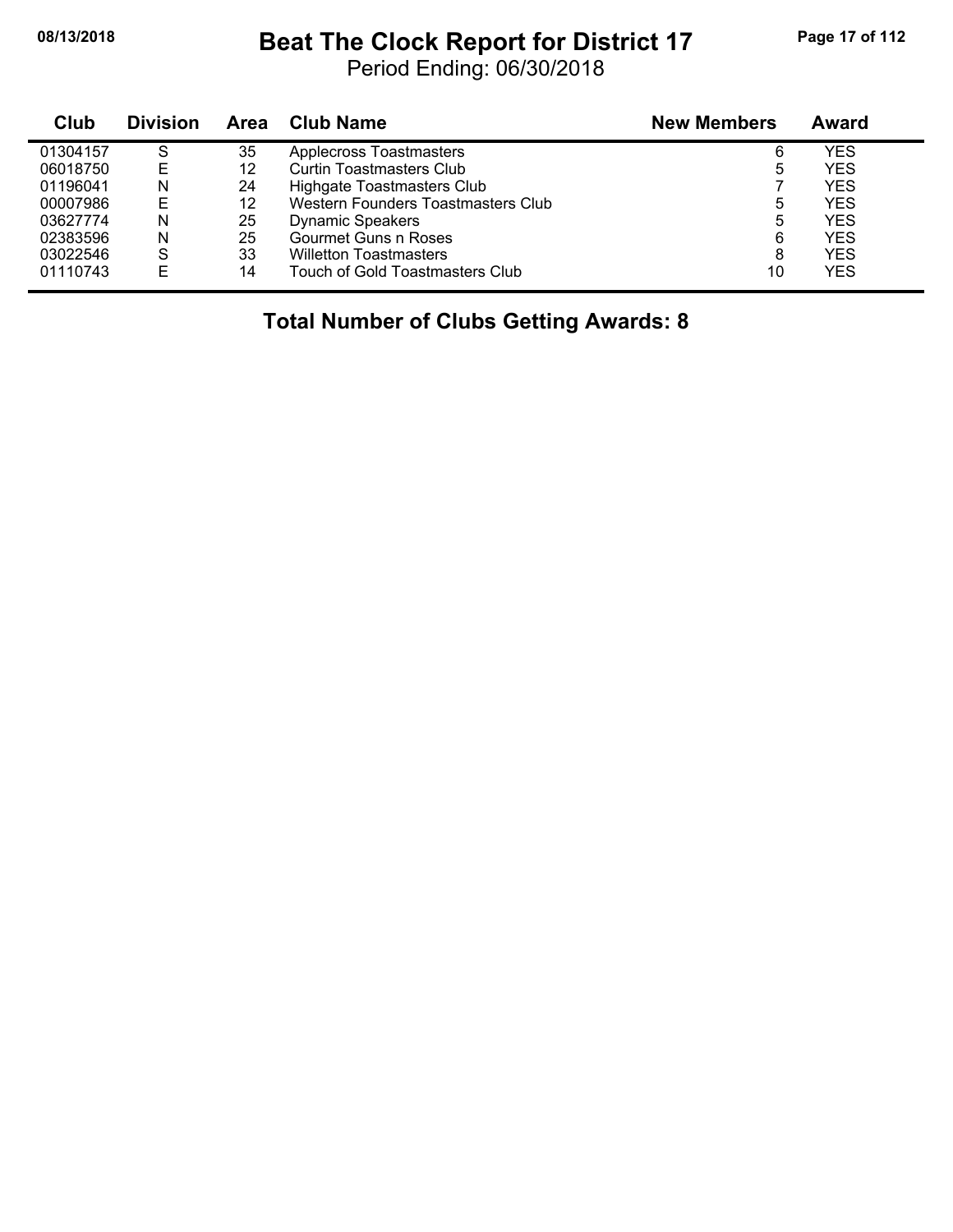# Beat The Clock Report for District 17

Period Ending: 06/30/2018

| Club | Division | Area | Club Name | New Members | Award |
|---|---|---|---|---|---|
| 01304157 | S | 35 | Applecross Toastmasters | 6 | YES |
| 06018750 | E | 12 | Curtin Toastmasters Club | 5 | YES |
| 01196041 | N | 24 | Highgate Toastmasters Club | 7 | YES |
| 00007986 | E | 12 | Western Founders Toastmasters Club | 5 | YES |
| 03627774 | N | 25 | Dynamic Speakers | 5 | YES |
| 02383596 | N | 25 | Gourmet Guns n Roses | 6 | YES |
| 03022546 | S | 33 | Willetton Toastmasters | 8 | YES |
| 01110743 | E | 14 | Touch of Gold Toastmasters Club | 10 | YES |

**Total Number of Clubs Getting Awards: 8**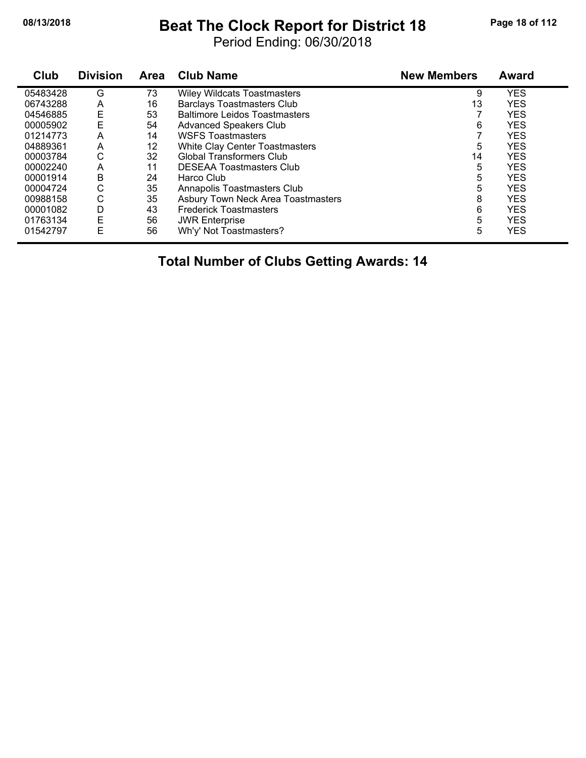# Beat The Clock Report for District 18

Period Ending: 06/30/2018

| Club | Division | Area | Club Name | New Members | Award |
| --- | --- | --- | --- | --- | --- |
| 05483428 | G | 73 | Wiley Wildcats Toastmasters | 9 | YES |
| 06743288 | A | 16 | Barclays Toastmasters Club | 13 | YES |
| 04546885 | E | 53 | Baltimore Leidos Toastmasters | 7 | YES |
| 00005902 | E | 54 | Advanced Speakers Club | 6 | YES |
| 01214773 | A | 14 | WSFS Toastmasters | 7 | YES |
| 04889361 | A | 12 | White Clay Center Toastmasters | 5 | YES |
| 00003784 | C | 32 | Global Transformers Club | 14 | YES |
| 00002240 | A | 11 | DESEAA Toastmasters Club | 5 | YES |
| 00001914 | B | 24 | Harco Club | 5 | YES |
| 00004724 | C | 35 | Annapolis Toastmasters Club | 5 | YES |
| 00988158 | C | 35 | Asbury Town Neck Area Toastmasters | 8 | YES |
| 00001082 | D | 43 | Frederick Toastmasters | 6 | YES |
| 01763134 | E | 56 | JWR Enterprise | 5 | YES |
| 01542797 | E | 56 | Wh'y' Not Toastmasters? | 5 | YES |

**Total Number of Clubs Getting Awards: 14**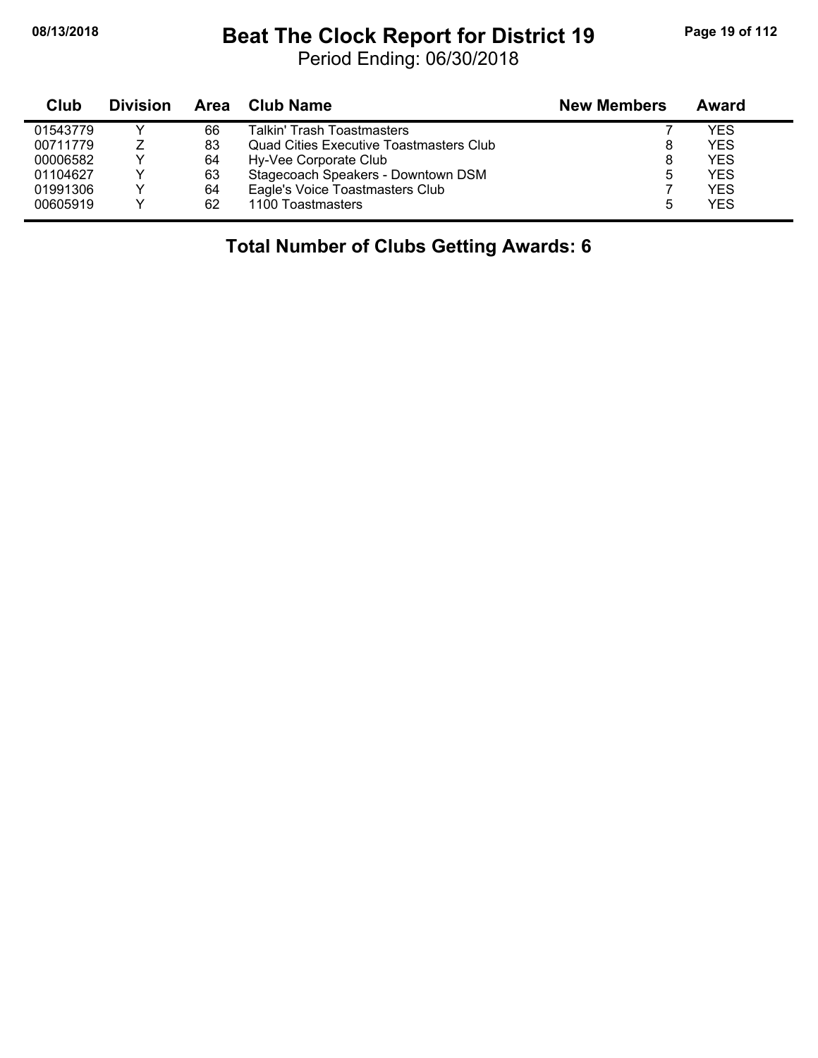# Beat The Clock Report for District 19

08/13/2018

Period Ending: 06/30/2018

| Club | Division | Area | Club Name | New Members | Award |
|---|---|---|---|---|---|
| 01543779 | Y | 66 | Talkin' Trash Toastmasters | 7 | YES |
| 00711779 | Z | 83 | Quad Cities Executive Toastmasters Club | 8 | YES |
| 00006582 | Y | 64 | Hy-Vee Corporate Club | 8 | YES |
| 01104627 | Y | 63 | Stagecoach Speakers - Downtown DSM | 5 | YES |
| 01991306 | Y | 64 | Eagle's Voice Toastmasters Club | 7 | YES |
| 00605919 | Y | 62 | 1100 Toastmasters | 5 | YES |

**Total Number of Clubs Getting Awards: 6**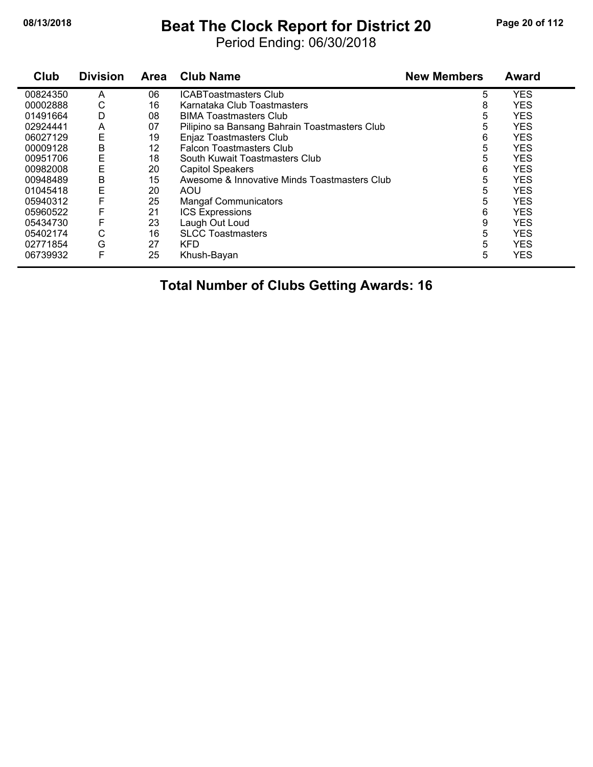# Beat The Clock Report for District 20

Period Ending: 06/30/2018

| Club | Division | Area | Club Name | New Members | Award |
|---|---|---|---|---|---|
| 00824350 | A | 06 | ICABToastmasters Club | 5 | YES |
| 00002888 | C | 16 | Karnataka Club Toastmasters | 8 | YES |
| 01491664 | D | 08 | BIMA Toastmasters Club | 5 | YES |
| 02924441 | A | 07 | Pilipino sa Bansang Bahrain Toastmasters Club | 5 | YES |
| 06027129 | E | 19 | Enjaz Toastmasters Club | 6 | YES |
| 00009128 | B | 12 | Falcon Toastmasters Club | 5 | YES |
| 00951706 | E | 18 | South Kuwait Toastmasters Club | 5 | YES |
| 00982008 | E | 20 | Capitol Speakers | 6 | YES |
| 00948489 | B | 15 | Awesome & Innovative Minds Toastmasters Club | 5 | YES |
| 01045418 | E | 20 | AOU | 5 | YES |
| 05940312 | F | 25 | Mangaf Communicators | 5 | YES |
| 05960522 | F | 21 | ICS Expressions | 6 | YES |
| 05434730 | F | 23 | Laugh Out Loud | 9 | YES |
| 05402174 | C | 16 | SLCC Toastmasters | 5 | YES |
| 02771854 | G | 27 | KFD | 5 | YES |
| 06739932 | F | 25 | Khush-Bayan | 5 | YES |

## Total Number of Clubs Getting Awards: 16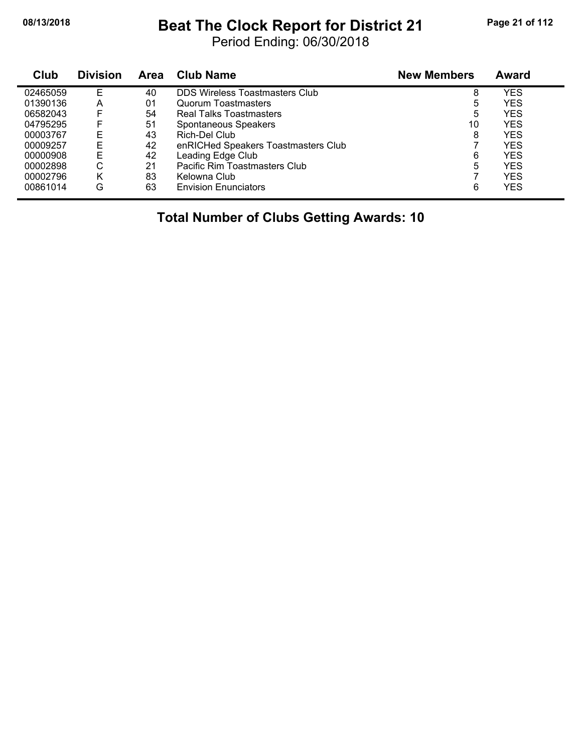# Beat The Clock Report for District 21

Period Ending: 06/30/2018

| Club | Division | Area | Club Name | New Members | Award |
|---|---|---|---|---|---|
| 02465059 | E | 40 | DDS Wireless Toastmasters Club | 8 | YES |
| 01390136 | A | 01 | Quorum Toastmasters | 5 | YES |
| 06582043 | F | 54 | Real Talks Toastmasters | 5 | YES |
| 04795295 | F | 51 | Spontaneous Speakers | 10 | YES |
| 00003767 | E | 43 | Rich-Del Club | 8 | YES |
| 00009257 | E | 42 | enRICHed Speakers Toastmasters Club | 7 | YES |
| 00000908 | E | 42 | Leading Edge Club | 6 | YES |
| 00002898 | C | 21 | Pacific Rim Toastmasters Club | 5 | YES |
| 00002796 | K | 83 | Kelowna Club | 7 | YES |
| 00861014 | G | 63 | Envision Enunciators | 6 | YES |

**Total Number of Clubs Getting Awards: 10**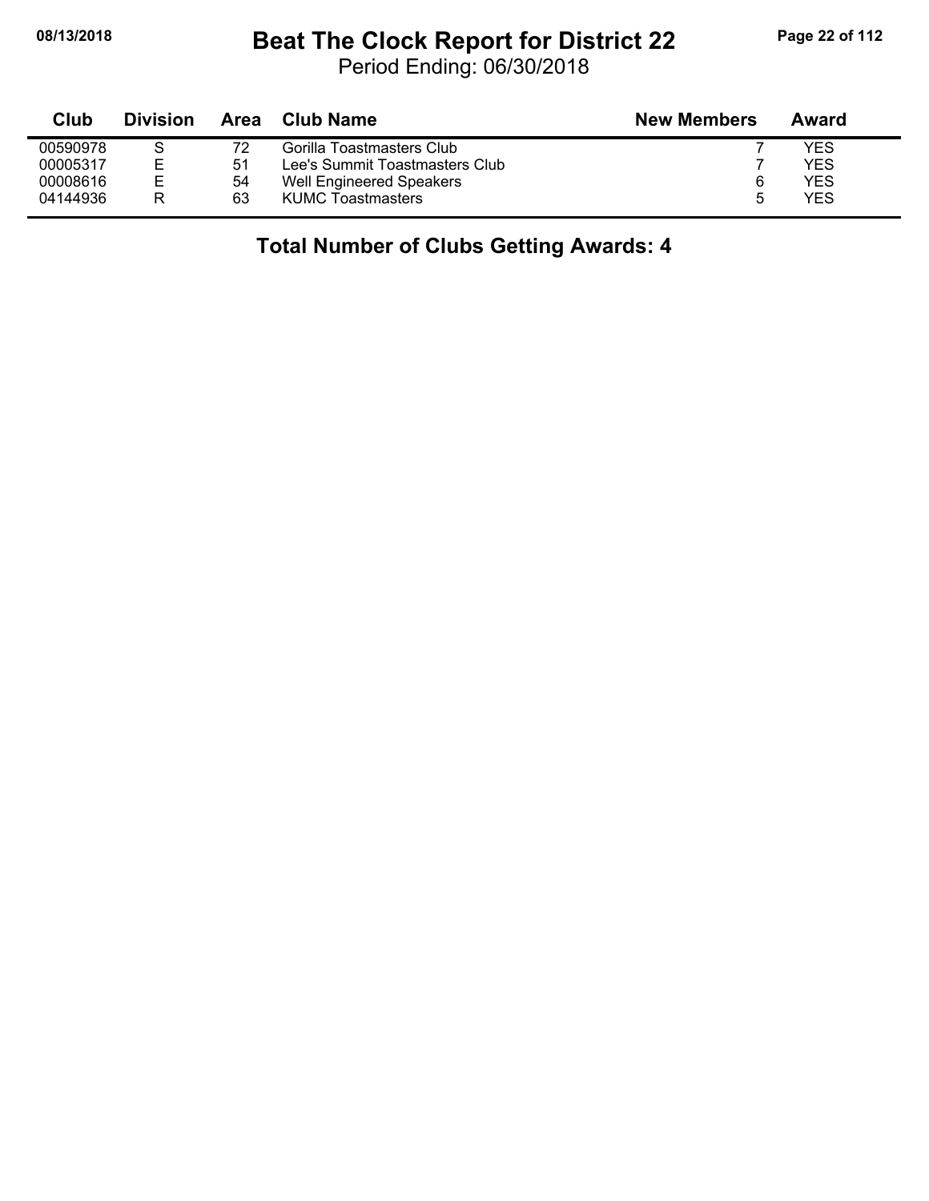# Beat The Clock Report for District 22

Period Ending: 06/30/2018

| Club | Division | Area | Club Name | New Members | Award |
|---|---|---|---|---|---|
| 00590978 | S | 72 | Gorilla Toastmasters Club | 7 | YES |
| 00005317 | E | 51 | Lee's Summit Toastmasters Club | 7 | YES |
| 00008616 | E | 54 | Well Engineered Speakers | 6 | YES |
| 04144936 | R | 63 | KUMC Toastmasters | 5 | YES |

## Total Number of Clubs Getting Awards: 4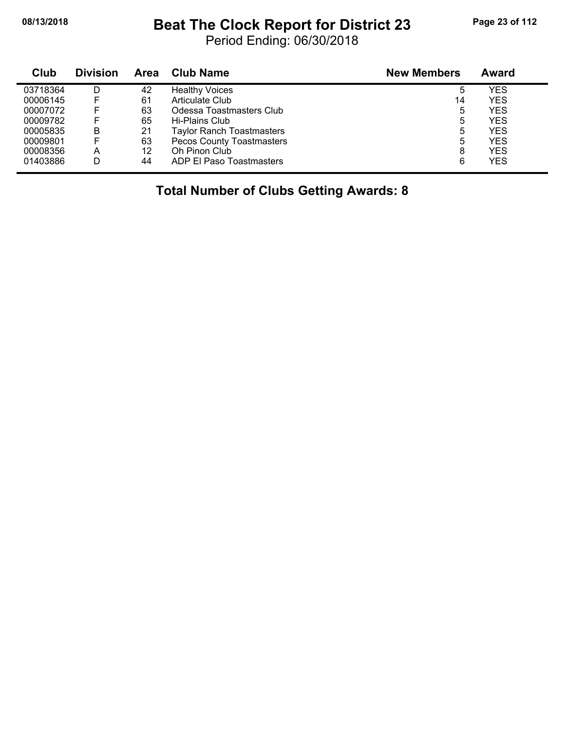# Beat The Clock Report for District 23

Period Ending: 06/30/2018

| Club | Division | Area | Club Name | New Members | Award |
|---|---|---|---|---|---|
| 03718364 | D | 42 | Healthy Voices | 5 | YES |
| 00006145 | F | 61 | Articulate Club | 14 | YES |
| 00007072 | F | 63 | Odessa Toastmasters Club | 5 | YES |
| 00009782 | F | 65 | Hi-Plains Club | 5 | YES |
| 00005835 | B | 21 | Taylor Ranch Toastmasters | 5 | YES |
| 00009801 | F | 63 | Pecos County Toastmasters | 5 | YES |
| 00008356 | A | 12 | Oh Pinon Club | 8 | YES |
| 01403886 | D | 44 | ADP El Paso Toastmasters | 6 | YES |

## Total Number of Clubs Getting Awards: 8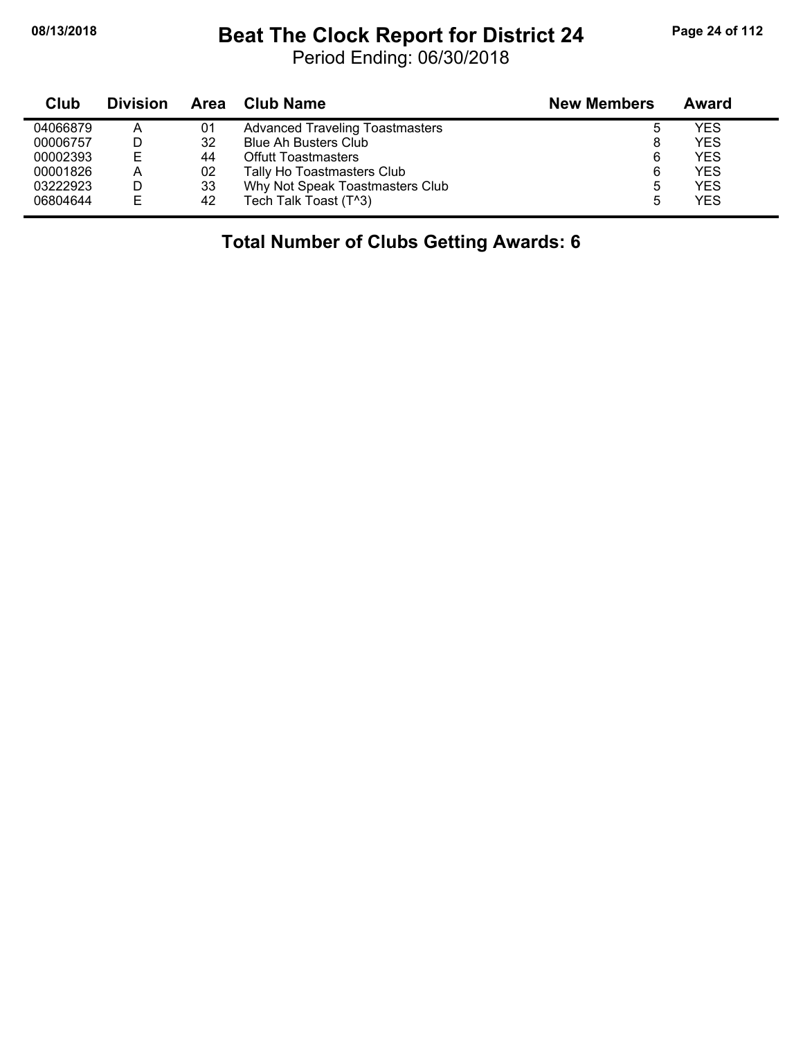# Beat The Clock Report for District 24

Period Ending: 06/30/2018

| Club | Division | Area | Club Name | New Members | Award |
|---|---|---|---|---|---|
| 04066879 | A | 01 | Advanced Traveling Toastmasters | 5 | YES |
| 00006757 | D | 32 | Blue Ah Busters Club | 8 | YES |
| 00002393 | E | 44 | Offutt Toastmasters | 6 | YES |
| 00001826 | A | 02 | Tally Ho Toastmasters Club | 6 | YES |
| 03222923 | D | 33 | Why Not Speak Toastmasters Club | 5 | YES |
| 06804644 | E | 42 | Tech Talk Toast (T^3) | 5 | YES |

**Total Number of Clubs Getting Awards: 6**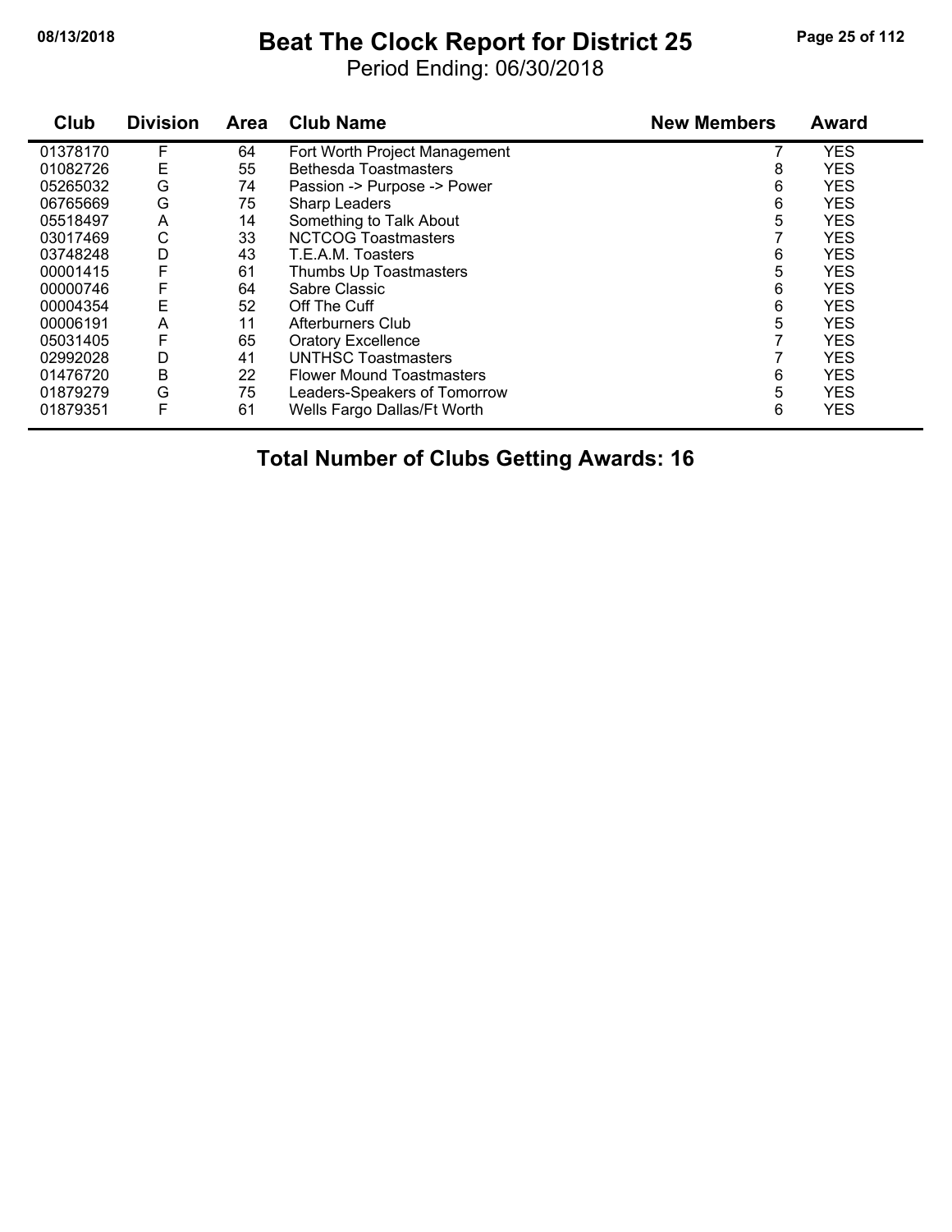# Beat The Clock Report for District 25

08/13/2018

Period Ending: 06/30/2018

| Club | Division | Area | Club Name | New Members | Award |
|---|---|---|---|---|---|
| 01378170 | F | 64 | Fort Worth Project Management | 7 | YES |
| 01082726 | E | 55 | Bethesda Toastmasters | 8 | YES |
| 05265032 | G | 74 | Passion -> Purpose -> Power | 6 | YES |
| 06765669 | G | 75 | Sharp Leaders | 6 | YES |
| 05518497 | A | 14 | Something to Talk About | 5 | YES |
| 03017469 | C | 33 | NCTCOG Toastmasters | 7 | YES |
| 03748248 | D | 43 | T.E.A.M. Toasters | 6 | YES |
| 00001415 | F | 61 | Thumbs Up Toastmasters | 5 | YES |
| 00000746 | F | 64 | Sabre Classic | 6 | YES |
| 00004354 | E | 52 | Off The Cuff | 6 | YES |
| 00006191 | A | 11 | Afterburners Club | 5 | YES |
| 05031405 | F | 65 | Oratory Excellence | 7 | YES |
| 02992028 | D | 41 | UNTHSC Toastmasters | 7 | YES |
| 01476720 | B | 22 | Flower Mound Toastmasters | 6 | YES |
| 01879279 | G | 75 | Leaders-Speakers of Tomorrow | 5 | YES |
| 01879351 | F | 61 | Wells Fargo Dallas/Ft Worth | 6 | YES |

**Total Number of Clubs Getting Awards: 16**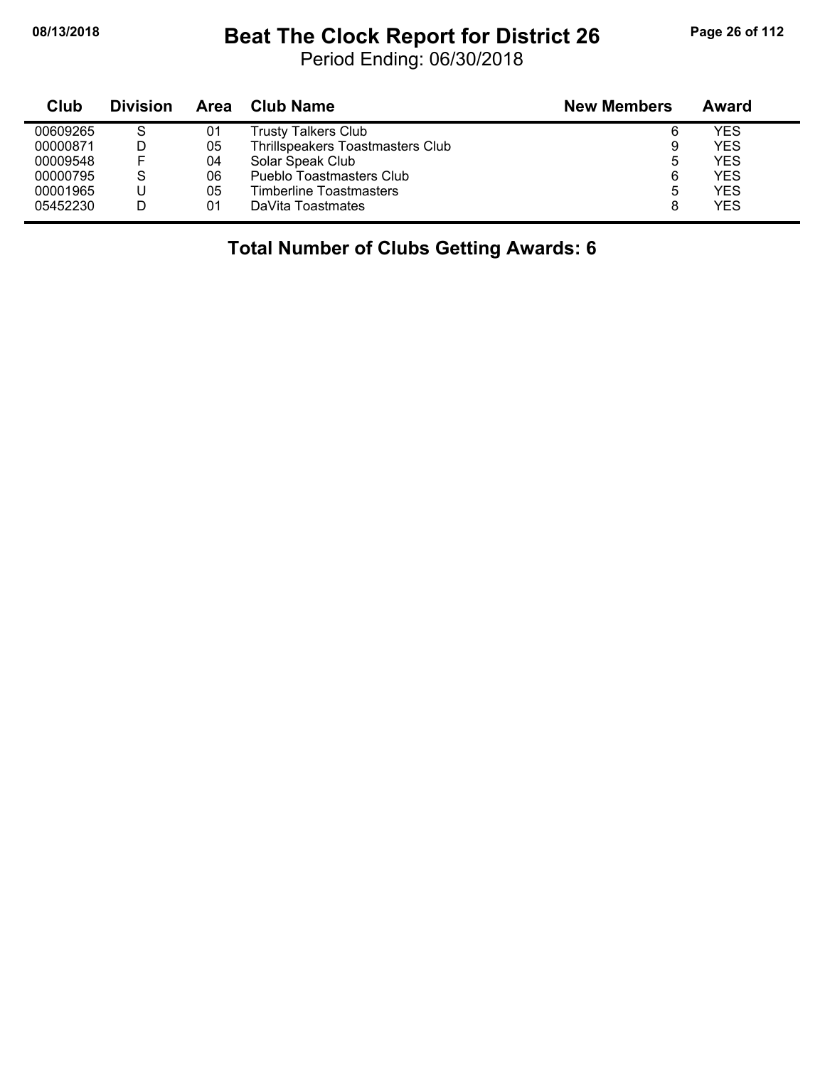# Beat The Clock Report for District 26

Period Ending: 06/30/2018

| Club | Division | Area | Club Name | New Members | Award |
|---|---|---|---|---|---|
| 00609265 | S | 01 | Trusty Talkers Club | 6 | YES |
| 00000871 | D | 05 | Thrillspeakers Toastmasters Club | 9 | YES |
| 00009548 | F | 04 | Solar Speak Club | 5 | YES |
| 00000795 | S | 06 | Pueblo Toastmasters Club | 6 | YES |
| 00001965 | U | 05 | Timberline Toastmasters | 5 | YES |
| 05452230 | D | 01 | DaVita Toastmates | 8 | YES |

**Total Number of Clubs Getting Awards: 6**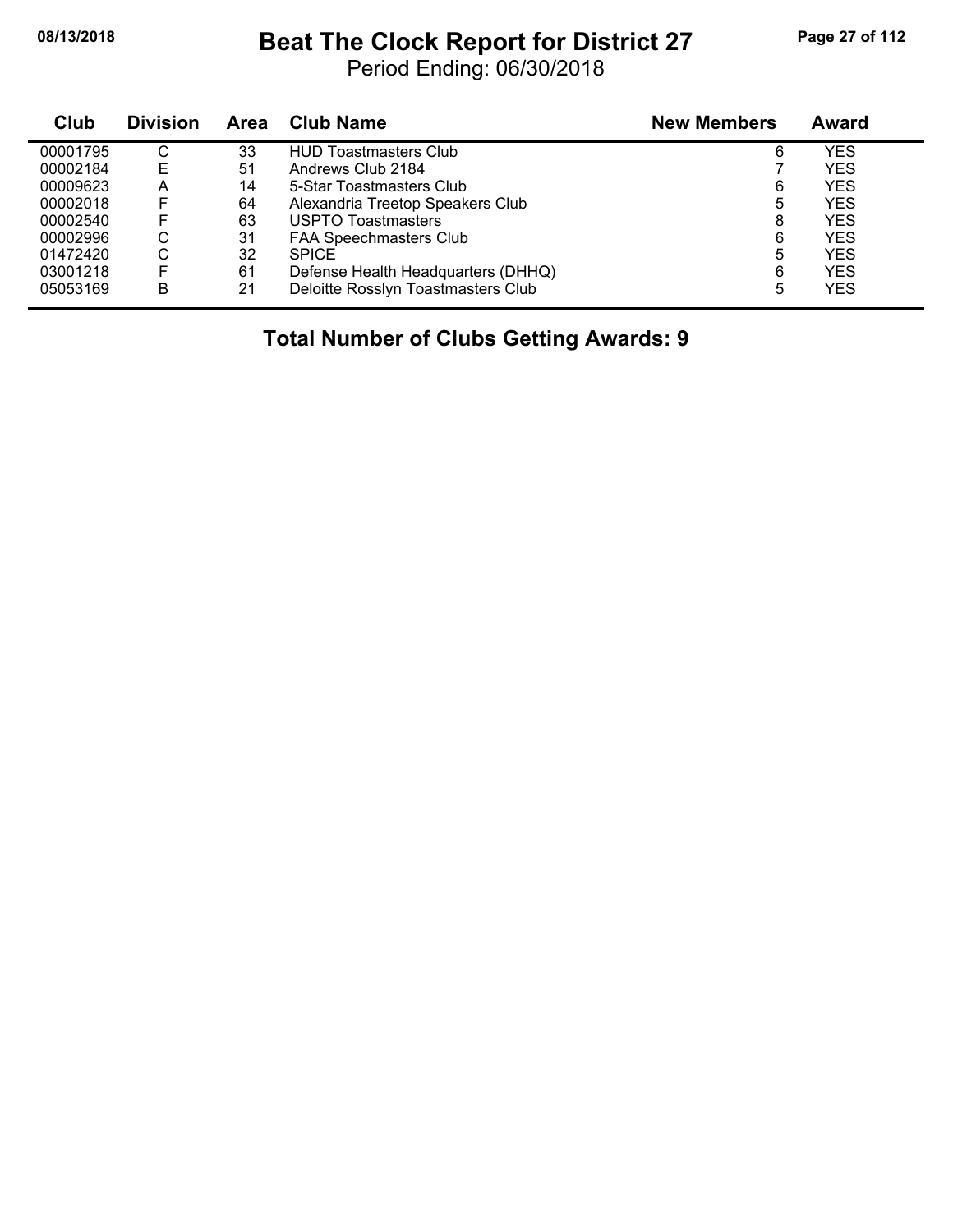# Beat The Clock Report for District 27

Period Ending: 06/30/2018

| Club | Division | Area | Club Name | New Members | Award |
|---|---|---|---|---|---|
| 00001795 | C | 33 | HUD Toastmasters Club | 6 | YES |
| 00002184 | E | 51 | Andrews Club 2184 | 7 | YES |
| 00009623 | A | 14 | 5-Star Toastmasters Club | 6 | YES |
| 00002018 | F | 64 | Alexandria Treetop Speakers Club | 5 | YES |
| 00002540 | F | 63 | USPTO Toastmasters | 8 | YES |
| 00002996 | C | 31 | FAA Speechmasters Club | 6 | YES |
| 01472420 | C | 32 | SPICE | 5 | YES |
| 03001218 | F | 61 | Defense Health Headquarters (DHHQ) | 6 | YES |
| 05053169 | B | 21 | Deloitte Rosslyn Toastmasters Club | 5 | YES |

**Total Number of Clubs Getting Awards: 9**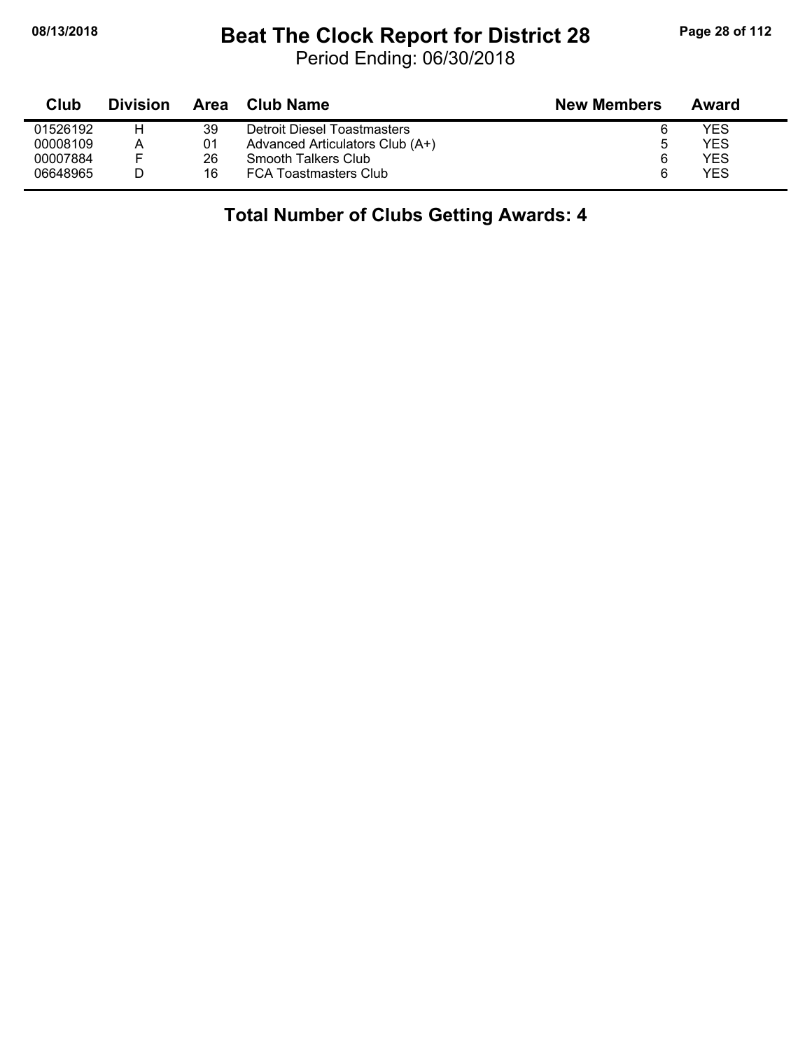# Beat The Clock Report for District 28

08/13/2018

Period Ending: 06/30/2018

| Club | Division | Area | Club Name | New Members | Award |
|---|---|---|---|---|---|
| 01526192 | H | 39 | Detroit Diesel Toastmasters | 6 | YES |
| 00008109 | A | 01 | Advanced Articulators Club (A+) | 5 | YES |
| 00007884 | F | 26 | Smooth Talkers Club | 6 | YES |
| 06648965 | D | 16 | FCA Toastmasters Club | 6 | YES |

## Total Number of Clubs Getting Awards: 4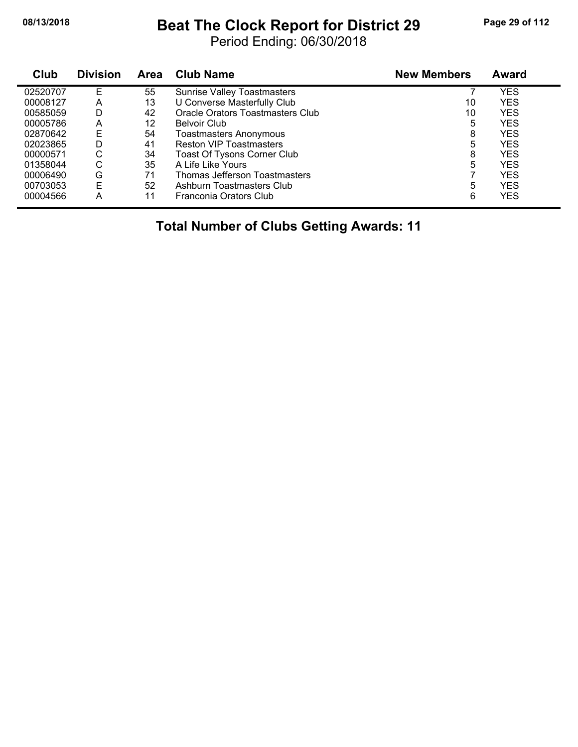# Beat The Clock Report for District 29

Period Ending: 06/30/2018

| Club | Division | Area | Club Name | New Members | Award |
|---|---|---|---|---|---|
| 02520707 | E | 55 | Sunrise Valley Toastmasters | 7 | YES |
| 00008127 | A | 13 | U Converse Masterfully Club | 10 | YES |
| 00585059 | D | 42 | Oracle Orators Toastmasters Club | 10 | YES |
| 00005786 | A | 12 | Belvoir Club | 5 | YES |
| 02870642 | E | 54 | Toastmasters Anonymous | 8 | YES |
| 02023865 | D | 41 | Reston VIP Toastmasters | 5 | YES |
| 00000571 | C | 34 | Toast Of Tysons Corner Club | 8 | YES |
| 01358044 | C | 35 | A Life Like Yours | 5 | YES |
| 00006490 | G | 71 | Thomas Jefferson Toastmasters | 7 | YES |
| 00703053 | E | 52 | Ashburn Toastmasters Club | 5 | YES |
| 00004566 | A | 11 | Franconia Orators Club | 6 | YES |

**Total Number of Clubs Getting Awards: 11**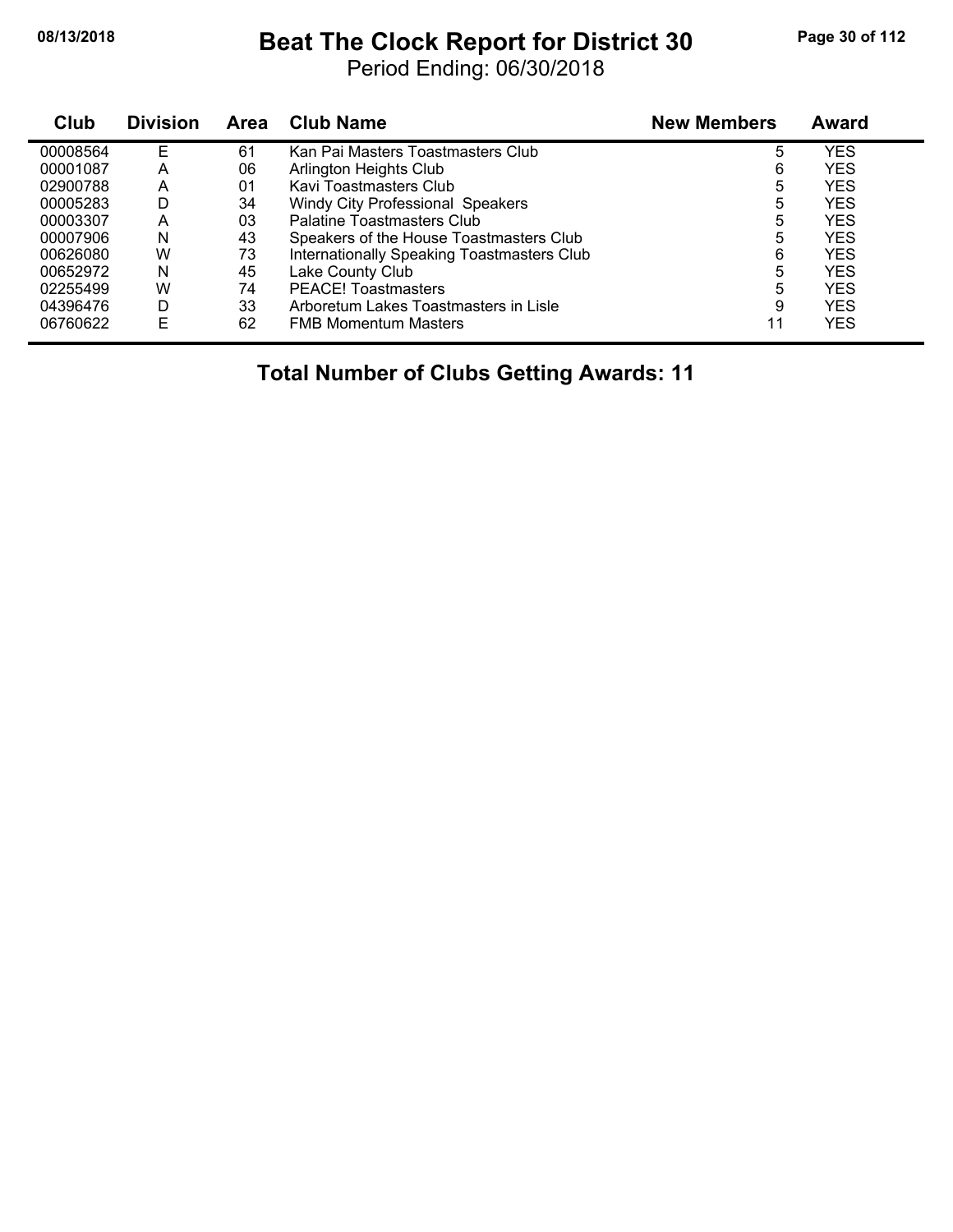# Beat The Clock Report for District 30

Period Ending: 06/30/2018

| Club | Division | Area | Club Name | New Members | Award |
|---|---|---|---|---|---|
| 00008564 | E | 61 | Kan Pai Masters Toastmasters Club | 5 | YES |
| 00001087 | A | 06 | Arlington Heights Club | 6 | YES |
| 02900788 | A | 01 | Kavi Toastmasters Club | 5 | YES |
| 00005283 | D | 34 | Windy City Professional  Speakers | 5 | YES |
| 00003307 | A | 03 | Palatine Toastmasters Club | 5 | YES |
| 00007906 | N | 43 | Speakers of the House Toastmasters Club | 5 | YES |
| 00626080 | W | 73 | Internationally Speaking Toastmasters Club | 6 | YES |
| 00652972 | N | 45 | Lake County Club | 5 | YES |
| 02255499 | W | 74 | PEACE! Toastmasters | 5 | YES |
| 04396476 | D | 33 | Arboretum Lakes Toastmasters in Lisle | 9 | YES |
| 06760622 | E | 62 | FMB Momentum Masters | 11 | YES |

**Total Number of Clubs Getting Awards: 11**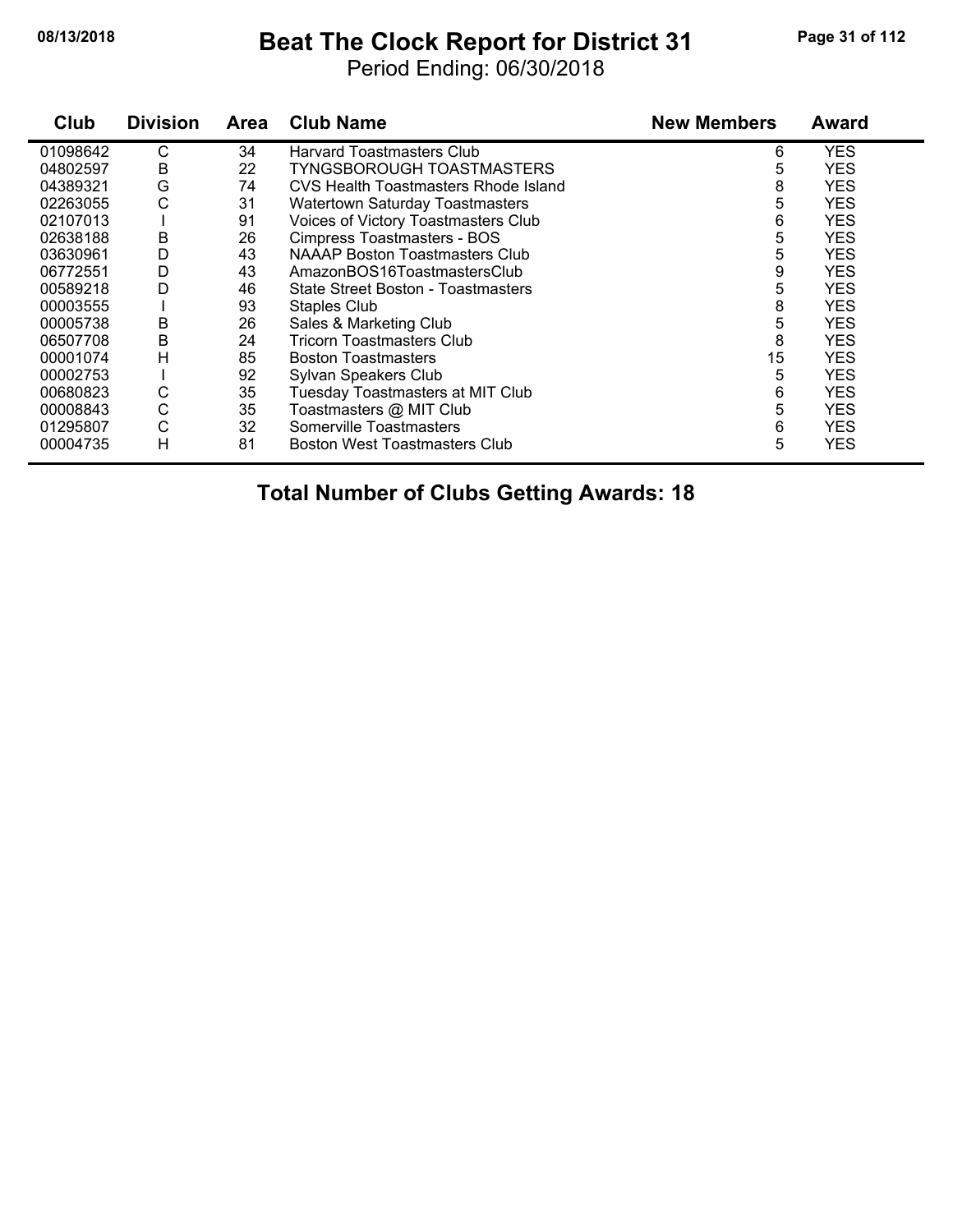# Beat The Clock Report for District 31

Period Ending: 06/30/2018

| Club | Division | Area | Club Name | New Members | Award |
|---|---|---|---|---|---|
| 01098642 | C | 34 | Harvard Toastmasters Club | 6 | YES |
| 04802597 | B | 22 | TYNGSBOROUGH TOASTMASTERS | 5 | YES |
| 04389321 | G | 74 | CVS Health Toastmasters Rhode Island | 8 | YES |
| 02263055 | C | 31 | Watertown Saturday Toastmasters | 5 | YES |
| 02107013 | I | 91 | Voices of Victory Toastmasters Club | 6 | YES |
| 02638188 | B | 26 | Cimpress Toastmasters - BOS | 5 | YES |
| 03630961 | D | 43 | NAAAP Boston Toastmasters Club | 5 | YES |
| 06772551 | D | 43 | AmazonBOS16ToastmastersClub | 9 | YES |
| 00589218 | D | 46 | State Street Boston - Toastmasters | 5 | YES |
| 00003555 | I | 93 | Staples Club | 8 | YES |
| 00005738 | B | 26 | Sales & Marketing Club | 5 | YES |
| 06507708 | B | 24 | Tricorn Toastmasters Club | 8 | YES |
| 00001074 | H | 85 | Boston Toastmasters | 15 | YES |
| 00002753 | I | 92 | Sylvan Speakers Club | 5 | YES |
| 00680823 | C | 35 | Tuesday Toastmasters at MIT Club | 6 | YES |
| 00008843 | C | 35 | Toastmasters @ MIT Club | 5 | YES |
| 01295807 | C | 32 | Somerville Toastmasters | 6 | YES |
| 00004735 | H | 81 | Boston West Toastmasters Club | 5 | YES |

**Total Number of Clubs Getting Awards: 18**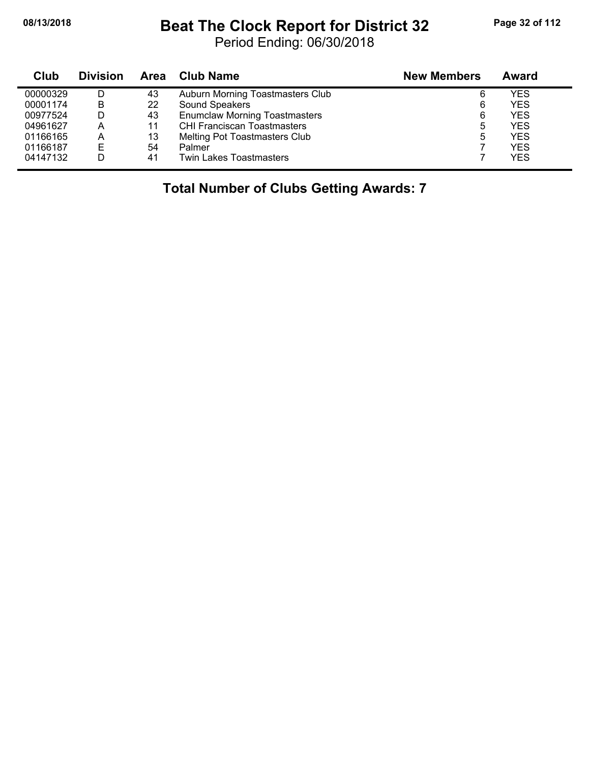# Beat The Clock Report for District 32

Period Ending: 06/30/2018

| Club | Division | Area | Club Name | New Members | Award |
|---|---|---|---|---|---|
| 00000329 | D | 43 | Auburn Morning Toastmasters Club | 6 | YES |
| 00001174 | B | 22 | Sound Speakers | 6 | YES |
| 00977524 | D | 43 | Enumclaw Morning Toastmasters | 6 | YES |
| 04961627 | A | 11 | CHI Franciscan Toastmasters | 5 | YES |
| 01166165 | A | 13 | Melting Pot Toastmasters Club | 5 | YES |
| 01166187 | E | 54 | Palmer | 7 | YES |
| 04147132 | D | 41 | Twin Lakes Toastmasters | 7 | YES |

**Total Number of Clubs Getting Awards: 7**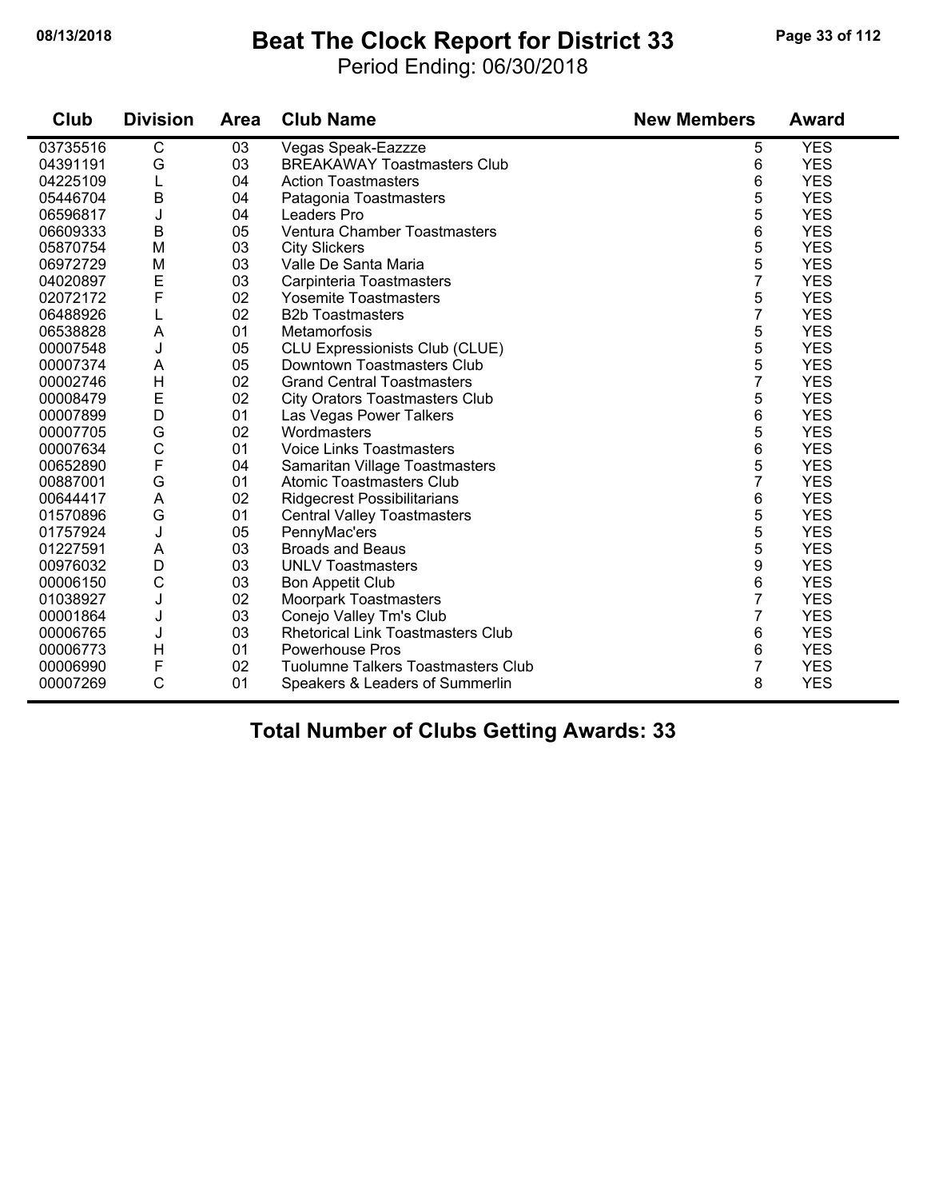# Beat The Clock Report for District 33

08/13/2018

Period Ending: 06/30/2018

| Club | Division | Area | Club Name | New Members | Award |
|---|---|---|---|---|---|
| 03735516 | C | 03 | Vegas Speak-Eazzze | 5 | YES |
| 04391191 | G | 03 | BREAKAWAY Toastmasters Club | 6 | YES |
| 04225109 | L | 04 | Action Toastmasters | 6 | YES |
| 05446704 | B | 04 | Patagonia Toastmasters | 5 | YES |
| 06596817 | J | 04 | Leaders Pro | 5 | YES |
| 06609333 | B | 05 | Ventura Chamber Toastmasters | 6 | YES |
| 05870754 | M | 03 | City Slickers | 5 | YES |
| 06972729 | M | 03 | Valle De Santa Maria | 5 | YES |
| 04020897 | E | 03 | Carpinteria Toastmasters | 7 | YES |
| 02072172 | F | 02 | Yosemite Toastmasters | 5 | YES |
| 06488926 | L | 02 | B2b Toastmasters | 7 | YES |
| 06538828 | A | 01 | Metamorfosis | 5 | YES |
| 00007548 | J | 05 | CLU Expressionists Club (CLUE) | 5 | YES |
| 00007374 | A | 05 | Downtown Toastmasters Club | 5 | YES |
| 00002746 | H | 02 | Grand Central Toastmasters | 7 | YES |
| 00008479 | E | 02 | City Orators Toastmasters Club | 5 | YES |
| 00007899 | D | 01 | Las Vegas Power Talkers | 6 | YES |
| 00007705 | G | 02 | Wordmasters | 5 | YES |
| 00007634 | C | 01 | Voice Links Toastmasters | 6 | YES |
| 00652890 | F | 04 | Samaritan Village Toastmasters | 5 | YES |
| 00887001 | G | 01 | Atomic Toastmasters Club | 7 | YES |
| 00644417 | A | 02 | Ridgecrest Possibilitarians | 6 | YES |
| 01570896 | G | 01 | Central Valley Toastmasters | 5 | YES |
| 01757924 | J | 05 | PennyMac'ers | 5 | YES |
| 01227591 | A | 03 | Broads and Beaus | 5 | YES |
| 00976032 | D | 03 | UNLV Toastmasters | 9 | YES |
| 00006150 | C | 03 | Bon Appetit Club | 6 | YES |
| 01038927 | J | 02 | Moorpark Toastmasters | 7 | YES |
| 00001864 | J | 03 | Conejo Valley Tm's Club | 7 | YES |
| 00006765 | J | 03 | Rhetorical Link Toastmasters Club | 6 | YES |
| 00006773 | H | 01 | Powerhouse Pros | 6 | YES |
| 00006990 | F | 02 | Tuolumne Talkers Toastmasters Club | 7 | YES |
| 00007269 | C | 01 | Speakers & Leaders of Summerlin | 8 | YES |

**Total Number of Clubs Getting Awards: 33**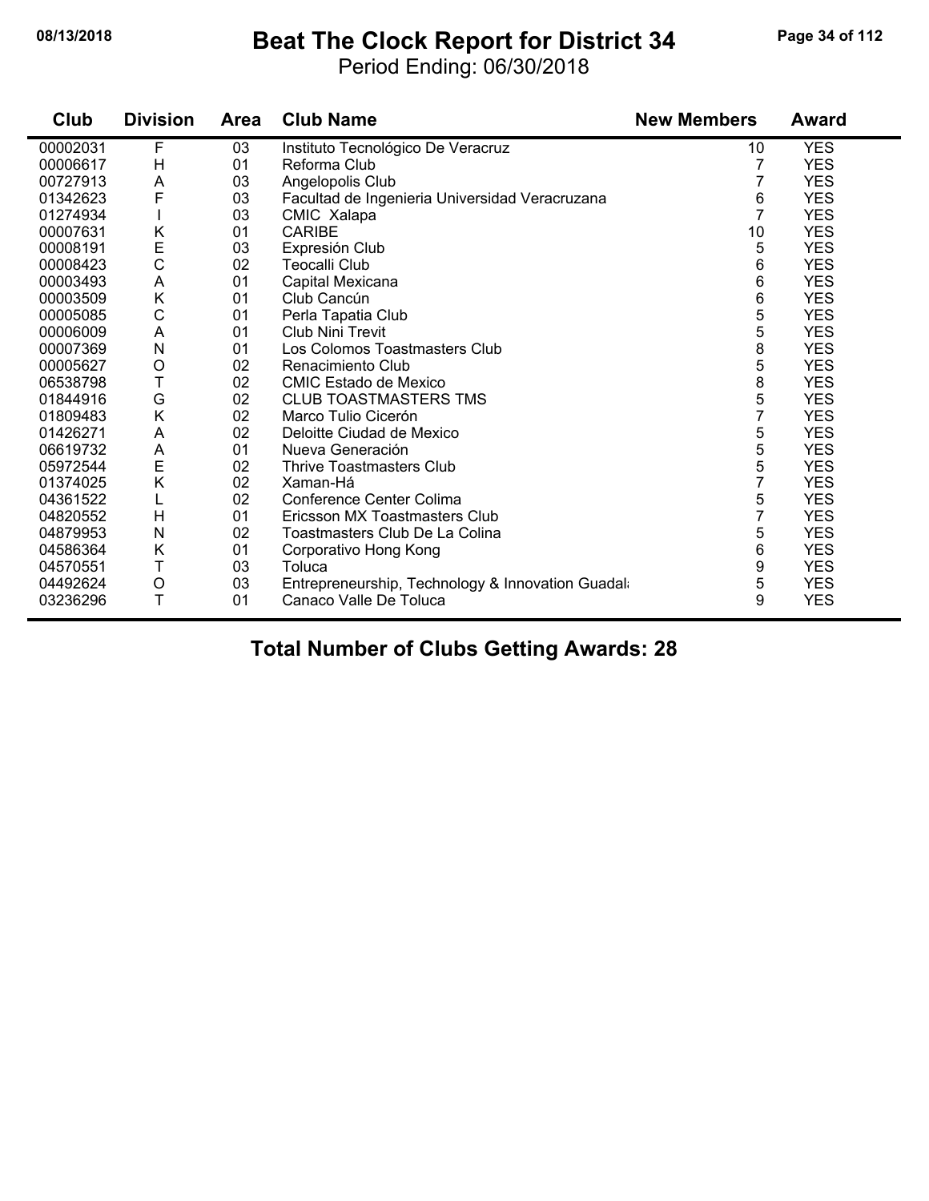# Beat The Clock Report for District 34

08/13/2018

Period Ending: 06/30/2018

| Club | Division | Area | Club Name | New Members | Award |
|---|---|---|---|---|---|
| 00002031 | F | 03 | Instituto Tecnológico De Veracruz | 10 | YES |
| 00006617 | H | 01 | Reforma Club | 7 | YES |
| 00727913 | A | 03 | Angelopolis Club | 7 | YES |
| 01342623 | F | 03 | Facultad de Ingenieria Universidad Veracruzana | 6 | YES |
| 01274934 | I | 03 | CMIC Xalapa | 7 | YES |
| 00007631 | K | 01 | CARIBE | 10 | YES |
| 00008191 | E | 03 | Expresión Club | 5 | YES |
| 00008423 | C | 02 | Teocalli Club | 6 | YES |
| 00003493 | A | 01 | Capital Mexicana | 6 | YES |
| 00003509 | K | 01 | Club Cancún | 6 | YES |
| 00005085 | C | 01 | Perla Tapatia Club | 5 | YES |
| 00006009 | A | 01 | Club Nini Trevit | 5 | YES |
| 00007369 | N | 01 | Los Colomos Toastmasters Club | 8 | YES |
| 00005627 | O | 02 | Renacimiento Club | 5 | YES |
| 06538798 | T | 02 | CMIC Estado de Mexico | 8 | YES |
| 01844916 | G | 02 | CLUB TOASTMASTERS TMS | 5 | YES |
| 01809483 | K | 02 | Marco Tulio Cicerón | 7 | YES |
| 01426271 | A | 02 | Deloitte Ciudad de Mexico | 5 | YES |
| 06619732 | A | 01 | Nueva Generación | 5 | YES |
| 05972544 | E | 02 | Thrive Toastmasters Club | 5 | YES |
| 01374025 | K | 02 | Xaman-Há | 7 | YES |
| 04361522 | L | 02 | Conference Center Colima | 5 | YES |
| 04820552 | H | 01 | Ericsson MX Toastmasters Club | 7 | YES |
| 04879953 | N | 02 | Toastmasters Club De La Colina | 5 | YES |
| 04586364 | K | 01 | Corporativo Hong Kong | 6 | YES |
| 04570551 | T | 03 | Toluca | 9 | YES |
| 04492624 | O | 03 | Entrepreneurship, Technology & Innovation Guadala | 5 | YES |
| 03236296 | T | 01 | Canaco Valle De Toluca | 9 | YES |

## Total Number of Clubs Getting Awards: 28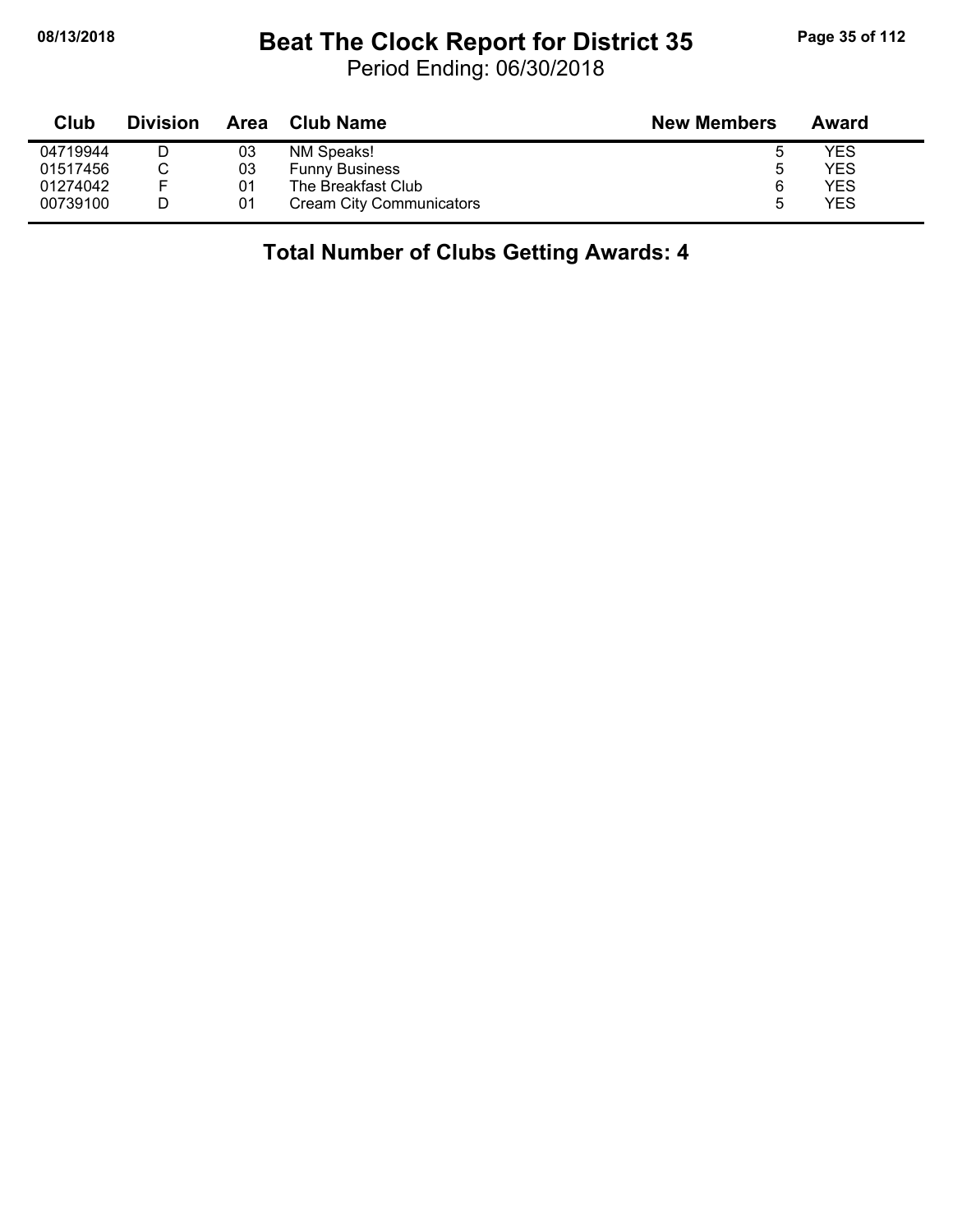# Beat The Clock Report for District 35

Period Ending: 06/30/2018

08/13/2018

| Club | Division | Area | Club Name | New Members | Award |
|---|---|---|---|---|---|
| 04719944 | D | 03 | NM Speaks! | 5 | YES |
| 01517456 | C | 03 | Funny Business | 5 | YES |
| 01274042 | F | 01 | The Breakfast Club | 6 | YES |
| 00739100 | D | 01 | Cream City Communicators | 5 | YES |

## Total Number of Clubs Getting Awards: 4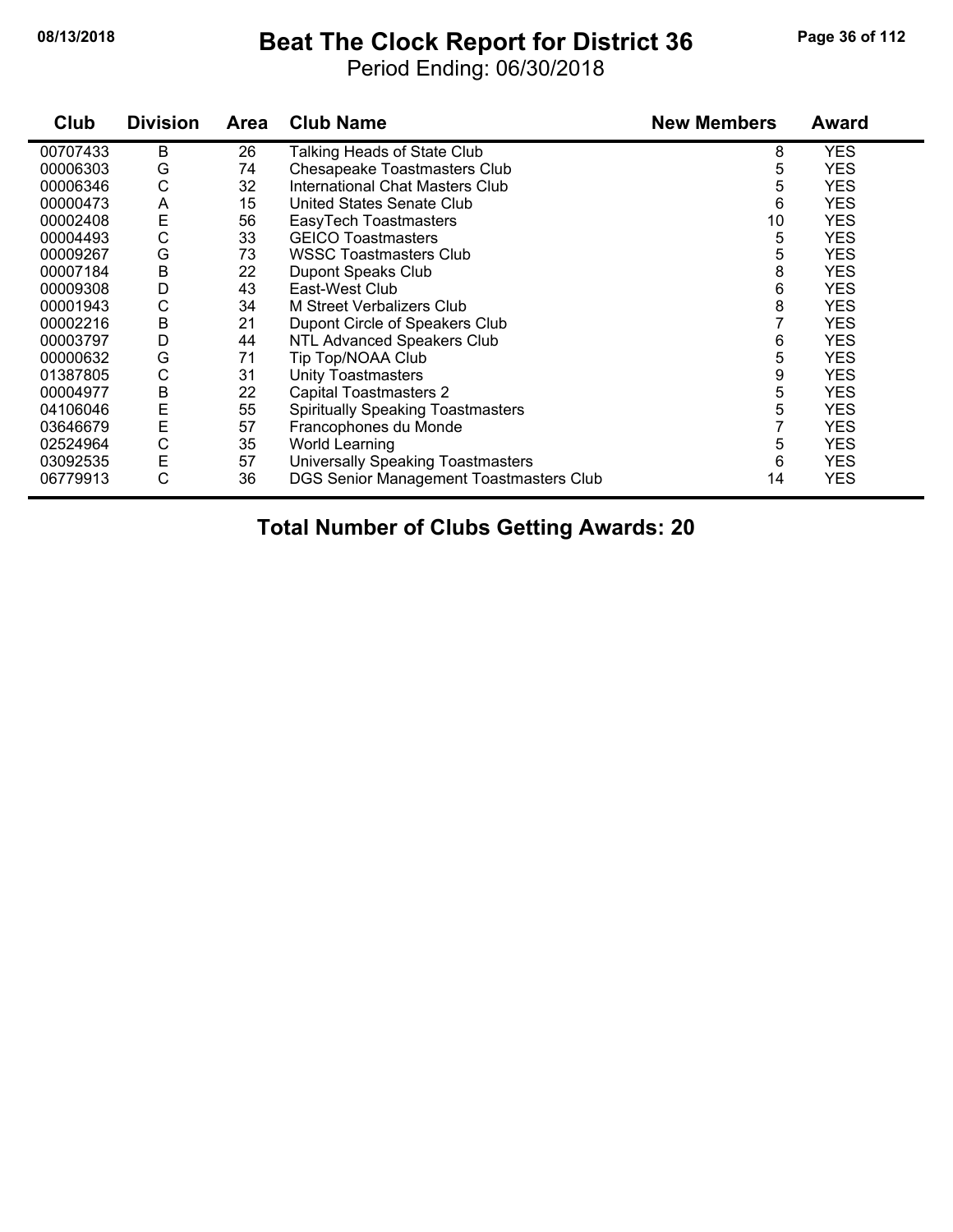# Beat The Clock Report for District 36

08/13/2018

Period Ending: 06/30/2018

| Club | Division | Area | Club Name | New Members | Award |
|---|---|---|---|---|---|
| 00707433 | B | 26 | Talking Heads of State Club | 8 | YES |
| 00006303 | G | 74 | Chesapeake Toastmasters Club | 5 | YES |
| 00006346 | C | 32 | International Chat Masters Club | 5 | YES |
| 00000473 | A | 15 | United States Senate Club | 6 | YES |
| 00002408 | E | 56 | EasyTech Toastmasters | 10 | YES |
| 00004493 | C | 33 | GEICO Toastmasters | 5 | YES |
| 00009267 | G | 73 | WSSC Toastmasters Club | 5 | YES |
| 00007184 | B | 22 | Dupont Speaks Club | 8 | YES |
| 00009308 | D | 43 | East-West Club | 6 | YES |
| 00001943 | C | 34 | M Street Verbalizers Club | 8 | YES |
| 00002216 | B | 21 | Dupont Circle of Speakers Club | 7 | YES |
| 00003797 | D | 44 | NTL Advanced Speakers Club | 6 | YES |
| 00000632 | G | 71 | Tip Top/NOAA Club | 5 | YES |
| 01387805 | C | 31 | Unity Toastmasters | 9 | YES |
| 00004977 | B | 22 | Capital Toastmasters 2 | 5 | YES |
| 04106046 | E | 55 | Spiritually Speaking Toastmasters | 5 | YES |
| 03646679 | E | 57 | Francophones du Monde | 7 | YES |
| 02524964 | C | 35 | World Learning | 5 | YES |
| 03092535 | E | 57 | Universally Speaking Toastmasters | 6 | YES |
| 06779913 | C | 36 | DGS Senior Management Toastmasters Club | 14 | YES |

**Total Number of Clubs Getting Awards: 20**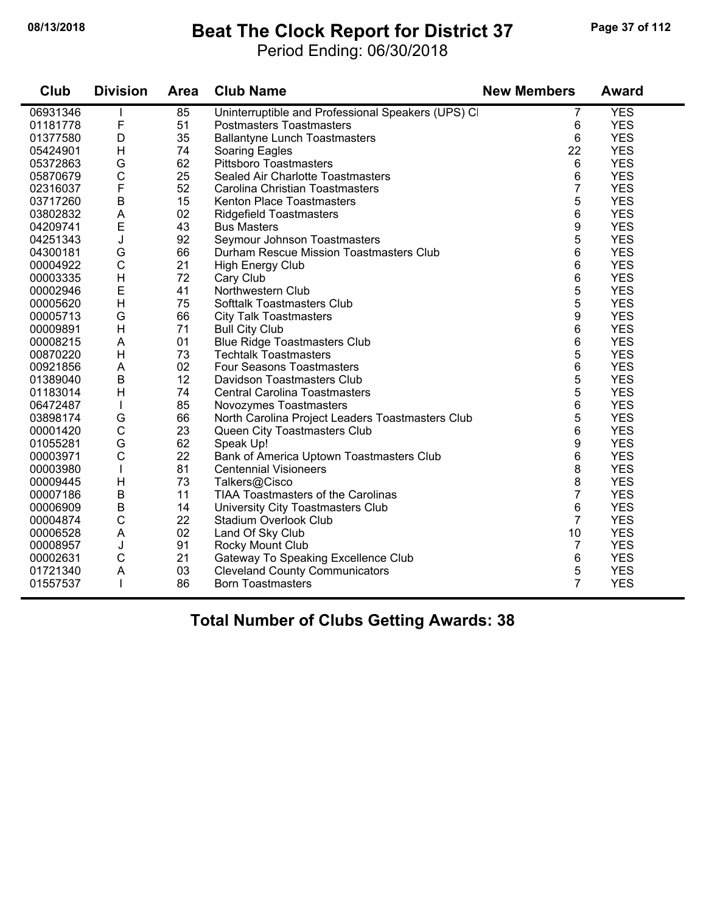# Beat The Clock Report for District 37

08/13/2018

Period Ending: 06/30/2018

| Club | Division | Area | Club Name | New Members | Award |
|---|---|---|---|---|---|
| 06931346 | I | 85 | Uninterruptible and Professional Speakers (UPS) Cl | 7 | YES |
| 01181778 | F | 51 | Postmasters Toastmasters | 6 | YES |
| 01377580 | D | 35 | Ballantyne Lunch Toastmasters | 6 | YES |
| 05424901 | H | 74 | Soaring Eagles | 22 | YES |
| 05372863 | G | 62 | Pittsboro Toastmasters | 6 | YES |
| 05870679 | C | 25 | Sealed Air Charlotte Toastmasters | 6 | YES |
| 02316037 | F | 52 | Carolina Christian Toastmasters | 7 | YES |
| 03717260 | B | 15 | Kenton Place Toastmasters | 5 | YES |
| 03802832 | A | 02 | Ridgefield Toastmasters | 6 | YES |
| 04209741 | E | 43 | Bus Masters | 9 | YES |
| 04251343 | J | 92 | Seymour Johnson Toastmasters | 5 | YES |
| 04300181 | G | 66 | Durham Rescue Mission Toastmasters Club | 6 | YES |
| 00004922 | C | 21 | High Energy Club | 6 | YES |
| 00003335 | H | 72 | Cary Club | 6 | YES |
| 00002946 | E | 41 | Northwestern Club | 5 | YES |
| 00005620 | H | 75 | Softtalk Toastmasters Club | 5 | YES |
| 00005713 | G | 66 | City Talk Toastmasters | 9 | YES |
| 00009891 | H | 71 | Bull City Club | 6 | YES |
| 00008215 | A | 01 | Blue Ridge Toastmasters Club | 6 | YES |
| 00870220 | H | 73 | Techtalk Toastmasters | 5 | YES |
| 00921856 | A | 02 | Four Seasons Toastmasters | 6 | YES |
| 01389040 | B | 12 | Davidson Toastmasters Club | 5 | YES |
| 01183014 | H | 74 | Central Carolina Toastmasters | 5 | YES |
| 06472487 | I | 85 | Novozymes Toastmasters | 6 | YES |
| 03898174 | G | 66 | North Carolina Project Leaders Toastmasters Club | 5 | YES |
| 00001420 | C | 23 | Queen City Toastmasters Club | 6 | YES |
| 01055281 | G | 62 | Speak Up! | 9 | YES |
| 00003971 | C | 22 | Bank of America Uptown Toastmasters Club | 6 | YES |
| 00003980 | I | 81 | Centennial Visioneers | 8 | YES |
| 00009445 | H | 73 | Talkers@Cisco | 8 | YES |
| 00007186 | B | 11 | TIAA Toastmasters of the Carolinas | 7 | YES |
| 00006909 | B | 14 | University City Toastmasters Club | 6 | YES |
| 00004874 | C | 22 | Stadium Overlook Club | 7 | YES |
| 00006528 | A | 02 | Land Of Sky Club | 10 | YES |
| 00008957 | J | 91 | Rocky Mount Club | 7 | YES |
| 00002631 | C | 21 | Gateway To Speaking Excellence Club | 6 | YES |
| 01721340 | A | 03 | Cleveland County Communicators | 5 | YES |
| 01557537 | I | 86 | Born Toastmasters | 7 | YES |

## Total Number of Clubs Getting Awards: 38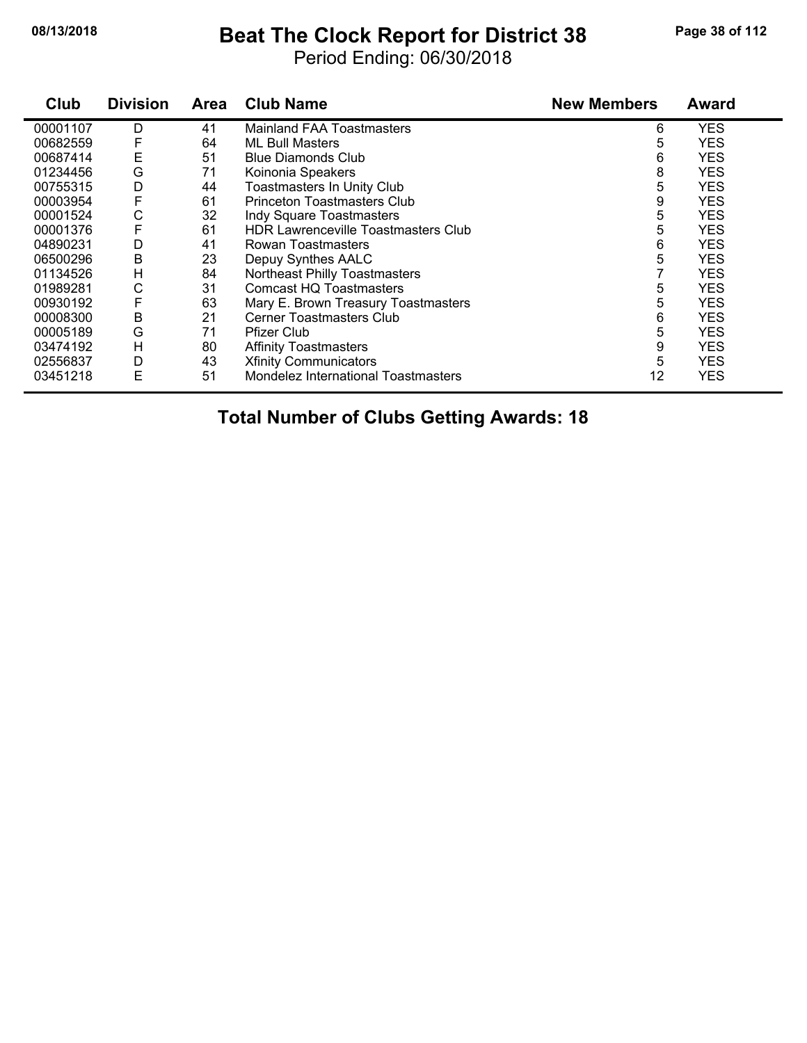# Beat The Clock Report for District 38

Period Ending: 06/30/2018

| Club | Division | Area | Club Name | New Members | Award |
|---|---|---|---|---|---|
| 00001107 | D | 41 | Mainland FAA Toastmasters | 6 | YES |
| 00682559 | F | 64 | ML Bull Masters | 5 | YES |
| 00687414 | E | 51 | Blue Diamonds Club | 6 | YES |
| 01234456 | G | 71 | Koinonia Speakers | 8 | YES |
| 00755315 | D | 44 | Toastmasters In Unity Club | 5 | YES |
| 00003954 | F | 61 | Princeton Toastmasters Club | 9 | YES |
| 00001524 | C | 32 | Indy Square Toastmasters | 5 | YES |
| 00001376 | F | 61 | HDR Lawrenceville Toastmasters Club | 5 | YES |
| 04890231 | D | 41 | Rowan Toastmasters | 6 | YES |
| 06500296 | B | 23 | Depuy Synthes AALC | 5 | YES |
| 01134526 | H | 84 | Northeast Philly Toastmasters | 7 | YES |
| 01989281 | C | 31 | Comcast HQ Toastmasters | 5 | YES |
| 00930192 | F | 63 | Mary E. Brown Treasury Toastmasters | 5 | YES |
| 00008300 | B | 21 | Cerner Toastmasters Club | 6 | YES |
| 00005189 | G | 71 | Pfizer Club | 5 | YES |
| 03474192 | H | 80 | Affinity Toastmasters | 9 | YES |
| 02556837 | D | 43 | Xfinity Communicators | 5 | YES |
| 03451218 | E | 51 | Mondelez International Toastmasters | 12 | YES |

**Total Number of Clubs Getting Awards: 18**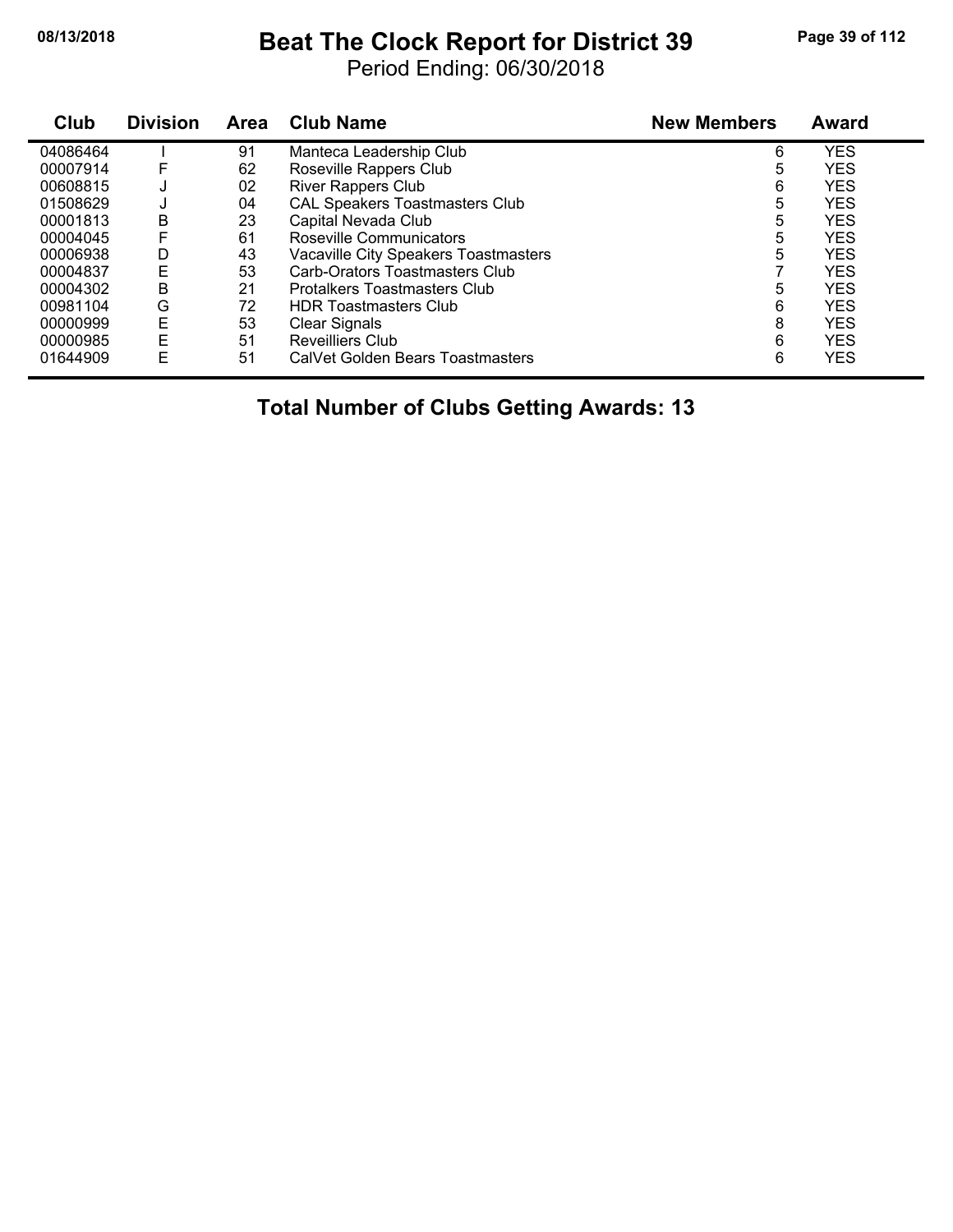# Beat The Clock Report for District 39

Period Ending: 06/30/2018

08/13/2018

| Club | Division | Area | Club Name | New Members | Award |
|---|---|---|---|---|---|
| 04086464 | I | 91 | Manteca Leadership Club | 6 | YES |
| 00007914 | F | 62 | Roseville Rappers Club | 5 | YES |
| 00608815 | J | 02 | River Rappers Club | 6 | YES |
| 01508629 | J | 04 | CAL Speakers Toastmasters Club | 5 | YES |
| 00001813 | B | 23 | Capital Nevada Club | 5 | YES |
| 00004045 | F | 61 | Roseville Communicators | 5 | YES |
| 00006938 | D | 43 | Vacaville City Speakers Toastmasters | 5 | YES |
| 00004837 | E | 53 | Carb-Orators Toastmasters Club | 7 | YES |
| 00004302 | B | 21 | Protalkers Toastmasters Club | 5 | YES |
| 00981104 | G | 72 | HDR Toastmasters Club | 6 | YES |
| 00000999 | E | 53 | Clear Signals | 8 | YES |
| 00000985 | E | 51 | Reveilliers Club | 6 | YES |
| 01644909 | E | 51 | CalVet Golden Bears Toastmasters | 6 | YES |

**Total Number of Clubs Getting Awards: 13**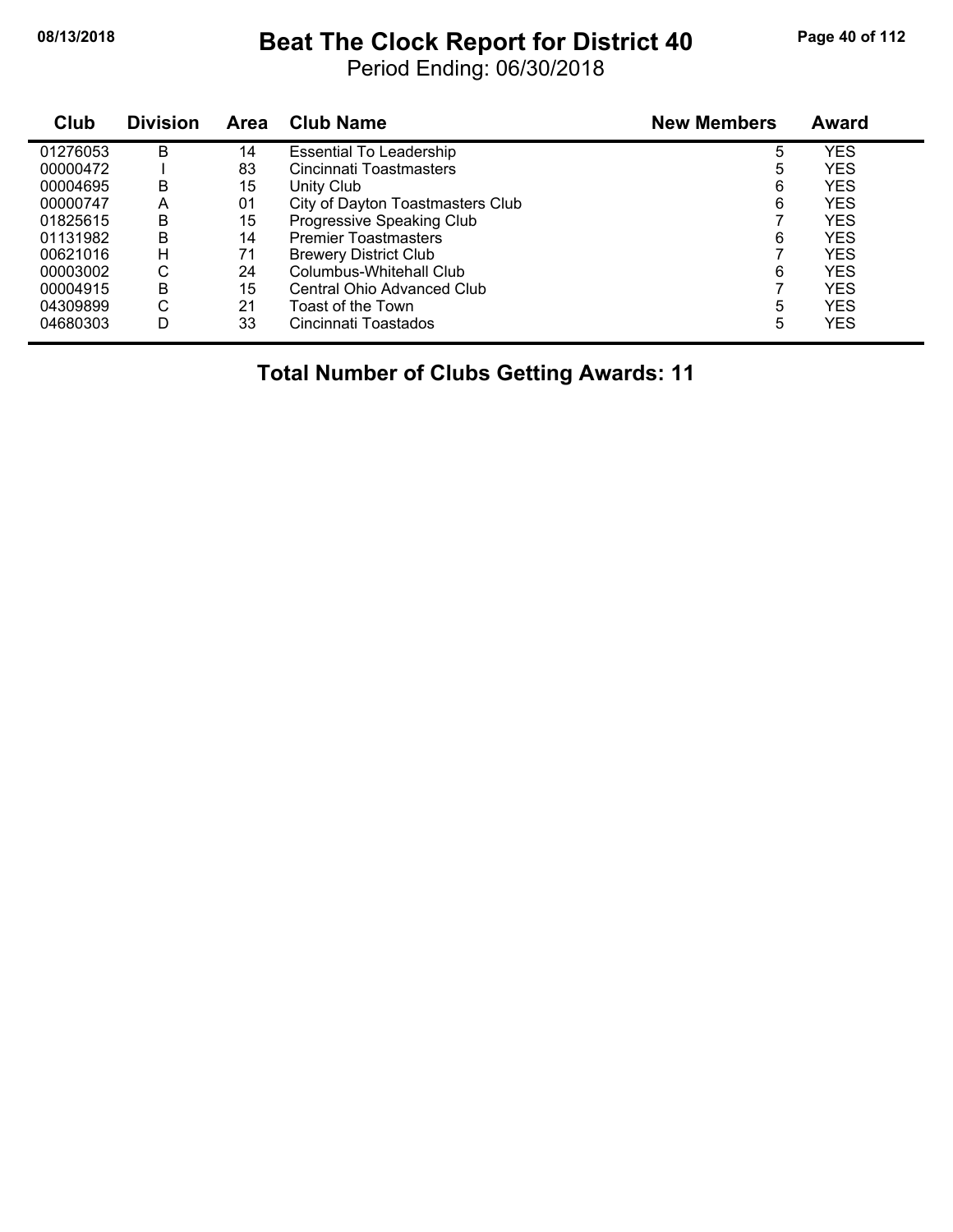# Beat The Clock Report for District 40

Period Ending: 06/30/2018

| Club | Division | Area | Club Name | New Members | Award |
|---|---|---|---|---|---|
| 01276053 | B | 14 | Essential To Leadership | 5 | YES |
| 00000472 | I | 83 | Cincinnati Toastmasters | 5 | YES |
| 00004695 | B | 15 | Unity Club | 6 | YES |
| 00000747 | A | 01 | City of Dayton Toastmasters Club | 6 | YES |
| 01825615 | B | 15 | Progressive Speaking Club | 7 | YES |
| 01131982 | B | 14 | Premier Toastmasters | 6 | YES |
| 00621016 | H | 71 | Brewery District Club | 7 | YES |
| 00003002 | C | 24 | Columbus-Whitehall Club | 6 | YES |
| 00004915 | B | 15 | Central Ohio Advanced Club | 7 | YES |
| 04309899 | C | 21 | Toast of the Town | 5 | YES |
| 04680303 | D | 33 | Cincinnati Toastados | 5 | YES |

**Total Number of Clubs Getting Awards: 11**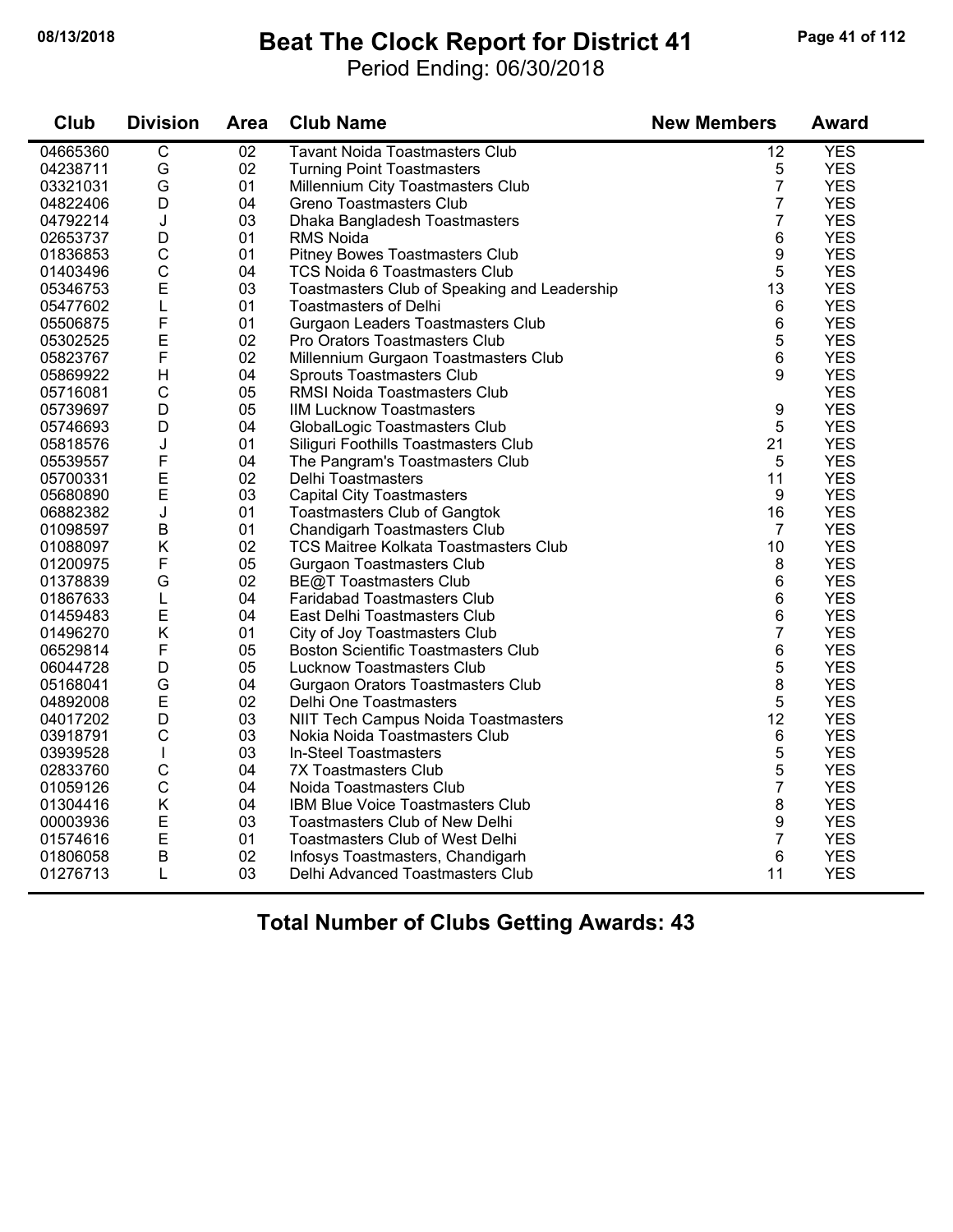# Beat The Clock Report for District 41

08/13/2018

Period Ending: 06/30/2018

| Club | Division | Area | Club Name | New Members | Award |
|---|---|---|---|---|---|
| 04665360 | C | 02 | Tavant Noida Toastmasters Club | 12 | YES |
| 04238711 | G | 02 | Turning Point Toastmasters | 5 | YES |
| 03321031 | G | 01 | Millennium City Toastmasters Club | 7 | YES |
| 04822406 | D | 04 | Greno Toastmasters Club | 7 | YES |
| 04792214 | J | 03 | Dhaka Bangladesh Toastmasters | 7 | YES |
| 02653737 | D | 01 | RMS Noida | 6 | YES |
| 01836853 | C | 01 | Pitney Bowes Toastmasters Club | 9 | YES |
| 01403496 | C | 04 | TCS Noida 6 Toastmasters Club | 5 | YES |
| 05346753 | E | 03 | Toastmasters Club of Speaking and Leadership | 13 | YES |
| 05477602 | L | 01 | Toastmasters of Delhi | 6 | YES |
| 05506875 | F | 01 | Gurgaon Leaders Toastmasters Club | 6 | YES |
| 05302525 | E | 02 | Pro Orators Toastmasters Club | 5 | YES |
| 05823767 | F | 02 | Millennium Gurgaon Toastmasters Club | 6 | YES |
| 05869922 | H | 04 | Sprouts Toastmasters Club | 9 | YES |
| 05716081 | C | 05 | RMSI Noida Toastmasters Club | | YES |
| 05739697 | D | 05 | IIM Lucknow Toastmasters | 9 | YES |
| 05746693 | D | 04 | GlobalLogic Toastmasters Club | 5 | YES |
| 05818576 | J | 01 | Siliguri Foothills Toastmasters Club | 21 | YES |
| 05539557 | F | 04 | The Pangram's Toastmasters Club | 5 | YES |
| 05700331 | E | 02 | Delhi Toastmasters | 11 | YES |
| 05680890 | E | 03 | Capital City Toastmasters | 9 | YES |
| 06882382 | J | 01 | Toastmasters Club of Gangtok | 16 | YES |
| 01098597 | B | 01 | Chandigarh Toastmasters Club | 7 | YES |
| 01088097 | K | 02 | TCS Maitree Kolkata Toastmasters Club | 10 | YES |
| 01200975 | F | 05 | Gurgaon Toastmasters Club | 8 | YES |
| 01378839 | G | 02 | BE@T Toastmasters Club | 6 | YES |
| 01867633 | L | 04 | Faridabad Toastmasters Club | 6 | YES |
| 01459483 | E | 04 | East Delhi Toastmasters Club | 6 | YES |
| 01496270 | K | 01 | City of Joy Toastmasters Club | 7 | YES |
| 06529814 | F | 05 | Boston Scientific Toastmasters Club | 6 | YES |
| 06044728 | D | 05 | Lucknow Toastmasters Club | 5 | YES |
| 05168041 | G | 04 | Gurgaon Orators Toastmasters Club | 8 | YES |
| 04892008 | E | 02 | Delhi One Toastmasters | 5 | YES |
| 04017202 | D | 03 | NIIT Tech Campus Noida Toastmasters | 12 | YES |
| 03918791 | C | 03 | Nokia Noida Toastmasters Club | 6 | YES |
| 03939528 | I | 03 | In-Steel Toastmasters | 5 | YES |
| 02833760 | C | 04 | 7X Toastmasters Club | 5 | YES |
| 01059126 | C | 04 | Noida Toastmasters Club | 7 | YES |
| 01304416 | K | 04 | IBM Blue Voice Toastmasters Club | 8 | YES |
| 00003936 | E | 03 | Toastmasters Club of New Delhi | 9 | YES |
| 01574616 | E | 01 | Toastmasters Club of West Delhi | 7 | YES |
| 01806058 | B | 02 | Infosys Toastmasters, Chandigarh | 6 | YES |
| 01276713 | L | 03 | Delhi Advanced Toastmasters Club | 11 | YES |

**Total Number of Clubs Getting Awards: 43**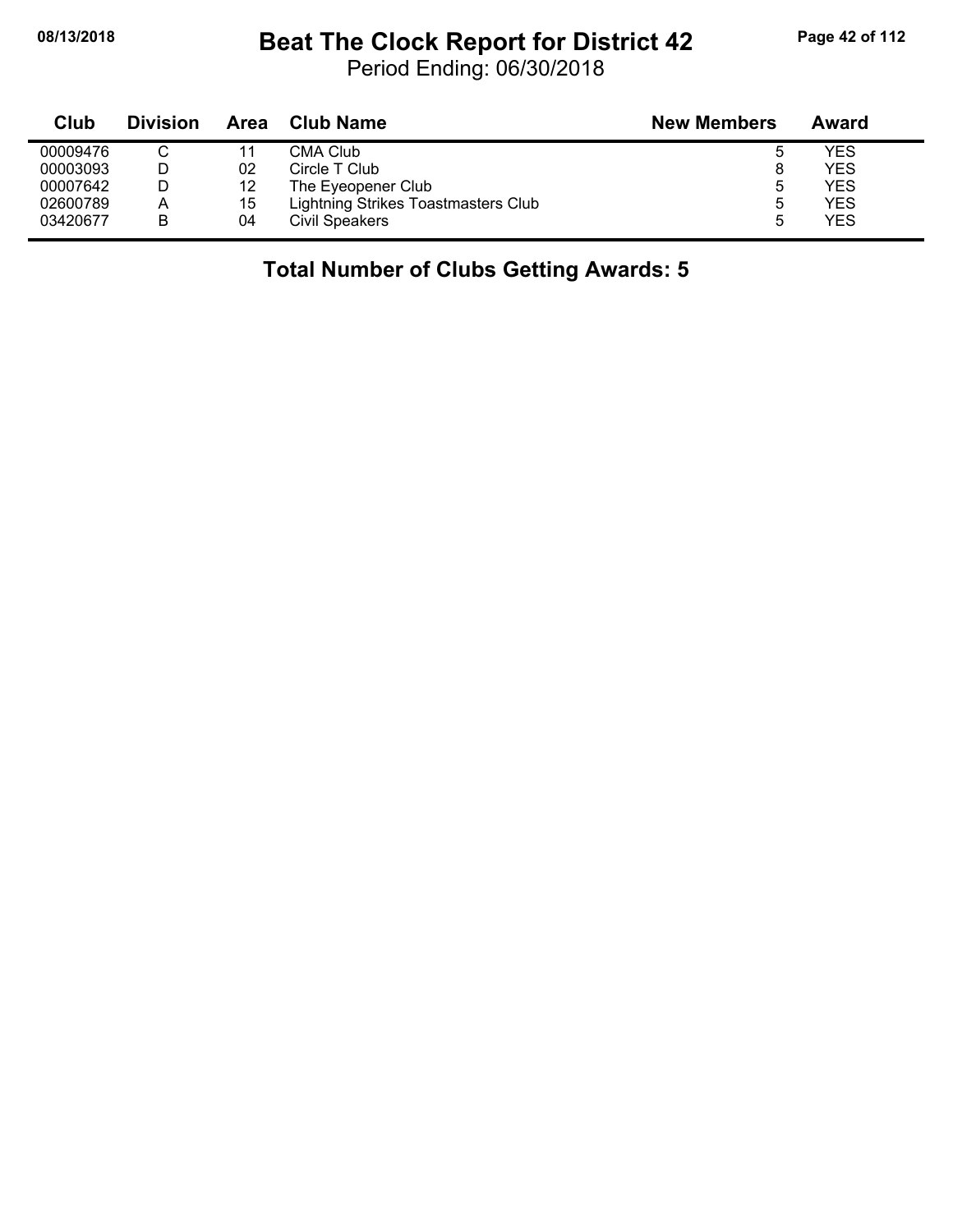# Beat The Clock Report for District 42

Period Ending: 06/30/2018

| Club | Division | Area | Club Name | New Members | Award |
|---|---|---|---|---|---|
| 00009476 | C | 11 | CMA Club | 5 | YES |
| 00003093 | D | 02 | Circle T Club | 8 | YES |
| 00007642 | D | 12 | The Eyeopener Club | 5 | YES |
| 02600789 | A | 15 | Lightning Strikes Toastmasters Club | 5 | YES |
| 03420677 | B | 04 | Civil Speakers | 5 | YES |

**Total Number of Clubs Getting Awards: 5**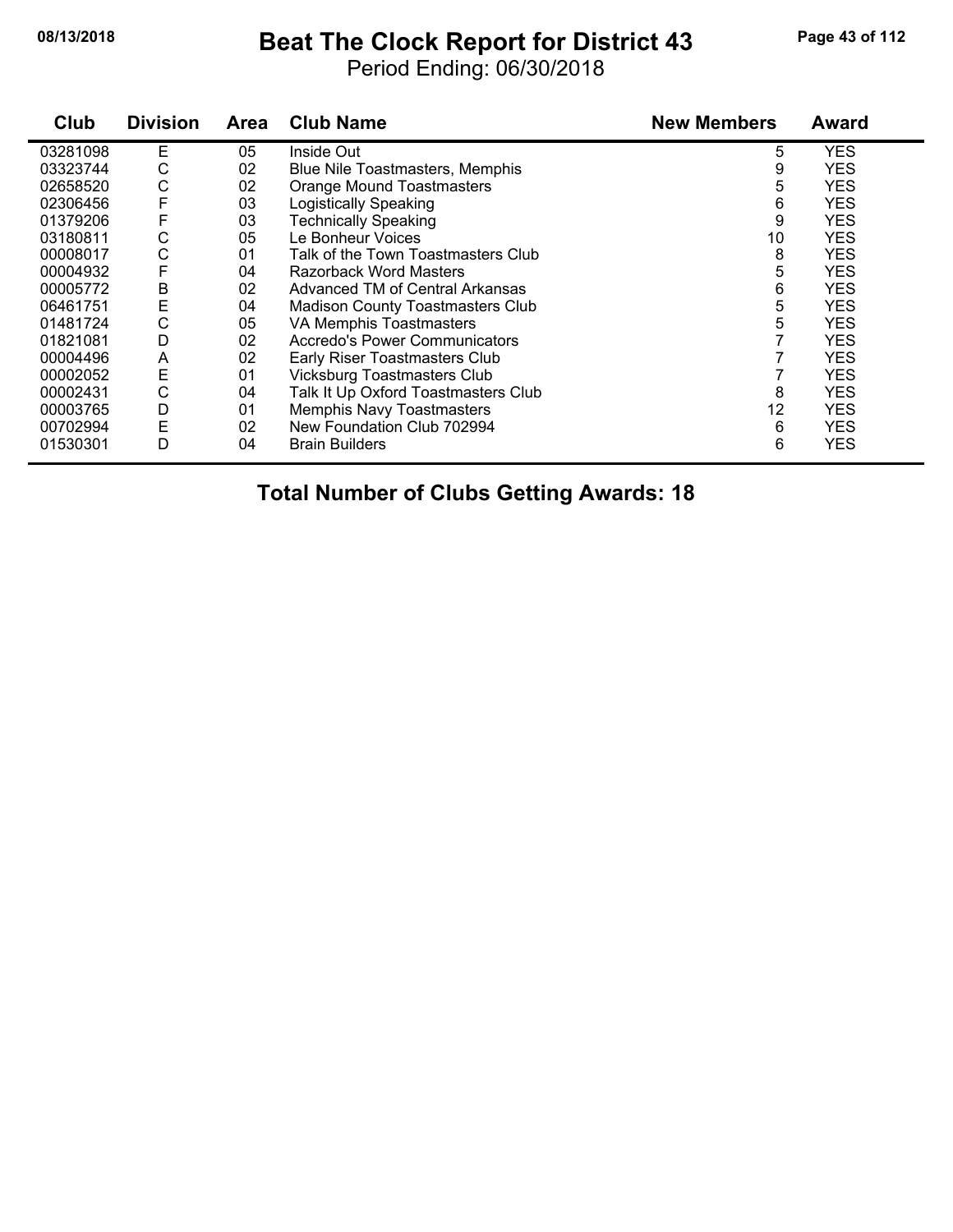# Beat The Clock Report for District 43

Period Ending: 06/30/2018

| Club | Division | Area | Club Name | New Members | Award |
|---|---|---|---|---|---|
| 03281098 | E | 05 | Inside Out | 5 | YES |
| 03323744 | C | 02 | Blue Nile Toastmasters, Memphis | 9 | YES |
| 02658520 | C | 02 | Orange Mound Toastmasters | 5 | YES |
| 02306456 | F | 03 | Logistically Speaking | 6 | YES |
| 01379206 | F | 03 | Technically Speaking | 9 | YES |
| 03180811 | C | 05 | Le Bonheur Voices | 10 | YES |
| 00008017 | C | 01 | Talk of the Town Toastmasters Club | 8 | YES |
| 00004932 | F | 04 | Razorback Word Masters | 5 | YES |
| 00005772 | B | 02 | Advanced TM of Central Arkansas | 6 | YES |
| 06461751 | E | 04 | Madison County Toastmasters Club | 5 | YES |
| 01481724 | C | 05 | VA Memphis Toastmasters | 5 | YES |
| 01821081 | D | 02 | Accredo's Power Communicators | 7 | YES |
| 00004496 | A | 02 | Early Riser Toastmasters Club | 7 | YES |
| 00002052 | E | 01 | Vicksburg Toastmasters Club | 7 | YES |
| 00002431 | C | 04 | Talk It Up Oxford Toastmasters Club | 8 | YES |
| 00003765 | D | 01 | Memphis Navy Toastmasters | 12 | YES |
| 00702994 | E | 02 | New Foundation Club 702994 | 6 | YES |
| 01530301 | D | 04 | Brain Builders | 6 | YES |

**Total Number of Clubs Getting Awards: 18**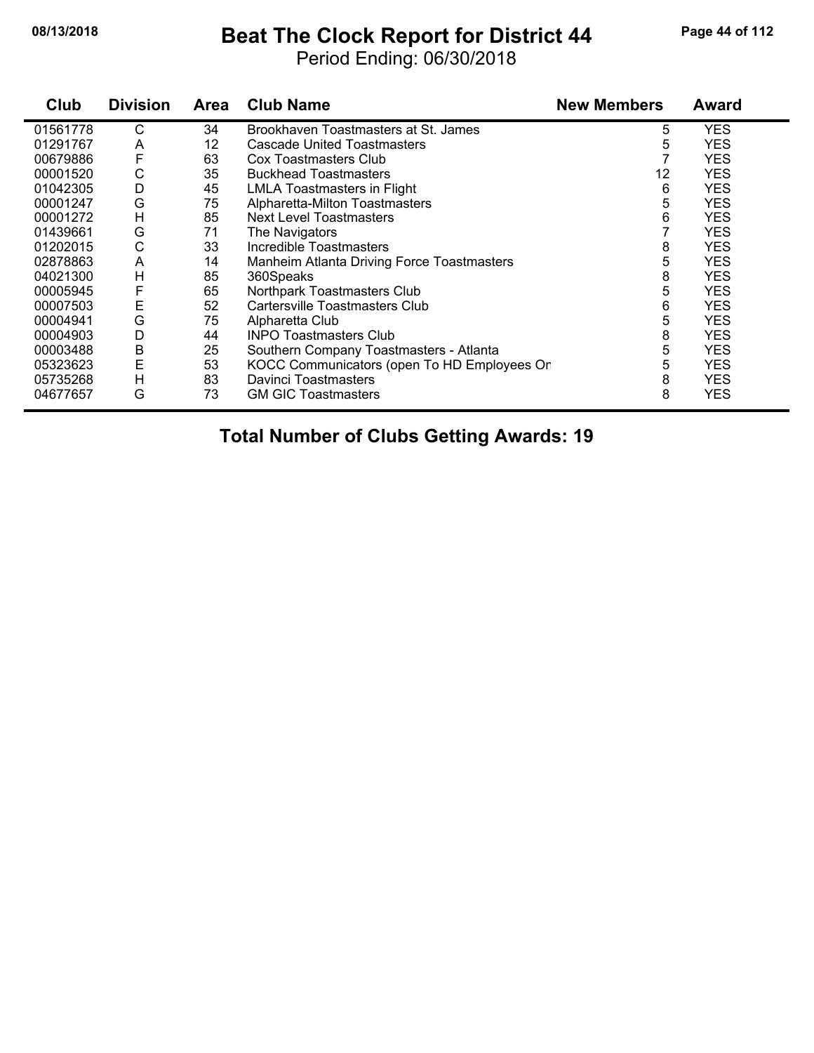08/13/2018

# Beat The Clock Report for District 44

Period Ending: 06/30/2018

| Club | Division | Area | Club Name | New Members | Award |
|---|---|---|---|---|---|
| 01561778 | C | 34 | Brookhaven Toastmasters at St. James | 5 | YES |
| 01291767 | A | 12 | Cascade United Toastmasters | 5 | YES |
| 00679886 | F | 63 | Cox Toastmasters Club | 7 | YES |
| 00001520 | C | 35 | Buckhead Toastmasters | 12 | YES |
| 01042305 | D | 45 | LMLA Toastmasters in Flight | 6 | YES |
| 00001247 | G | 75 | Alpharetta-Milton Toastmasters | 5 | YES |
| 00001272 | H | 85 | Next Level Toastmasters | 6 | YES |
| 01439661 | G | 71 | The Navigators | 7 | YES |
| 01202015 | C | 33 | Incredible Toastmasters | 8 | YES |
| 02878863 | A | 14 | Manheim Atlanta Driving Force Toastmasters | 5 | YES |
| 04021300 | H | 85 | 360Speaks | 8 | YES |
| 00005945 | F | 65 | Northpark Toastmasters Club | 5 | YES |
| 00007503 | E | 52 | Cartersville Toastmasters Club | 6 | YES |
| 00004941 | G | 75 | Alpharetta Club | 5 | YES |
| 00004903 | D | 44 | INPO Toastmasters Club | 8 | YES |
| 00003488 | B | 25 | Southern Company Toastmasters - Atlanta | 5 | YES |
| 05323623 | E | 53 | KOCC Communicators (open To HD Employees On | 5 | YES |
| 05735268 | H | 83 | Davinci Toastmasters | 8 | YES |
| 04677657 | G | 73 | GM GIC Toastmasters | 8 | YES |

**Total Number of Clubs Getting Awards: 19**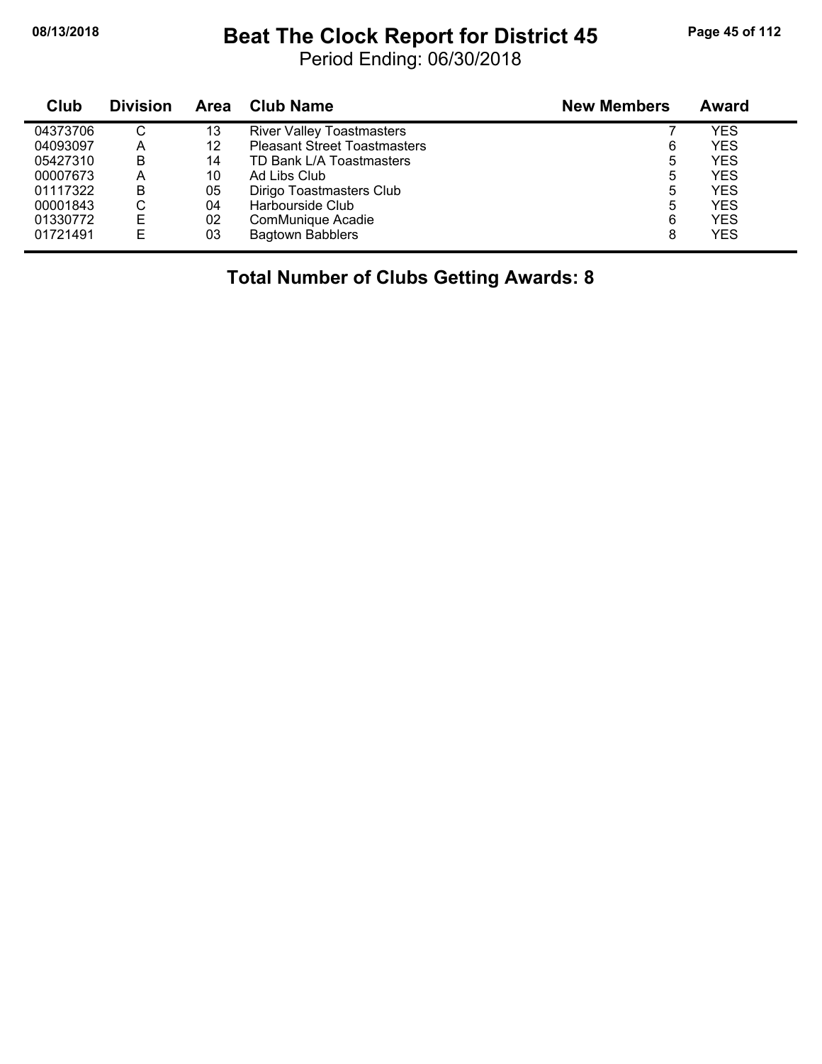# Beat The Clock Report for District 45

Period Ending: 06/30/2018

| Club | Division | Area | Club Name | New Members | Award |
|---|---|---|---|---|---|
| 04373706 | C | 13 | River Valley Toastmasters | 7 | YES |
| 04093097 | A | 12 | Pleasant Street Toastmasters | 6 | YES |
| 05427310 | B | 14 | TD Bank L/A Toastmasters | 5 | YES |
| 00007673 | A | 10 | Ad Libs Club | 5 | YES |
| 01117322 | B | 05 | Dirigo Toastmasters Club | 5 | YES |
| 00001843 | C | 04 | Harbourside Club | 5 | YES |
| 01330772 | E | 02 | ComMunique Acadie | 6 | YES |
| 01721491 | E | 03 | Bagtown Babblers | 8 | YES |

## Total Number of Clubs Getting Awards: 8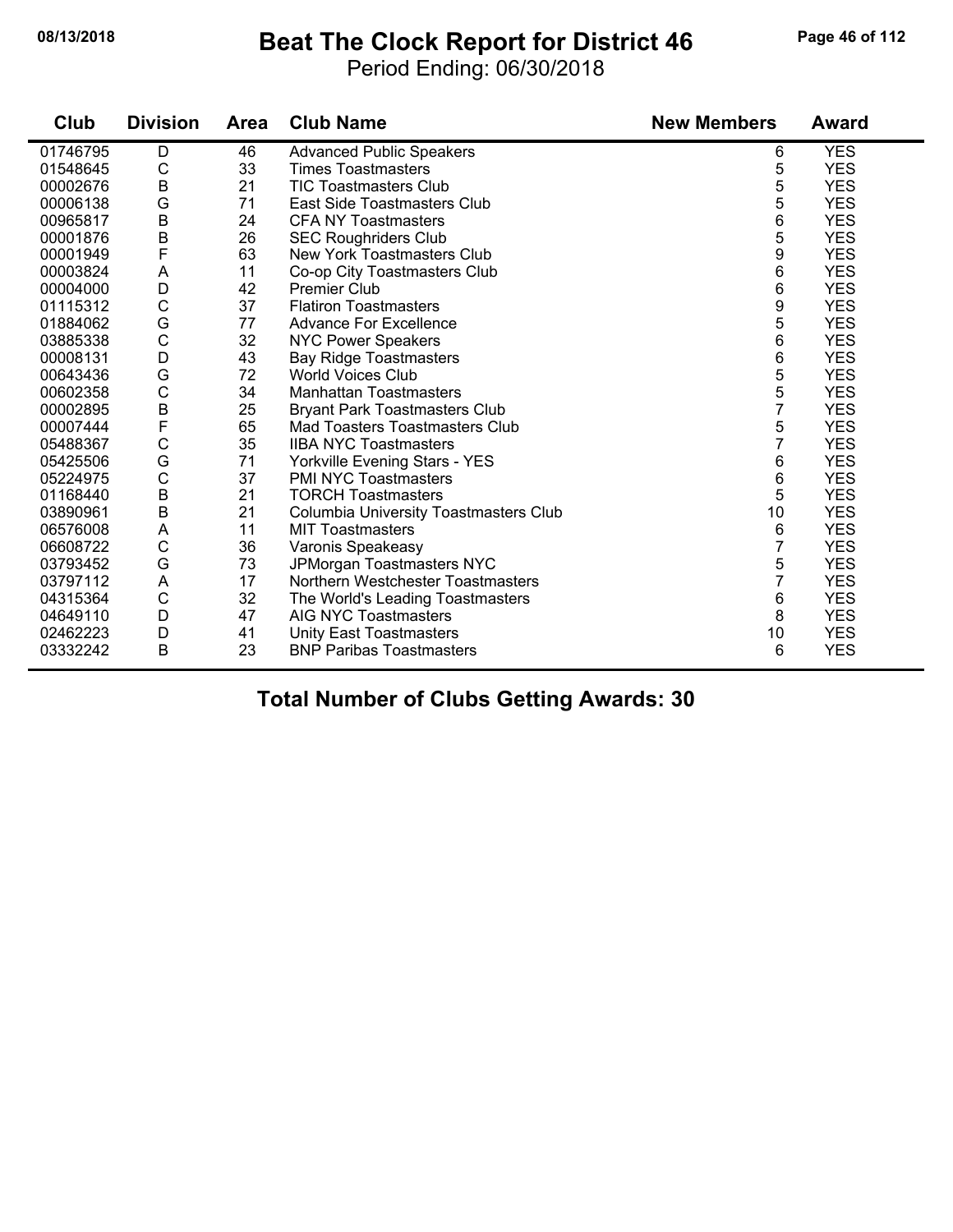# Beat The Clock Report for District 46

08/13/2018

Period Ending: 06/30/2018

| Club | Division | Area | Club Name | New Members | Award |
|---|---|---|---|---|---|
| 01746795 | D | 46 | Advanced Public Speakers | 6 | YES |
| 01548645 | C | 33 | Times Toastmasters | 5 | YES |
| 00002676 | B | 21 | TIC Toastmasters Club | 5 | YES |
| 00006138 | G | 71 | East Side Toastmasters Club | 5 | YES |
| 00965817 | B | 24 | CFA NY Toastmasters | 6 | YES |
| 00001876 | B | 26 | SEC Roughriders Club | 5 | YES |
| 00001949 | F | 63 | New York Toastmasters Club | 9 | YES |
| 00003824 | A | 11 | Co-op City Toastmasters Club | 6 | YES |
| 00004000 | D | 42 | Premier Club | 6 | YES |
| 01115312 | C | 37 | Flatiron Toastmasters | 9 | YES |
| 01884062 | G | 77 | Advance For Excellence | 5 | YES |
| 03885338 | C | 32 | NYC Power Speakers | 6 | YES |
| 00008131 | D | 43 | Bay Ridge Toastmasters | 6 | YES |
| 00643436 | G | 72 | World Voices Club | 5 | YES |
| 00602358 | C | 34 | Manhattan Toastmasters | 5 | YES |
| 00002895 | B | 25 | Bryant Park Toastmasters Club | 7 | YES |
| 00007444 | F | 65 | Mad Toasters Toastmasters Club | 5 | YES |
| 05488367 | C | 35 | IIBA NYC Toastmasters | 7 | YES |
| 05425506 | G | 71 | Yorkville Evening Stars - YES | 6 | YES |
| 05224975 | C | 37 | PMI NYC Toastmasters | 6 | YES |
| 01168440 | B | 21 | TORCH Toastmasters | 5 | YES |
| 03890961 | B | 21 | Columbia University Toastmasters Club | 10 | YES |
| 06576008 | A | 11 | MIT Toastmasters | 6 | YES |
| 06608722 | C | 36 | Varonis Speakeasy | 7 | YES |
| 03793452 | G | 73 | JPMorgan Toastmasters NYC | 5 | YES |
| 03797112 | A | 17 | Northern Westchester Toastmasters | 7 | YES |
| 04315364 | C | 32 | The World's Leading Toastmasters | 6 | YES |
| 04649110 | D | 47 | AIG NYC Toastmasters | 8 | YES |
| 02462223 | D | 41 | Unity East Toastmasters | 10 | YES |
| 03332242 | B | 23 | BNP Paribas Toastmasters | 6 | YES |

## Total Number of Clubs Getting Awards: 30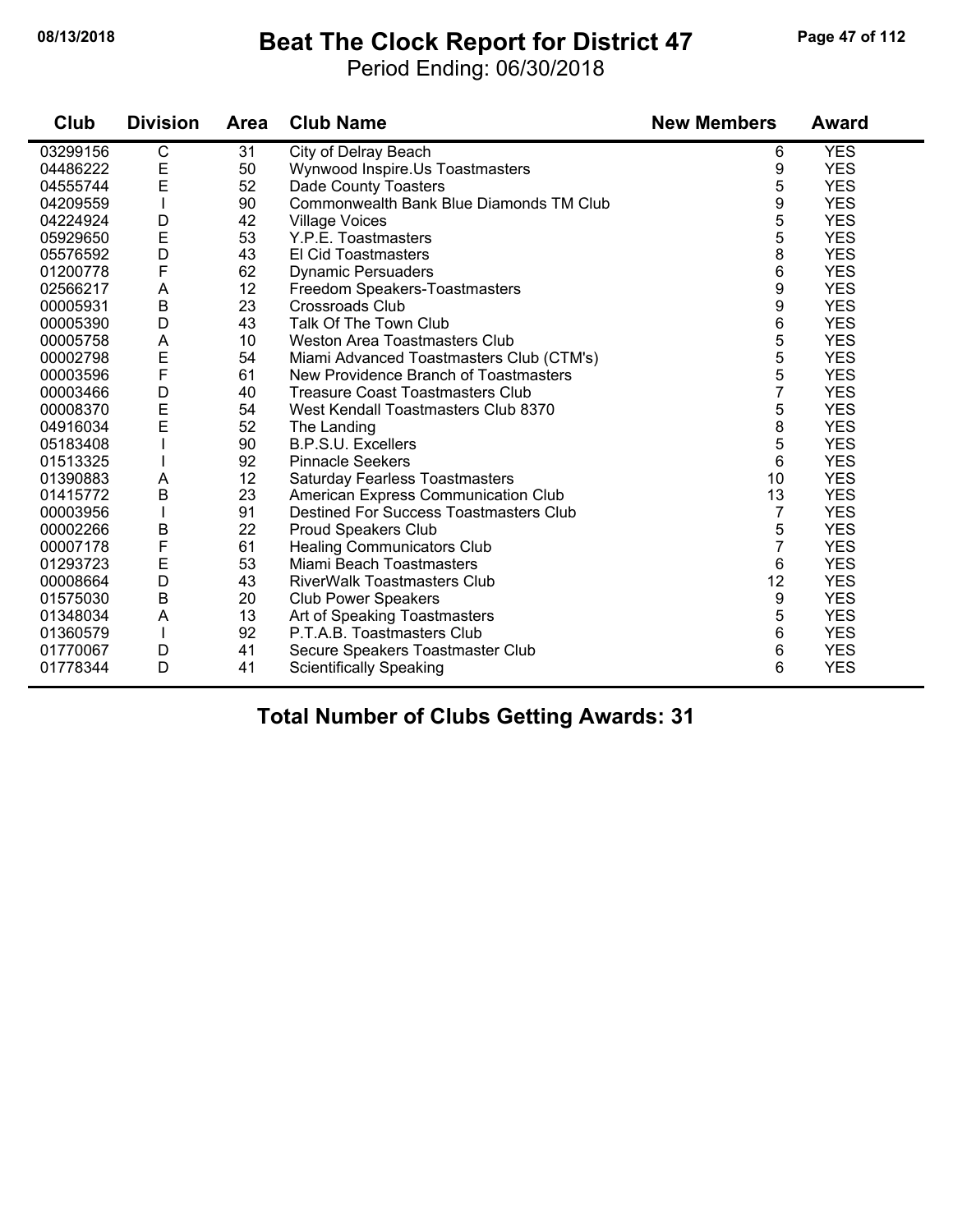# Beat The Clock Report for District 47

08/13/2018

Period Ending: 06/30/2018

| Club | Division | Area | Club Name | New Members | Award |
|---|---|---|---|---|---|
| 03299156 | C | 31 | City of Delray Beach | 6 | YES |
| 04486222 | E | 50 | Wynwood Inspire.Us Toastmasters | 9 | YES |
| 04555744 | E | 52 | Dade County Toasters | 5 | YES |
| 04209559 | I | 90 | Commonwealth Bank Blue Diamonds TM Club | 9 | YES |
| 04224924 | D | 42 | Village Voices | 5 | YES |
| 05929650 | E | 53 | Y.P.E. Toastmasters | 5 | YES |
| 05576592 | D | 43 | El Cid Toastmasters | 8 | YES |
| 01200778 | F | 62 | Dynamic Persuaders | 6 | YES |
| 02566217 | A | 12 | Freedom Speakers-Toastmasters | 9 | YES |
| 00005931 | B | 23 | Crossroads Club | 9 | YES |
| 00005390 | D | 43 | Talk Of The Town Club | 6 | YES |
| 00005758 | A | 10 | Weston Area Toastmasters Club | 5 | YES |
| 00002798 | E | 54 | Miami Advanced Toastmasters Club (CTM's) | 5 | YES |
| 00003596 | F | 61 | New Providence Branch of Toastmasters | 5 | YES |
| 00003466 | D | 40 | Treasure Coast Toastmasters Club | 7 | YES |
| 00008370 | E | 54 | West Kendall Toastmasters Club 8370 | 5 | YES |
| 04916034 | E | 52 | The Landing | 8 | YES |
| 05183408 | I | 90 | B.P.S.U. Excellers | 5 | YES |
| 01513325 | I | 92 | Pinnacle Seekers | 6 | YES |
| 01390883 | A | 12 | Saturday Fearless Toastmasters | 10 | YES |
| 01415772 | B | 23 | American Express Communication Club | 13 | YES |
| 00003956 | I | 91 | Destined For Success Toastmasters Club | 7 | YES |
| 00002266 | B | 22 | Proud Speakers Club | 5 | YES |
| 00007178 | F | 61 | Healing Communicators Club | 7 | YES |
| 01293723 | E | 53 | Miami Beach Toastmasters | 6 | YES |
| 00008664 | D | 43 | RiverWalk Toastmasters Club | 12 | YES |
| 01575030 | B | 20 | Club Power Speakers | 9 | YES |
| 01348034 | A | 13 | Art of Speaking Toastmasters | 5 | YES |
| 01360579 | I | 92 | P.T.A.B. Toastmasters Club | 6 | YES |
| 01770067 | D | 41 | Secure Speakers Toastmaster Club | 6 | YES |
| 01778344 | D | 41 | Scientifically Speaking | 6 | YES |

**Total Number of Clubs Getting Awards: 31**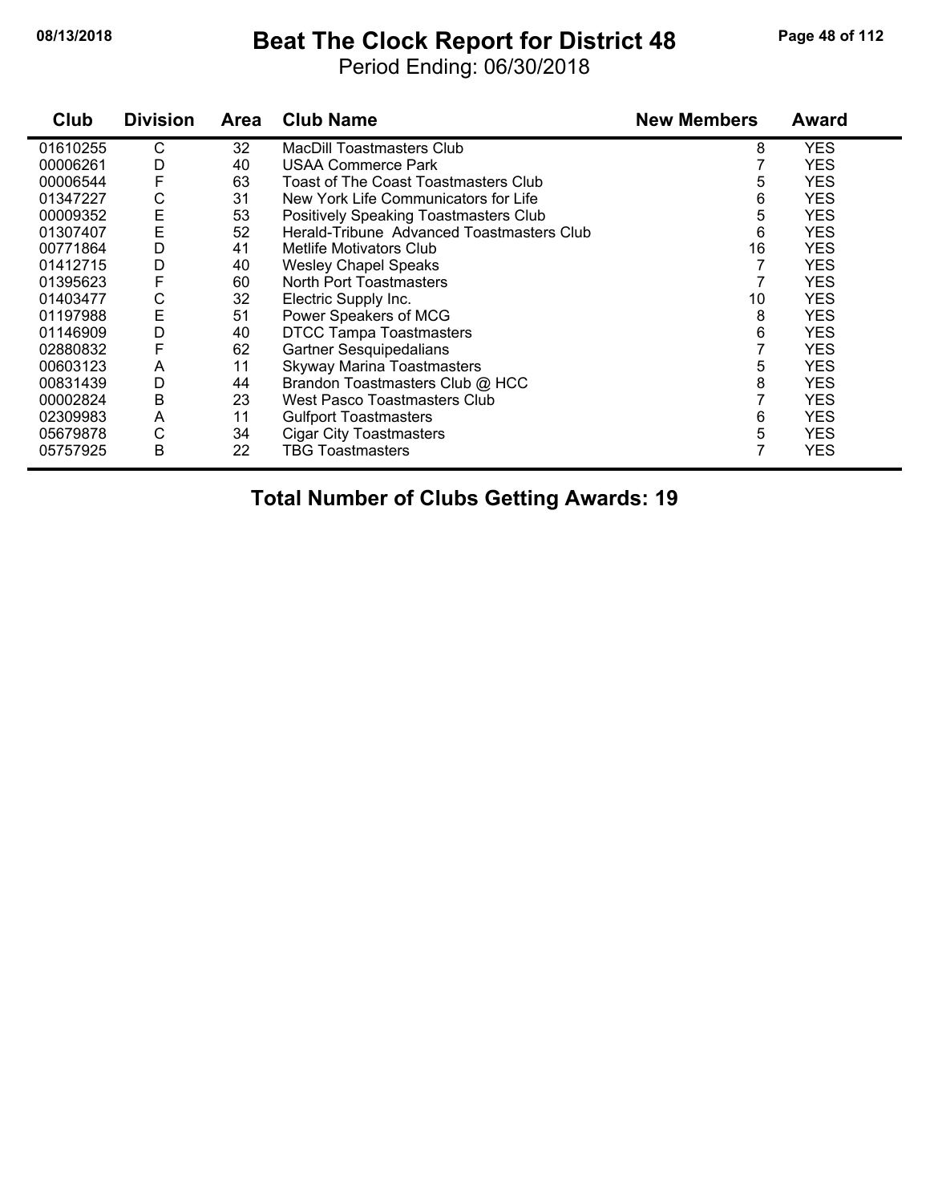# Beat The Clock Report for District 48

08/13/2018

Period Ending: 06/30/2018

| Club | Division | Area | Club Name | New Members | Award |
|---|---|---|---|---|---|
| 01610255 | C | 32 | MacDill Toastmasters Club | 8 | YES |
| 00006261 | D | 40 | USAA Commerce Park | 7 | YES |
| 00006544 | F | 63 | Toast of The Coast Toastmasters Club | 5 | YES |
| 01347227 | C | 31 | New York Life Communicators for Life | 6 | YES |
| 00009352 | E | 53 | Positively Speaking Toastmasters Club | 5 | YES |
| 01307407 | E | 52 | Herald-Tribune Advanced Toastmasters Club | 6 | YES |
| 00771864 | D | 41 | Metlife Motivators Club | 16 | YES |
| 01412715 | D | 40 | Wesley Chapel Speaks | 7 | YES |
| 01395623 | F | 60 | North Port Toastmasters | 7 | YES |
| 01403477 | C | 32 | Electric Supply Inc. | 10 | YES |
| 01197988 | E | 51 | Power Speakers of MCG | 8 | YES |
| 01146909 | D | 40 | DTCC Tampa Toastmasters | 6 | YES |
| 02880832 | F | 62 | Gartner Sesquipedalians | 7 | YES |
| 00603123 | A | 11 | Skyway Marina Toastmasters | 5 | YES |
| 00831439 | D | 44 | Brandon Toastmasters Club @ HCC | 8 | YES |
| 00002824 | B | 23 | West Pasco Toastmasters Club | 7 | YES |
| 02309983 | A | 11 | Gulfport Toastmasters | 6 | YES |
| 05679878 | C | 34 | Cigar City Toastmasters | 5 | YES |
| 05757925 | B | 22 | TBG Toastmasters | 7 | YES |

**Total Number of Clubs Getting Awards: 19**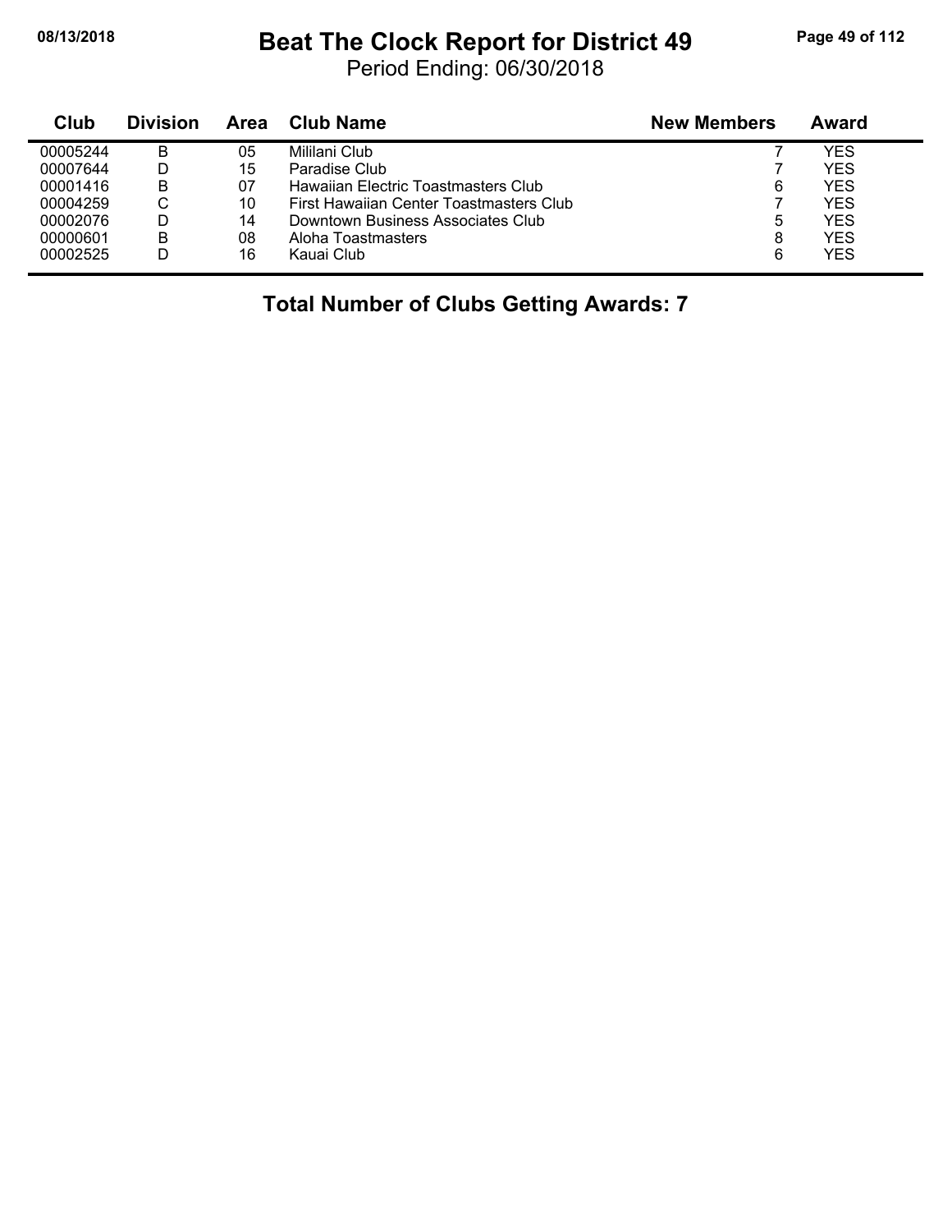# Beat The Clock Report for District 49

Period Ending: 06/30/2018

| Club | Division | Area | Club Name | New Members | Award |
|---|---|---|---|---|---|
| 00005244 | B | 05 | Mililani Club | 7 | YES |
| 00007644 | D | 15 | Paradise Club | 7 | YES |
| 00001416 | B | 07 | Hawaiian Electric Toastmasters Club | 6 | YES |
| 00004259 | C | 10 | First Hawaiian Center Toastmasters Club | 7 | YES |
| 00002076 | D | 14 | Downtown Business Associates Club | 5 | YES |
| 00000601 | B | 08 | Aloha Toastmasters | 8 | YES |
| 00002525 | D | 16 | Kauai Club | 6 | YES |

**Total Number of Clubs Getting Awards: 7**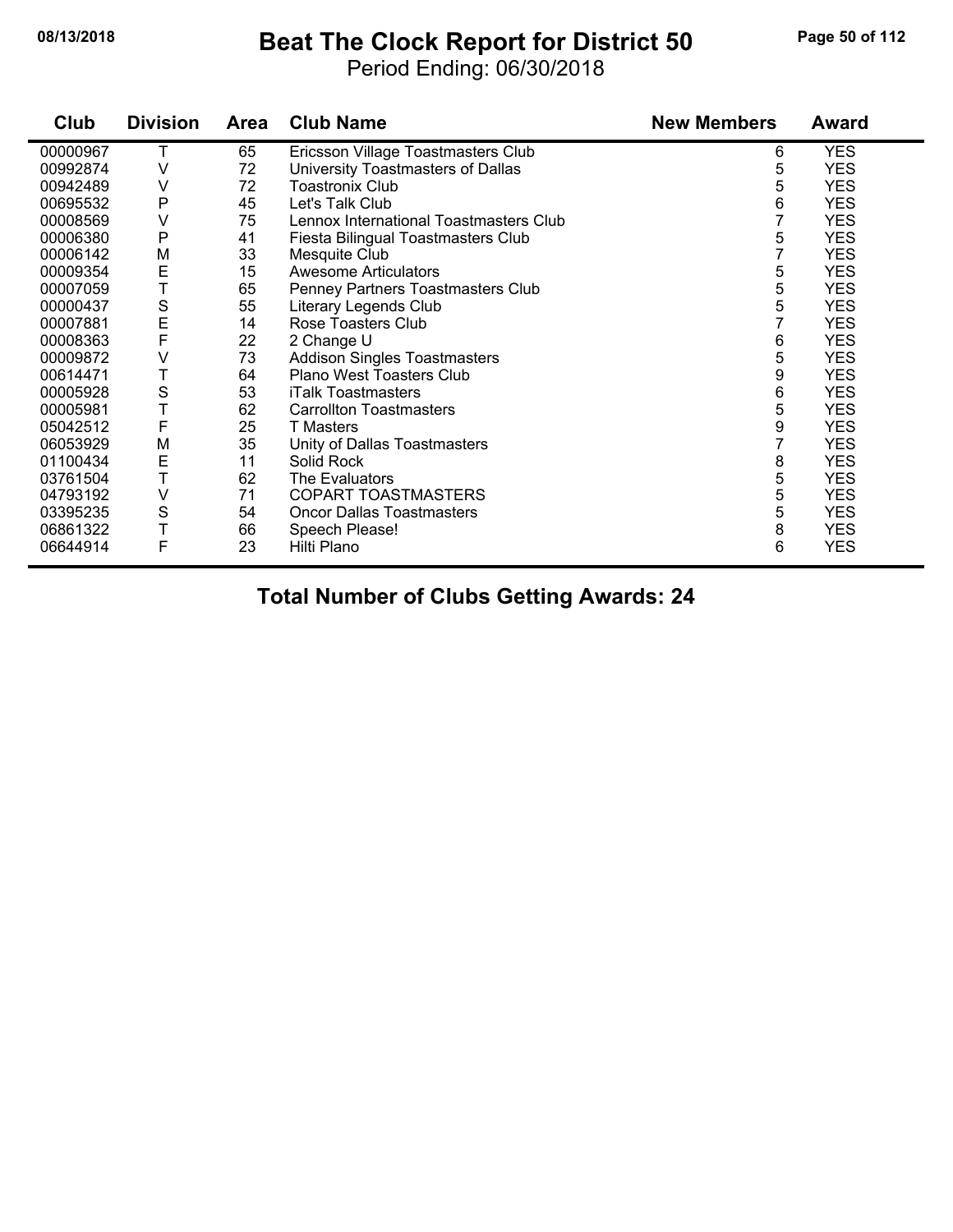# Beat The Clock Report for District 50

Period Ending: 06/30/2018

08/13/2018

| Club | Division | Area | Club Name | New Members | Award |
|---|---|---|---|---|---|
| 00000967 | T | 65 | Ericsson Village Toastmasters Club | 6 | YES |
| 00992874 | V | 72 | University Toastmasters of Dallas | 5 | YES |
| 00942489 | V | 72 | Toastronix Club | 5 | YES |
| 00695532 | P | 45 | Let's Talk Club | 6 | YES |
| 00008569 | V | 75 | Lennox International Toastmasters Club | 7 | YES |
| 00006380 | P | 41 | Fiesta Bilingual Toastmasters Club | 5 | YES |
| 00006142 | M | 33 | Mesquite Club | 7 | YES |
| 00009354 | E | 15 | Awesome Articulators | 5 | YES |
| 00007059 | T | 65 | Penney Partners Toastmasters Club | 5 | YES |
| 00000437 | S | 55 | Literary Legends Club | 5 | YES |
| 00007881 | E | 14 | Rose Toasters Club | 7 | YES |
| 00008363 | F | 22 | 2 Change U | 6 | YES |
| 00009872 | V | 73 | Addison Singles Toastmasters | 5 | YES |
| 00614471 | T | 64 | Plano West Toasters Club | 9 | YES |
| 00005928 | S | 53 | iTalk Toastmasters | 6 | YES |
| 00005981 | T | 62 | Carrollton Toastmasters | 5 | YES |
| 05042512 | F | 25 | T Masters | 9 | YES |
| 06053929 | M | 35 | Unity of Dallas Toastmasters | 7 | YES |
| 01100434 | E | 11 | Solid Rock | 8 | YES |
| 03761504 | T | 62 | The Evaluators | 5 | YES |
| 04793192 | V | 71 | COPART TOASTMASTERS | 5 | YES |
| 03395235 | S | 54 | Oncor Dallas Toastmasters | 5 | YES |
| 06861322 | T | 66 | Speech Please! | 8 | YES |
| 06644914 | F | 23 | Hilti Plano | 6 | YES |

## Total Number of Clubs Getting Awards: 24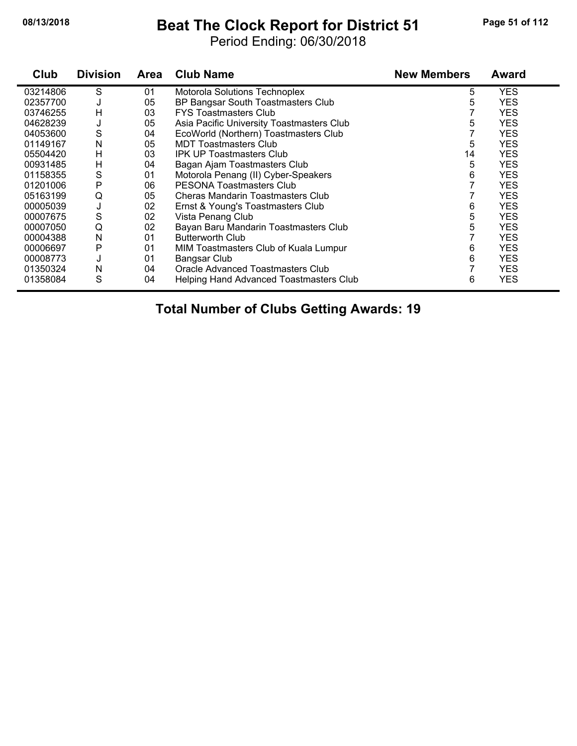# Beat The Clock Report for District 51

Period Ending: 06/30/2018

| Club | Division | Area | Club Name | New Members | Award |
|---|---|---|---|---|---|
| 03214806 | S | 01 | Motorola Solutions Technoplex | 5 | YES |
| 02357700 | J | 05 | BP Bangsar South Toastmasters Club | 5 | YES |
| 03746255 | H | 03 | FYS Toastmasters Club | 7 | YES |
| 04628239 | J | 05 | Asia Pacific University Toastmasters Club | 5 | YES |
| 04053600 | S | 04 | EcoWorld (Northern) Toastmasters Club | 7 | YES |
| 01149167 | N | 05 | MDT Toastmasters Club | 5 | YES |
| 05504420 | H | 03 | IPK UP Toastmasters Club | 14 | YES |
| 00931485 | H | 04 | Bagan Ajam Toastmasters Club | 5 | YES |
| 01158355 | S | 01 | Motorola Penang (II) Cyber-Speakers | 6 | YES |
| 01201006 | P | 06 | PESONA Toastmasters Club | 7 | YES |
| 05163199 | Q | 05 | Cheras Mandarin Toastmasters Club | 7 | YES |
| 00005039 | J | 02 | Ernst & Young's Toastmasters Club | 6 | YES |
| 00007675 | S | 02 | Vista Penang Club | 5 | YES |
| 00007050 | Q | 02 | Bayan Baru Mandarin Toastmasters Club | 5 | YES |
| 00004388 | N | 01 | Butterworth Club | 7 | YES |
| 00006697 | P | 01 | MIM Toastmasters Club of Kuala Lumpur | 6 | YES |
| 00008773 | J | 01 | Bangsar Club | 6 | YES |
| 01350324 | N | 04 | Oracle Advanced Toastmasters Club | 7 | YES |
| 01358084 | S | 04 | Helping Hand Advanced Toastmasters Club | 6 | YES |

**Total Number of Clubs Getting Awards: 19**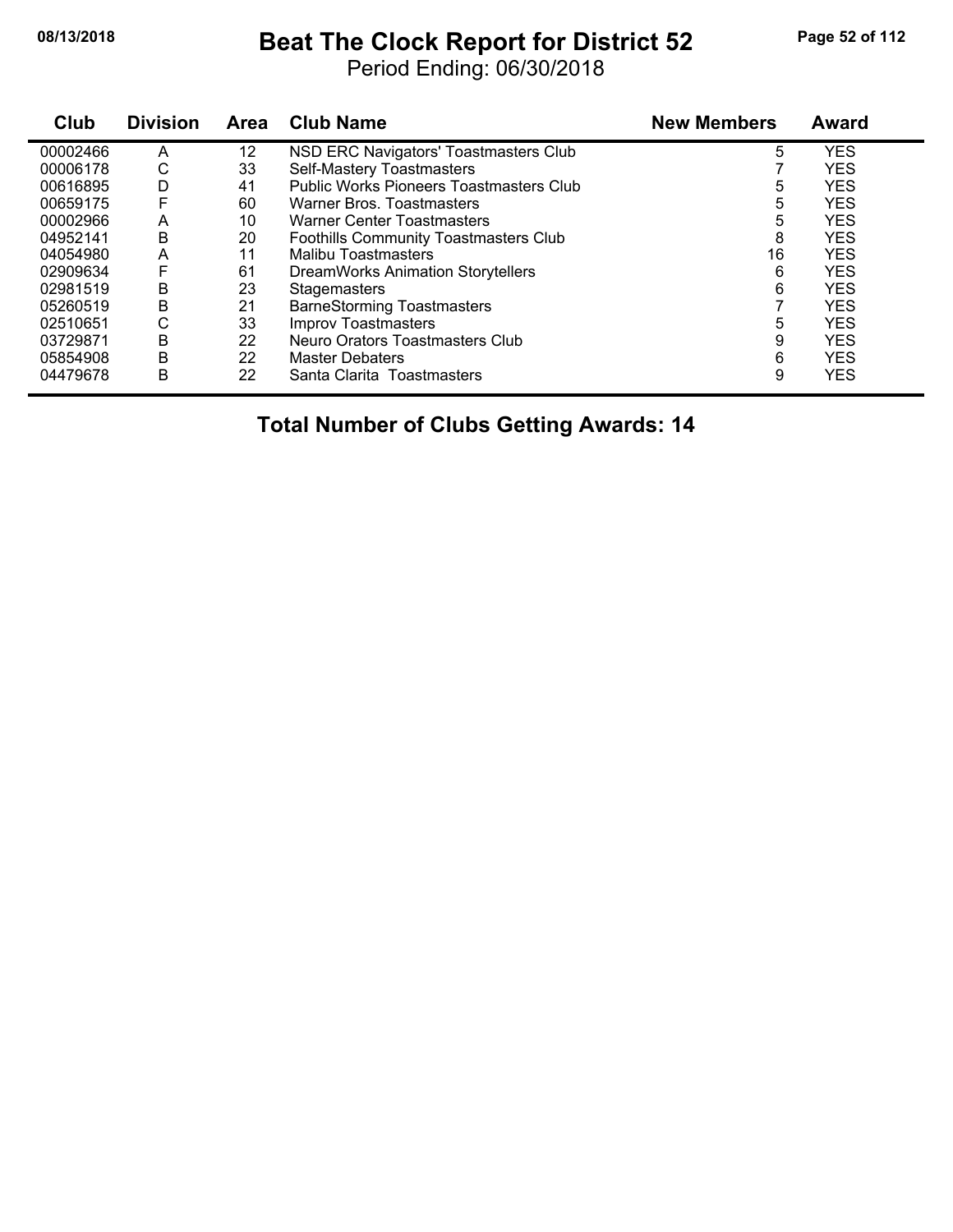# Beat The Clock Report for District 52

Period Ending: 06/30/2018

| Club | Division | Area | Club Name | New Members | Award |
|---|---|---|---|---|---|
| 00002466 | A | 12 | NSD ERC Navigators' Toastmasters Club | 5 | YES |
| 00006178 | C | 33 | Self-Mastery Toastmasters | 7 | YES |
| 00616895 | D | 41 | Public Works Pioneers Toastmasters Club | 5 | YES |
| 00659175 | F | 60 | Warner Bros. Toastmasters | 5 | YES |
| 00002966 | A | 10 | Warner Center Toastmasters | 5 | YES |
| 04952141 | B | 20 | Foothills Community Toastmasters Club | 8 | YES |
| 04054980 | A | 11 | Malibu Toastmasters | 16 | YES |
| 02909634 | F | 61 | DreamWorks Animation Storytellers | 6 | YES |
| 02981519 | B | 23 | Stagemasters | 6 | YES |
| 05260519 | B | 21 | BarneStorming Toastmasters | 7 | YES |
| 02510651 | C | 33 | Improv Toastmasters | 5 | YES |
| 03729871 | B | 22 | Neuro Orators Toastmasters Club | 9 | YES |
| 05854908 | B | 22 | Master Debaters | 6 | YES |
| 04479678 | B | 22 | Santa Clarita Toastmasters | 9 | YES |

## Total Number of Clubs Getting Awards: 14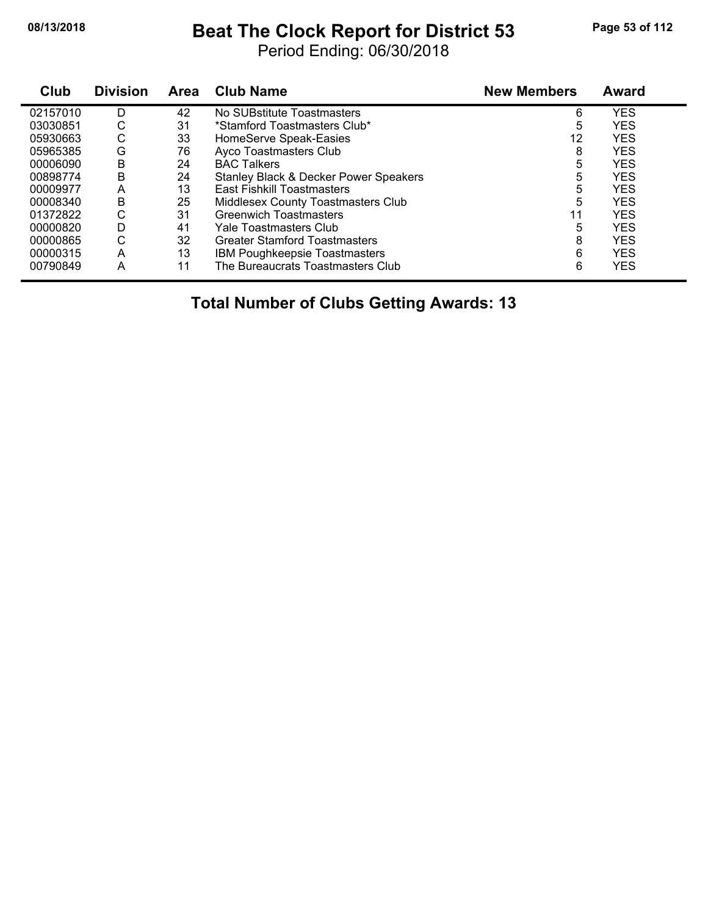# Beat The Clock Report for District 53

Period Ending: 06/30/2018

| Club | Division | Area | Club Name | New Members | Award |
|---|---|---|---|---|---|
| 02157010 | D | 42 | No SUBstitute Toastmasters | 6 | YES |
| 03030851 | C | 31 | *Stamford Toastmasters Club* | 5 | YES |
| 05930663 | C | 33 | HomeServe Speak-Easies | 12 | YES |
| 05965385 | G | 76 | Ayco Toastmasters Club | 8 | YES |
| 00006090 | B | 24 | BAC Talkers | 5 | YES |
| 00898774 | B | 24 | Stanley Black & Decker Power Speakers | 5 | YES |
| 00009977 | A | 13 | East Fishkill Toastmasters | 5 | YES |
| 00008340 | B | 25 | Middlesex County Toastmasters Club | 5 | YES |
| 01372822 | C | 31 | Greenwich Toastmasters | 11 | YES |
| 00000820 | D | 41 | Yale Toastmasters Club | 5 | YES |
| 00000865 | C | 32 | Greater Stamford Toastmasters | 8 | YES |
| 00000315 | A | 13 | IBM Poughkeepsie Toastmasters | 6 | YES |
| 00790849 | A | 11 | The Bureaucrats Toastmasters Club | 6 | YES |

**Total Number of Clubs Getting Awards: 13**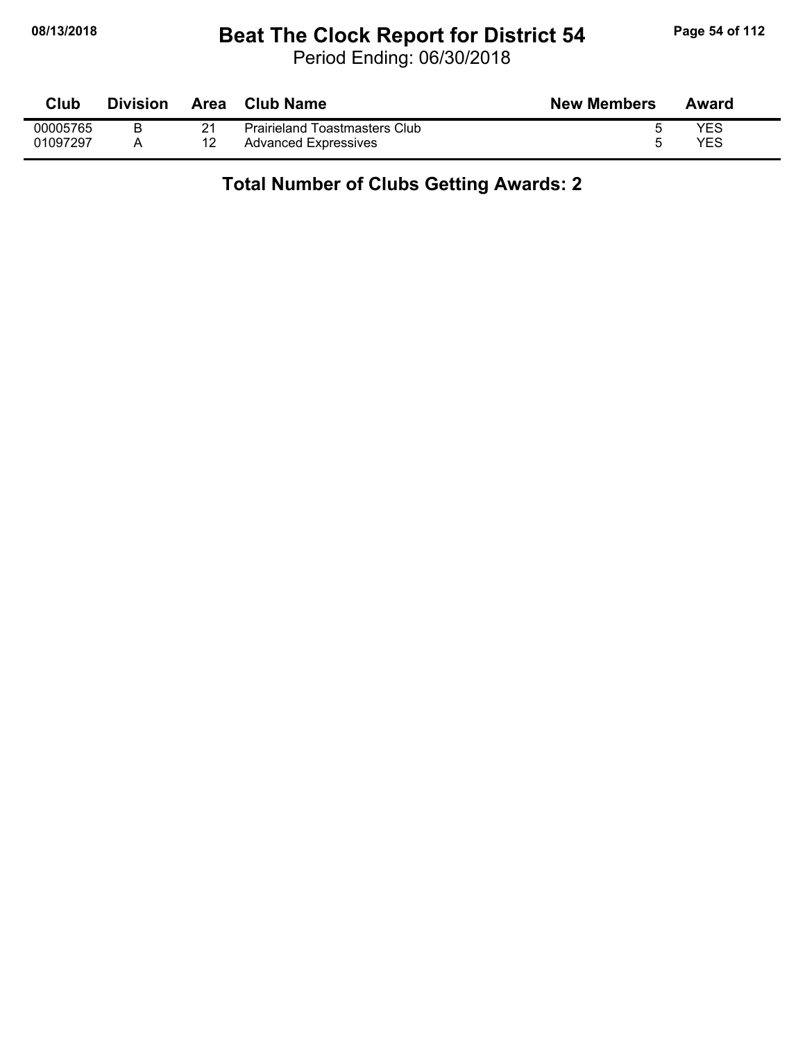# Beat The Clock Report for District 54

Period Ending: 06/30/2018

| Club | Division | Area | Club Name | New Members | Award |
|---|---|---|---|---|---|
| 00005765 | B | 21 | Prairieland Toastmasters Club | 5 | YES |
| 01097297 | A | 12 | Advanced Expressives | 5 | YES |

## Total Number of Clubs Getting Awards: 2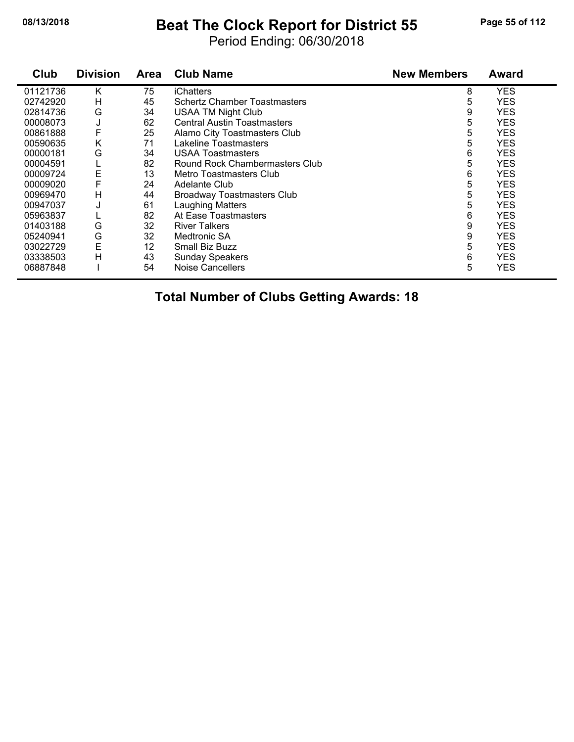# Beat The Clock Report for District 55

08/13/2018

Period Ending: 06/30/2018

| Club | Division | Area | Club Name | New Members | Award |
|---|---|---|---|---|---|
| 01121736 | K | 75 | iChatters | 8 | YES |
| 02742920 | H | 45 | Schertz Chamber Toastmasters | 5 | YES |
| 02814736 | G | 34 | USAA TM Night Club | 9 | YES |
| 00008073 | J | 62 | Central Austin Toastmasters | 5 | YES |
| 00861888 | F | 25 | Alamo City Toastmasters Club | 5 | YES |
| 00590635 | K | 71 | Lakeline Toastmasters | 5 | YES |
| 00000181 | G | 34 | USAA Toastmasters | 6 | YES |
| 00004591 | L | 82 | Round Rock Chambermasters Club | 5 | YES |
| 00009724 | E | 13 | Metro Toastmasters Club | 6 | YES |
| 00009020 | F | 24 | Adelante Club | 5 | YES |
| 00969470 | H | 44 | Broadway Toastmasters Club | 5 | YES |
| 00947037 | J | 61 | Laughing Matters | 5 | YES |
| 05963837 | L | 82 | At Ease Toastmasters | 6 | YES |
| 01403188 | G | 32 | River Talkers | 9 | YES |
| 05240941 | G | 32 | Medtronic SA | 9 | YES |
| 03022729 | E | 12 | Small Biz Buzz | 5 | YES |
| 03338503 | H | 43 | Sunday Speakers | 6 | YES |
| 06887848 | I | 54 | Noise Cancellers | 5 | YES |

**Total Number of Clubs Getting Awards: 18**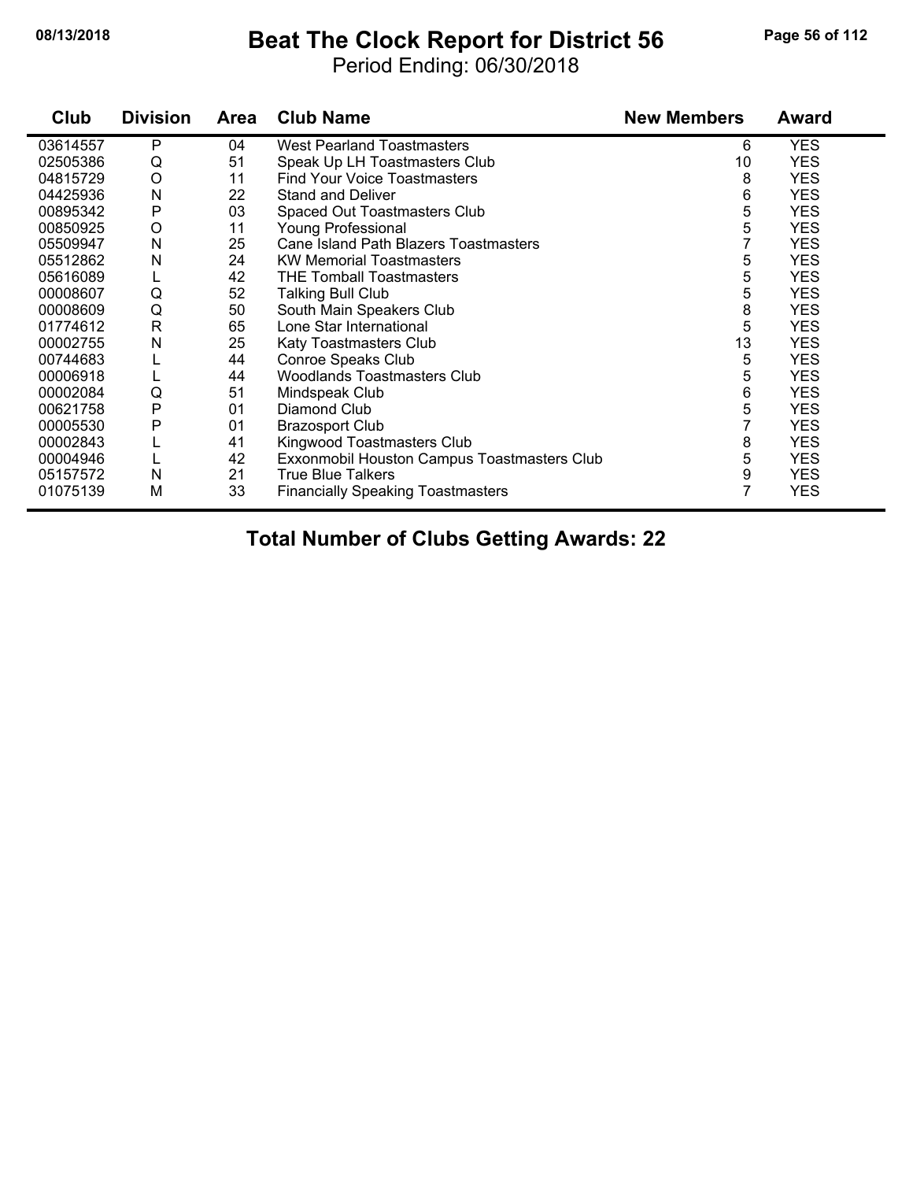# Beat The Clock Report for District 56

08/13/2018

Period Ending: 06/30/2018

| Club | Division | Area | Club Name | New Members | Award |
|---|---|---|---|---|---|
| 03614557 | P | 04 | West Pearland Toastmasters | 6 | YES |
| 02505386 | Q | 51 | Speak Up LH Toastmasters Club | 10 | YES |
| 04815729 | O | 11 | Find Your Voice Toastmasters | 8 | YES |
| 04425936 | N | 22 | Stand and Deliver | 6 | YES |
| 00895342 | P | 03 | Spaced Out Toastmasters Club | 5 | YES |
| 00850925 | O | 11 | Young Professional | 5 | YES |
| 05509947 | N | 25 | Cane Island Path Blazers Toastmasters | 7 | YES |
| 05512862 | N | 24 | KW Memorial Toastmasters | 5 | YES |
| 05616089 | L | 42 | THE Tomball Toastmasters | 5 | YES |
| 00008607 | Q | 52 | Talking Bull Club | 5 | YES |
| 00008609 | Q | 50 | South Main Speakers Club | 8 | YES |
| 01774612 | R | 65 | Lone Star International | 5 | YES |
| 00002755 | N | 25 | Katy Toastmasters Club | 13 | YES |
| 00744683 | L | 44 | Conroe Speaks Club | 5 | YES |
| 00006918 | L | 44 | Woodlands Toastmasters Club | 5 | YES |
| 00002084 | Q | 51 | Mindspeak Club | 6 | YES |
| 00621758 | P | 01 | Diamond Club | 5 | YES |
| 00005530 | P | 01 | Brazosport Club | 7 | YES |
| 00002843 | L | 41 | Kingwood Toastmasters Club | 8 | YES |
| 00004946 | L | 42 | Exxonmobil Houston Campus Toastmasters Club | 5 | YES |
| 05157572 | N | 21 | True Blue Talkers | 9 | YES |
| 01075139 | M | 33 | Financially Speaking Toastmasters | 7 | YES |

**Total Number of Clubs Getting Awards: 22**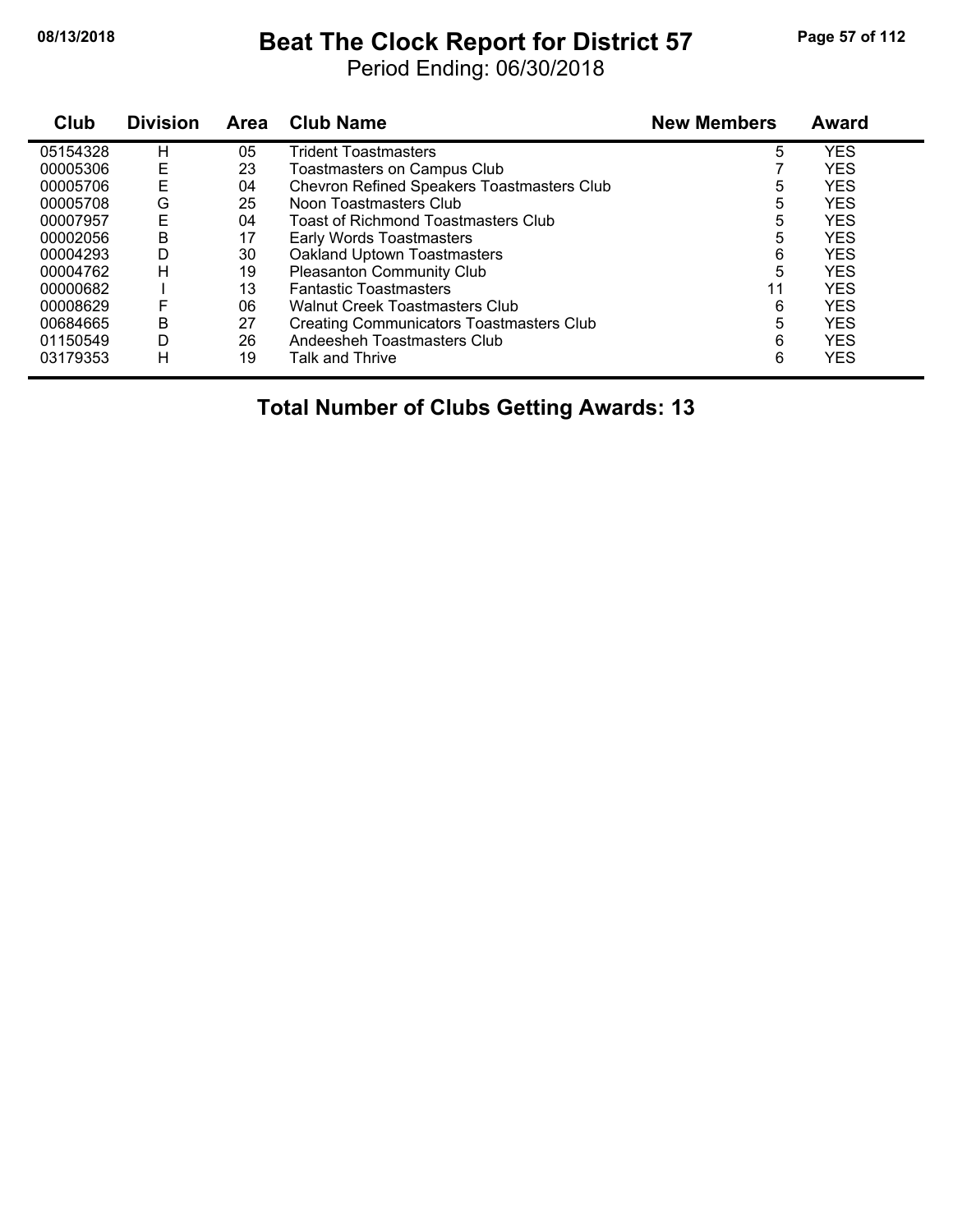# Beat The Clock Report for District 57

Period Ending: 06/30/2018

| Club | Division | Area | Club Name | New Members | Award |
|---|---|---|---|---|---|
| 05154328 | H | 05 | Trident Toastmasters | 5 | YES |
| 00005306 | E | 23 | Toastmasters on Campus Club | 7 | YES |
| 00005706 | E | 04 | Chevron Refined Speakers Toastmasters Club | 5 | YES |
| 00005708 | G | 25 | Noon Toastmasters Club | 5 | YES |
| 00007957 | E | 04 | Toast of Richmond Toastmasters Club | 5 | YES |
| 00002056 | B | 17 | Early Words Toastmasters | 5 | YES |
| 00004293 | D | 30 | Oakland Uptown Toastmasters | 6 | YES |
| 00004762 | H | 19 | Pleasanton Community Club | 5 | YES |
| 00000682 | I | 13 | Fantastic Toastmasters | 11 | YES |
| 00008629 | F | 06 | Walnut Creek Toastmasters Club | 6 | YES |
| 00684665 | B | 27 | Creating Communicators Toastmasters Club | 5 | YES |
| 01150549 | D | 26 | Andeesheh Toastmasters Club | 6 | YES |
| 03179353 | H | 19 | Talk and Thrive | 6 | YES |

**Total Number of Clubs Getting Awards: 13**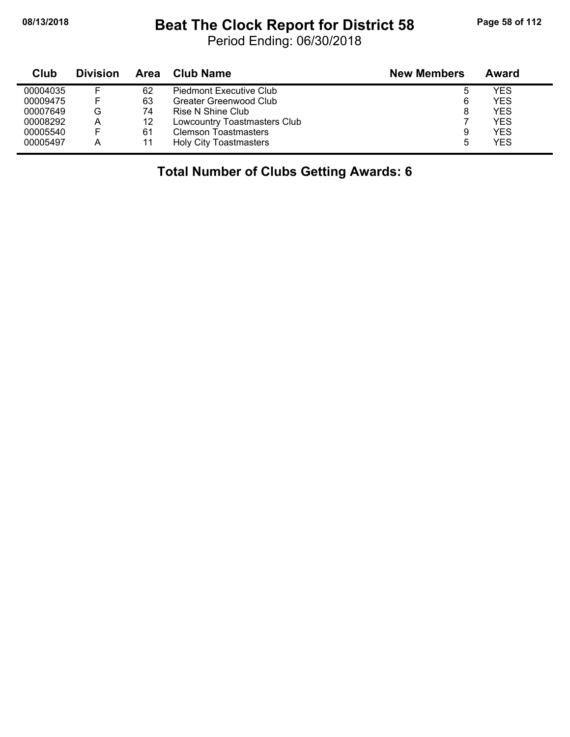# Beat The Clock Report for District 58

Period Ending: 06/30/2018

| Club | Division | Area | Club Name | New Members | Award |
|---|---|---|---|---|---|
| 00004035 | F | 62 | Piedmont Executive Club | 5 | YES |
| 00009475 | F | 63 | Greater Greenwood Club | 6 | YES |
| 00007649 | G | 74 | Rise N Shine Club | 8 | YES |
| 00008292 | A | 12 | Lowcountry Toastmasters Club | 7 | YES |
| 00005540 | F | 61 | Clemson Toastmasters | 9 | YES |
| 00005497 | A | 11 | Holy City Toastmasters | 5 | YES |

**Total Number of Clubs Getting Awards: 6**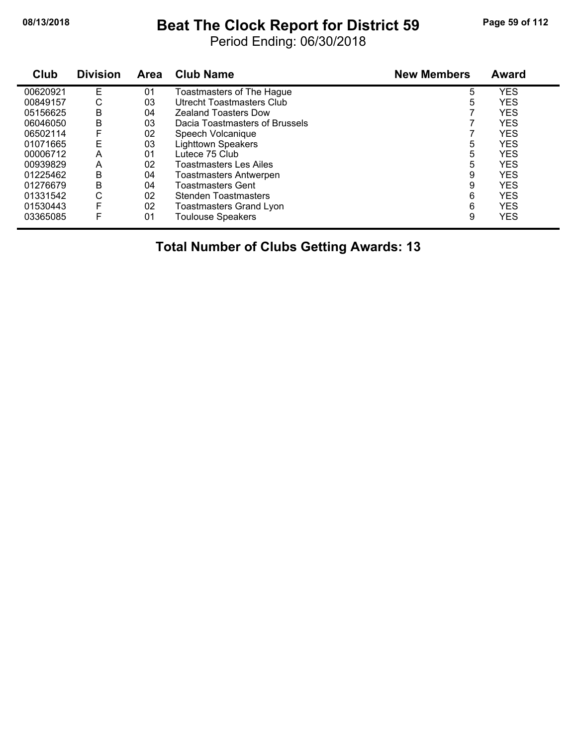# Beat The Clock Report for District 59

Period Ending: 06/30/2018

| Club | Division | Area | Club Name | New Members | Award |
|---|---|---|---|---|---|
| 00620921 | E | 01 | Toastmasters of The Hague | 5 | YES |
| 00849157 | C | 03 | Utrecht Toastmasters Club | 5 | YES |
| 05156625 | B | 04 | Zealand Toasters Dow | 7 | YES |
| 06046050 | B | 03 | Dacia Toastmasters of Brussels | 7 | YES |
| 06502114 | F | 02 | Speech Volcanique | 7 | YES |
| 01071665 | E | 03 | Lighttown Speakers | 5 | YES |
| 00006712 | A | 01 | Lutece 75 Club | 5 | YES |
| 00939829 | A | 02 | Toastmasters Les Ailes | 5 | YES |
| 01225462 | B | 04 | Toastmasters Antwerpen | 9 | YES |
| 01276679 | B | 04 | Toastmasters Gent | 9 | YES |
| 01331542 | C | 02 | Stenden Toastmasters | 6 | YES |
| 01530443 | F | 02 | Toastmasters Grand Lyon | 6 | YES |
| 03365085 | F | 01 | Toulouse Speakers | 9 | YES |

**Total Number of Clubs Getting Awards: 13**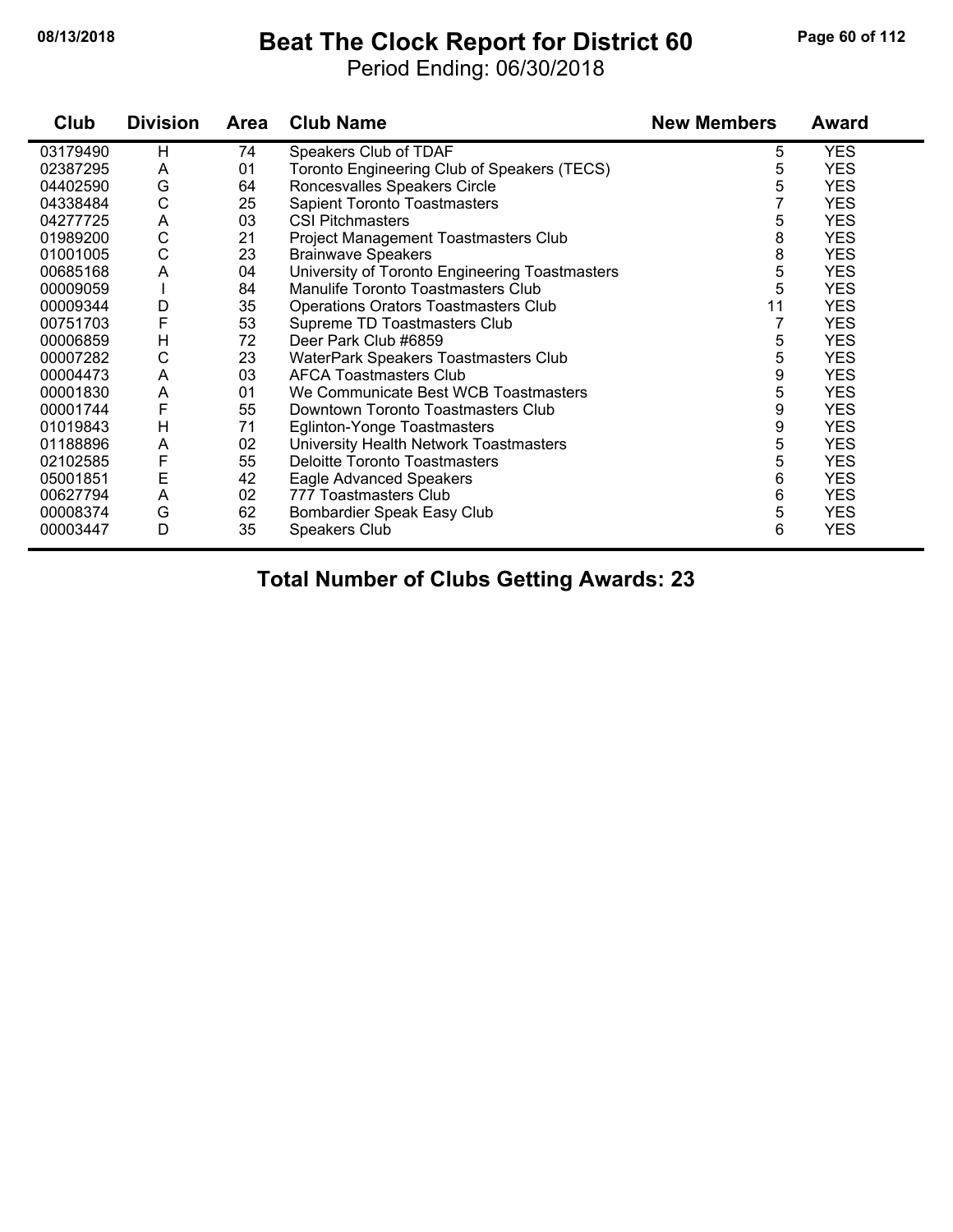# Beat The Clock Report for District 60

Period Ending: 06/30/2018

| Club | Division | Area | Club Name | New Members | Award |
|---|---|---|---|---|---|
| 03179490 | H | 74 | Speakers Club of TDAF | 5 | YES |
| 02387295 | A | 01 | Toronto Engineering Club of Speakers (TECS) | 5 | YES |
| 04402590 | G | 64 | Roncesvalles Speakers Circle | 5 | YES |
| 04338484 | C | 25 | Sapient Toronto Toastmasters | 7 | YES |
| 04277725 | A | 03 | CSI Pitchmasters | 5 | YES |
| 01989200 | C | 21 | Project Management Toastmasters Club | 8 | YES |
| 01001005 | C | 23 | Brainwave Speakers | 8 | YES |
| 00685168 | A | 04 | University of Toronto Engineering Toastmasters | 5 | YES |
| 00009059 | I | 84 | Manulife Toronto Toastmasters Club | 5 | YES |
| 00009344 | D | 35 | Operations Orators Toastmasters Club | 11 | YES |
| 00751703 | F | 53 | Supreme TD Toastmasters Club | 7 | YES |
| 00006859 | H | 72 | Deer Park Club #6859 | 5 | YES |
| 00007282 | C | 23 | WaterPark Speakers Toastmasters Club | 5 | YES |
| 00004473 | A | 03 | AFCA Toastmasters Club | 9 | YES |
| 00001830 | A | 01 | We Communicate Best WCB Toastmasters | 5 | YES |
| 00001744 | F | 55 | Downtown Toronto Toastmasters Club | 9 | YES |
| 01019843 | H | 71 | Eglinton-Yonge Toastmasters | 9 | YES |
| 01188896 | A | 02 | University Health Network Toastmasters | 5 | YES |
| 02102585 | F | 55 | Deloitte Toronto Toastmasters | 5 | YES |
| 05001851 | E | 42 | Eagle Advanced Speakers | 6 | YES |
| 00627794 | A | 02 | 777 Toastmasters Club | 6 | YES |
| 00008374 | G | 62 | Bombardier Speak Easy Club | 5 | YES |
| 00003447 | D | 35 | Speakers Club | 6 | YES |

**Total Number of Clubs Getting Awards: 23**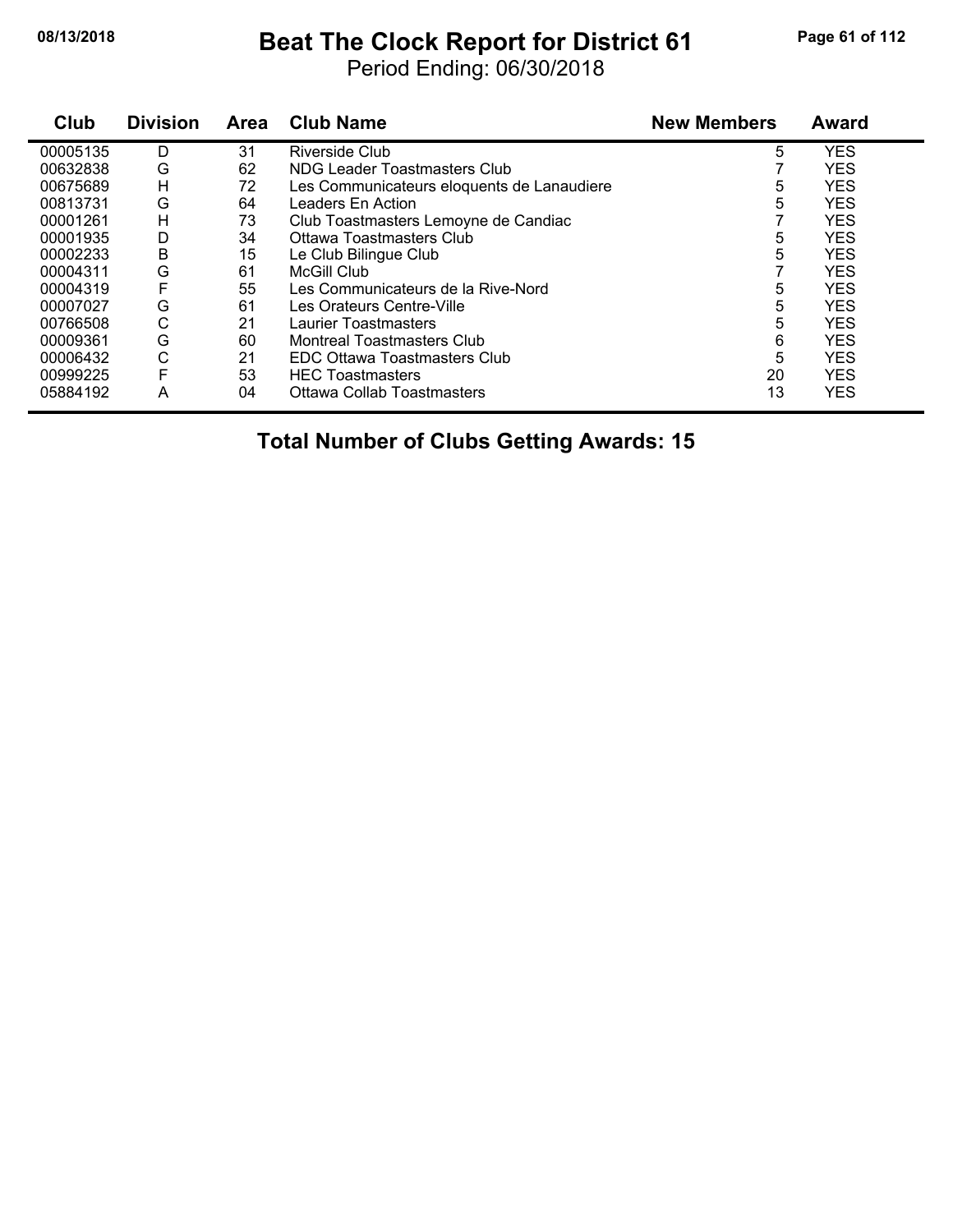# Beat The Clock Report for District 61

Period Ending: 06/30/2018

| Club | Division | Area | Club Name | New Members | Award |
|---|---|---|---|---|---|
| 00005135 | D | 31 | Riverside Club | 5 | YES |
| 00632838 | G | 62 | NDG Leader Toastmasters Club | 7 | YES |
| 00675689 | H | 72 | Les Communicateurs eloquents de Lanaudiere | 5 | YES |
| 00813731 | G | 64 | Leaders En Action | 5 | YES |
| 00001261 | H | 73 | Club Toastmasters Lemoyne de Candiac | 7 | YES |
| 00001935 | D | 34 | Ottawa Toastmasters Club | 5 | YES |
| 00002233 | B | 15 | Le Club Bilingue Club | 5 | YES |
| 00004311 | G | 61 | McGill Club | 7 | YES |
| 00004319 | F | 55 | Les Communicateurs de la Rive-Nord | 5 | YES |
| 00007027 | G | 61 | Les Orateurs Centre-Ville | 5 | YES |
| 00766508 | C | 21 | Laurier Toastmasters | 5 | YES |
| 00009361 | G | 60 | Montreal Toastmasters Club | 6 | YES |
| 00006432 | C | 21 | EDC Ottawa Toastmasters Club | 5 | YES |
| 00999225 | F | 53 | HEC Toastmasters | 20 | YES |
| 05884192 | A | 04 | Ottawa Collab Toastmasters | 13 | YES |

**Total Number of Clubs Getting Awards: 15**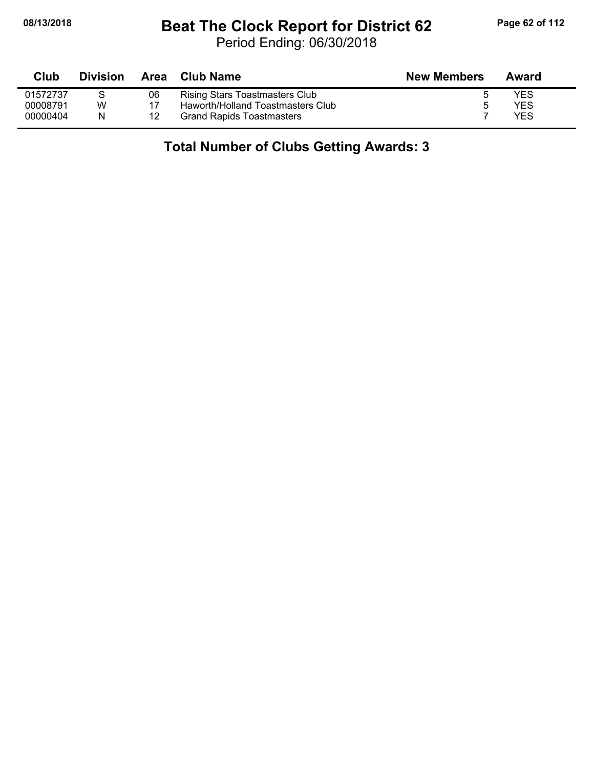# Beat The Clock Report for District 62

Period Ending: 06/30/2018

| Club | Division | Area | Club Name | New Members | Award |
|---|---|---|---|---|---|
| 01572737 | S | 06 | Rising Stars Toastmasters Club | 5 | YES |
| 00008791 | W | 17 | Haworth/Holland Toastmasters Club | 5 | YES |
| 00000404 | N | 12 | Grand Rapids Toastmasters | 7 | YES |

## Total Number of Clubs Getting Awards: 3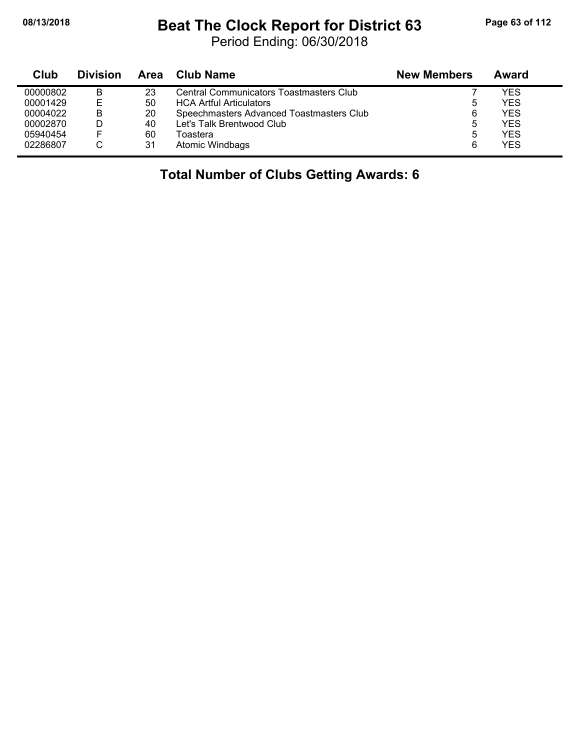# Beat The Clock Report for District 63

Period Ending: 06/30/2018

| Club | Division | Area | Club Name | New Members | Award |
|---|---|---|---|---|---|
| 00000802 | B | 23 | Central Communicators Toastmasters Club | 7 | YES |
| 00001429 | E | 50 | HCA Artful Articulators | 5 | YES |
| 00004022 | B | 20 | Speechmasters Advanced Toastmasters Club | 6 | YES |
| 00002870 | D | 40 | Let's Talk Brentwood Club | 5 | YES |
| 05940454 | F | 60 | Toastera | 5 | YES |
| 02286807 | C | 31 | Atomic Windbags | 6 | YES |

**Total Number of Clubs Getting Awards: 6**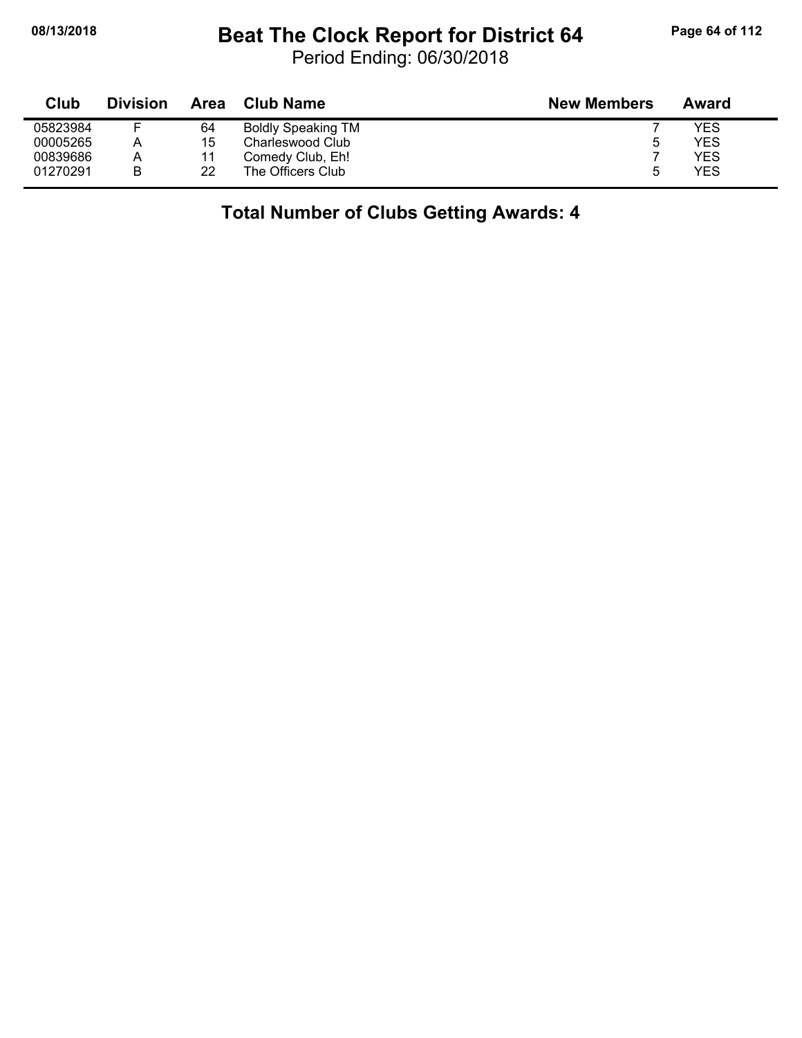# Beat The Clock Report for District 64

Period Ending: 06/30/2018

| Club | Division | Area | Club Name | New Members | Award |
|---|---|---|---|---|---|
| 05823984 | F | 64 | Boldly Speaking TM | 7 | YES |
| 00005265 | A | 15 | Charleswood Club | 5 | YES |
| 00839686 | A | 11 | Comedy Club, Eh! | 7 | YES |
| 01270291 | B | 22 | The Officers Club | 5 | YES |

**Total Number of Clubs Getting Awards: 4**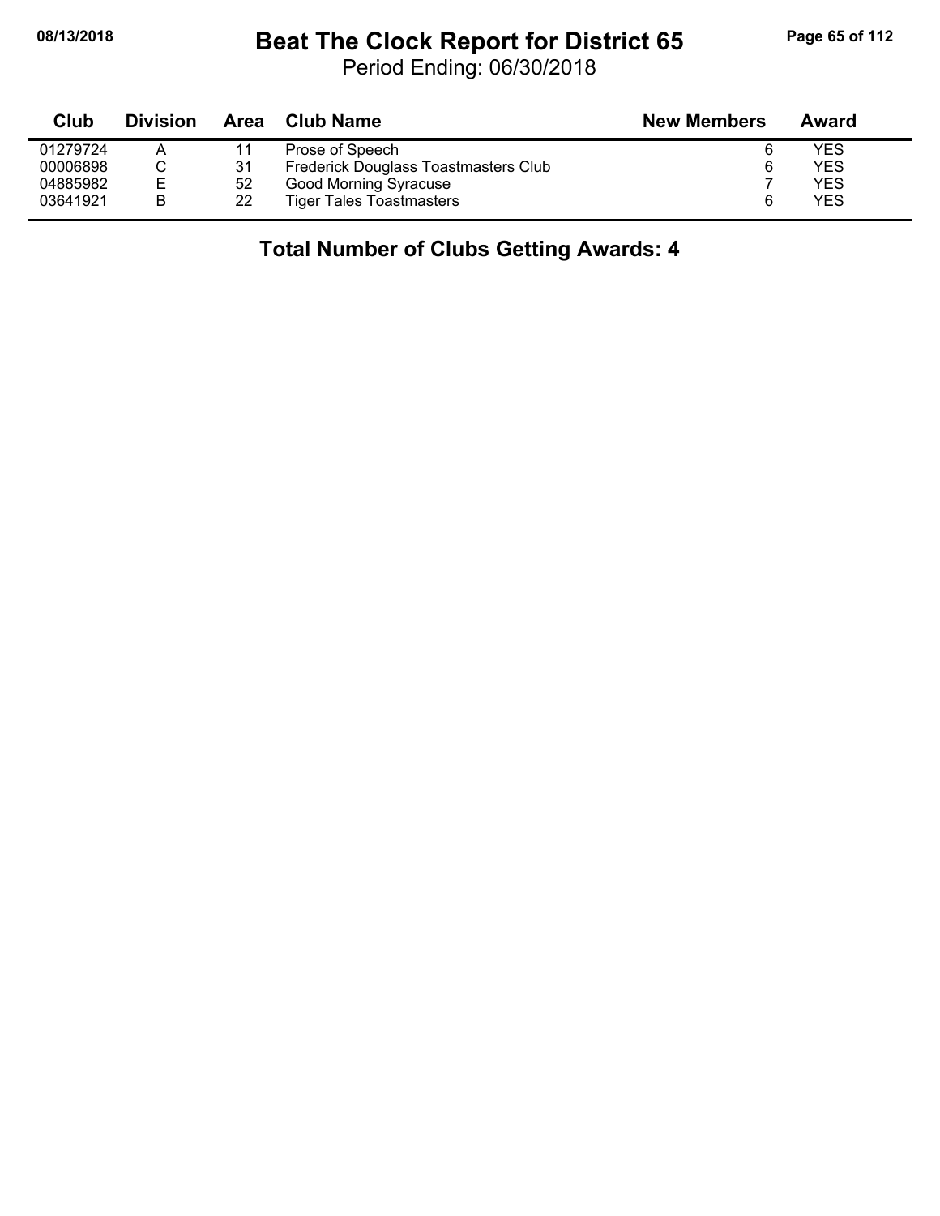# Beat The Clock Report for District 65

Period Ending: 06/30/2018

| Club | Division | Area | Club Name | New Members | Award |
|---|---|---|---|---|---|
| 01279724 | A | 11 | Prose of Speech | 6 | YES |
| 00006898 | C | 31 | Frederick Douglass Toastmasters Club | 6 | YES |
| 04885982 | E | 52 | Good Morning Syracuse | 7 | YES |
| 03641921 | B | 22 | Tiger Tales Toastmasters | 6 | YES |

## Total Number of Clubs Getting Awards: 4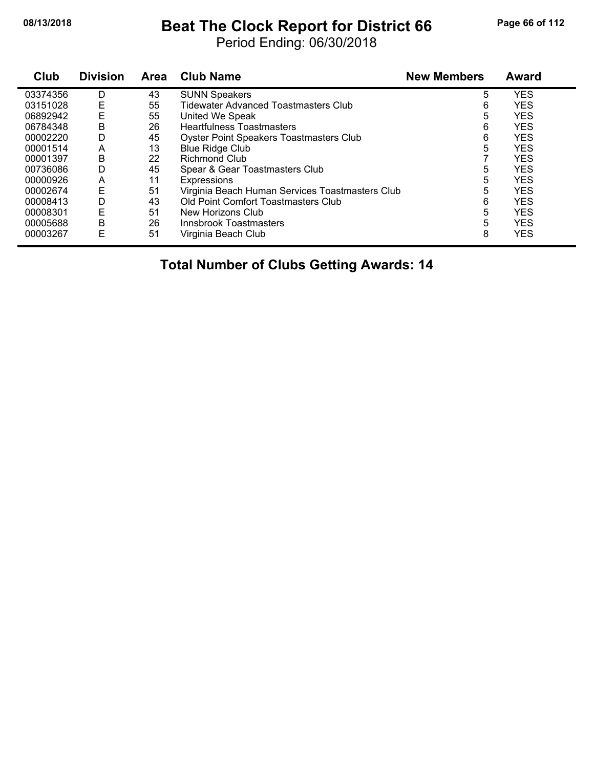# Beat The Clock Report for District 66

Period Ending: 06/30/2018

| Club | Division | Area | Club Name | New Members | Award |
|---|---|---|---|---|---|
| 03374356 | D | 43 | SUNN Speakers | 5 | YES |
| 03151028 | E | 55 | Tidewater Advanced Toastmasters Club | 6 | YES |
| 06892942 | E | 55 | United We Speak | 5 | YES |
| 06784348 | B | 26 | Heartfulness Toastmasters | 6 | YES |
| 00002220 | D | 45 | Oyster Point Speakers Toastmasters Club | 6 | YES |
| 00001514 | A | 13 | Blue Ridge Club | 5 | YES |
| 00001397 | B | 22 | Richmond Club | 7 | YES |
| 00736086 | D | 45 | Spear & Gear Toastmasters Club | 5 | YES |
| 00000926 | A | 11 | Expressions | 5 | YES |
| 00002674 | E | 51 | Virginia Beach Human Services Toastmasters Club | 5 | YES |
| 00008413 | D | 43 | Old Point Comfort Toastmasters Club | 6 | YES |
| 00008301 | E | 51 | New Horizons Club | 5 | YES |
| 00005688 | B | 26 | Innsbrook Toastmasters | 5 | YES |
| 00003267 | E | 51 | Virginia Beach Club | 8 | YES |

**Total Number of Clubs Getting Awards: 14**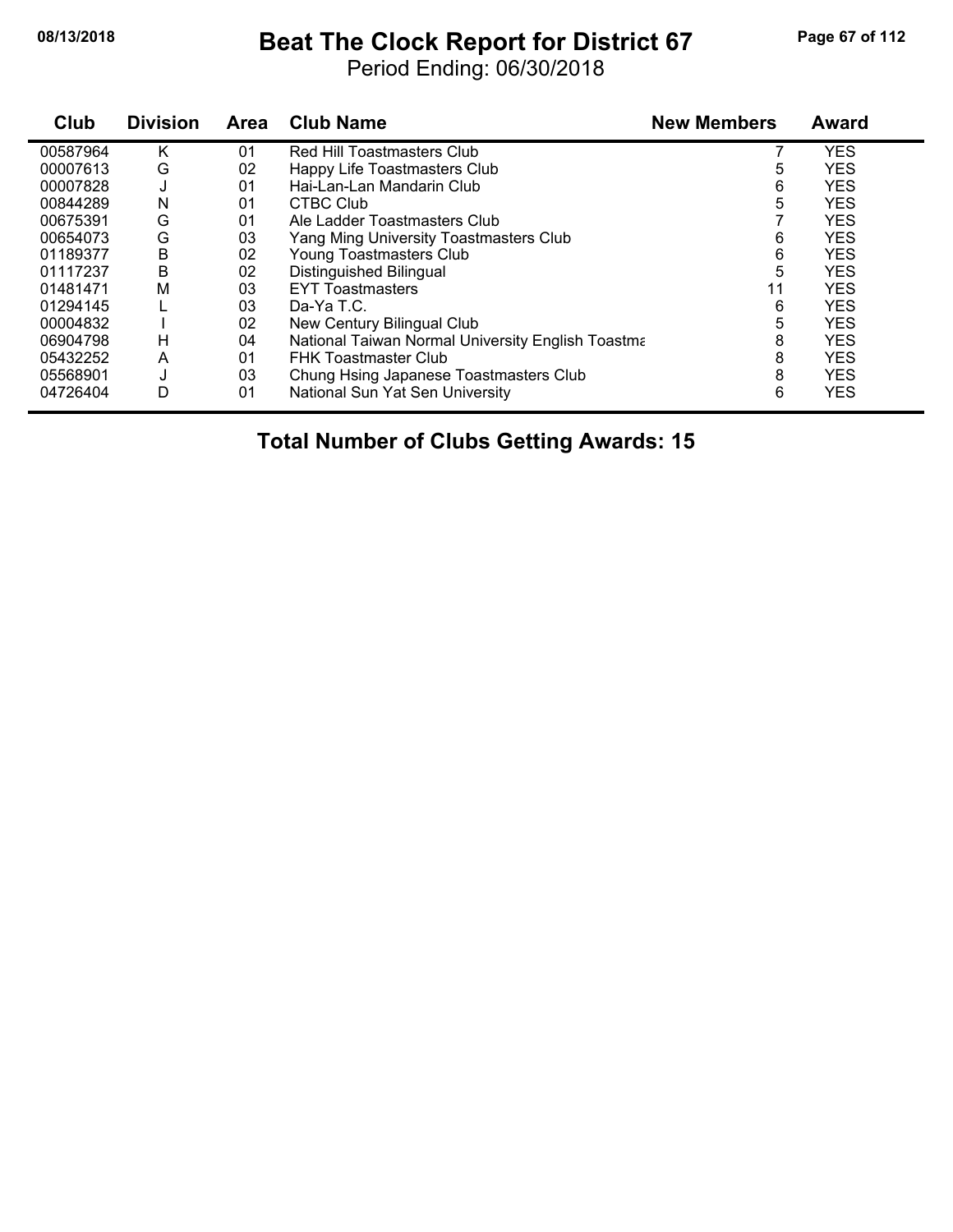# Beat The Clock Report for District 67

08/13/2018

Period Ending: 06/30/2018

| Club | Division | Area | Club Name | New Members | Award |
|---|---|---|---|---|---|
| 00587964 | K | 01 | Red Hill Toastmasters Club | 7 | YES |
| 00007613 | G | 02 | Happy Life Toastmasters Club | 5 | YES |
| 00007828 | J | 01 | Hai-Lan-Lan Mandarin Club | 6 | YES |
| 00844289 | N | 01 | CTBC Club | 5 | YES |
| 00675391 | G | 01 | Ale Ladder Toastmasters Club | 7 | YES |
| 00654073 | G | 03 | Yang Ming University Toastmasters Club | 6 | YES |
| 01189377 | B | 02 | Young Toastmasters Club | 6 | YES |
| 01117237 | B | 02 | Distinguished Bilingual | 5 | YES |
| 01481471 | M | 03 | EYT Toastmasters | 11 | YES |
| 01294145 | L | 03 | Da-Ya T.C. | 6 | YES |
| 00004832 | I | 02 | New Century Bilingual Club | 5 | YES |
| 06904798 | H | 04 | National Taiwan Normal University English Toastma | 8 | YES |
| 05432252 | A | 01 | FHK Toastmaster Club | 8 | YES |
| 05568901 | J | 03 | Chung Hsing Japanese Toastmasters Club | 8 | YES |
| 04726404 | D | 01 | National Sun Yat Sen University | 6 | YES |

**Total Number of Clubs Getting Awards: 15**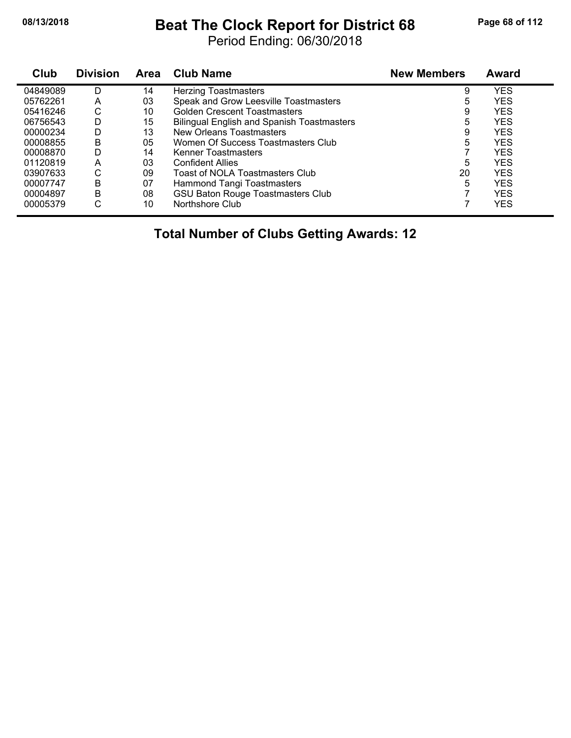# Beat The Clock Report for District 68

Period Ending: 06/30/2018

| Club | Division | Area | Club Name | New Members | Award |
|---|---|---|---|---|---|
| 04849089 | D | 14 | Herzing Toastmasters | 9 | YES |
| 05762261 | A | 03 | Speak and Grow Leesville Toastmasters | 5 | YES |
| 05416246 | C | 10 | Golden Crescent Toastmasters | 9 | YES |
| 06756543 | D | 15 | Bilingual English and Spanish Toastmasters | 5 | YES |
| 00000234 | D | 13 | New Orleans Toastmasters | 9 | YES |
| 00008855 | B | 05 | Women Of Success Toastmasters Club | 5 | YES |
| 00008870 | D | 14 | Kenner Toastmasters | 7 | YES |
| 01120819 | A | 03 | Confident Allies | 5 | YES |
| 03907633 | C | 09 | Toast of NOLA Toastmasters Club | 20 | YES |
| 00007747 | B | 07 | Hammond Tangi Toastmasters | 5 | YES |
| 00004897 | B | 08 | GSU Baton Rouge Toastmasters Club | 7 | YES |
| 00005379 | C | 10 | Northshore Club | 7 | YES |

**Total Number of Clubs Getting Awards: 12**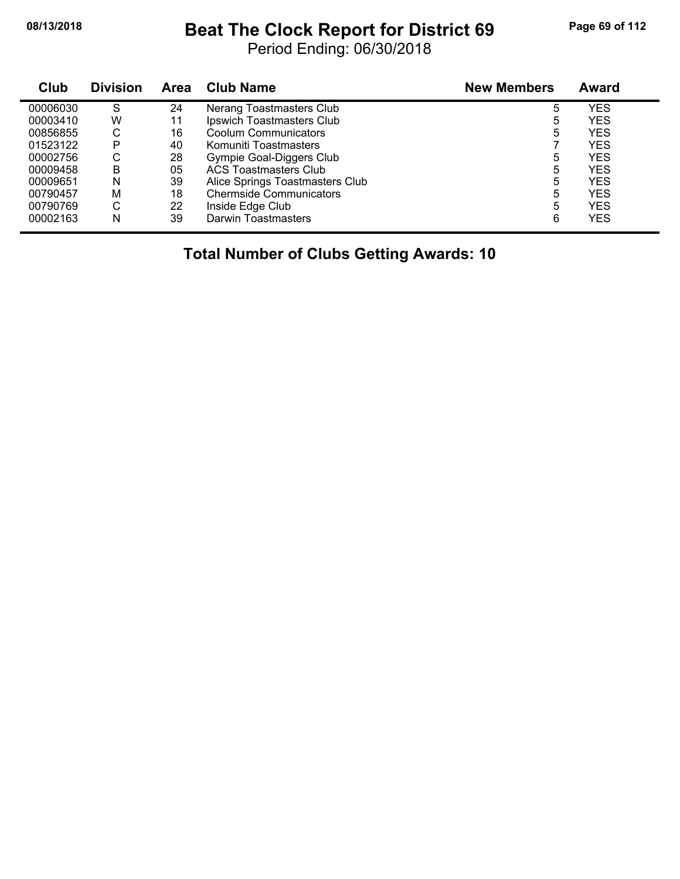# Beat The Clock Report for District 69

Period Ending: 06/30/2018

| Club | Division | Area | Club Name | New Members | Award |
|---|---|---|---|---|---|
| 00006030 | S | 24 | Nerang Toastmasters Club | 5 | YES |
| 00003410 | W | 11 | Ipswich Toastmasters Club | 5 | YES |
| 00856855 | C | 16 | Coolum Communicators | 5 | YES |
| 01523122 | P | 40 | Komuniti Toastmasters | 7 | YES |
| 00002756 | C | 28 | Gympie Goal-Diggers Club | 5 | YES |
| 00009458 | B | 05 | ACS Toastmasters Club | 5 | YES |
| 00009651 | N | 39 | Alice Springs Toastmasters Club | 5 | YES |
| 00790457 | M | 18 | Chermside Communicators | 5 | YES |
| 00790769 | C | 22 | Inside Edge Club | 5 | YES |
| 00002163 | N | 39 | Darwin Toastmasters | 6 | YES |

**Total Number of Clubs Getting Awards: 10**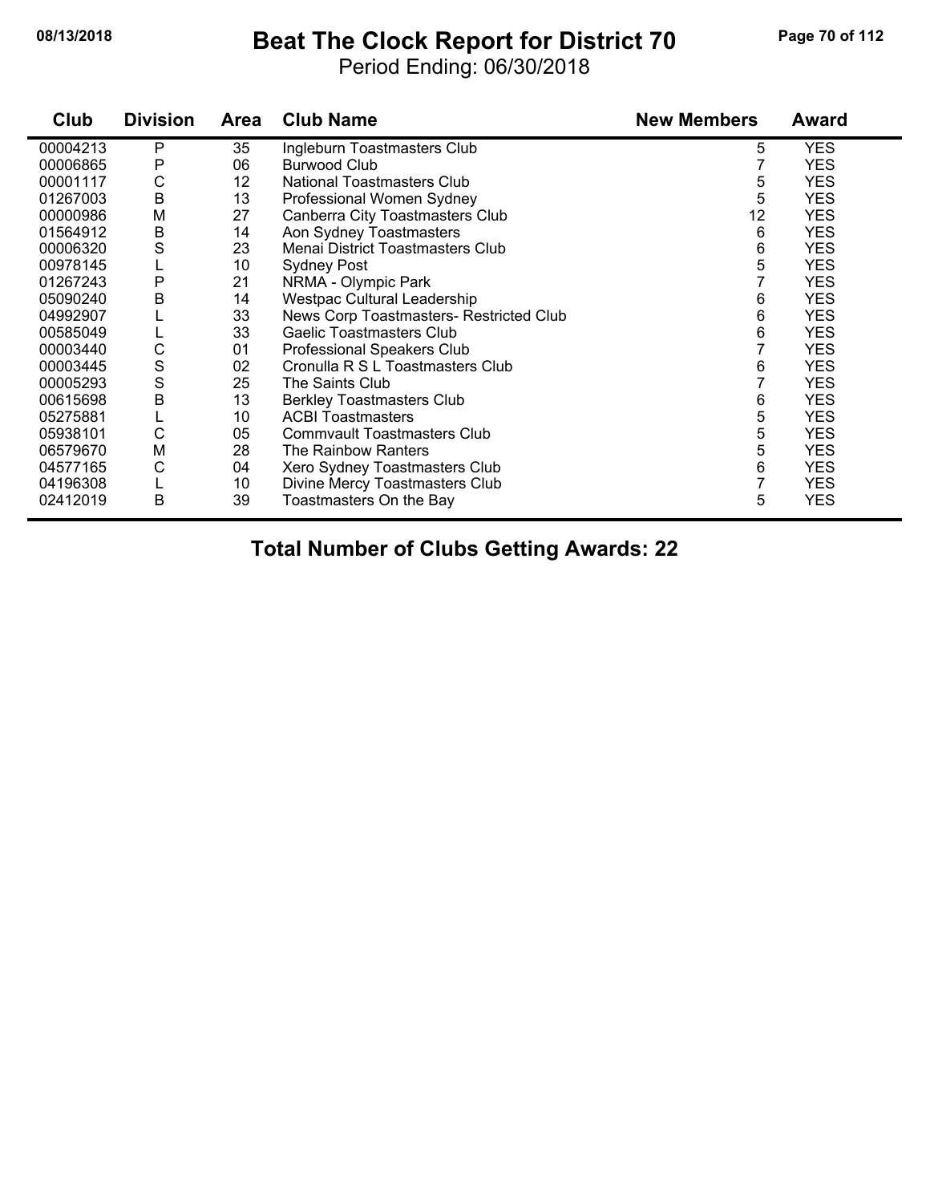# Beat The Clock Report for District 70

Period Ending: 06/30/2018

| Club | Division | Area | Club Name | New Members | Award |
|---|---|---|---|---|---|
| 00004213 | P | 35 | Ingleburn Toastmasters Club | 5 | YES |
| 00006865 | P | 06 | Burwood Club | 7 | YES |
| 00001117 | C | 12 | National Toastmasters Club | 5 | YES |
| 01267003 | B | 13 | Professional Women Sydney | 5 | YES |
| 00000986 | M | 27 | Canberra City Toastmasters Club | 12 | YES |
| 01564912 | B | 14 | Aon Sydney Toastmasters | 6 | YES |
| 00006320 | S | 23 | Menai District Toastmasters Club | 6 | YES |
| 00978145 | L | 10 | Sydney Post | 5 | YES |
| 01267243 | P | 21 | NRMA - Olympic Park | 7 | YES |
| 05090240 | B | 14 | Westpac Cultural Leadership | 6 | YES |
| 04992907 | L | 33 | News Corp Toastmasters- Restricted Club | 6 | YES |
| 00585049 | L | 33 | Gaelic Toastmasters Club | 6 | YES |
| 00003440 | C | 01 | Professional Speakers Club | 7 | YES |
| 00003445 | S | 02 | Cronulla R S L Toastmasters Club | 6 | YES |
| 00005293 | S | 25 | The Saints Club | 7 | YES |
| 00615698 | B | 13 | Berkley Toastmasters Club | 6 | YES |
| 05275881 | L | 10 | ACBI Toastmasters | 5 | YES |
| 05938101 | C | 05 | Commvault Toastmasters Club | 5 | YES |
| 06579670 | M | 28 | The Rainbow Ranters | 5 | YES |
| 04577165 | C | 04 | Xero Sydney Toastmasters Club | 6 | YES |
| 04196308 | L | 10 | Divine Mercy Toastmasters Club | 7 | YES |
| 02412019 | B | 39 | Toastmasters On the Bay | 5 | YES |

**Total Number of Clubs Getting Awards: 22**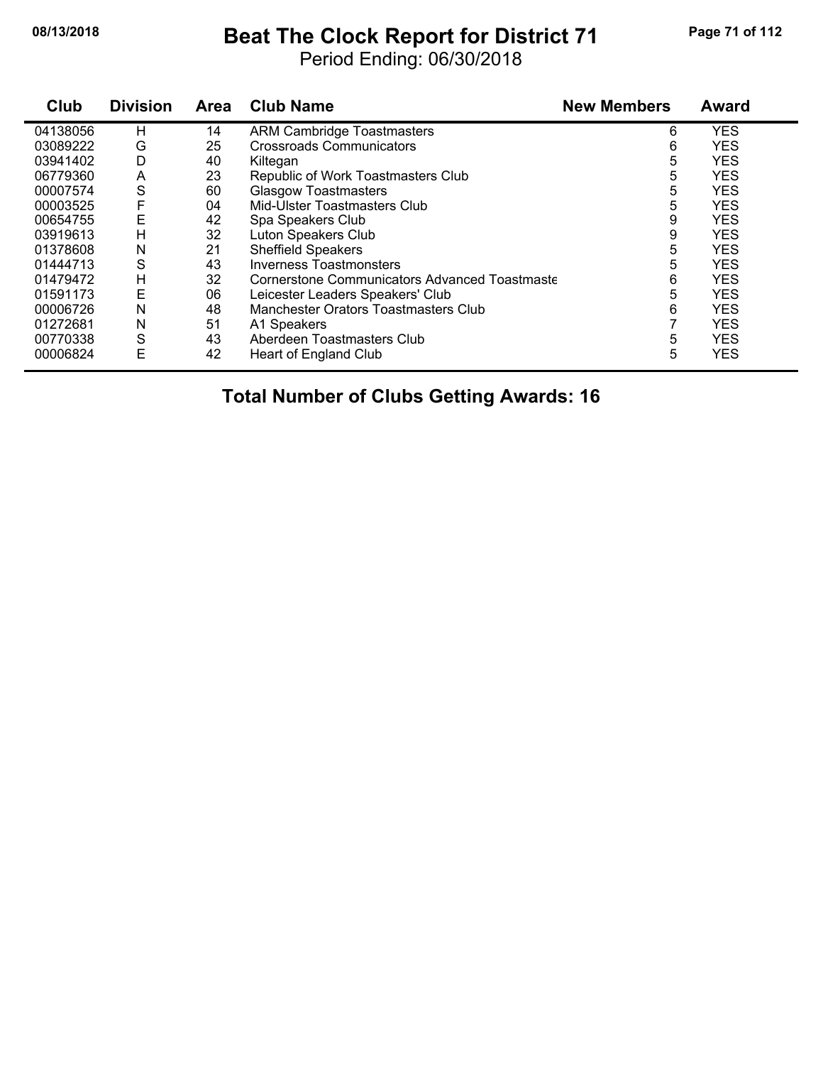# Beat The Clock Report for District 71

08/13/2018

Period Ending: 06/30/2018

| Club | Division | Area | Club Name | New Members | Award |
|---|---|---|---|---|---|
| 04138056 | H | 14 | ARM Cambridge Toastmasters | 6 | YES |
| 03089222 | G | 25 | Crossroads Communicators | 6 | YES |
| 03941402 | D | 40 | Kiltegan | 5 | YES |
| 06779360 | A | 23 | Republic of Work Toastmasters Club | 5 | YES |
| 00007574 | S | 60 | Glasgow Toastmasters | 5 | YES |
| 00003525 | F | 04 | Mid-Ulster Toastmasters Club | 5 | YES |
| 00654755 | E | 42 | Spa Speakers Club | 9 | YES |
| 03919613 | H | 32 | Luton Speakers Club | 9 | YES |
| 01378608 | N | 21 | Sheffield Speakers | 5 | YES |
| 01444713 | S | 43 | Inverness Toastmonsters | 5 | YES |
| 01479472 | H | 32 | Cornerstone Communicators Advanced Toastmaste | 6 | YES |
| 01591173 | E | 06 | Leicester Leaders Speakers' Club | 5 | YES |
| 00006726 | N | 48 | Manchester Orators Toastmasters Club | 6 | YES |
| 01272681 | N | 51 | A1 Speakers | 7 | YES |
| 00770338 | S | 43 | Aberdeen Toastmasters Club | 5 | YES |
| 00006824 | E | 42 | Heart of England Club | 5 | YES |

## Total Number of Clubs Getting Awards: 16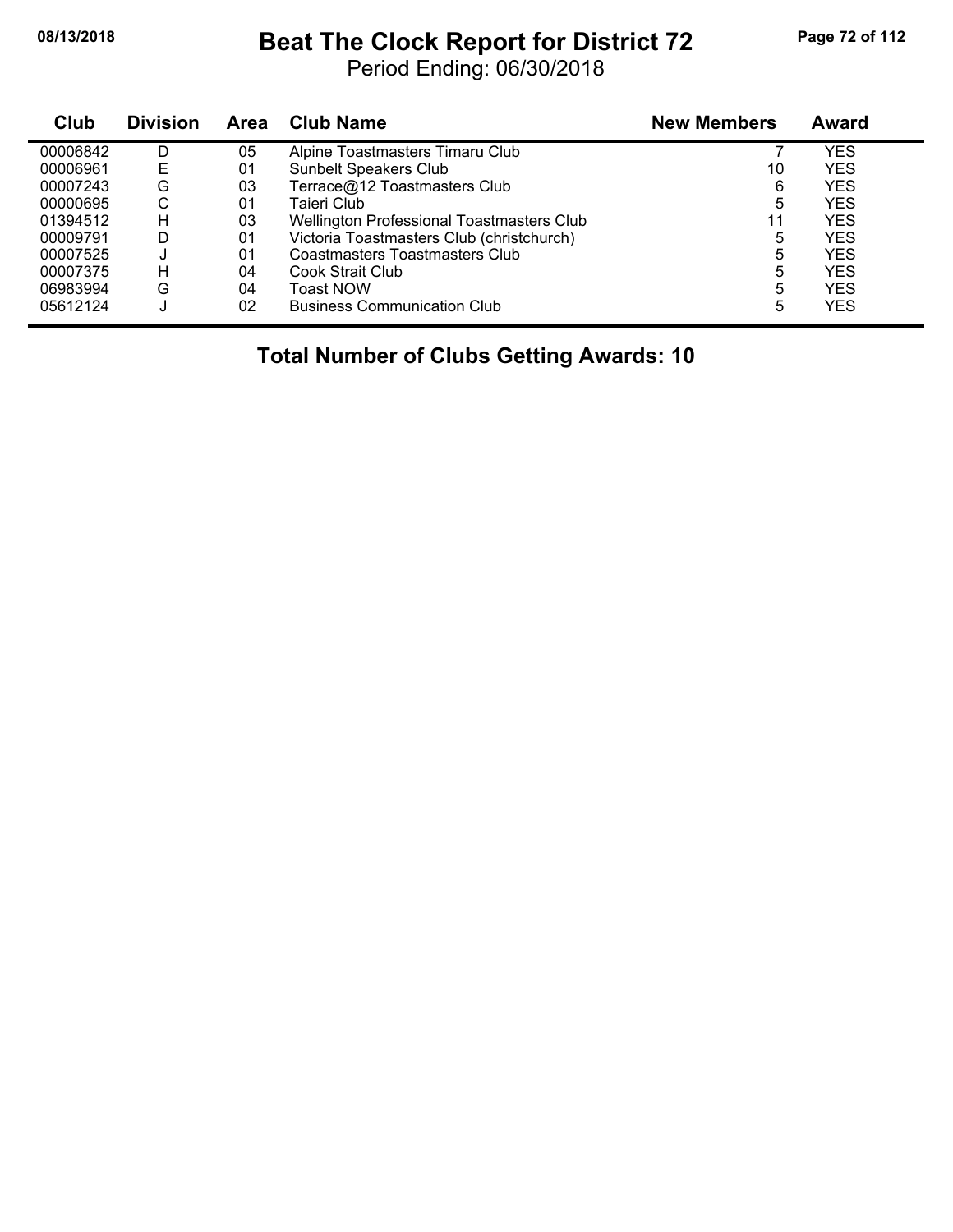# Beat The Clock Report for District 72

Period Ending: 06/30/2018

| Club | Division | Area | Club Name | New Members | Award |
|---|---|---|---|---|---|
| 00006842 | D | 05 | Alpine Toastmasters Timaru Club | 7 | YES |
| 00006961 | E | 01 | Sunbelt Speakers Club | 10 | YES |
| 00007243 | G | 03 | Terrace@12 Toastmasters Club | 6 | YES |
| 00000695 | C | 01 | Taieri Club | 5 | YES |
| 01394512 | H | 03 | Wellington Professional Toastmasters Club | 11 | YES |
| 00009791 | D | 01 | Victoria Toastmasters Club (christchurch) | 5 | YES |
| 00007525 | J | 01 | Coastmasters Toastmasters Club | 5 | YES |
| 00007375 | H | 04 | Cook Strait Club | 5 | YES |
| 06983994 | G | 04 | Toast NOW | 5 | YES |
| 05612124 | J | 02 | Business Communication Club | 5 | YES |

**Total Number of Clubs Getting Awards: 10**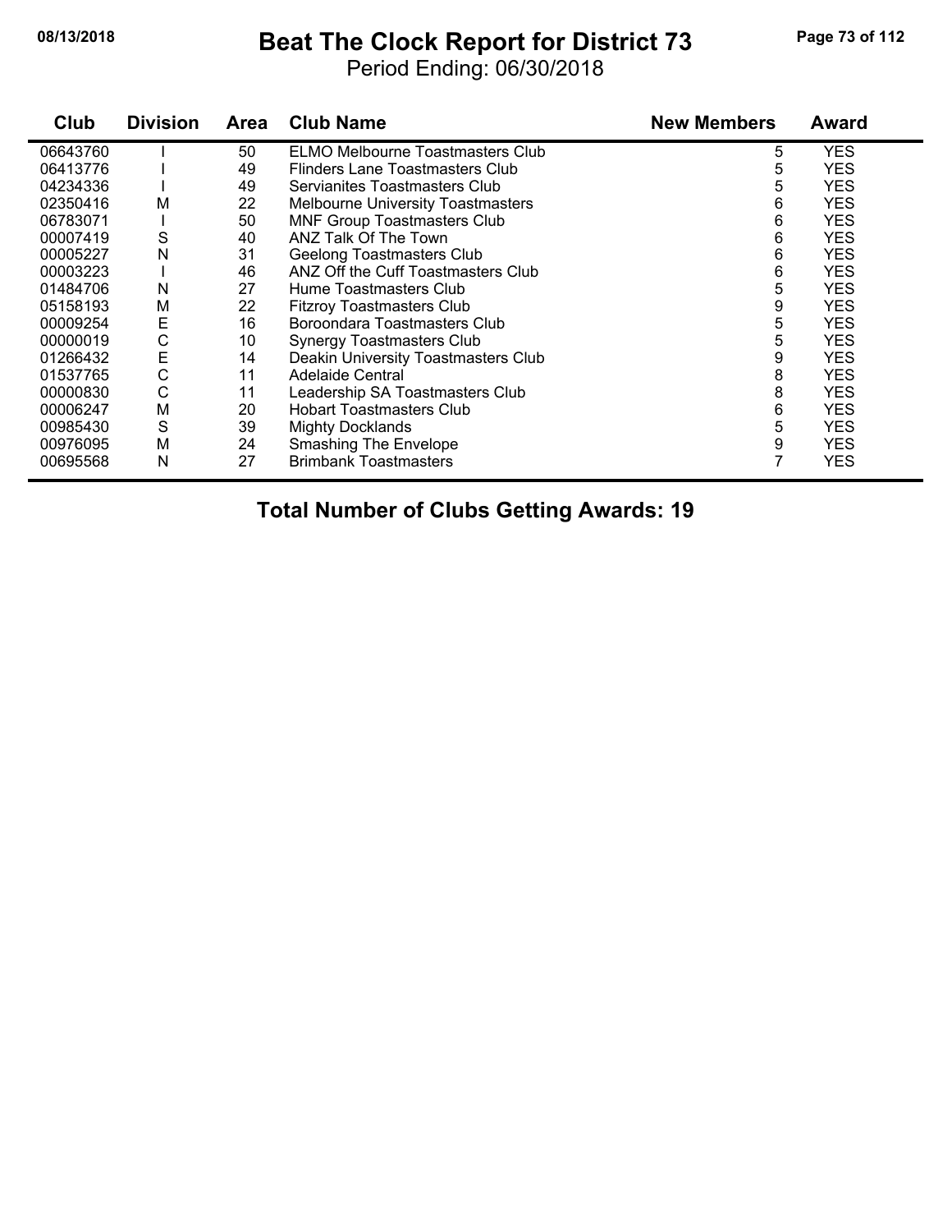# Beat The Clock Report for District 73

Period Ending: 06/30/2018

| Club | Division | Area | Club Name | New Members | Award |
|---|---|---|---|---|---|
| 06643760 | I | 50 | ELMO Melbourne Toastmasters Club | 5 | YES |
| 06413776 | I | 49 | Flinders Lane Toastmasters Club | 5 | YES |
| 04234336 | I | 49 | Servianites Toastmasters Club | 5 | YES |
| 02350416 | M | 22 | Melbourne University Toastmasters | 6 | YES |
| 06783071 | I | 50 | MNF Group Toastmasters Club | 6 | YES |
| 00007419 | S | 40 | ANZ Talk Of The Town | 6 | YES |
| 00005227 | N | 31 | Geelong Toastmasters Club | 6 | YES |
| 00003223 | I | 46 | ANZ Off the Cuff Toastmasters Club | 6 | YES |
| 01484706 | N | 27 | Hume Toastmasters Club | 5 | YES |
| 05158193 | M | 22 | Fitzroy Toastmasters Club | 9 | YES |
| 00009254 | E | 16 | Boroondara Toastmasters Club | 5 | YES |
| 00000019 | C | 10 | Synergy Toastmasters Club | 5 | YES |
| 01266432 | E | 14 | Deakin University Toastmasters Club | 9 | YES |
| 01537765 | C | 11 | Adelaide Central | 8 | YES |
| 00000830 | C | 11 | Leadership SA Toastmasters Club | 8 | YES |
| 00006247 | M | 20 | Hobart Toastmasters Club | 6 | YES |
| 00985430 | S | 39 | Mighty Docklands | 5 | YES |
| 00976095 | M | 24 | Smashing The Envelope | 9 | YES |
| 00695568 | N | 27 | Brimbank Toastmasters | 7 | YES |

**Total Number of Clubs Getting Awards: 19**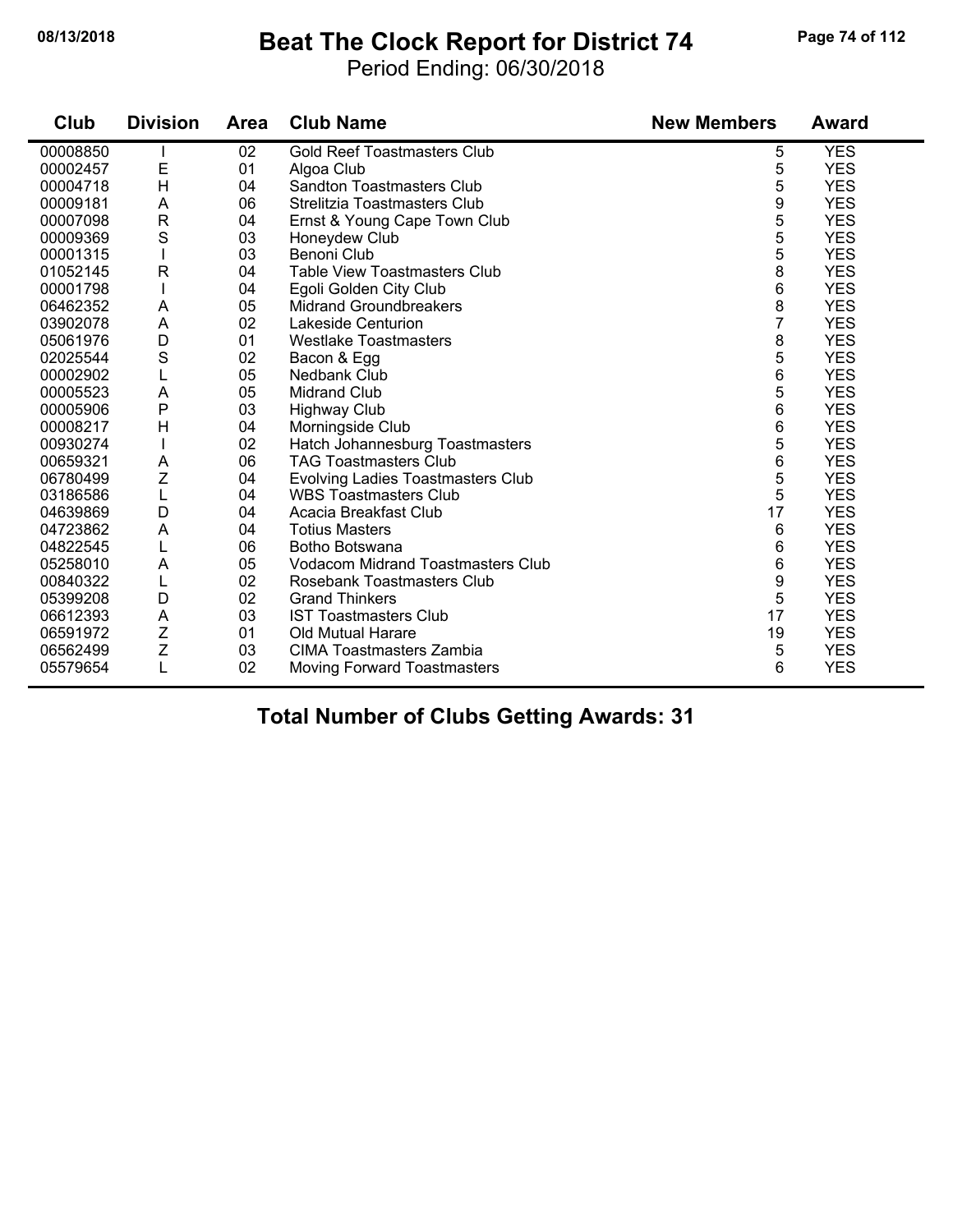# Beat The Clock Report for District 74

Period Ending: 06/30/2018

08/13/2018

| Club | Division | Area | Club Name | New Members | Award |
|---|---|---|---|---|---|
| 00008850 | I | 02 | Gold Reef Toastmasters Club | 5 | YES |
| 00002457 | E | 01 | Algoa Club | 5 | YES |
| 00004718 | H | 04 | Sandton Toastmasters Club | 5 | YES |
| 00009181 | A | 06 | Strelitzia Toastmasters Club | 9 | YES |
| 00007098 | R | 04 | Ernst & Young Cape Town Club | 5 | YES |
| 00009369 | S | 03 | Honeydew Club | 5 | YES |
| 00001315 | I | 03 | Benoni Club | 5 | YES |
| 01052145 | R | 04 | Table View Toastmasters Club | 8 | YES |
| 00001798 | I | 04 | Egoli Golden City Club | 6 | YES |
| 06462352 | A | 05 | Midrand Groundbreakers | 8 | YES |
| 03902078 | A | 02 | Lakeside Centurion | 7 | YES |
| 05061976 | D | 01 | Westlake Toastmasters | 8 | YES |
| 02025544 | S | 02 | Bacon & Egg | 5 | YES |
| 00002902 | L | 05 | Nedbank Club | 6 | YES |
| 00005523 | A | 05 | Midrand Club | 5 | YES |
| 00005906 | P | 03 | Highway Club | 6 | YES |
| 00008217 | H | 04 | Morningside Club | 6 | YES |
| 00930274 | I | 02 | Hatch Johannesburg Toastmasters | 5 | YES |
| 00659321 | A | 06 | TAG Toastmasters Club | 6 | YES |
| 06780499 | Z | 04 | Evolving Ladies Toastmasters Club | 5 | YES |
| 03186586 | L | 04 | WBS Toastmasters Club | 5 | YES |
| 04639869 | D | 04 | Acacia Breakfast Club | 17 | YES |
| 04723862 | A | 04 | Totius Masters | 6 | YES |
| 04822545 | L | 06 | Botho Botswana | 6 | YES |
| 05258010 | A | 05 | Vodacom Midrand Toastmasters Club | 6 | YES |
| 00840322 | L | 02 | Rosebank Toastmasters Club | 9 | YES |
| 05399208 | D | 02 | Grand Thinkers | 5 | YES |
| 06612393 | A | 03 | IST Toastmasters Club | 17 | YES |
| 06591972 | Z | 01 | Old Mutual Harare | 19 | YES |
| 06562499 | Z | 03 | CIMA Toastmasters Zambia | 5 | YES |
| 05579654 | L | 02 | Moving Forward Toastmasters | 6 | YES |

**Total Number of Clubs Getting Awards: 31**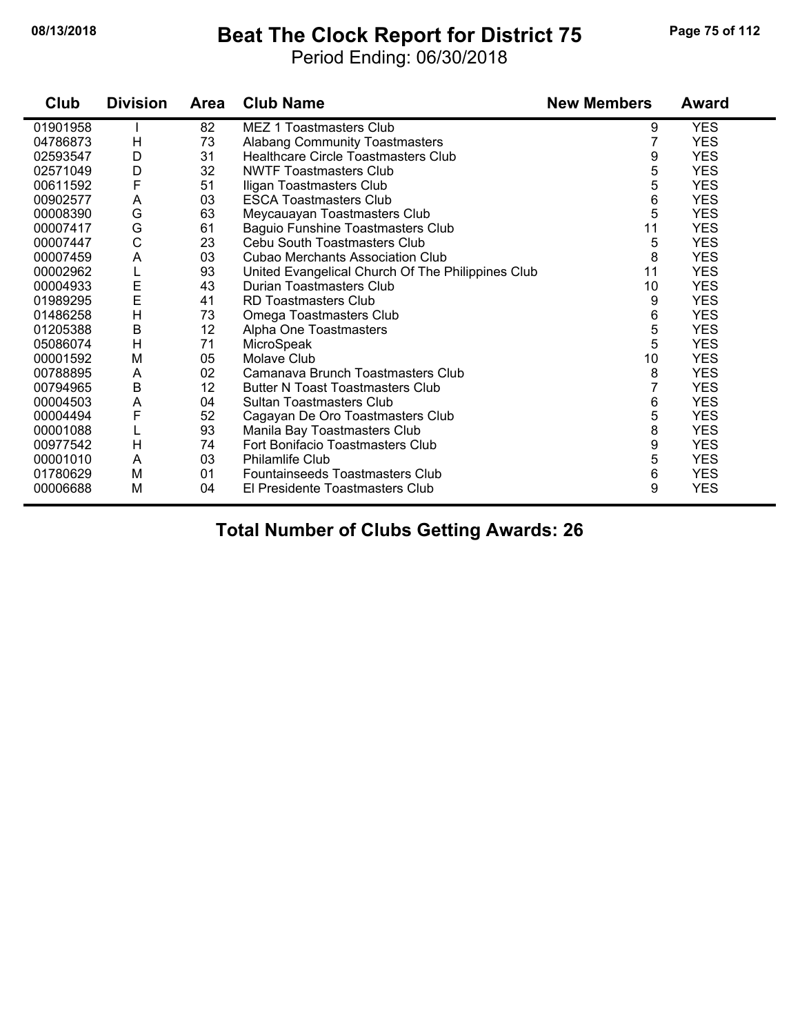08/13/2018

# Beat The Clock Report for District 75

Period Ending: 06/30/2018

| Club | Division | Area | Club Name | New Members | Award |
|---|---|---|---|---|---|
| 01901958 | I | 82 | MEZ 1 Toastmasters Club | 9 | YES |
| 04786873 | H | 73 | Alabang Community Toastmasters | 7 | YES |
| 02593547 | D | 31 | Healthcare Circle Toastmasters Club | 9 | YES |
| 02571049 | D | 32 | NWTF Toastmasters Club | 5 | YES |
| 00611592 | F | 51 | Iligan Toastmasters Club | 5 | YES |
| 00902577 | A | 03 | ESCA Toastmasters Club | 6 | YES |
| 00008390 | G | 63 | Meycauayan Toastmasters Club | 5 | YES |
| 00007417 | G | 61 | Baguio Funshine Toastmasters Club | 11 | YES |
| 00007447 | C | 23 | Cebu South Toastmasters Club | 5 | YES |
| 00007459 | A | 03 | Cubao Merchants Association Club | 8 | YES |
| 00002962 | L | 93 | United Evangelical Church Of The Philippines Club | 11 | YES |
| 00004933 | E | 43 | Durian Toastmasters Club | 10 | YES |
| 01989295 | E | 41 | RD Toastmasters Club | 9 | YES |
| 01486258 | H | 73 | Omega Toastmasters Club | 6 | YES |
| 01205388 | B | 12 | Alpha One Toastmasters | 5 | YES |
| 05086074 | H | 71 | MicroSpeak | 5 | YES |
| 00001592 | M | 05 | Molave Club | 10 | YES |
| 00788895 | A | 02 | Camanava Brunch Toastmasters Club | 8 | YES |
| 00794965 | B | 12 | Butter N Toast Toastmasters Club | 7 | YES |
| 00004503 | A | 04 | Sultan Toastmasters Club | 6 | YES |
| 00004494 | F | 52 | Cagayan De Oro Toastmasters Club | 5 | YES |
| 00001088 | L | 93 | Manila Bay Toastmasters Club | 8 | YES |
| 00977542 | H | 74 | Fort Bonifacio Toastmasters Club | 9 | YES |
| 00001010 | A | 03 | Philamlife Club | 5 | YES |
| 01780629 | M | 01 | Fountainseeds Toastmasters Club | 6 | YES |
| 00006688 | M | 04 | El Presidente Toastmasters Club | 9 | YES |

## Total Number of Clubs Getting Awards: 26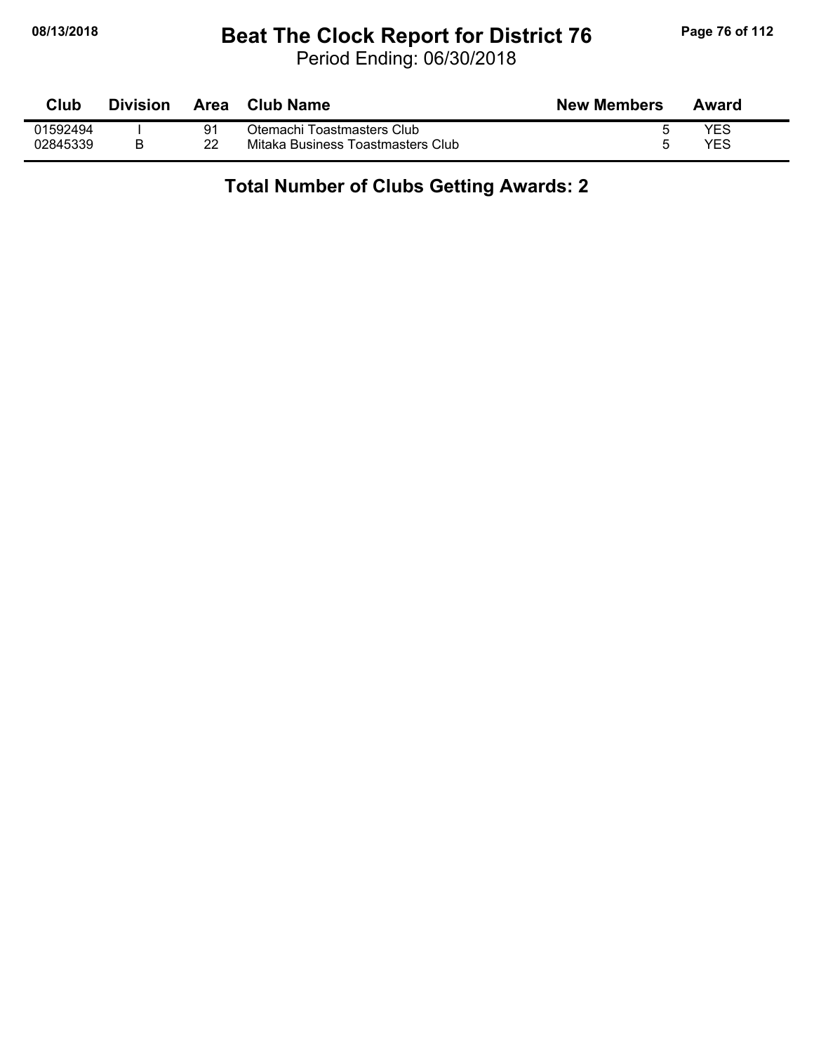# Beat The Clock Report for District 76

Period Ending: 06/30/2018

| Club | Division | Area | Club Name | New Members | Award |
|---|---|---|---|---|---|
| 01592494 | I | 91 | Otemachi Toastmasters Club | 5 | YES |
| 02845339 | B | 22 | Mitaka Business Toastmasters Club | 5 | YES |

**Total Number of Clubs Getting Awards: 2**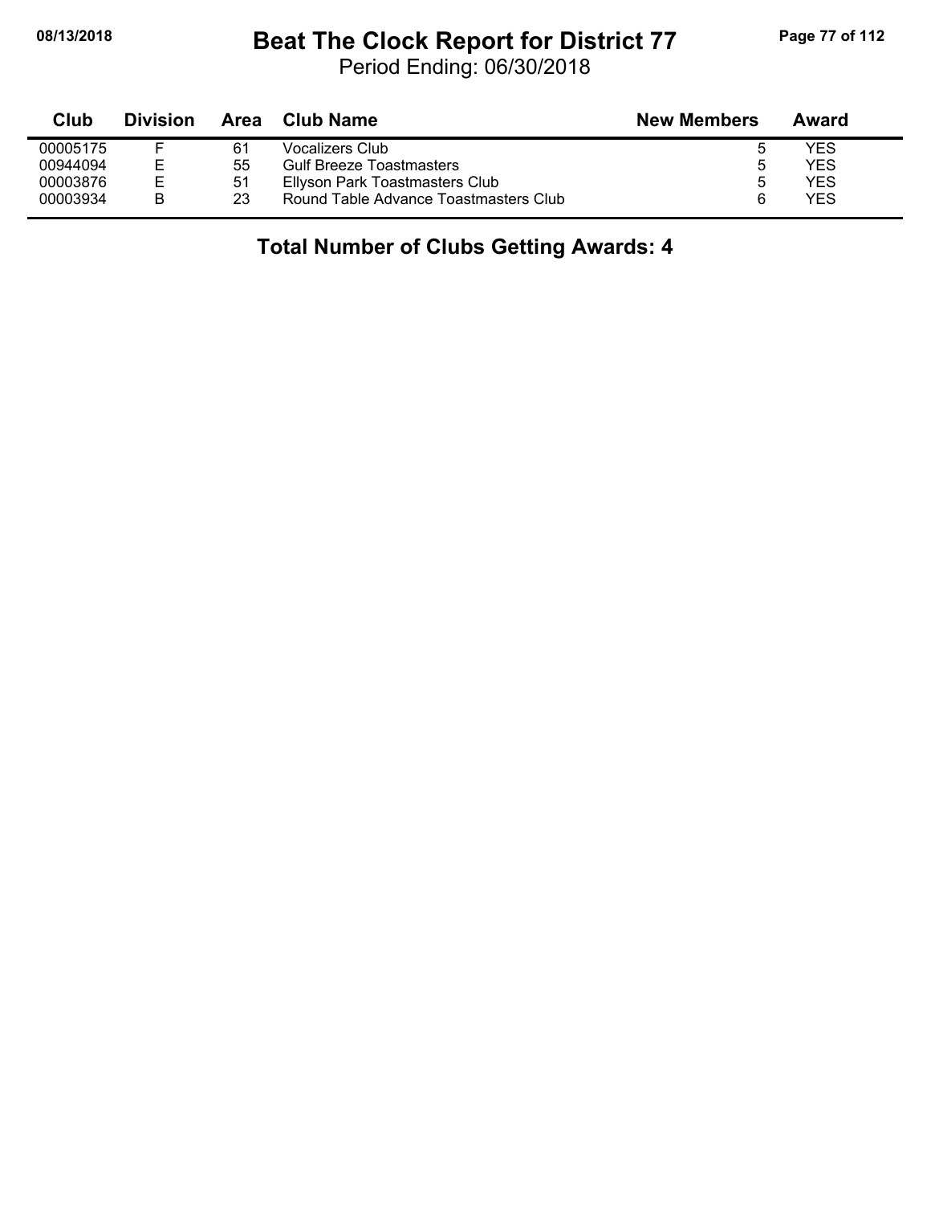# Beat The Clock Report for District 77

Period Ending: 06/30/2018

| Club | Division | Area | Club Name | New Members | Award |
|---|---|---|---|---|---|
| 00005175 | F | 61 | Vocalizers Club | 5 | YES |
| 00944094 | E | 55 | Gulf Breeze Toastmasters | 5 | YES |
| 00003876 | E | 51 | Ellyson Park Toastmasters Club | 5 | YES |
| 00003934 | B | 23 | Round Table Advance Toastmasters Club | 6 | YES |

**Total Number of Clubs Getting Awards: 4**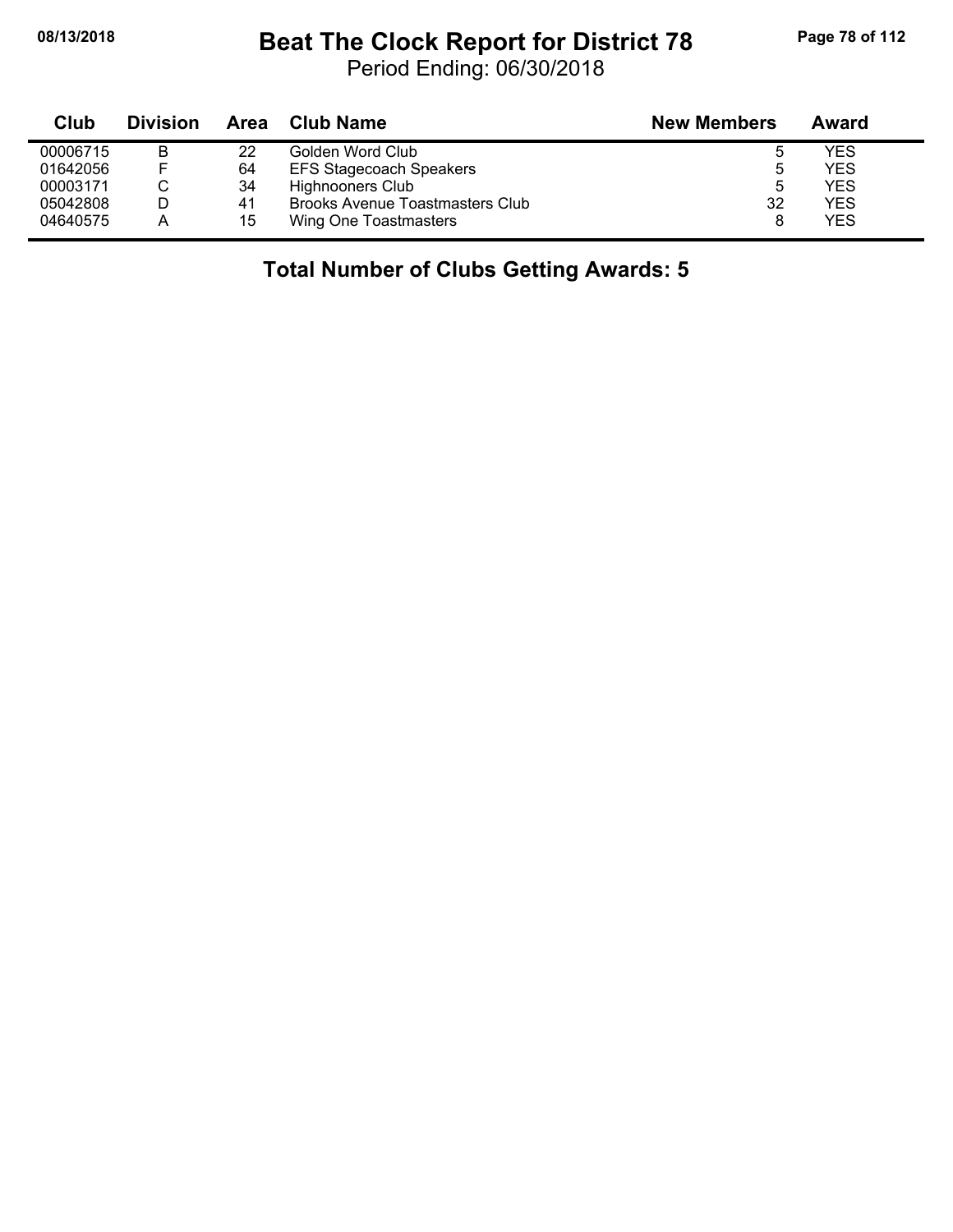# Beat The Clock Report for District 78

Period Ending: 06/30/2018

| Club | Division | Area | Club Name | New Members | Award |
|---|---|---|---|---|---|
| 00006715 | B | 22 | Golden Word Club | 5 | YES |
| 01642056 | F | 64 | EFS Stagecoach Speakers | 5 | YES |
| 00003171 | C | 34 | Highnooners Club | 5 | YES |
| 05042808 | D | 41 | Brooks Avenue Toastmasters Club | 32 | YES |
| 04640575 | A | 15 | Wing One Toastmasters | 8 | YES |

**Total Number of Clubs Getting Awards: 5**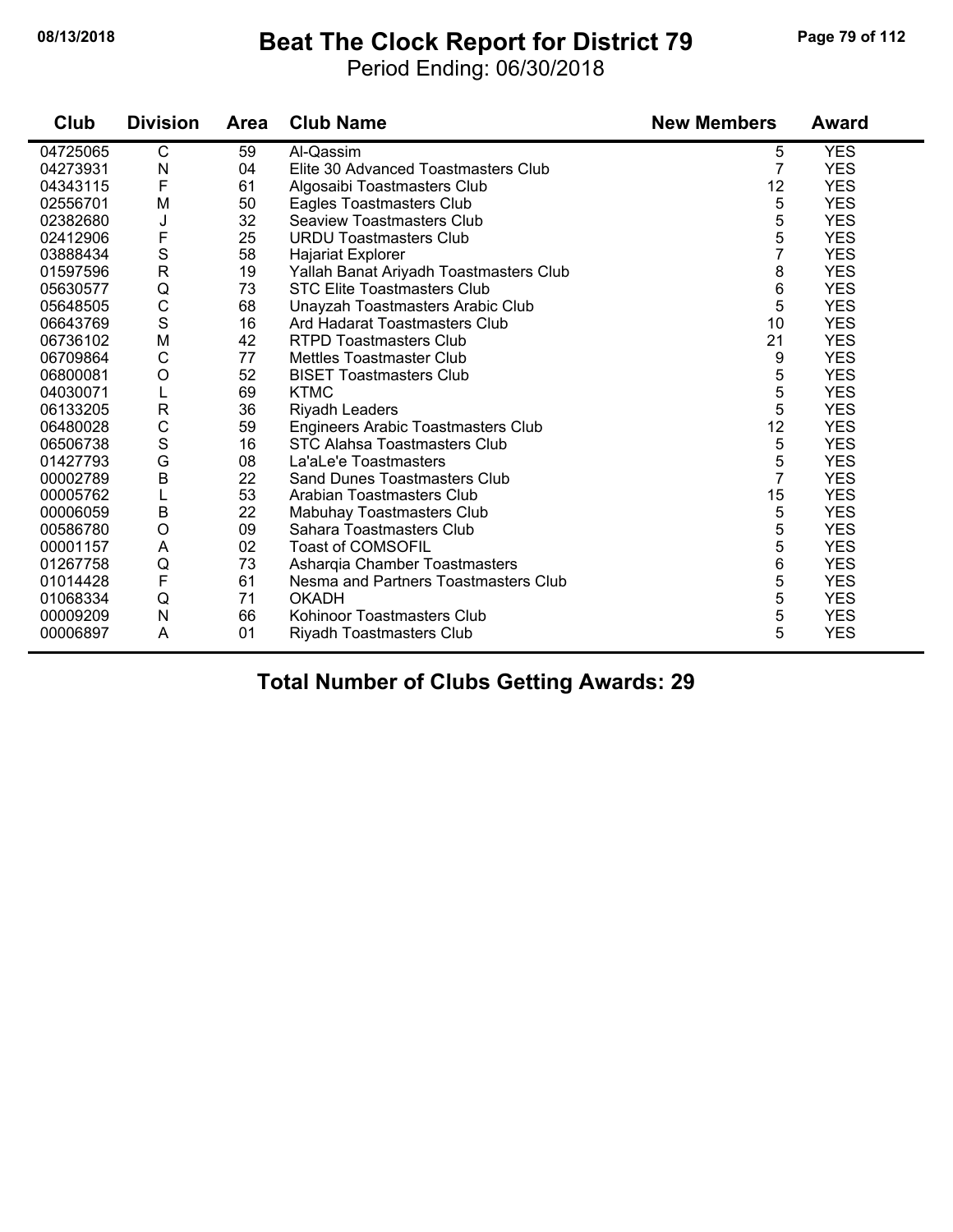# Beat The Clock Report for District 79

08/13/2018

Period Ending: 06/30/2018

| Club | Division | Area | Club Name | New Members | Award |
|---|---|---|---|---|---|
| 04725065 | C | 59 | Al-Qassim | 5 | YES |
| 04273931 | N | 04 | Elite 30 Advanced Toastmasters Club | 7 | YES |
| 04343115 | F | 61 | Algosaibi Toastmasters Club | 12 | YES |
| 02556701 | M | 50 | Eagles Toastmasters Club | 5 | YES |
| 02382680 | J | 32 | Seaview Toastmasters Club | 5 | YES |
| 02412906 | F | 25 | URDU Toastmasters Club | 5 | YES |
| 03888434 | S | 58 | Hajariat Explorer | 7 | YES |
| 01597596 | R | 19 | Yallah Banat Ariyadh Toastmasters Club | 8 | YES |
| 05630577 | Q | 73 | STC Elite Toastmasters Club | 6 | YES |
| 05648505 | C | 68 | Unayzah Toastmasters Arabic Club | 5 | YES |
| 06643769 | S | 16 | Ard Hadarat Toastmasters Club | 10 | YES |
| 06736102 | M | 42 | RTPD Toastmasters Club | 21 | YES |
| 06709864 | C | 77 | Mettles Toastmaster Club | 9 | YES |
| 06800081 | O | 52 | BISET Toastmasters Club | 5 | YES |
| 04030071 | L | 69 | KTMC | 5 | YES |
| 06133205 | R | 36 | Riyadh Leaders | 5 | YES |
| 06480028 | C | 59 | Engineers Arabic Toastmasters Club | 12 | YES |
| 06506738 | S | 16 | STC Alahsa Toastmasters Club | 5 | YES |
| 01427793 | G | 08 | La'aLe'e Toastmasters | 5 | YES |
| 00002789 | B | 22 | Sand Dunes Toastmasters Club | 7 | YES |
| 00005762 | L | 53 | Arabian Toastmasters Club | 15 | YES |
| 00006059 | B | 22 | Mabuhay Toastmasters Club | 5 | YES |
| 00586780 | O | 09 | Sahara Toastmasters Club | 5 | YES |
| 00001157 | A | 02 | Toast of COMSOFIL | 5 | YES |
| 01267758 | Q | 73 | Asharqia Chamber Toastmasters | 6 | YES |
| 01014428 | F | 61 | Nesma and Partners Toastmasters Club | 5 | YES |
| 01068334 | Q | 71 | OKADH | 5 | YES |
| 00009209 | N | 66 | Kohinoor Toastmasters Club | 5 | YES |
| 00006897 | A | 01 | Riyadh Toastmasters Club | 5 | YES |

## Total Number of Clubs Getting Awards: 29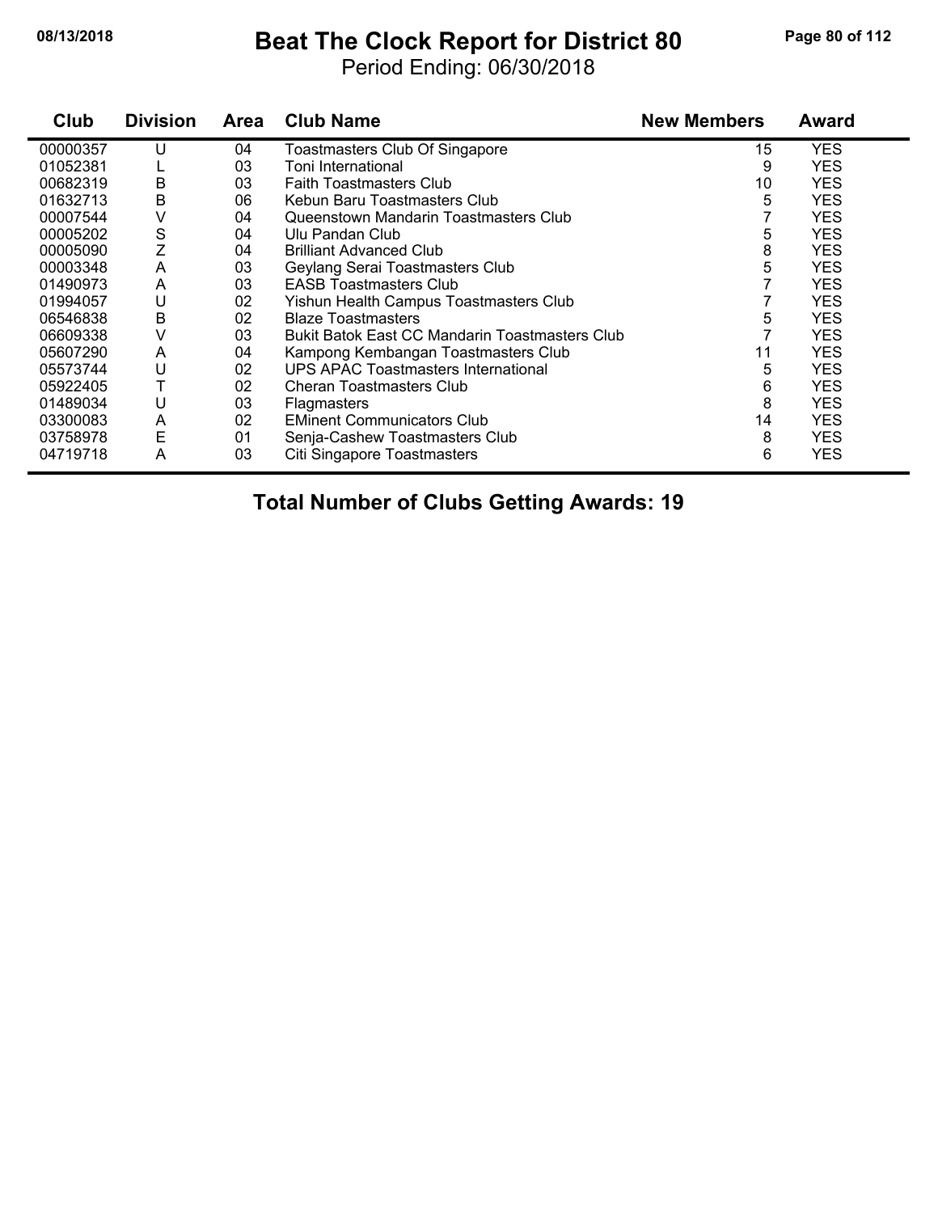# Beat The Clock Report for District 80

Period Ending: 06/30/2018

| Club | Division | Area | Club Name | New Members | Award |
|---|---|---|---|---|---|
| 00000357 | U | 04 | Toastmasters Club Of Singapore | 15 | YES |
| 01052381 | L | 03 | Toni International | 9 | YES |
| 00682319 | B | 03 | Faith Toastmasters Club | 10 | YES |
| 01632713 | B | 06 | Kebun Baru Toastmasters Club | 5 | YES |
| 00007544 | V | 04 | Queenstown Mandarin Toastmasters Club | 7 | YES |
| 00005202 | S | 04 | Ulu Pandan Club | 5 | YES |
| 00005090 | Z | 04 | Brilliant Advanced Club | 8 | YES |
| 00003348 | A | 03 | Geylang Serai Toastmasters Club | 5 | YES |
| 01490973 | A | 03 | EASB Toastmasters Club | 7 | YES |
| 01994057 | U | 02 | Yishun Health Campus Toastmasters Club | 7 | YES |
| 06546838 | B | 02 | Blaze Toastmasters | 5 | YES |
| 06609338 | V | 03 | Bukit Batok East CC Mandarin Toastmasters Club | 7 | YES |
| 05607290 | A | 04 | Kampong Kembangan Toastmasters Club | 11 | YES |
| 05573744 | U | 02 | UPS APAC Toastmasters International | 5 | YES |
| 05922405 | T | 02 | Cheran Toastmasters Club | 6 | YES |
| 01489034 | U | 03 | Flagmasters | 8 | YES |
| 03300083 | A | 02 | EMinent Communicators Club | 14 | YES |
| 03758978 | E | 01 | Senja-Cashew Toastmasters Club | 8 | YES |
| 04719718 | A | 03 | Citi Singapore Toastmasters | 6 | YES |

**Total Number of Clubs Getting Awards: 19**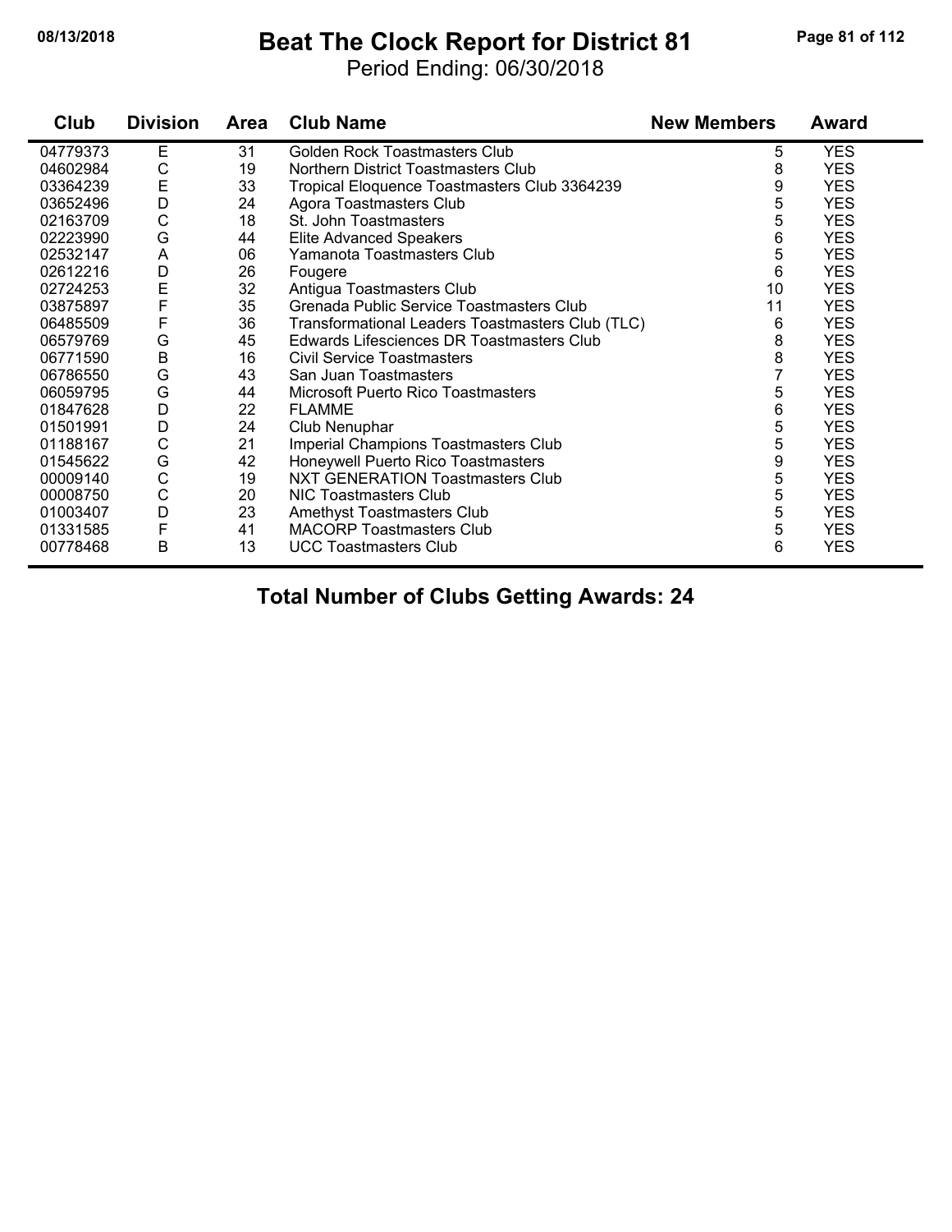# Beat The Clock Report for District 81

Period Ending: 06/30/2018

08/13/2018

| Club | Division | Area | Club Name | New Members | Award |
|---|---|---|---|---|---|
| 04779373 | E | 31 | Golden Rock Toastmasters Club | 5 | YES |
| 04602984 | C | 19 | Northern District Toastmasters Club | 8 | YES |
| 03364239 | E | 33 | Tropical Eloquence Toastmasters Club 3364239 | 9 | YES |
| 03652496 | D | 24 | Agora Toastmasters Club | 5 | YES |
| 02163709 | C | 18 | St. John Toastmasters | 5 | YES |
| 02223990 | G | 44 | Elite Advanced Speakers | 6 | YES |
| 02532147 | A | 06 | Yamanota Toastmasters Club | 5 | YES |
| 02612216 | D | 26 | Fougere | 6 | YES |
| 02724253 | E | 32 | Antigua Toastmasters Club | 10 | YES |
| 03875897 | F | 35 | Grenada Public Service Toastmasters Club | 11 | YES |
| 06485509 | F | 36 | Transformational Leaders Toastmasters Club (TLC) | 6 | YES |
| 06579769 | G | 45 | Edwards Lifesciences DR Toastmasters Club | 8 | YES |
| 06771590 | B | 16 | Civil Service Toastmasters | 8 | YES |
| 06786550 | G | 43 | San Juan Toastmasters | 7 | YES |
| 06059795 | G | 44 | Microsoft Puerto Rico Toastmasters | 5 | YES |
| 01847628 | D | 22 | FLAMME | 6 | YES |
| 01501991 | D | 24 | Club Nenuphar | 5 | YES |
| 01188167 | C | 21 | Imperial Champions Toastmasters Club | 5 | YES |
| 01545622 | G | 42 | Honeywell Puerto Rico Toastmasters | 9 | YES |
| 00009140 | C | 19 | NXT GENERATION Toastmasters Club | 5 | YES |
| 00008750 | C | 20 | NIC Toastmasters Club | 5 | YES |
| 01003407 | D | 23 | Amethyst Toastmasters Club | 5 | YES |
| 01331585 | F | 41 | MACORP Toastmasters Club | 5 | YES |
| 00778468 | B | 13 | UCC Toastmasters Club | 6 | YES |

**Total Number of Clubs Getting Awards: 24**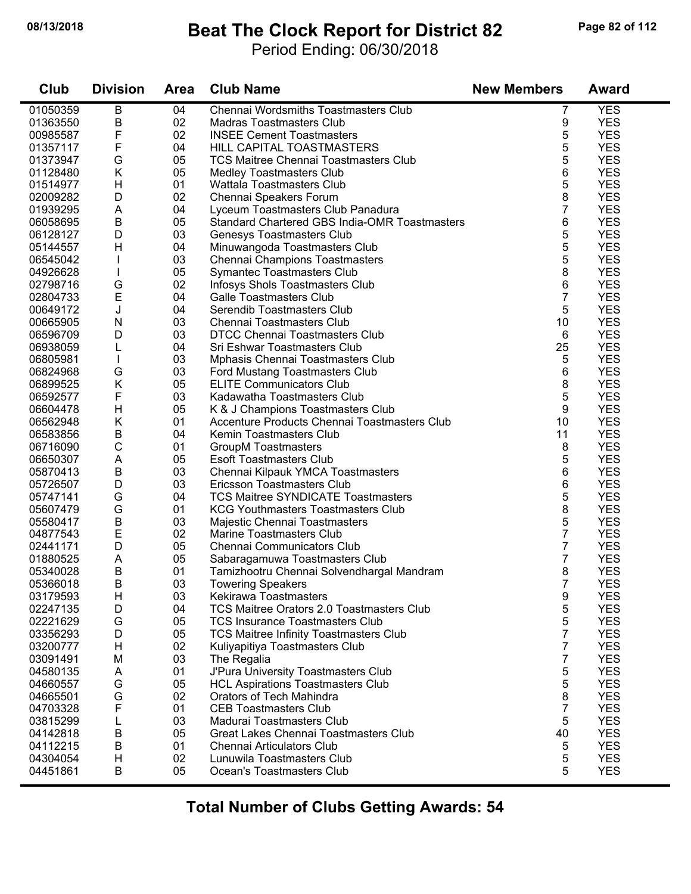# Beat The Clock Report for District 82

Period Ending: 06/30/2018

08/13/2018

| Club | Division | Area | Club Name | New Members | Award |
|---|---|---|---|---|---|
| 01050359 | B | 04 | Chennai Wordsmiths Toastmasters Club | 7 | YES |
| 01363550 | B | 02 | Madras Toastmasters Club | 9 | YES |
| 00985587 | F | 02 | INSEE Cement Toastmasters | 5 | YES |
| 01357117 | F | 04 | HILL CAPITAL TOASTMASTERS | 5 | YES |
| 01373947 | G | 05 | TCS Maitree Chennai Toastmasters Club | 5 | YES |
| 01128480 | K | 05 | Medley Toastmasters Club | 6 | YES |
| 01514977 | H | 01 | Wattala Toastmasters Club | 5 | YES |
| 02009282 | D | 02 | Chennai Speakers Forum | 8 | YES |
| 01939295 | A | 04 | Lyceum Toastmasters Club Panadura | 7 | YES |
| 06058695 | B | 05 | Standard Chartered GBS India-OMR Toastmasters | 6 | YES |
| 06128127 | D | 03 | Genesys Toastmasters Club | 5 | YES |
| 05144557 | H | 04 | Minuwangoda Toastmasters Club | 5 | YES |
| 06545042 | I | 03 | Chennai Champions Toastmasters | 5 | YES |
| 04926628 | I | 05 | Symantec Toastmasters Club | 8 | YES |
| 02798716 | G | 02 | Infosys Shols Toastmasters Club | 6 | YES |
| 02804733 | E | 04 | Galle Toastmasters Club | 7 | YES |
| 00649172 | J | 04 | Serendib Toastmasters Club | 5 | YES |
| 00665905 | N | 03 | Chennai Toastmasters Club | 10 | YES |
| 06596709 | D | 03 | DTCC Chennai Toastmasters Club | 6 | YES |
| 06938059 | L | 04 | Sri Eshwar Toastmasters Club | 25 | YES |
| 06805981 | I | 03 | Mphasis Chennai Toastmasters Club | 5 | YES |
| 06824968 | G | 03 | Ford Mustang Toastmasters Club | 6 | YES |
| 06899525 | K | 05 | ELITE Communicators Club | 8 | YES |
| 06592577 | F | 03 | Kadawatha Toastmasters Club | 5 | YES |
| 06604478 | H | 05 | K & J Champions Toastmasters Club | 9 | YES |
| 06562948 | K | 01 | Accenture Products Chennai Toastmasters Club | 10 | YES |
| 06583856 | B | 04 | Kemin Toastmasters Club | 11 | YES |
| 06716090 | C | 01 | GroupM Toastmasters | 8 | YES |
| 06650307 | A | 05 | Esoft Toastmasters Club | 5 | YES |
| 05870413 | B | 03 | Chennai Kilpauk YMCA Toastmasters | 6 | YES |
| 05726507 | D | 03 | Ericsson Toastmasters Club | 6 | YES |
| 05747141 | G | 04 | TCS Maitree SYNDICATE Toastmasters | 5 | YES |
| 05607479 | G | 01 | KCG Youthmasters Toastmasters Club | 8 | YES |
| 05580417 | B | 03 | Majestic Chennai Toastmasters | 5 | YES |
| 04877543 | E | 02 | Marine Toastmasters Club | 7 | YES |
| 02441171 | D | 05 | Chennai Communicators Club | 7 | YES |
| 01880525 | A | 05 | Sabaragamuwa Toastmasters Club | 7 | YES |
| 05340028 | B | 01 | Tamizhootru Chennai Solvendhargal Mandram | 8 | YES |
| 05366018 | B | 03 | Towering Speakers | 7 | YES |
| 03179593 | H | 03 | Kekirawa Toastmasters | 9 | YES |
| 02247135 | D | 04 | TCS Maitree Orators 2.0 Toastmasters Club | 5 | YES |
| 02221629 | G | 05 | TCS Insurance Toastmasters Club | 5 | YES |
| 03356293 | D | 05 | TCS Maitree Infinity Toastmasters Club | 7 | YES |
| 03200777 | H | 02 | Kuliyapitiya Toastmasters Club | 7 | YES |
| 03091491 | M | 03 | The Regalia | 7 | YES |
| 04580135 | A | 01 | J'Pura University Toastmasters Club | 5 | YES |
| 04660557 | G | 05 | HCL Aspirations Toastmasters Club | 5 | YES |
| 04665501 | G | 02 | Orators of Tech Mahindra | 8 | YES |
| 04703328 | F | 01 | CEB Toastmasters Club | 7 | YES |
| 03815299 | L | 03 | Madurai Toastmasters Club | 5 | YES |
| 04142818 | B | 05 | Great Lakes Chennai Toastmasters Club | 40 | YES |
| 04112215 | B | 01 | Chennai Articulators Club | 5 | YES |
| 04304054 | H | 02 | Lunuwila Toastmasters Club | 5 | YES |
| 04451861 | B | 05 | Ocean's Toastmasters Club | 5 | YES |

**Total Number of Clubs Getting Awards: 54**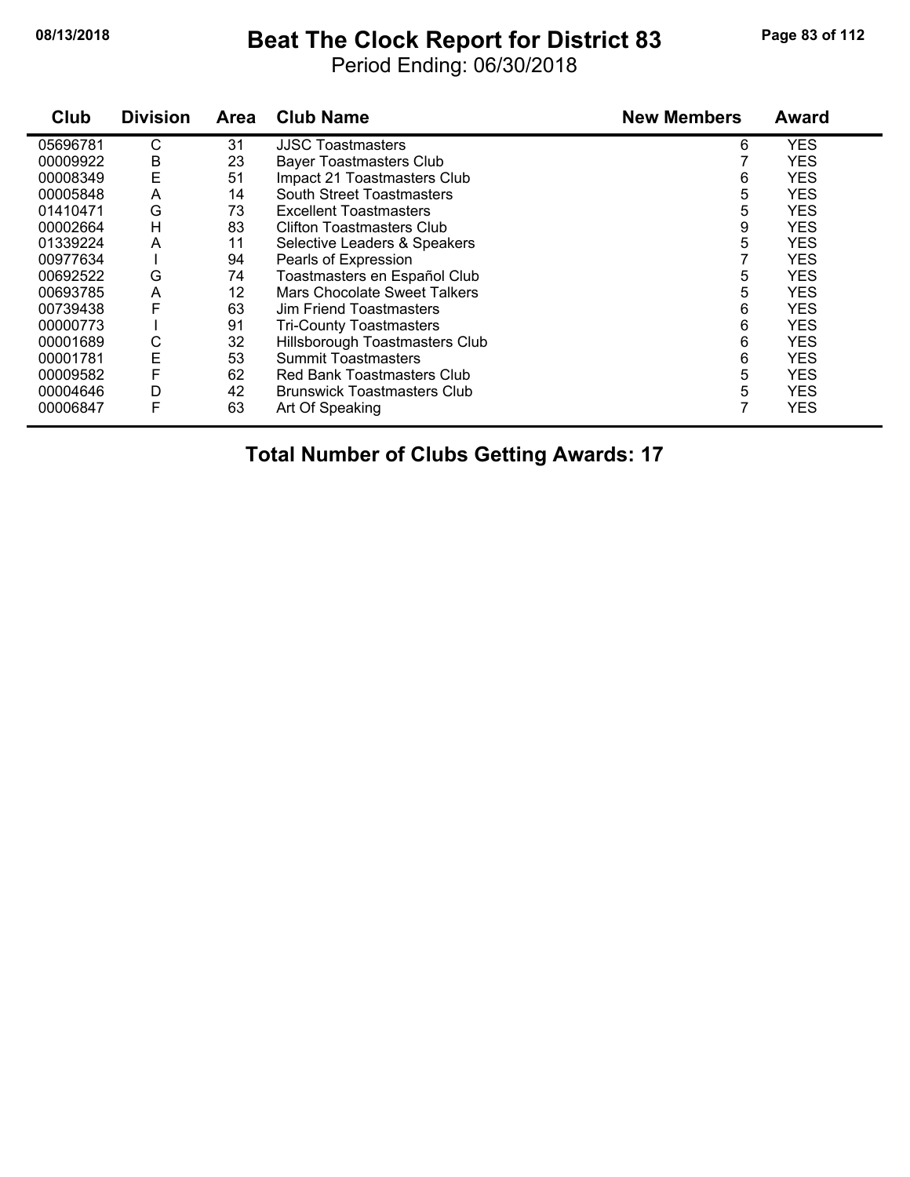# Beat The Clock Report for District 83

Period Ending: 06/30/2018

08/13/2018

| Club | Division | Area | Club Name | New Members | Award |
|---|---|---|---|---|---|
| 05696781 | C | 31 | JJSC Toastmasters | 6 | YES |
| 00009922 | B | 23 | Bayer Toastmasters Club | 7 | YES |
| 00008349 | E | 51 | Impact 21 Toastmasters Club | 6 | YES |
| 00005848 | A | 14 | South Street Toastmasters | 5 | YES |
| 01410471 | G | 73 | Excellent Toastmasters | 5 | YES |
| 00002664 | H | 83 | Clifton Toastmasters Club | 9 | YES |
| 01339224 | A | 11 | Selective Leaders & Speakers | 5 | YES |
| 00977634 | I | 94 | Pearls of Expression | 7 | YES |
| 00692522 | G | 74 | Toastmasters en Español Club | 5 | YES |
| 00693785 | A | 12 | Mars Chocolate Sweet Talkers | 5 | YES |
| 00739438 | F | 63 | Jim Friend Toastmasters | 6 | YES |
| 00000773 | I | 91 | Tri-County Toastmasters | 6 | YES |
| 00001689 | C | 32 | Hillsborough Toastmasters Club | 6 | YES |
| 00001781 | E | 53 | Summit Toastmasters | 6 | YES |
| 00009582 | F | 62 | Red Bank Toastmasters Club | 5 | YES |
| 00004646 | D | 42 | Brunswick Toastmasters Club | 5 | YES |
| 00006847 | F | 63 | Art Of Speaking | 7 | YES |

**Total Number of Clubs Getting Awards: 17**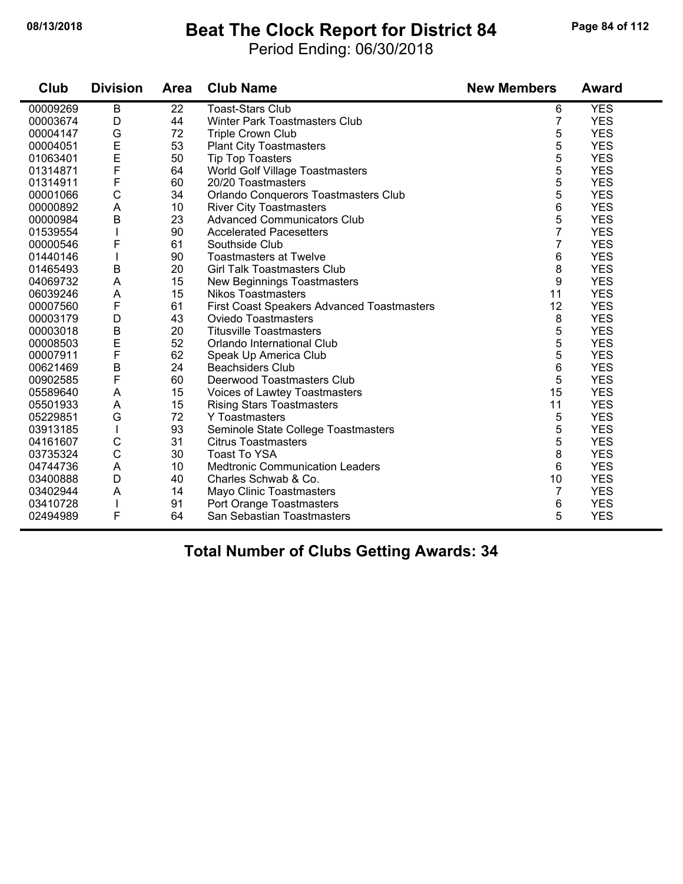# Beat The Clock Report for District 84

08/13/2018

Period Ending: 06/30/2018

| Club | Division | Area | Club Name | New Members | Award |
|---|---|---|---|---|---|
| 00009269 | B | 22 | Toast-Stars Club | 6 | YES |
| 00003674 | D | 44 | Winter Park Toastmasters Club | 7 | YES |
| 00004147 | G | 72 | Triple Crown Club | 5 | YES |
| 00004051 | E | 53 | Plant City Toastmasters | 5 | YES |
| 01063401 | E | 50 | Tip Top Toasters | 5 | YES |
| 01314871 | F | 64 | World Golf Village Toastmasters | 5 | YES |
| 01314911 | F | 60 | 20/20 Toastmasters | 5 | YES |
| 00001066 | C | 34 | Orlando Conquerors Toastmasters Club | 5 | YES |
| 00000892 | A | 10 | River City Toastmasters | 6 | YES |
| 00000984 | B | 23 | Advanced Communicators Club | 5 | YES |
| 01539554 | I | 90 | Accelerated Pacesetters | 7 | YES |
| 00000546 | F | 61 | Southside Club | 7 | YES |
| 01440146 | I | 90 | Toastmasters at Twelve | 6 | YES |
| 01465493 | B | 20 | Girl Talk Toastmasters Club | 8 | YES |
| 04069732 | A | 15 | New Beginnings Toastmasters | 9 | YES |
| 06039246 | A | 15 | Nikos Toastmasters | 11 | YES |
| 00007560 | F | 61 | First Coast Speakers Advanced Toastmasters | 12 | YES |
| 00003179 | D | 43 | Oviedo Toastmasters | 8 | YES |
| 00003018 | B | 20 | Titusville Toastmasters | 5 | YES |
| 00008503 | E | 52 | Orlando International Club | 5 | YES |
| 00007911 | F | 62 | Speak Up America Club | 5 | YES |
| 00621469 | B | 24 | Beachsiders Club | 6 | YES |
| 00902585 | F | 60 | Deerwood Toastmasters Club | 5 | YES |
| 05589640 | A | 15 | Voices of Lawtey Toastmasters | 15 | YES |
| 05501933 | A | 15 | Rising Stars Toastmasters | 11 | YES |
| 05229851 | G | 72 | Y Toastmasters | 5 | YES |
| 03913185 | I | 93 | Seminole State College Toastmasters | 5 | YES |
| 04161607 | C | 31 | Citrus Toastmasters | 5 | YES |
| 03735324 | C | 30 | Toast To YSA | 8 | YES |
| 04744736 | A | 10 | Medtronic Communication Leaders | 6 | YES |
| 03400888 | D | 40 | Charles Schwab & Co. | 10 | YES |
| 03402944 | A | 14 | Mayo Clinic Toastmasters | 7 | YES |
| 03410728 | I | 91 | Port Orange Toastmasters | 6 | YES |
| 02494989 | F | 64 | San Sebastian Toastmasters | 5 | YES |

**Total Number of Clubs Getting Awards: 34**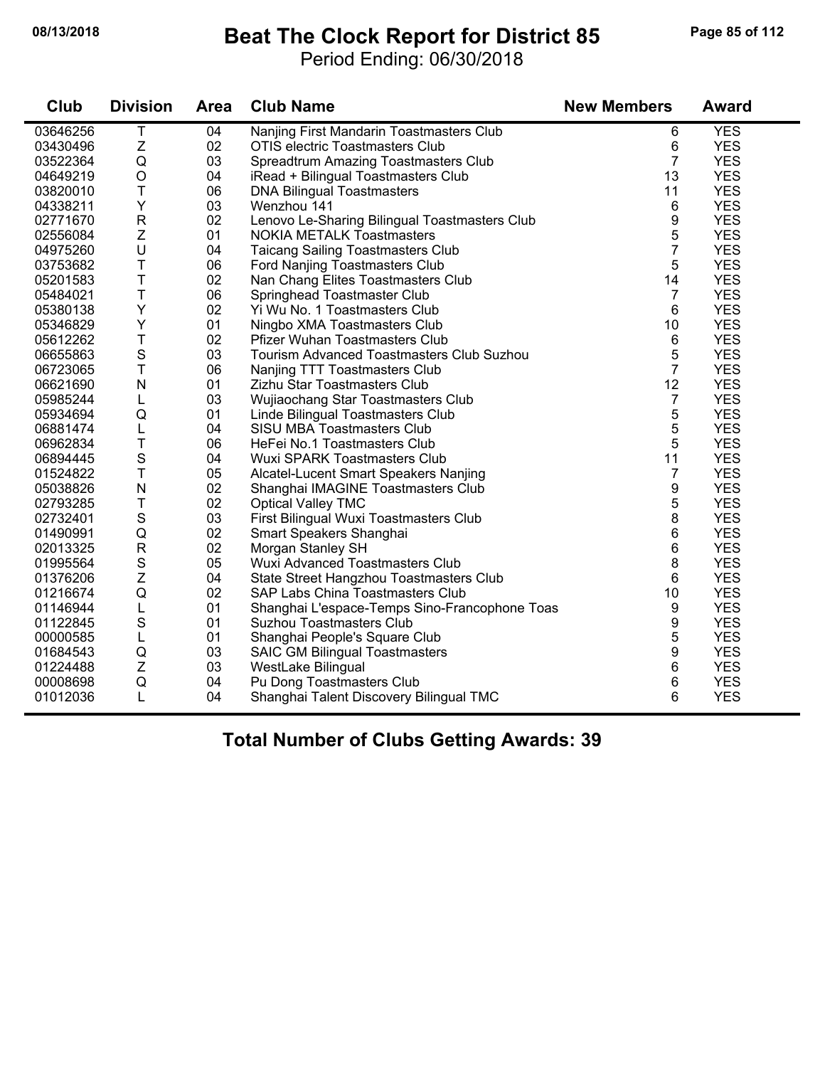# Beat The Clock Report for District 85

Period Ending: 06/30/2018

| Club | Division | Area | Club Name | New Members | Award |
|---|---|---|---|---|---|
| 03646256 | T | 04 | Nanjing First Mandarin Toastmasters Club | 6 | YES |
| 03430496 | Z | 02 | OTIS electric Toastmasters Club | 6 | YES |
| 03522364 | Q | 03 | Spreadtrum Amazing Toastmasters Club | 7 | YES |
| 04649219 | O | 04 | iRead + Bilingual Toastmasters Club | 13 | YES |
| 03820010 | T | 06 | DNA Bilingual Toastmasters | 11 | YES |
| 04338211 | Y | 03 | Wenzhou 141 | 6 | YES |
| 02771670 | R | 02 | Lenovo Le-Sharing Bilingual Toastmasters Club | 9 | YES |
| 02556084 | Z | 01 | NOKIA METALK Toastmasters | 5 | YES |
| 04975260 | U | 04 | Taicang Sailing Toastmasters Club | 7 | YES |
| 03753682 | T | 06 | Ford Nanjing Toastmasters Club | 5 | YES |
| 05201583 | T | 02 | Nan Chang Elites Toastmasters Club | 14 | YES |
| 05484021 | T | 06 | Springhead Toastmaster Club | 7 | YES |
| 05380138 | Y | 02 | Yi Wu No. 1 Toastmasters Club | 6 | YES |
| 05346829 | Y | 01 | Ningbo XMA Toastmasters Club | 10 | YES |
| 05612262 | T | 02 | Pfizer Wuhan Toastmasters Club | 6 | YES |
| 06655863 | S | 03 | Tourism Advanced Toastmasters Club Suzhou | 5 | YES |
| 06723065 | T | 06 | Nanjing TTT Toastmasters Club | 7 | YES |
| 06621690 | N | 01 | Zizhu Star Toastmasters Club | 12 | YES |
| 05985244 | L | 03 | Wujiaochang Star Toastmasters Club | 7 | YES |
| 05934694 | Q | 01 | Linde Bilingual Toastmasters Club | 5 | YES |
| 06881474 | L | 04 | SISU MBA Toastmasters Club | 5 | YES |
| 06962834 | T | 06 | HeFei No.1 Toastmasters Club | 5 | YES |
| 06894445 | S | 04 | Wuxi SPARK Toastmasters Club | 11 | YES |
| 01524822 | T | 05 | Alcatel-Lucent Smart Speakers Nanjing | 7 | YES |
| 05038826 | N | 02 | Shanghai IMAGINE Toastmasters Club | 9 | YES |
| 02793285 | T | 02 | Optical Valley TMC | 5 | YES |
| 02732401 | S | 03 | First Bilingual Wuxi Toastmasters Club | 8 | YES |
| 01490991 | Q | 02 | Smart Speakers Shanghai | 6 | YES |
| 02013325 | R | 02 | Morgan Stanley SH | 6 | YES |
| 01995564 | S | 05 | Wuxi Advanced Toastmasters Club | 8 | YES |
| 01376206 | Z | 04 | State Street Hangzhou Toastmasters Club | 6 | YES |
| 01216674 | Q | 02 | SAP Labs China Toastmasters Club | 10 | YES |
| 01146944 | L | 01 | Shanghai L'espace-Temps Sino-Francophone Toas | 9 | YES |
| 01122845 | S | 01 | Suzhou Toastmasters Club | 9 | YES |
| 00000585 | L | 01 | Shanghai People's Square Club | 5 | YES |
| 01684543 | Q | 03 | SAIC GM Bilingual Toastmasters | 9 | YES |
| 01224488 | Z | 03 | WestLake Bilingual | 6 | YES |
| 00008698 | Q | 04 | Pu Dong Toastmasters Club | 6 | YES |
| 01012036 | L | 04 | Shanghai Talent Discovery Bilingual TMC | 6 | YES |

## Total Number of Clubs Getting Awards: 39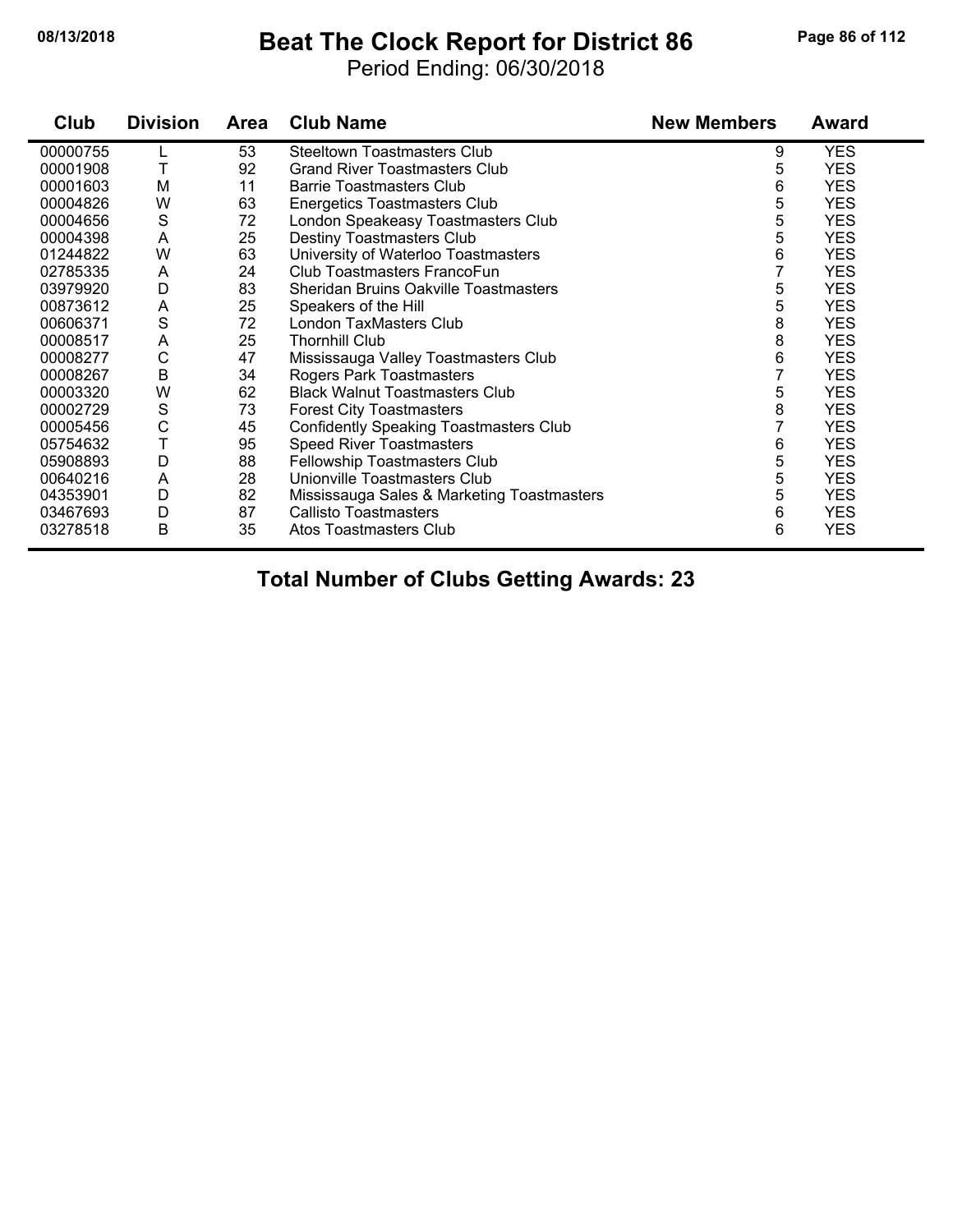# Beat The Clock Report for District 86

Period Ending: 06/30/2018

| Club | Division | Area | Club Name | New Members | Award |
|---|---|---|---|---|---|
| 00000755 | L | 53 | Steeltown Toastmasters Club | 9 | YES |
| 00001908 | T | 92 | Grand River Toastmasters Club | 5 | YES |
| 00001603 | M | 11 | Barrie Toastmasters Club | 6 | YES |
| 00004826 | W | 63 | Energetics Toastmasters Club | 5 | YES |
| 00004656 | S | 72 | London Speakeasy Toastmasters Club | 5 | YES |
| 00004398 | A | 25 | Destiny Toastmasters Club | 5 | YES |
| 01244822 | W | 63 | University of Waterloo Toastmasters | 6 | YES |
| 02785335 | A | 24 | Club Toastmasters FrancoFun | 7 | YES |
| 03979920 | D | 83 | Sheridan Bruins Oakville Toastmasters | 5 | YES |
| 00873612 | A | 25 | Speakers of the Hill | 5 | YES |
| 00606371 | S | 72 | London TaxMasters Club | 8 | YES |
| 00008517 | A | 25 | Thornhill Club | 8 | YES |
| 00008277 | C | 47 | Mississauga Valley Toastmasters Club | 6 | YES |
| 00008267 | B | 34 | Rogers Park Toastmasters | 7 | YES |
| 00003320 | W | 62 | Black Walnut Toastmasters Club | 5 | YES |
| 00002729 | S | 73 | Forest City Toastmasters | 8 | YES |
| 00005456 | C | 45 | Confidently Speaking Toastmasters Club | 7 | YES |
| 05754632 | T | 95 | Speed River Toastmasters | 6 | YES |
| 05908893 | D | 88 | Fellowship Toastmasters Club | 5 | YES |
| 00640216 | A | 28 | Unionville Toastmasters Club | 5 | YES |
| 04353901 | D | 82 | Mississauga Sales & Marketing Toastmasters | 5 | YES |
| 03467693 | D | 87 | Callisto Toastmasters | 6 | YES |
| 03278518 | B | 35 | Atos Toastmasters Club | 6 | YES |

**Total Number of Clubs Getting Awards: 23**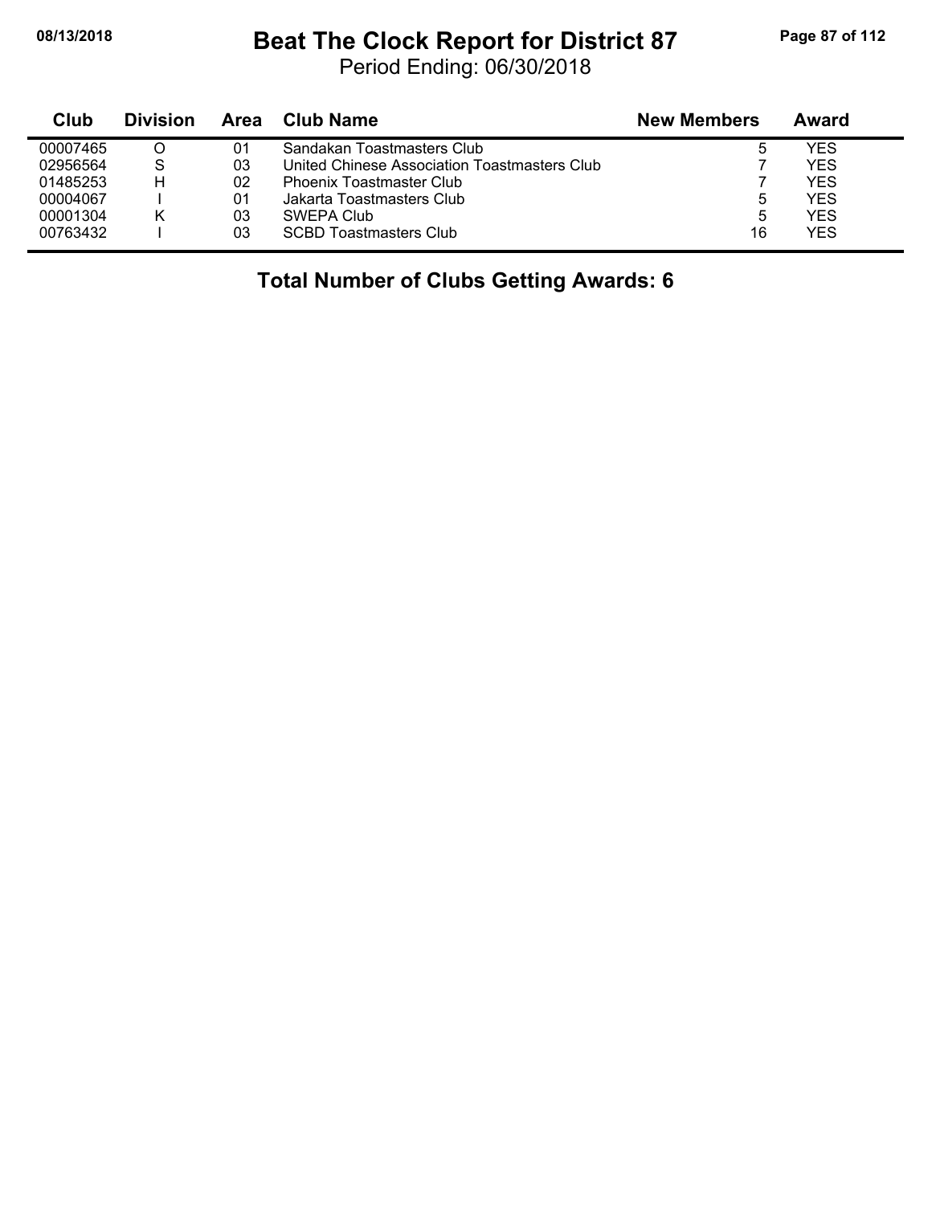# Beat The Clock Report for District 87

08/13/2018

Period Ending: 06/30/2018

| Club | Division | Area | Club Name | New Members | Award |
|---|---|---|---|---|---|
| 00007465 | O | 01 | Sandakan Toastmasters Club | 5 | YES |
| 02956564 | S | 03 | United Chinese Association Toastmasters Club | 7 | YES |
| 01485253 | H | 02 | Phoenix Toastmaster Club | 7 | YES |
| 00004067 | I | 01 | Jakarta Toastmasters Club | 5 | YES |
| 00001304 | K | 03 | SWEPA Club | 5 | YES |
| 00763432 | I | 03 | SCBD Toastmasters Club | 16 | YES |

**Total Number of Clubs Getting Awards: 6**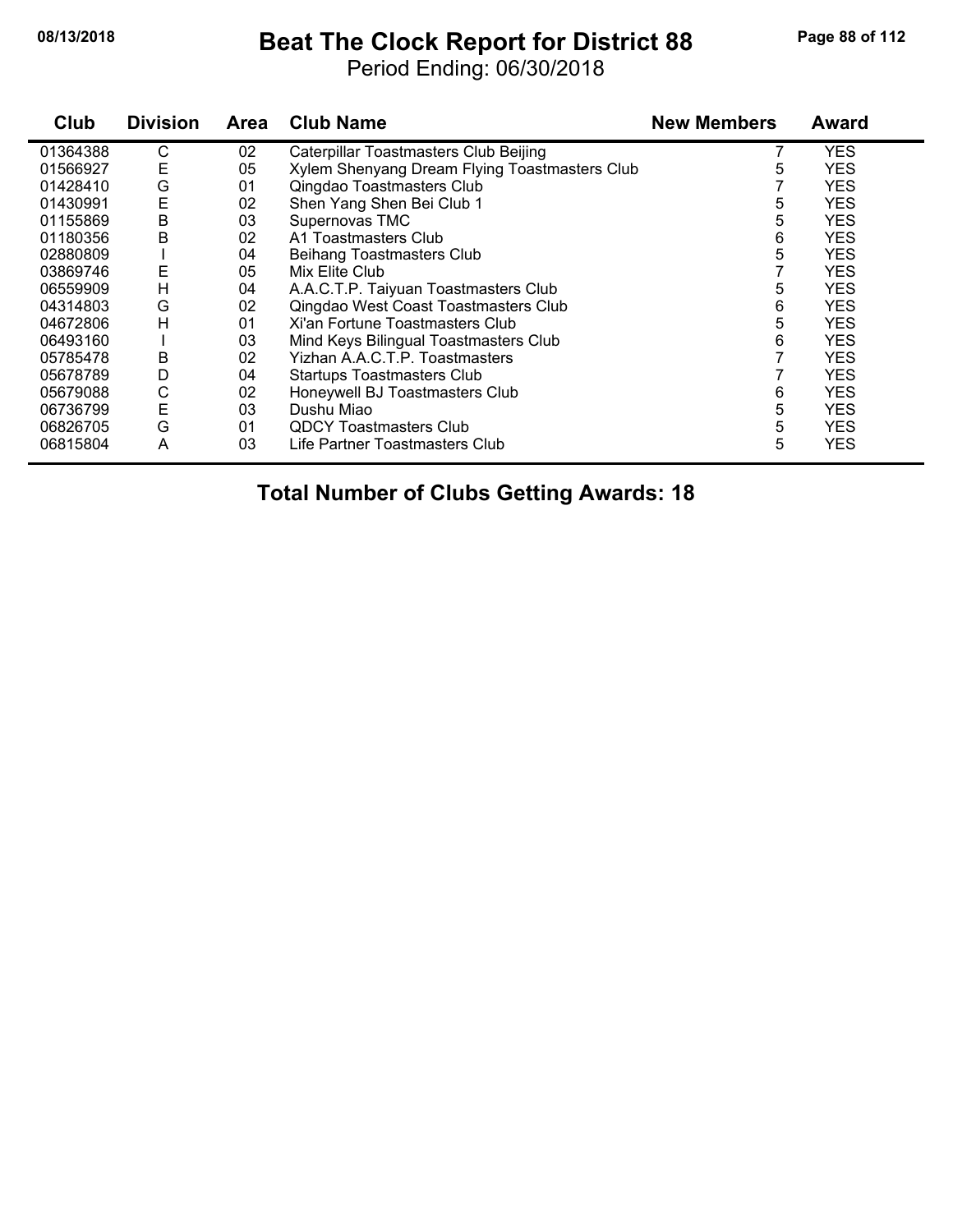# Beat The Clock Report for District 88

Period Ending: 06/30/2018

| Club | Division | Area | Club Name | New Members | Award |
|---|---|---|---|---|---|
| 01364388 | C | 02 | Caterpillar Toastmasters Club Beijing | 7 | YES |
| 01566927 | E | 05 | Xylem Shenyang Dream Flying Toastmasters Club | 5 | YES |
| 01428410 | G | 01 | Qingdao Toastmasters Club | 7 | YES |
| 01430991 | E | 02 | Shen Yang Shen Bei Club 1 | 5 | YES |
| 01155869 | B | 03 | Supernovas TMC | 5 | YES |
| 01180356 | B | 02 | A1 Toastmasters Club | 6 | YES |
| 02880809 | I | 04 | Beihang Toastmasters Club | 5 | YES |
| 03869746 | E | 05 | Mix Elite Club | 7 | YES |
| 06559909 | H | 04 | A.A.C.T.P. Taiyuan Toastmasters Club | 5 | YES |
| 04314803 | G | 02 | Qingdao West Coast Toastmasters Club | 6 | YES |
| 04672806 | H | 01 | Xi'an Fortune Toastmasters Club | 5 | YES |
| 06493160 | I | 03 | Mind Keys Bilingual Toastmasters Club | 6 | YES |
| 05785478 | B | 02 | Yizhan A.A.C.T.P. Toastmasters | 7 | YES |
| 05678789 | D | 04 | Startups Toastmasters Club | 7 | YES |
| 05679088 | C | 02 | Honeywell BJ Toastmasters Club | 6 | YES |
| 06736799 | E | 03 | Dushu Miao | 5 | YES |
| 06826705 | G | 01 | QDCY Toastmasters Club | 5 | YES |
| 06815804 | A | 03 | Life Partner Toastmasters Club | 5 | YES |

**Total Number of Clubs Getting Awards: 18**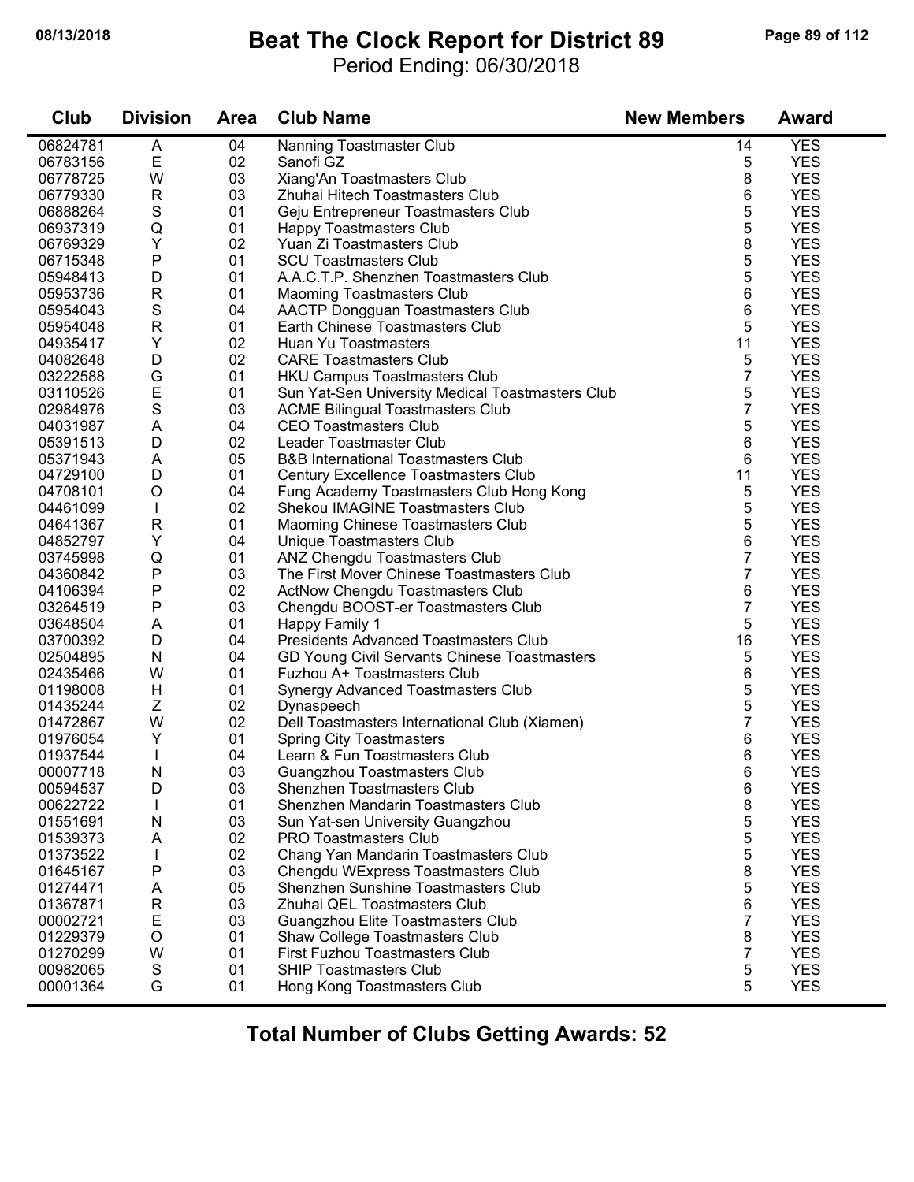# Beat The Clock Report for District 89

Period Ending: 06/30/2018

08/13/2018

| Club | Division | Area | Club Name | New Members | Award |
|---|---|---|---|---|---|
| 06824781 | A | 04 | Nanning Toastmaster Club | 14 | YES |
| 06783156 | E | 02 | Sanofi GZ | 5 | YES |
| 06778725 | W | 03 | Xiang'An Toastmasters Club | 8 | YES |
| 06779330 | R | 03 | Zhuhai Hitech Toastmasters Club | 6 | YES |
| 06888264 | S | 01 | Geju Entrepreneur Toastmasters Club | 5 | YES |
| 06937319 | Q | 01 | Happy Toastmasters Club | 5 | YES |
| 06769329 | Y | 02 | Yuan Zi Toastmasters Club | 8 | YES |
| 06715348 | P | 01 | SCU Toastmasters Club | 5 | YES |
| 05948413 | D | 01 | A.A.C.T.P. Shenzhen Toastmasters Club | 5 | YES |
| 05953736 | R | 01 | Maoming Toastmasters Club | 6 | YES |
| 05954043 | S | 04 | AACTP Dongguan Toastmasters Club | 6 | YES |
| 05954048 | R | 01 | Earth Chinese Toastmasters Club | 5 | YES |
| 04935417 | Y | 02 | Huan Yu Toastmasters | 11 | YES |
| 04082648 | D | 02 | CARE Toastmasters Club | 5 | YES |
| 03222588 | G | 01 | HKU Campus Toastmasters Club | 7 | YES |
| 03110526 | E | 01 | Sun Yat-Sen University Medical Toastmasters Club | 5 | YES |
| 02984976 | S | 03 | ACME Bilingual Toastmasters Club | 7 | YES |
| 04031987 | A | 04 | CEO Toastmasters Club | 5 | YES |
| 05391513 | D | 02 | Leader Toastmaster Club | 6 | YES |
| 05371943 | A | 05 | B&B International Toastmasters Club | 6 | YES |
| 04729100 | D | 01 | Century Excellence Toastmasters Club | 11 | YES |
| 04708101 | O | 04 | Fung Academy Toastmasters Club Hong Kong | 5 | YES |
| 04461099 | I | 02 | Shekou IMAGINE Toastmasters Club | 5 | YES |
| 04641367 | R | 01 | Maoming Chinese Toastmasters Club | 5 | YES |
| 04852797 | Y | 04 | Unique Toastmasters Club | 6 | YES |
| 03745998 | Q | 01 | ANZ Chengdu Toastmasters Club | 7 | YES |
| 04360842 | P | 03 | The First Mover Chinese Toastmasters Club | 7 | YES |
| 04106394 | P | 02 | ActNow Chengdu Toastmasters Club | 6 | YES |
| 03264519 | P | 03 | Chengdu BOOST-er Toastmasters Club | 7 | YES |
| 03648504 | A | 01 | Happy Family 1 | 5 | YES |
| 03700392 | D | 04 | Presidents Advanced Toastmasters Club | 16 | YES |
| 02504895 | N | 04 | GD Young Civil Servants Chinese Toastmasters | 5 | YES |
| 02435466 | W | 01 | Fuzhou A+ Toastmasters Club | 6 | YES |
| 01198008 | H | 01 | Synergy Advanced Toastmasters Club | 5 | YES |
| 01435244 | Z | 02 | Dynaspeech | 5 | YES |
| 01472867 | W | 02 | Dell Toastmasters International Club (Xiamen) | 7 | YES |
| 01976054 | Y | 01 | Spring City Toastmasters | 6 | YES |
| 01937544 | I | 04 | Learn & Fun Toastmasters Club | 6 | YES |
| 00007718 | N | 03 | Guangzhou Toastmasters Club | 6 | YES |
| 00594537 | D | 03 | Shenzhen Toastmasters Club | 6 | YES |
| 00622722 | I | 01 | Shenzhen Mandarin Toastmasters Club | 8 | YES |
| 01551691 | N | 03 | Sun Yat-sen University Guangzhou | 5 | YES |
| 01539373 | A | 02 | PRO Toastmasters Club | 5 | YES |
| 01373522 | I | 02 | Chang Yan Mandarin Toastmasters Club | 5 | YES |
| 01645167 | P | 03 | Chengdu WExpress Toastmasters Club | 8 | YES |
| 01274471 | A | 05 | Shenzhen Sunshine Toastmasters Club | 5 | YES |
| 01367871 | R | 03 | Zhuhai QEL Toastmasters Club | 6 | YES |
| 00002721 | E | 03 | Guangzhou Elite Toastmasters Club | 7 | YES |
| 01229379 | O | 01 | Shaw College Toastmasters Club | 8 | YES |
| 01270299 | W | 01 | First Fuzhou Toastmasters Club | 7 | YES |
| 00982065 | S | 01 | SHIP Toastmasters Club | 5 | YES |
| 00001364 | G | 01 | Hong Kong Toastmasters Club | 5 | YES |

**Total Number of Clubs Getting Awards: 52**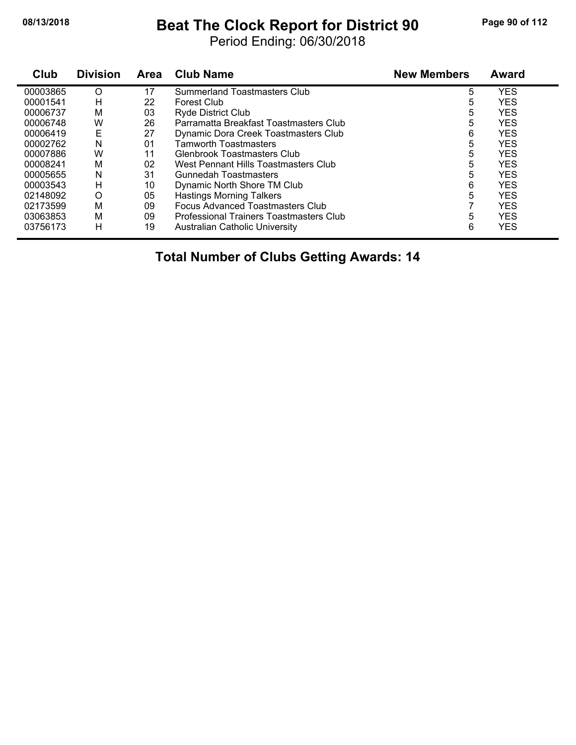# Beat The Clock Report for District 90

Period Ending: 06/30/2018

| Club | Division | Area | Club Name | New Members | Award |
|---|---|---|---|---|---|
| 00003865 | O | 17 | Summerland Toastmasters Club | 5 | YES |
| 00001541 | H | 22 | Forest Club | 5 | YES |
| 00006737 | M | 03 | Ryde District Club | 5 | YES |
| 00006748 | W | 26 | Parramatta Breakfast Toastmasters Club | 5 | YES |
| 00006419 | E | 27 | Dynamic Dora Creek Toastmasters Club | 6 | YES |
| 00002762 | N | 01 | Tamworth Toastmasters | 5 | YES |
| 00007886 | W | 11 | Glenbrook Toastmasters Club | 5 | YES |
| 00008241 | M | 02 | West Pennant Hills Toastmasters Club | 5 | YES |
| 00005655 | N | 31 | Gunnedah Toastmasters | 5 | YES |
| 00003543 | H | 10 | Dynamic North Shore TM Club | 6 | YES |
| 02148092 | O | 05 | Hastings Morning Talkers | 5 | YES |
| 02173599 | M | 09 | Focus Advanced Toastmasters Club | 7 | YES |
| 03063853 | M | 09 | Professional Trainers Toastmasters Club | 5 | YES |
| 03756173 | H | 19 | Australian Catholic University | 6 | YES |

## Total Number of Clubs Getting Awards: 14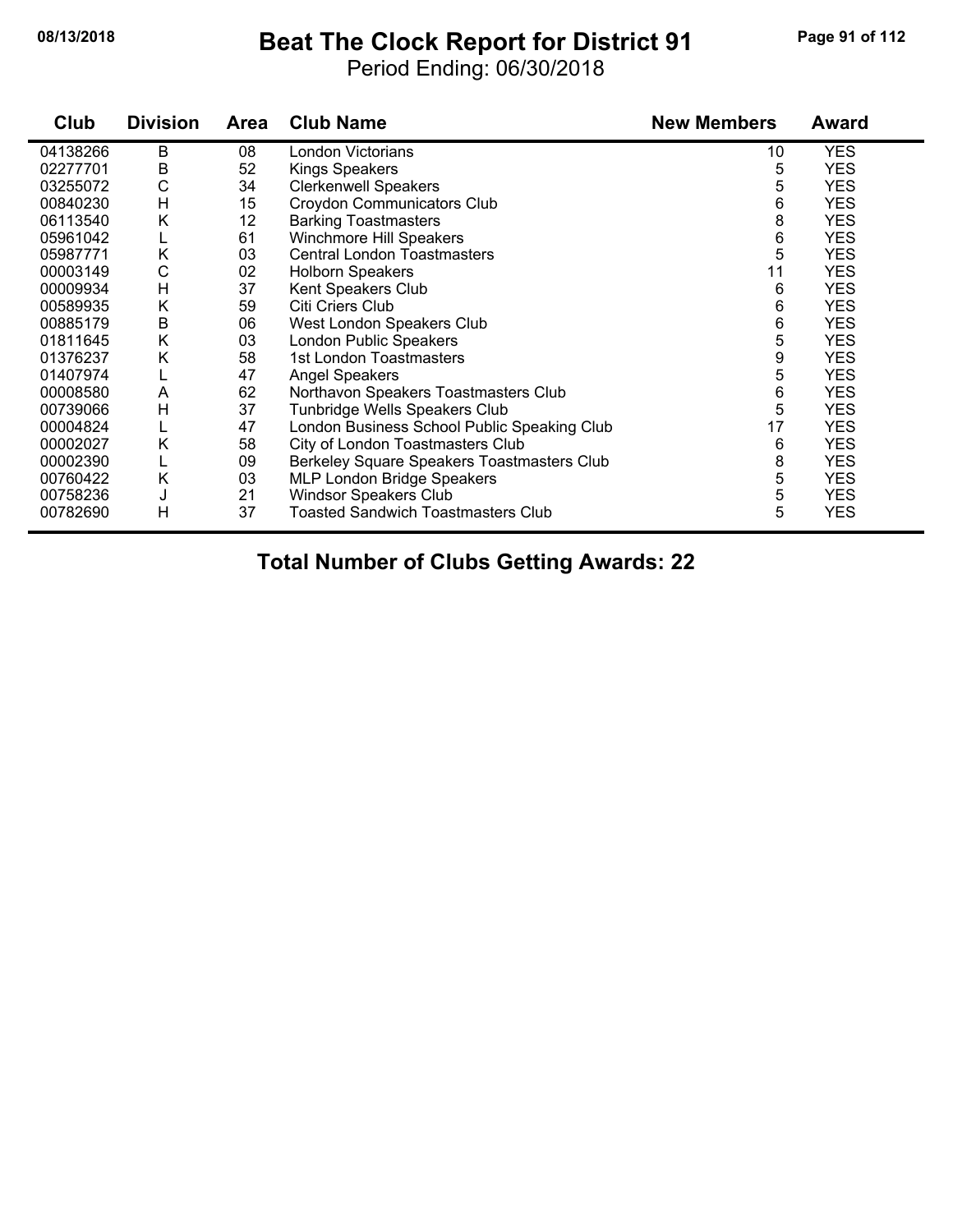# Beat The Clock Report for District 91

08/13/2018

Period Ending: 06/30/2018

| Club | Division | Area | Club Name | New Members | Award |
|---|---|---|---|---|---|
| 04138266 | B | 08 | London Victorians | 10 | YES |
| 02277701 | B | 52 | Kings Speakers | 5 | YES |
| 03255072 | C | 34 | Clerkenwell Speakers | 5 | YES |
| 00840230 | H | 15 | Croydon Communicators Club | 6 | YES |
| 06113540 | K | 12 | Barking Toastmasters | 8 | YES |
| 05961042 | L | 61 | Winchmore Hill Speakers | 6 | YES |
| 05987771 | K | 03 | Central London Toastmasters | 5 | YES |
| 00003149 | C | 02 | Holborn Speakers | 11 | YES |
| 00009934 | H | 37 | Kent Speakers Club | 6 | YES |
| 00589935 | K | 59 | Citi Criers Club | 6 | YES |
| 00885179 | B | 06 | West London Speakers Club | 6 | YES |
| 01811645 | K | 03 | London Public Speakers | 5 | YES |
| 01376237 | K | 58 | 1st London Toastmasters | 9 | YES |
| 01407974 | L | 47 | Angel Speakers | 5 | YES |
| 00008580 | A | 62 | Northavon Speakers Toastmasters Club | 6 | YES |
| 00739066 | H | 37 | Tunbridge Wells Speakers Club | 5 | YES |
| 00004824 | L | 47 | London Business School Public Speaking Club | 17 | YES |
| 00002027 | K | 58 | City of London Toastmasters Club | 6 | YES |
| 00002390 | L | 09 | Berkeley Square Speakers Toastmasters Club | 8 | YES |
| 00760422 | K | 03 | MLP London Bridge Speakers | 5 | YES |
| 00758236 | J | 21 | Windsor Speakers Club | 5 | YES |
| 00782690 | H | 37 | Toasted Sandwich Toastmasters Club | 5 | YES |

## Total Number of Clubs Getting Awards: 22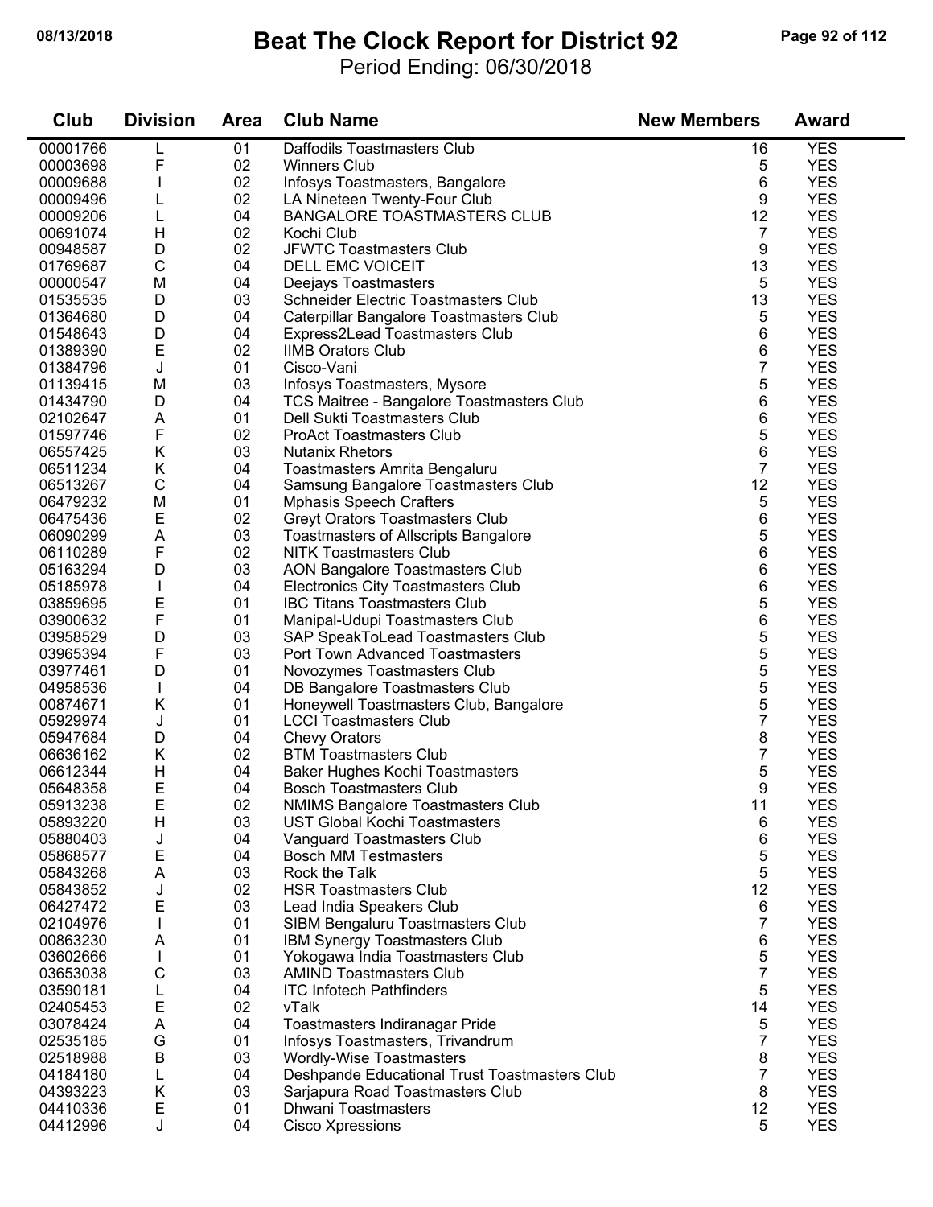# Beat The Clock Report for District 92

Period Ending: 06/30/2018

| Club | Division | Area | Club Name | New Members | Award |
|---|---|---|---|---|---|
| 00001766 | L | 01 | Daffodils Toastmasters Club | 16 | YES |
| 00003698 | F | 02 | Winners Club | 5 | YES |
| 00009688 | I | 02 | Infosys Toastmasters, Bangalore | 6 | YES |
| 00009496 | L | 02 | LA Nineteen Twenty-Four Club | 9 | YES |
| 00009206 | L | 04 | BANGALORE TOASTMASTERS CLUB | 12 | YES |
| 00691074 | H | 02 | Kochi Club | 7 | YES |
| 00948587 | D | 02 | JFWTC Toastmasters Club | 9 | YES |
| 01769687 | C | 04 | DELL EMC VOICEIT | 13 | YES |
| 00000547 | M | 04 | Deejays Toastmasters | 5 | YES |
| 01535535 | D | 03 | Schneider Electric Toastmasters Club | 13 | YES |
| 01364680 | D | 04 | Caterpillar Bangalore Toastmasters Club | 5 | YES |
| 01548643 | D | 04 | Express2Lead Toastmasters Club | 6 | YES |
| 01389390 | E | 02 | IIMB Orators Club | 6 | YES |
| 01384796 | J | 01 | Cisco-Vani | 7 | YES |
| 01139415 | M | 03 | Infosys Toastmasters, Mysore | 5 | YES |
| 01434790 | D | 04 | TCS Maitree - Bangalore Toastmasters Club | 6 | YES |
| 02102647 | A | 01 | Dell Sukti Toastmasters Club | 6 | YES |
| 01597746 | F | 02 | ProAct Toastmasters Club | 5 | YES |
| 06557425 | K | 03 | Nutanix Rhetors | 6 | YES |
| 06511234 | K | 04 | Toastmasters Amrita Bengaluru | 7 | YES |
| 06513267 | C | 04 | Samsung Bangalore Toastmasters Club | 12 | YES |
| 06479232 | M | 01 | Mphasis Speech Crafters | 5 | YES |
| 06475436 | E | 02 | Greyt Orators Toastmasters Club | 6 | YES |
| 06090299 | A | 03 | Toastmasters of Allscripts Bangalore | 5 | YES |
| 06110289 | F | 02 | NITK Toastmasters Club | 6 | YES |
| 05163294 | D | 03 | AON Bangalore Toastmasters Club | 6 | YES |
| 05185978 | I | 04 | Electronics City Toastmasters Club | 6 | YES |
| 03859695 | E | 01 | IBC Titans Toastmasters Club | 5 | YES |
| 03900632 | F | 01 | Manipal-Udupi Toastmasters Club | 6 | YES |
| 03958529 | D | 03 | SAP SpeakToLead Toastmasters Club | 5 | YES |
| 03965394 | F | 03 | Port Town Advanced Toastmasters | 5 | YES |
| 03977461 | D | 01 | Novozymes Toastmasters Club | 5 | YES |
| 04958536 | I | 04 | DB Bangalore Toastmasters Club | 5 | YES |
| 00874671 | K | 01 | Honeywell Toastmasters Club, Bangalore | 5 | YES |
| 05929974 | J | 01 | LCCI Toastmasters Club | 7 | YES |
| 05947684 | D | 04 | Chevy Orators | 8 | YES |
| 06636162 | K | 02 | BTM Toastmasters Club | 7 | YES |
| 06612344 | H | 04 | Baker Hughes Kochi Toastmasters | 5 | YES |
| 05648358 | E | 04 | Bosch Toastmasters Club | 9 | YES |
| 05913238 | E | 02 | NMIMS Bangalore Toastmasters Club | 11 | YES |
| 05893220 | H | 03 | UST Global Kochi Toastmasters | 6 | YES |
| 05880403 | J | 04 | Vanguard Toastmasters Club | 6 | YES |
| 05868577 | E | 04 | Bosch MM Testmasters | 5 | YES |
| 05843268 | A | 03 | Rock the Talk | 5 | YES |
| 05843852 | J | 02 | HSR Toastmasters Club | 12 | YES |
| 06427472 | E | 03 | Lead India Speakers Club | 6 | YES |
| 02104976 | I | 01 | SIBM Bengaluru Toastmasters Club | 7 | YES |
| 00863230 | A | 01 | IBM Synergy Toastmasters Club | 6 | YES |
| 03602666 | I | 01 | Yokogawa India Toastmasters Club | 5 | YES |
| 03653038 | C | 03 | AMIND Toastmasters Club | 7 | YES |
| 03590181 | L | 04 | ITC Infotech Pathfinders | 5 | YES |
| 02405453 | E | 02 | vTalk | 14 | YES |
| 03078424 | A | 04 | Toastmasters Indiranagar Pride | 5 | YES |
| 02535185 | G | 01 | Infosys Toastmasters, Trivandrum | 7 | YES |
| 02518988 | B | 03 | Wordly-Wise Toastmasters | 8 | YES |
| 04184180 | L | 04 | Deshpande Educational Trust Toastmasters Club | 7 | YES |
| 04393223 | K | 03 | Sarjapura Road Toastmasters Club | 8 | YES |
| 04410336 | E | 01 | Dhwani Toastmasters | 12 | YES |
| 04412996 | J | 04 | Cisco Xpressions | 5 | YES |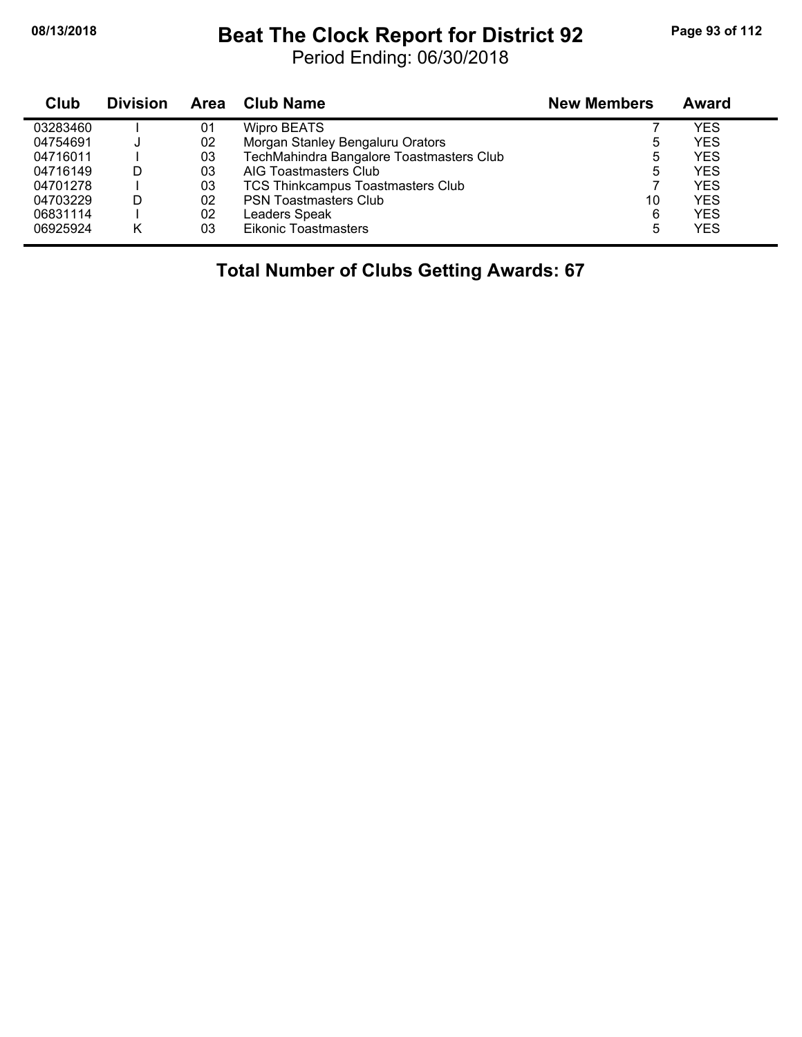# Beat The Clock Report for District 92

Period Ending: 06/30/2018

| Club | Division | Area | Club Name | New Members | Award |
|---|---|---|---|---|---|
| 03283460 | I | 01 | Wipro BEATS | 7 | YES |
| 04754691 | J | 02 | Morgan Stanley Bengaluru Orators | 5 | YES |
| 04716011 | I | 03 | TechMahindra Bangalore Toastmasters Club | 5 | YES |
| 04716149 | D | 03 | AIG Toastmasters Club | 5 | YES |
| 04701278 | I | 03 | TCS Thinkcampus Toastmasters Club | 7 | YES |
| 04703229 | D | 02 | PSN Toastmasters Club | 10 | YES |
| 06831114 | I | 02 | Leaders Speak | 6 | YES |
| 06925924 | K | 03 | Eikonic Toastmasters | 5 | YES |

**Total Number of Clubs Getting Awards: 67**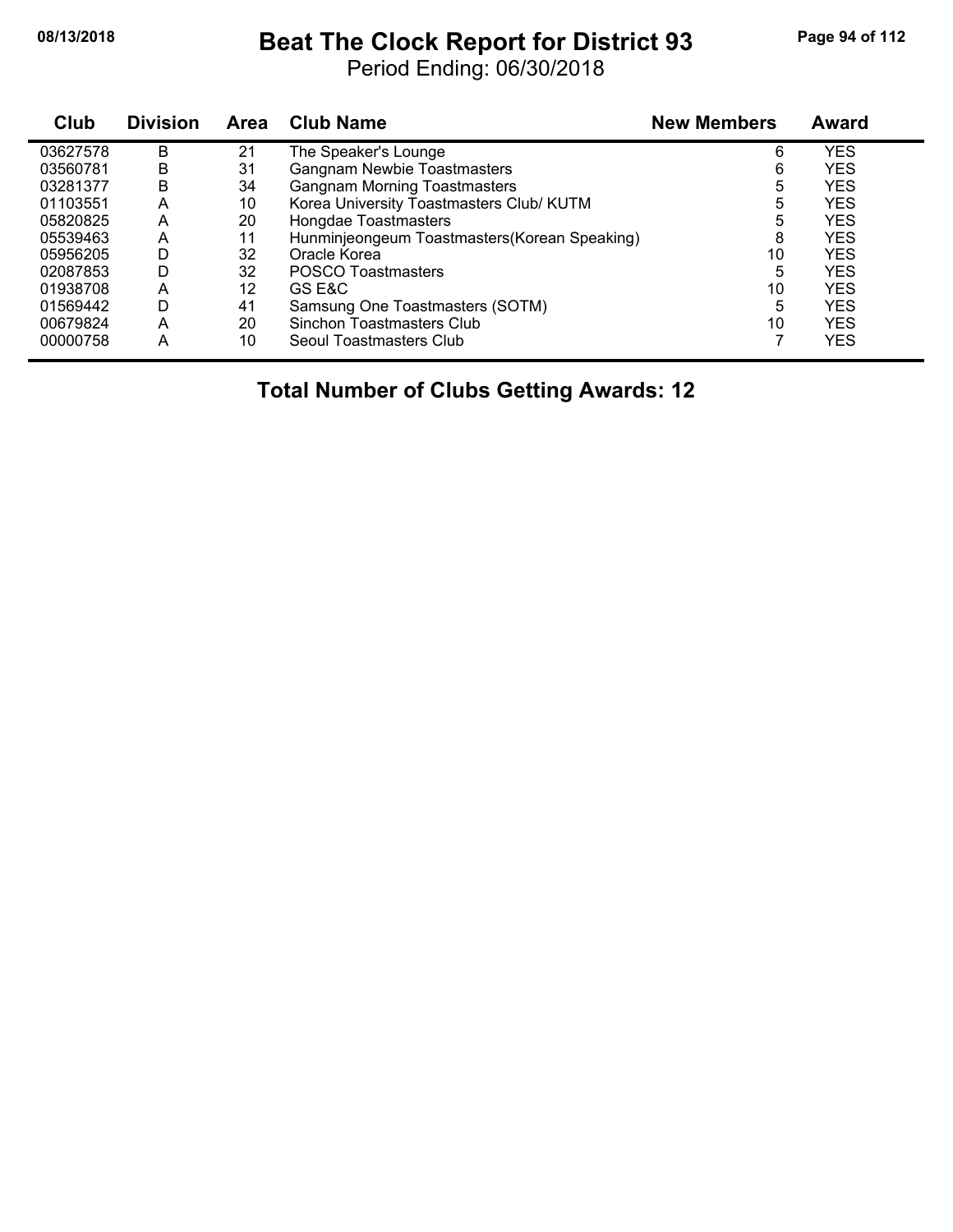# Beat The Clock Report for District 93

Period Ending: 06/30/2018

| Club | Division | Area | Club Name | New Members | Award |
|---|---|---|---|---|---|
| 03627578 | B | 21 | The Speaker's Lounge | 6 | YES |
| 03560781 | B | 31 | Gangnam Newbie Toastmasters | 6 | YES |
| 03281377 | B | 34 | Gangnam Morning Toastmasters | 5 | YES |
| 01103551 | A | 10 | Korea University Toastmasters Club/ KUTM | 5 | YES |
| 05820825 | A | 20 | Hongdae Toastmasters | 5 | YES |
| 05539463 | A | 11 | Hunminjeongeum Toastmasters(Korean Speaking) | 8 | YES |
| 05956205 | D | 32 | Oracle Korea | 10 | YES |
| 02087853 | D | 32 | POSCO Toastmasters | 5 | YES |
| 01938708 | A | 12 | GS E&C | 10 | YES |
| 01569442 | D | 41 | Samsung One Toastmasters (SOTM) | 5 | YES |
| 00679824 | A | 20 | Sinchon Toastmasters Club | 10 | YES |
| 00000758 | A | 10 | Seoul Toastmasters Club | 7 | YES |

**Total Number of Clubs Getting Awards: 12**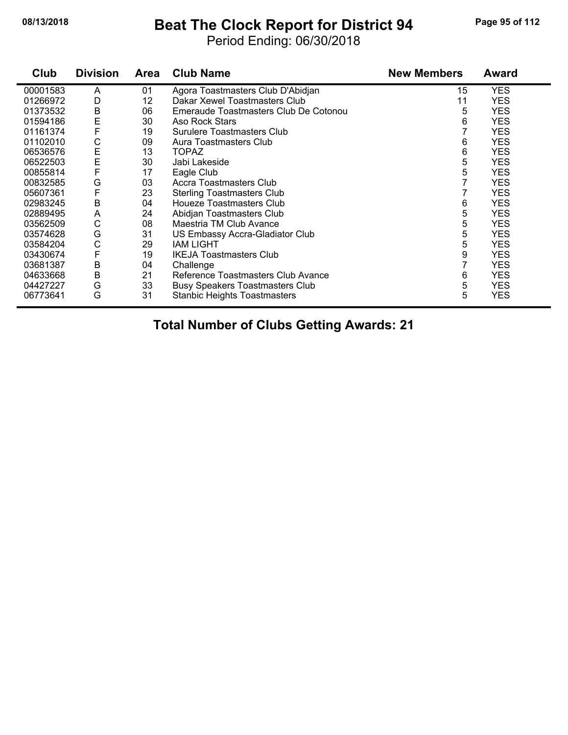# Beat The Clock Report for District 94

Period Ending: 06/30/2018

| Club | Division | Area | Club Name | New Members | Award |
|---|---|---|---|---|---|
| 00001583 | A | 01 | Agora Toastmasters Club D'Abidjan | 15 | YES |
| 01266972 | D | 12 | Dakar Xewel Toastmasters Club | 11 | YES |
| 01373532 | B | 06 | Emeraude Toastmasters Club De Cotonou | 5 | YES |
| 01594186 | E | 30 | Aso Rock Stars | 6 | YES |
| 01161374 | F | 19 | Surulere Toastmasters Club | 7 | YES |
| 01102010 | C | 09 | Aura Toastmasters Club | 6 | YES |
| 06536576 | E | 13 | TOPAZ | 6 | YES |
| 06522503 | E | 30 | Jabi Lakeside | 5 | YES |
| 00855814 | F | 17 | Eagle Club | 5 | YES |
| 00832585 | G | 03 | Accra Toastmasters Club | 7 | YES |
| 05607361 | F | 23 | Sterling Toastmasters Club | 7 | YES |
| 02983245 | B | 04 | Houeze Toastmasters Club | 6 | YES |
| 02889495 | A | 24 | Abidjan Toastmasters Club | 5 | YES |
| 03562509 | C | 08 | Maestria TM Club Avance | 5 | YES |
| 03574628 | G | 31 | US Embassy Accra-Gladiator Club | 5 | YES |
| 03584204 | C | 29 | IAM LIGHT | 5 | YES |
| 03430674 | F | 19 | IKEJA Toastmasters Club | 9 | YES |
| 03681387 | B | 04 | Challenge | 7 | YES |
| 04633668 | B | 21 | Reference Toastmasters Club Avance | 6 | YES |
| 04427227 | G | 33 | Busy Speakers Toastmasters Club | 5 | YES |
| 06773641 | G | 31 | Stanbic Heights Toastmasters | 5 | YES |

**Total Number of Clubs Getting Awards: 21**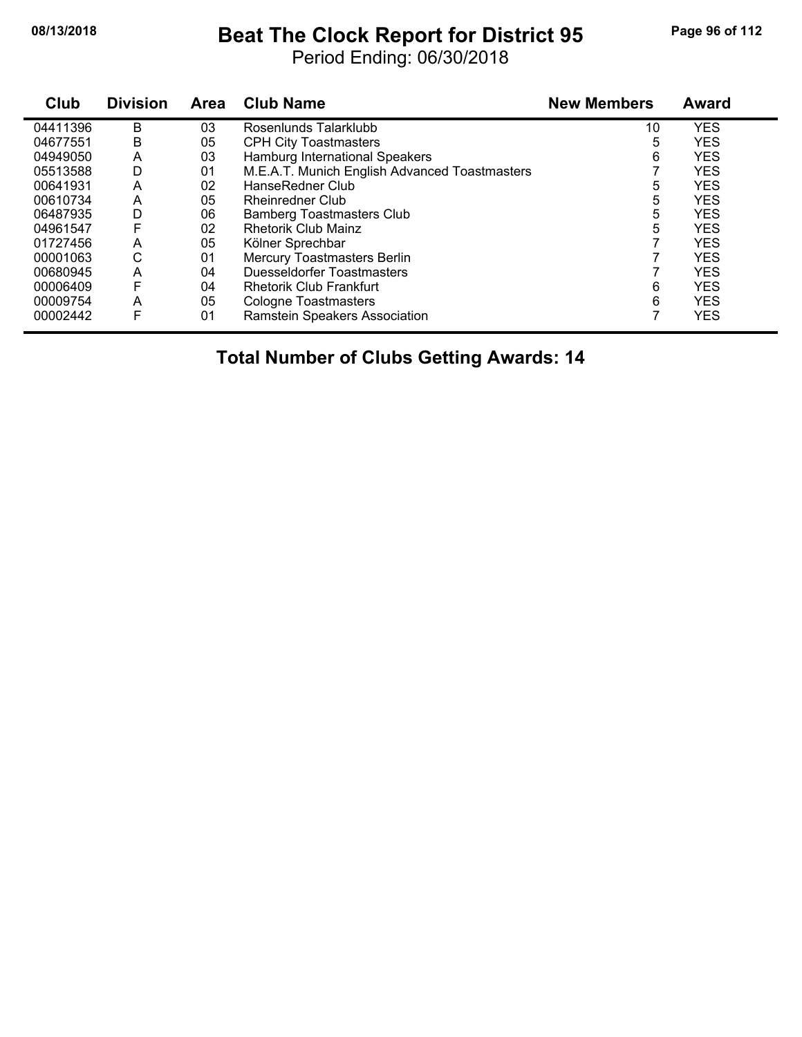# Beat The Clock Report for District 95

Period Ending: 06/30/2018

| Club | Division | Area | Club Name | New Members | Award |
|---|---|---|---|---|---|
| 04411396 | B | 03 | Rosenlunds Talarklubb | 10 | YES |
| 04677551 | B | 05 | CPH City Toastmasters | 5 | YES |
| 04949050 | A | 03 | Hamburg International Speakers | 6 | YES |
| 05513588 | D | 01 | M.E.A.T. Munich English Advanced Toastmasters | 7 | YES |
| 00641931 | A | 02 | HanseRedner Club | 5 | YES |
| 00610734 | A | 05 | Rheinredner Club | 5 | YES |
| 06487935 | D | 06 | Bamberg Toastmasters Club | 5 | YES |
| 04961547 | F | 02 | Rhetorik Club Mainz | 5 | YES |
| 01727456 | A | 05 | Kölner Sprechbar | 7 | YES |
| 00001063 | C | 01 | Mercury Toastmasters Berlin | 7 | YES |
| 00680945 | A | 04 | Duesseldorfer Toastmasters | 7 | YES |
| 00006409 | F | 04 | Rhetorik Club Frankfurt | 6 | YES |
| 00009754 | A | 05 | Cologne Toastmasters | 6 | YES |
| 00002442 | F | 01 | Ramstein Speakers Association | 7 | YES |

**Total Number of Clubs Getting Awards: 14**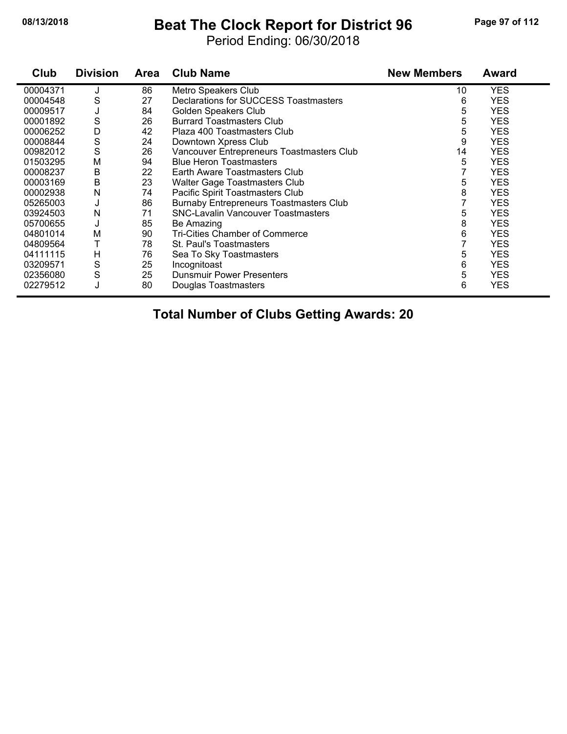# Beat The Clock Report for District 96

Period Ending: 06/30/2018

| Club | Division | Area | Club Name | New Members | Award |
|---|---|---|---|---|---|
| 00004371 | J | 86 | Metro Speakers Club | 10 | YES |
| 00004548 | S | 27 | Declarations for SUCCESS Toastmasters | 6 | YES |
| 00009517 | J | 84 | Golden Speakers Club | 5 | YES |
| 00001892 | S | 26 | Burrard Toastmasters Club | 5 | YES |
| 00006252 | D | 42 | Plaza 400 Toastmasters Club | 5 | YES |
| 00008844 | S | 24 | Downtown Xpress Club | 9 | YES |
| 00982012 | S | 26 | Vancouver Entrepreneurs Toastmasters Club | 14 | YES |
| 01503295 | M | 94 | Blue Heron Toastmasters | 5 | YES |
| 00008237 | B | 22 | Earth Aware Toastmasters Club | 7 | YES |
| 00003169 | B | 23 | Walter Gage Toastmasters Club | 5 | YES |
| 00002938 | N | 74 | Pacific Spirit Toastmasters Club | 8 | YES |
| 05265003 | J | 86 | Burnaby Entrepreneurs Toastmasters Club | 7 | YES |
| 03924503 | N | 71 | SNC-Lavalin Vancouver Toastmasters | 5 | YES |
| 05700655 | J | 85 | Be Amazing | 8 | YES |
| 04801014 | M | 90 | Tri-Cities Chamber of Commerce | 6 | YES |
| 04809564 | T | 78 | St. Paul's Toastmasters | 7 | YES |
| 04111115 | H | 76 | Sea To Sky Toastmasters | 5 | YES |
| 03209571 | S | 25 | Incognitoast | 6 | YES |
| 02356080 | S | 25 | Dunsmuir Power Presenters | 5 | YES |
| 02279512 | J | 80 | Douglas Toastmasters | 6 | YES |

**Total Number of Clubs Getting Awards: 20**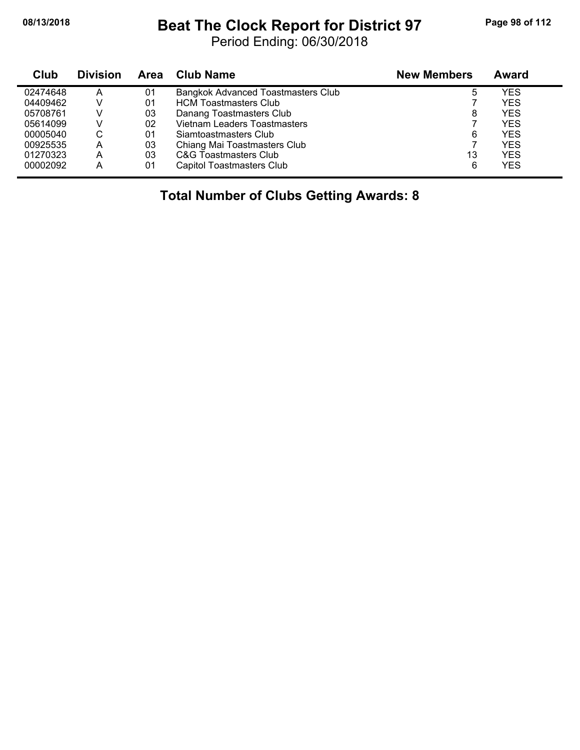# Beat The Clock Report for District 97

Period Ending: 06/30/2018

| Club | Division | Area | Club Name | New Members | Award |
|---|---|---|---|---|---|
| 02474648 | A | 01 | Bangkok Advanced Toastmasters Club | 5 | YES |
| 04409462 | V | 01 | HCM Toastmasters Club | 7 | YES |
| 05708761 | V | 03 | Danang Toastmasters Club | 8 | YES |
| 05614099 | V | 02 | Vietnam Leaders Toastmasters | 7 | YES |
| 00005040 | C | 01 | Siamtoastmasters Club | 6 | YES |
| 00925535 | A | 03 | Chiang Mai Toastmasters Club | 7 | YES |
| 01270323 | A | 03 | C&G Toastmasters Club | 13 | YES |
| 00002092 | A | 01 | Capitol Toastmasters Club | 6 | YES |

**Total Number of Clubs Getting Awards: 8**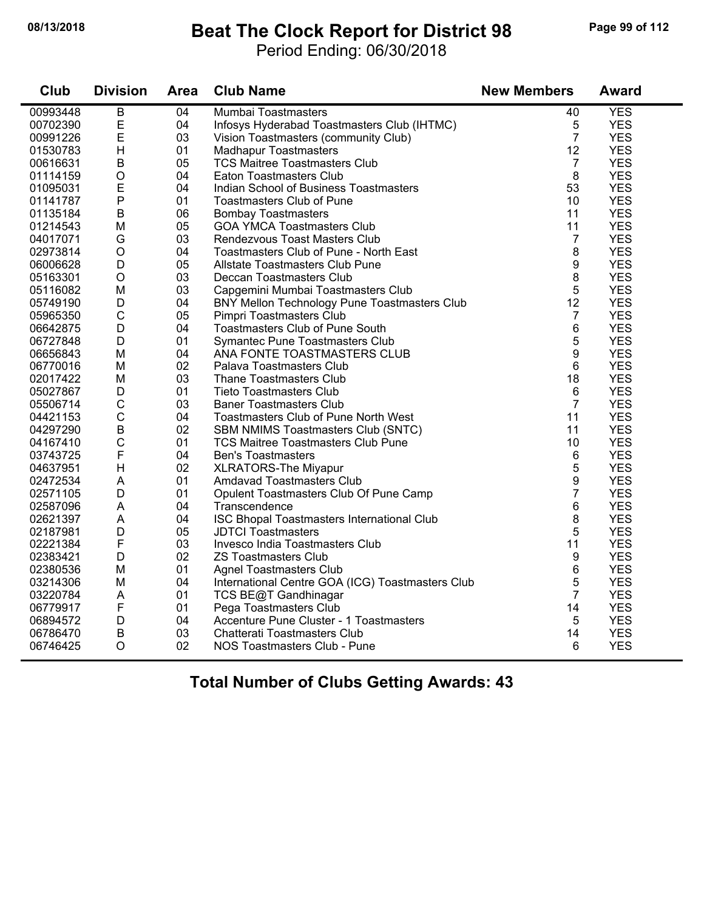# Beat The Clock Report for District 98

Period Ending: 06/30/2018

| Club | Division | Area | Club Name | New Members | Award |
|---|---|---|---|---|---|
| 00993448 | B | 04 | Mumbai Toastmasters | 40 | YES |
| 00702390 | E | 04 | Infosys Hyderabad Toastmasters Club (IHTMC) | 5 | YES |
| 00991226 | E | 03 | Vision Toastmasters (community Club) | 7 | YES |
| 01530783 | H | 01 | Madhapur Toastmasters | 12 | YES |
| 00616631 | B | 05 | TCS Maitree Toastmasters Club | 7 | YES |
| 01114159 | O | 04 | Eaton Toastmasters Club | 8 | YES |
| 01095031 | E | 04 | Indian School of Business Toastmasters | 53 | YES |
| 01141787 | P | 01 | Toastmasters Club of Pune | 10 | YES |
| 01135184 | B | 06 | Bombay Toastmasters | 11 | YES |
| 01214543 | M | 05 | GOA YMCA Toastmasters Club | 11 | YES |
| 04017071 | G | 03 | Rendezvous Toast Masters Club | 7 | YES |
| 02973814 | O | 04 | Toastmasters Club of Pune - North East | 8 | YES |
| 06006628 | D | 05 | Allstate Toastmasters Club Pune | 9 | YES |
| 05163301 | O | 03 | Deccan Toastmasters Club | 8 | YES |
| 05116082 | M | 03 | Capgemini Mumbai Toastmasters Club | 5 | YES |
| 05749190 | D | 04 | BNY Mellon Technology Pune Toastmasters Club | 12 | YES |
| 05965350 | C | 05 | Pimpri Toastmasters Club | 7 | YES |
| 06642875 | D | 04 | Toastmasters Club of Pune South | 6 | YES |
| 06727848 | D | 01 | Symantec Pune Toastmasters Club | 5 | YES |
| 06656843 | M | 04 | ANA FONTE TOASTMASTERS CLUB | 9 | YES |
| 06770016 | M | 02 | Palava Toastmasters Club | 6 | YES |
| 02017422 | M | 03 | Thane Toastmasters Club | 18 | YES |
| 05027867 | D | 01 | Tieto Toastmasters Club | 6 | YES |
| 05506714 | C | 03 | Baner Toastmasters Club | 7 | YES |
| 04421153 | C | 04 | Toastmasters Club of Pune North West | 11 | YES |
| 04297290 | B | 02 | SBM NMIMS Toastmasters Club (SNTC) | 11 | YES |
| 04167410 | C | 01 | TCS Maitree Toastmasters Club Pune | 10 | YES |
| 03743725 | F | 04 | Ben's Toastmasters | 6 | YES |
| 04637951 | H | 02 | XLRATORS-The Miyapur | 5 | YES |
| 02472534 | A | 01 | Amdavad Toastmasters Club | 9 | YES |
| 02571105 | D | 01 | Opulent Toastmasters Club Of Pune Camp | 7 | YES |
| 02587096 | A | 04 | Transcendence | 6 | YES |
| 02621397 | A | 04 | ISC Bhopal Toastmasters International Club | 8 | YES |
| 02187981 | D | 05 | JDTCI Toastmasters | 5 | YES |
| 02221384 | F | 03 | Invesco India Toastmasters Club | 11 | YES |
| 02383421 | D | 02 | ZS Toastmasters Club | 9 | YES |
| 02380536 | M | 01 | Agnel Toastmasters Club | 6 | YES |
| 03214306 | M | 04 | International Centre GOA (ICG) Toastmasters Club | 5 | YES |
| 03220784 | A | 01 | TCS BE@T Gandhinagar | 7 | YES |
| 06779917 | F | 01 | Pega Toastmasters Club | 14 | YES |
| 06894572 | D | 04 | Accenture Pune Cluster - 1 Toastmasters | 5 | YES |
| 06786470 | B | 03 | Chatterati Toastmasters Club | 14 | YES |
| 06746425 | O | 02 | NOS Toastmasters Club - Pune | 6 | YES |

**Total Number of Clubs Getting Awards: 43**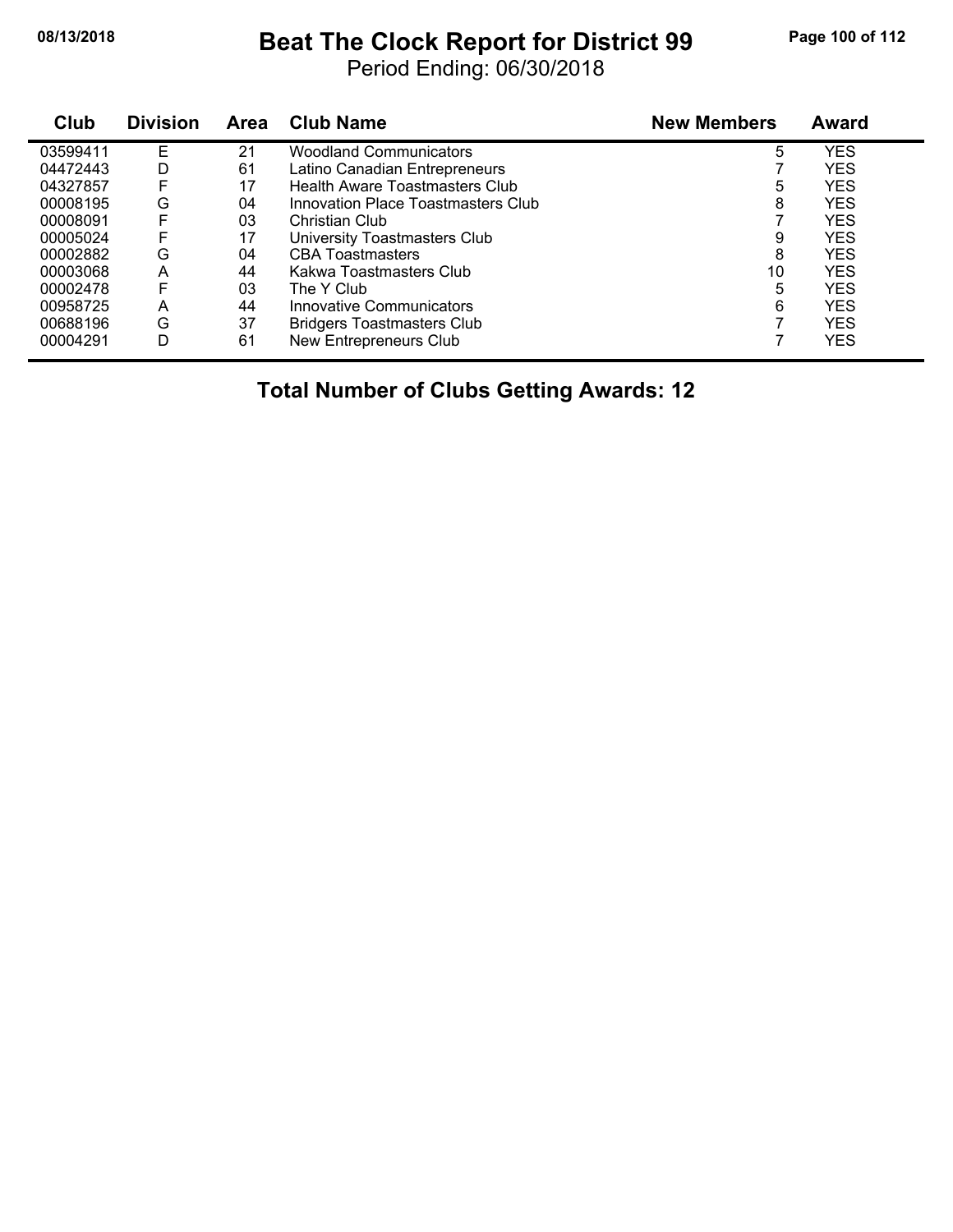# Beat The Clock Report for District 99

Period Ending: 06/30/2018

| Club | Division | Area | Club Name | New Members | Award |
|---|---|---|---|---|---|
| 03599411 | E | 21 | Woodland Communicators | 5 | YES |
| 04472443 | D | 61 | Latino Canadian Entrepreneurs | 7 | YES |
| 04327857 | F | 17 | Health Aware Toastmasters Club | 5 | YES |
| 00008195 | G | 04 | Innovation Place Toastmasters Club | 8 | YES |
| 00008091 | F | 03 | Christian Club | 7 | YES |
| 00005024 | F | 17 | University Toastmasters Club | 9 | YES |
| 00002882 | G | 04 | CBA Toastmasters | 8 | YES |
| 00003068 | A | 44 | Kakwa Toastmasters Club | 10 | YES |
| 00002478 | F | 03 | The Y Club | 5 | YES |
| 00958725 | A | 44 | Innovative Communicators | 6 | YES |
| 00688196 | G | 37 | Bridgers Toastmasters Club | 7 | YES |
| 00004291 | D | 61 | New Entrepreneurs Club | 7 | YES |

**Total Number of Clubs Getting Awards: 12**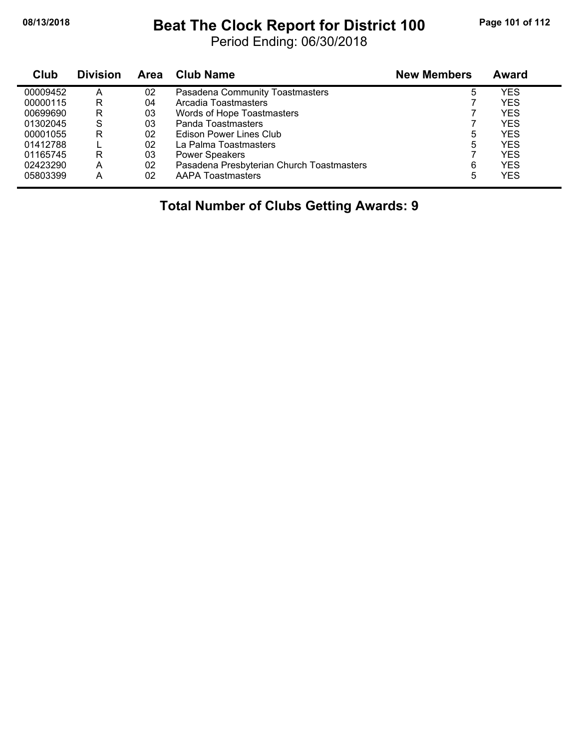# Beat The Clock Report for District 100

Period Ending: 06/30/2018

| Club | Division | Area | Club Name | New Members | Award |
|---|---|---|---|---|---|
| 00009452 | A | 02 | Pasadena Community Toastmasters | 5 | YES |
| 00000115 | R | 04 | Arcadia Toastmasters | 7 | YES |
| 00699690 | R | 03 | Words of Hope Toastmasters | 7 | YES |
| 01302045 | S | 03 | Panda Toastmasters | 7 | YES |
| 00001055 | R | 02 | Edison Power Lines Club | 5 | YES |
| 01412788 | L | 02 | La Palma Toastmasters | 5 | YES |
| 01165745 | R | 03 | Power Speakers | 7 | YES |
| 02423290 | A | 02 | Pasadena Presbyterian Church Toastmasters | 6 | YES |
| 05803399 | A | 02 | AAPA Toastmasters | 5 | YES |

**Total Number of Clubs Getting Awards: 9**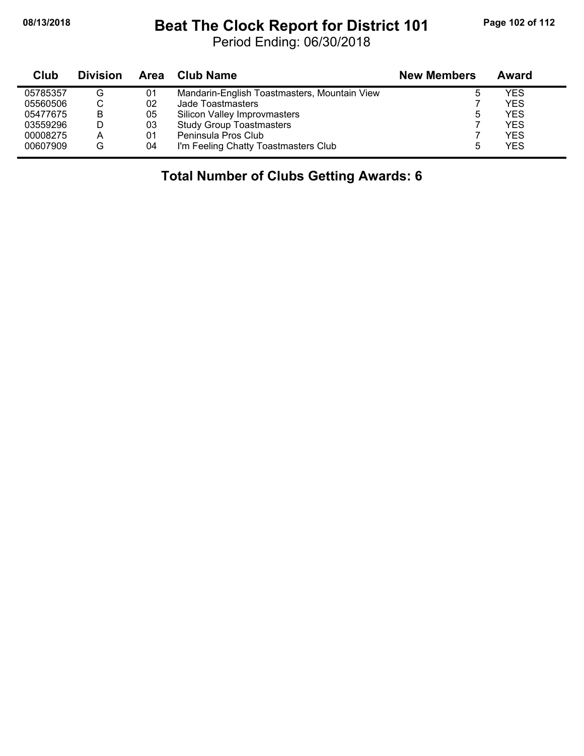# Beat The Clock Report for District 101

Period Ending: 06/30/2018

| Club | Division | Area | Club Name | New Members | Award |
|---|---|---|---|---|---|
| 05785357 | G | 01 | Mandarin-English Toastmasters, Mountain View | 5 | YES |
| 05560506 | C | 02 | Jade Toastmasters | 7 | YES |
| 05477675 | B | 05 | Silicon Valley Improvmasters | 5 | YES |
| 03559296 | D | 03 | Study Group Toastmasters | 7 | YES |
| 00008275 | A | 01 | Peninsula Pros Club | 7 | YES |
| 00607909 | G | 04 | I'm Feeling Chatty Toastmasters Club | 5 | YES |

**Total Number of Clubs Getting Awards: 6**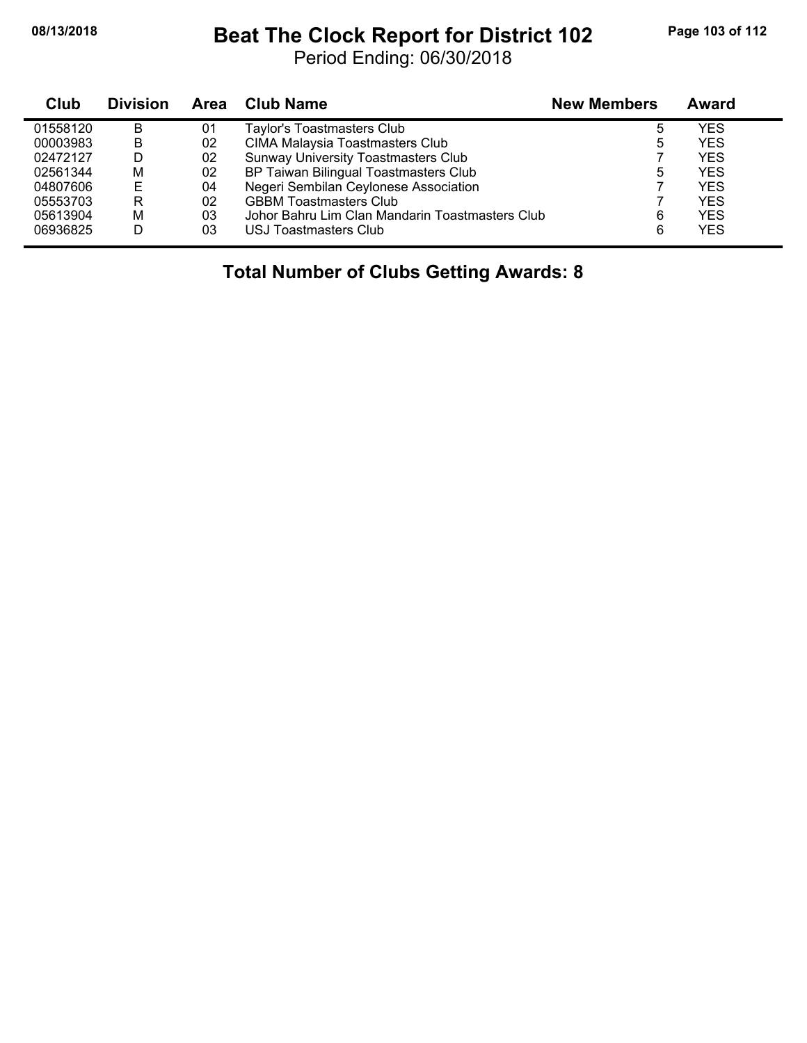# Beat The Clock Report for District 102

Period Ending: 06/30/2018

| Club | Division | Area | Club Name | New Members | Award |
|---|---|---|---|---|---|
| 01558120 | B | 01 | Taylor's Toastmasters Club | 5 | YES |
| 00003983 | B | 02 | CIMA Malaysia Toastmasters Club | 5 | YES |
| 02472127 | D | 02 | Sunway University Toastmasters Club | 7 | YES |
| 02561344 | M | 02 | BP Taiwan Bilingual Toastmasters Club | 5 | YES |
| 04807606 | E | 04 | Negeri Sembilan Ceylonese Association | 7 | YES |
| 05553703 | R | 02 | GBBM Toastmasters Club | 7 | YES |
| 05613904 | M | 03 | Johor Bahru Lim Clan Mandarin Toastmasters Club | 6 | YES |
| 06936825 | D | 03 | USJ Toastmasters Club | 6 | YES |

**Total Number of Clubs Getting Awards: 8**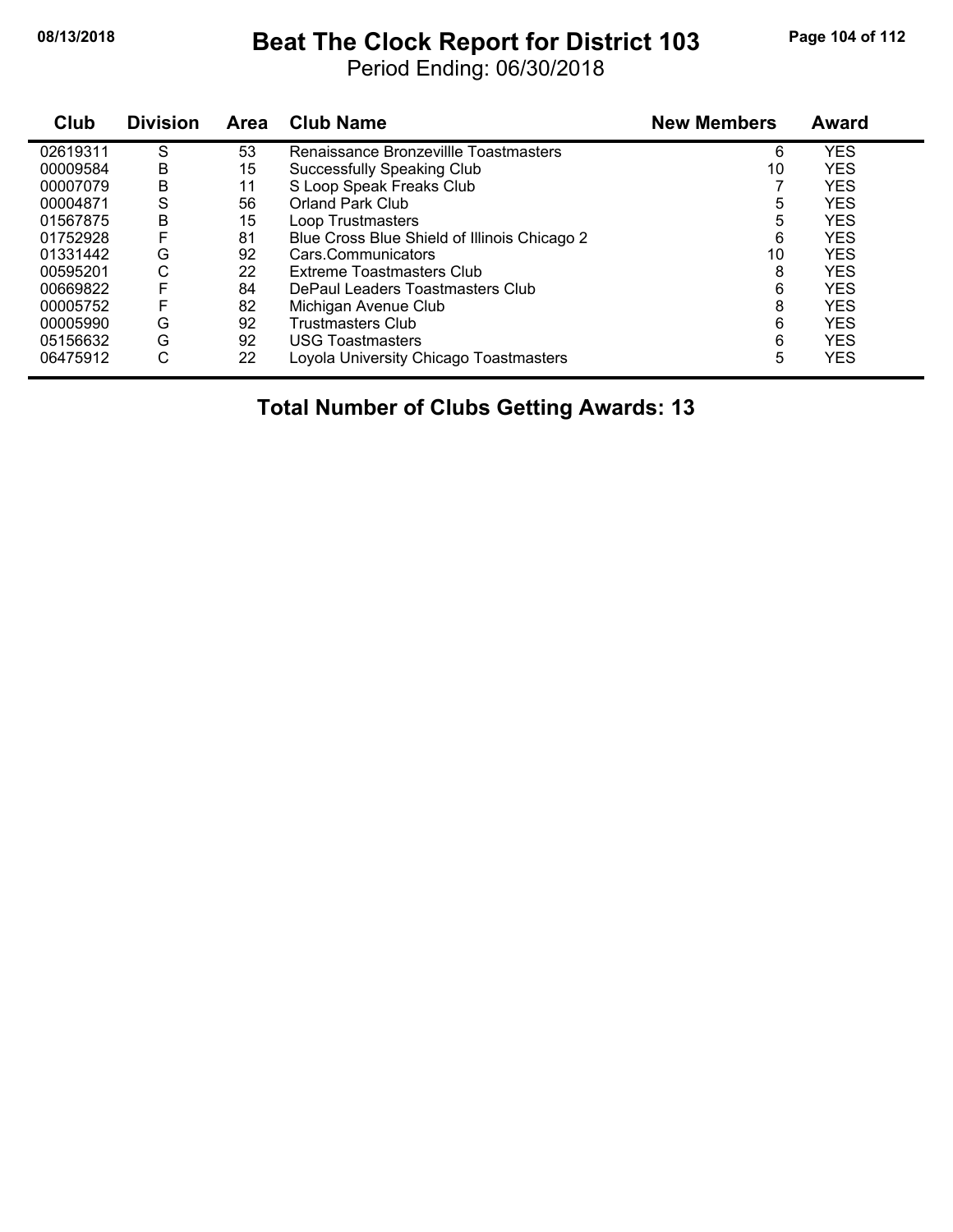# Beat The Clock Report for District 103

08/13/2018

Period Ending: 06/30/2018

| Club | Division | Area | Club Name | New Members | Award |
|---|---|---|---|---|---|
| 02619311 | S | 53 | Renaissance Bronzevillle Toastmasters | 6 | YES |
| 00009584 | B | 15 | Successfully Speaking Club | 10 | YES |
| 00007079 | B | 11 | S Loop Speak Freaks Club | 7 | YES |
| 00004871 | S | 56 | Orland Park Club | 5 | YES |
| 01567875 | B | 15 | Loop Trustmasters | 5 | YES |
| 01752928 | F | 81 | Blue Cross Blue Shield of Illinois Chicago 2 | 6 | YES |
| 01331442 | G | 92 | Cars.Communicators | 10 | YES |
| 00595201 | C | 22 | Extreme Toastmasters Club | 8 | YES |
| 00669822 | F | 84 | DePaul Leaders Toastmasters Club | 6 | YES |
| 00005752 | F | 82 | Michigan Avenue Club | 8 | YES |
| 00005990 | G | 92 | Trustmasters Club | 6 | YES |
| 05156632 | G | 92 | USG Toastmasters | 6 | YES |
| 06475912 | C | 22 | Loyola University Chicago Toastmasters | 5 | YES |

**Total Number of Clubs Getting Awards: 13**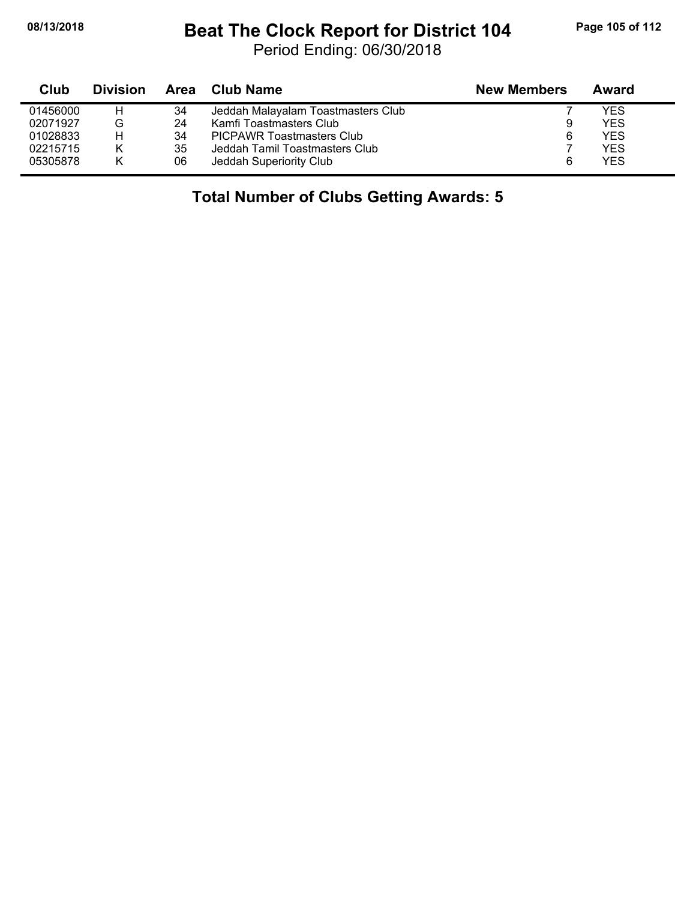# Beat The Clock Report for District 104

Period Ending: 06/30/2018

| Club | Division | Area | Club Name | New Members | Award |
|---|---|---|---|---|---|
| 01456000 | H | 34 | Jeddah Malayalam Toastmasters Club | 7 | YES |
| 02071927 | G | 24 | Kamfi Toastmasters Club | 9 | YES |
| 01028833 | H | 34 | PICPAWR Toastmasters Club | 6 | YES |
| 02215715 | K | 35 | Jeddah Tamil Toastmasters Club | 7 | YES |
| 05305878 | K | 06 | Jeddah Superiority Club | 6 | YES |

**Total Number of Clubs Getting Awards: 5**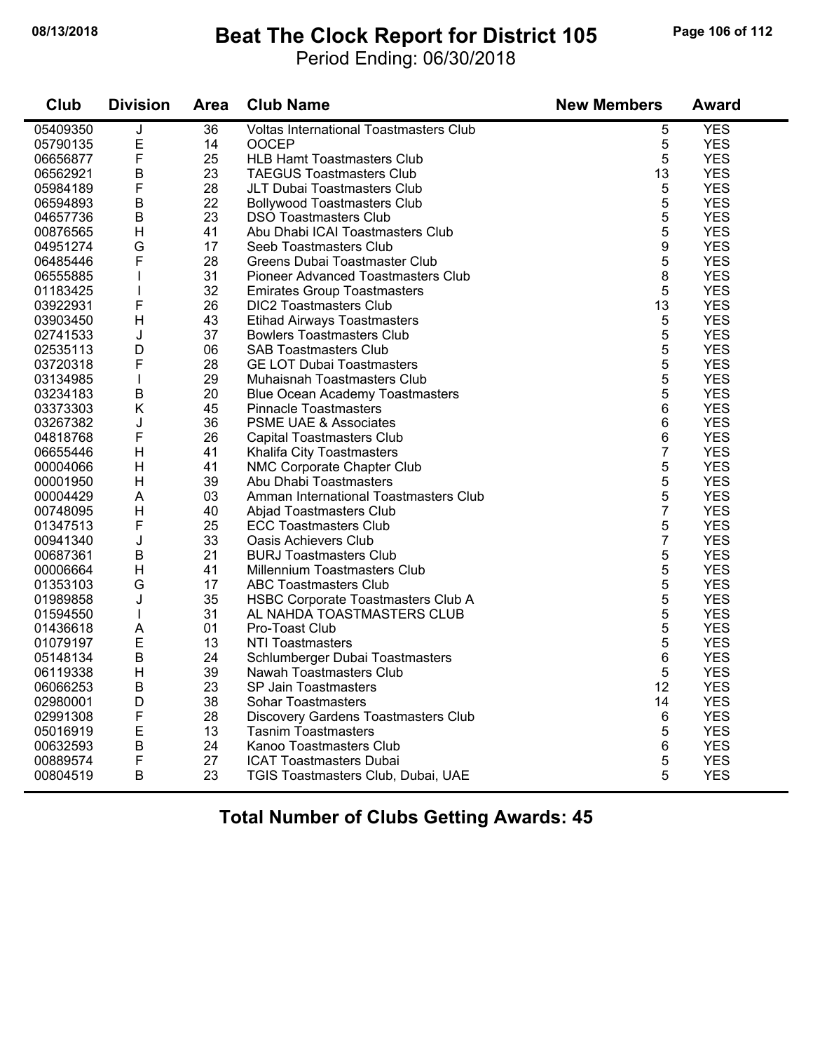# Beat The Clock Report for District 105

08/13/2018

Period Ending: 06/30/2018

| Club | Division | Area | Club Name | New Members | Award |
|---|---|---|---|---|---|
| 05409350 | J | 36 | Voltas International Toastmasters Club | 5 | YES |
| 05790135 | E | 14 | OOCEP | 5 | YES |
| 06656877 | F | 25 | HLB Hamt Toastmasters Club | 5 | YES |
| 06562921 | B | 23 | TAEGUS Toastmasters Club | 13 | YES |
| 05984189 | F | 28 | JLT Dubai Toastmasters Club | 5 | YES |
| 06594893 | B | 22 | Bollywood Toastmasters Club | 5 | YES |
| 04657736 | B | 23 | DSO Toastmasters Club | 5 | YES |
| 00876565 | H | 41 | Abu Dhabi ICAI Toastmasters Club | 5 | YES |
| 04951274 | G | 17 | Seeb Toastmasters Club | 9 | YES |
| 06485446 | F | 28 | Greens Dubai Toastmaster Club | 5 | YES |
| 06555885 | I | 31 | Pioneer Advanced Toastmasters Club | 8 | YES |
| 01183425 | I | 32 | Emirates Group Toastmasters | 5 | YES |
| 03922931 | F | 26 | DIC2 Toastmasters Club | 13 | YES |
| 03903450 | H | 43 | Etihad Airways Toastmasters | 5 | YES |
| 02741533 | J | 37 | Bowlers Toastmasters Club | 5 | YES |
| 02535113 | D | 06 | SAB Toastmasters Club | 5 | YES |
| 03720318 | F | 28 | GE LOT Dubai Toastmasters | 5 | YES |
| 03134985 | I | 29 | Muhaisnah Toastmasters Club | 5 | YES |
| 03234183 | B | 20 | Blue Ocean Academy Toastmasters | 5 | YES |
| 03373303 | K | 45 | Pinnacle Toastmasters | 6 | YES |
| 03267382 | J | 36 | PSME UAE & Associates | 6 | YES |
| 04818768 | F | 26 | Capital Toastmasters Club | 6 | YES |
| 06655446 | H | 41 | Khalifa City Toastmasters | 7 | YES |
| 00004066 | H | 41 | NMC Corporate Chapter Club | 5 | YES |
| 00001950 | H | 39 | Abu Dhabi Toastmasters | 5 | YES |
| 00004429 | A | 03 | Amman International Toastmasters Club | 5 | YES |
| 00748095 | H | 40 | Abjad Toastmasters Club | 7 | YES |
| 01347513 | F | 25 | ECC Toastmasters Club | 5 | YES |
| 00941340 | J | 33 | Oasis Achievers Club | 7 | YES |
| 00687361 | B | 21 | BURJ Toastmasters Club | 5 | YES |
| 00006664 | H | 41 | Millennium Toastmasters Club | 5 | YES |
| 01353103 | G | 17 | ABC Toastmasters Club | 5 | YES |
| 01989858 | J | 35 | HSBC Corporate Toastmasters Club A | 5 | YES |
| 01594550 | I | 31 | AL NAHDA TOASTMASTERS CLUB | 5 | YES |
| 01436618 | A | 01 | Pro-Toast Club | 5 | YES |
| 01079197 | E | 13 | NTI Toastmasters | 5 | YES |
| 05148134 | B | 24 | Schlumberger Dubai Toastmasters | 6 | YES |
| 06119338 | H | 39 | Nawah Toastmasters Club | 5 | YES |
| 06066253 | B | 23 | SP Jain Toastmasters | 12 | YES |
| 02980001 | D | 38 | Sohar Toastmasters | 14 | YES |
| 02991308 | F | 28 | Discovery Gardens Toastmasters Club | 6 | YES |
| 05016919 | E | 13 | Tasnim Toastmasters | 5 | YES |
| 00632593 | B | 24 | Kanoo Toastmasters Club | 6 | YES |
| 00889574 | F | 27 | ICAT Toastmasters Dubai | 5 | YES |
| 00804519 | B | 23 | TGIS Toastmasters Club, Dubai, UAE | 5 | YES |

**Total Number of Clubs Getting Awards: 45**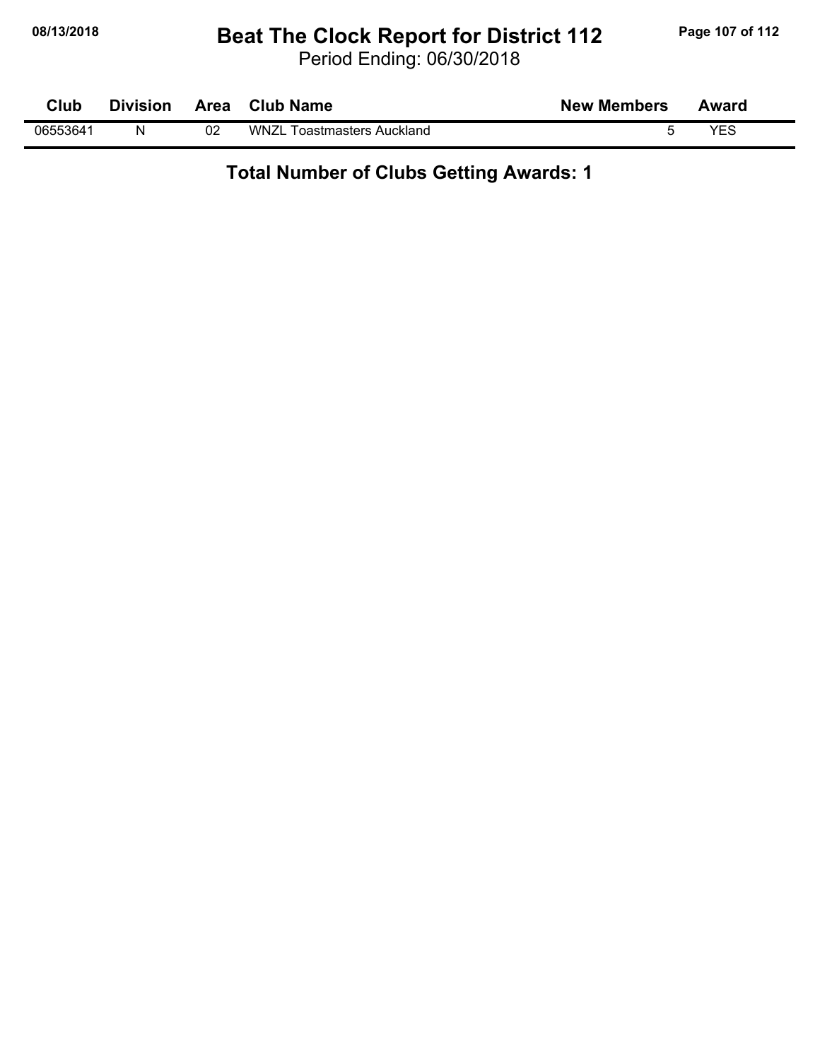# Beat The Clock Report for District 112

Period Ending: 06/30/2018

| Club | Division | Area | Club Name | New Members | Award |
|---|---|---|---|---|---|
| 06553641 | N | 02 | WNZL Toastmasters Auckland | 5 | YES |

**Total Number of Clubs Getting Awards: 1**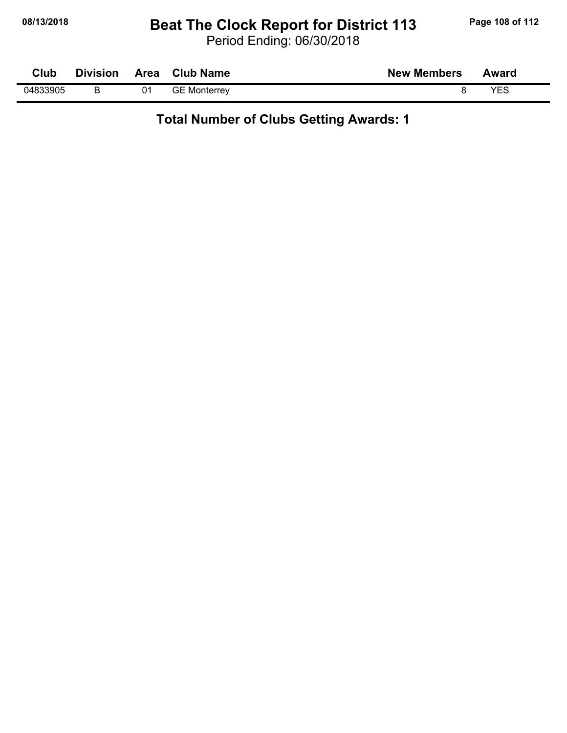# Beat The Clock Report for District 113

Period Ending: 06/30/2018

| Club | Division | Area | Club Name | New Members | Award |
|---|---|---|---|---|---|
| 04833905 | B | 01 | GE Monterrey | 8 | YES |

**Total Number of Clubs Getting Awards: 1**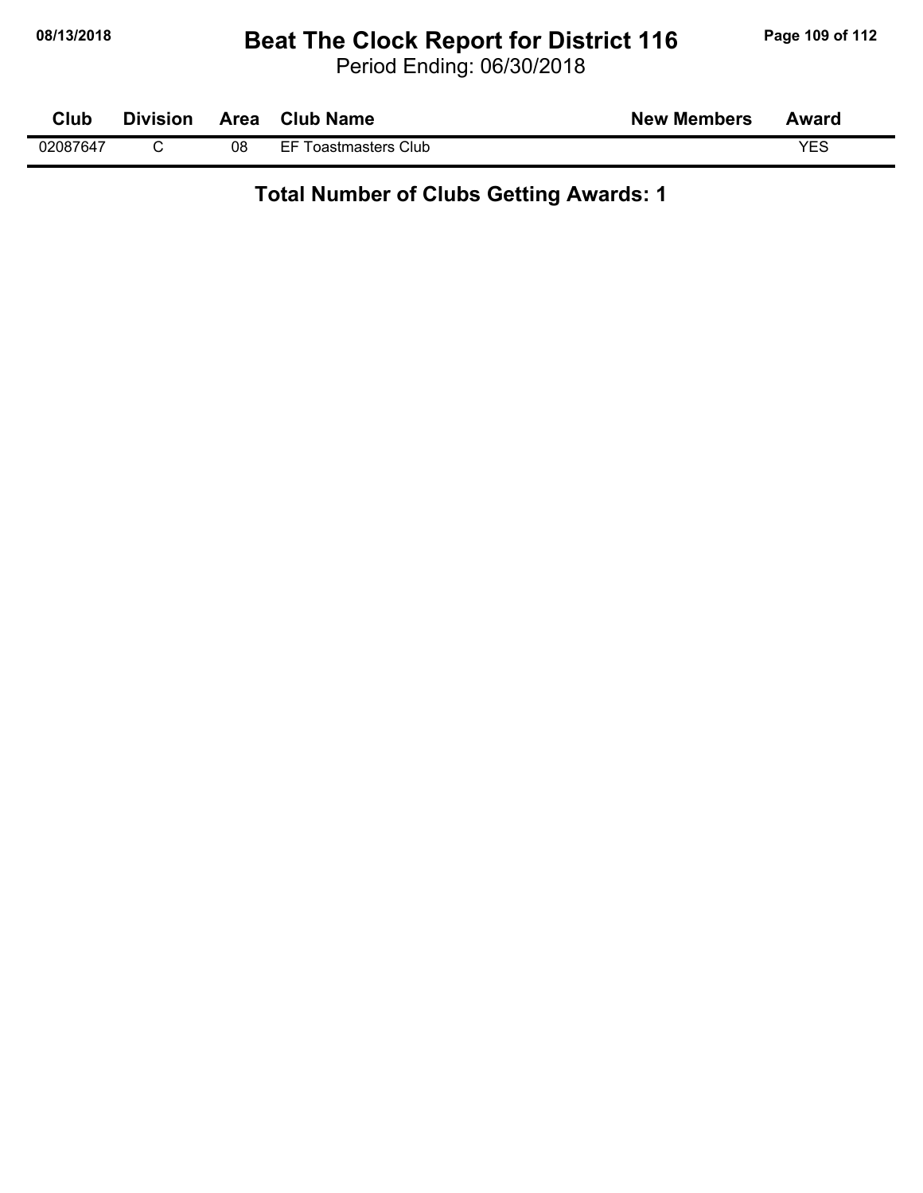# Beat The Clock Report for District 116

Period Ending: 06/30/2018

| Club | Division | Area | Club Name | New Members | Award |
| --- | --- | --- | --- | --- | --- |
| 02087647 | C | 08 | EF Toastmasters Club | | YES |

**Total Number of Clubs Getting Awards: 1**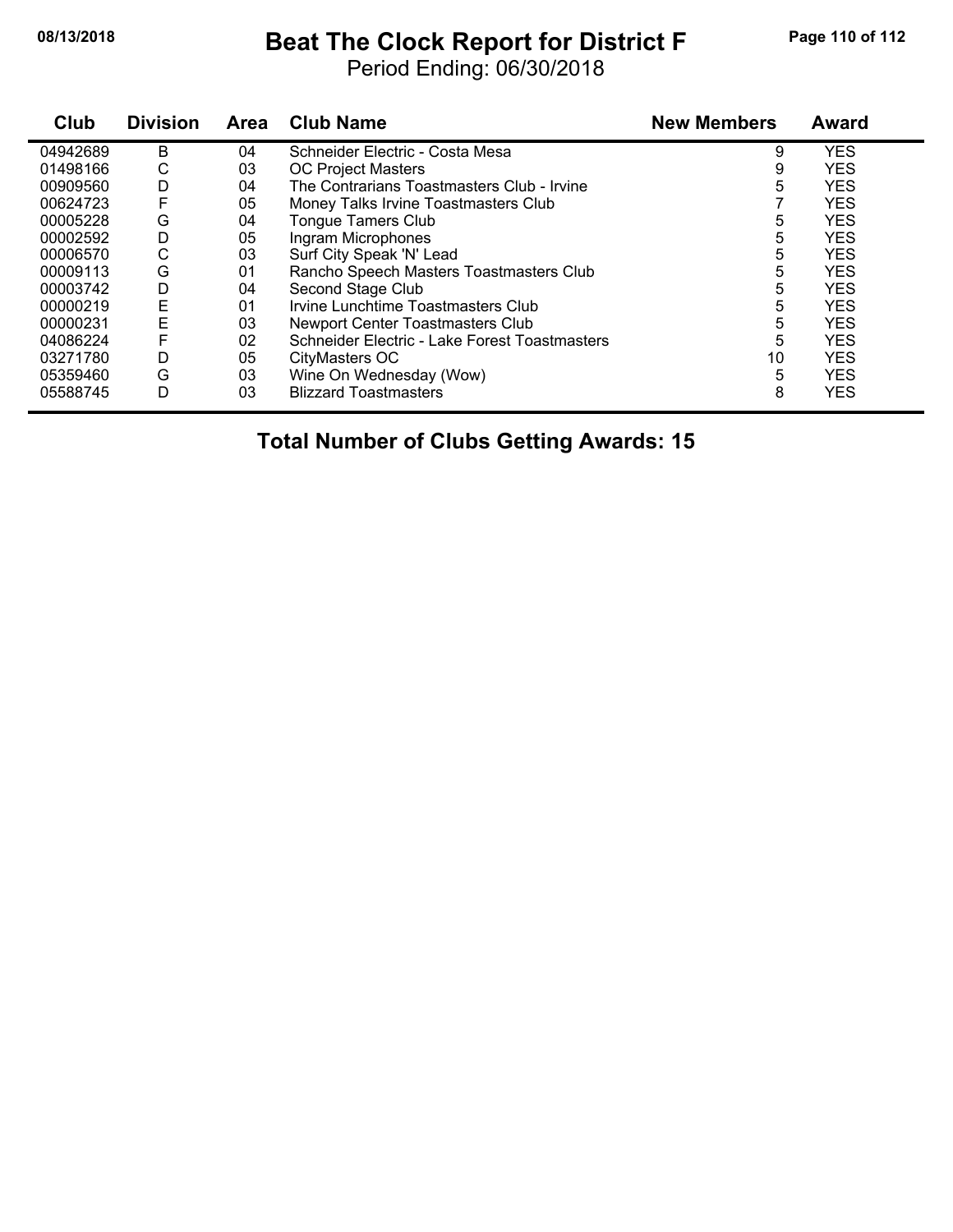# Beat The Clock Report for District F

Period Ending: 06/30/2018

| Club | Division | Area | Club Name | New Members | Award |
|---|---|---|---|---|---|
| 04942689 | B | 04 | Schneider Electric - Costa Mesa | 9 | YES |
| 01498166 | C | 03 | OC Project Masters | 9 | YES |
| 00909560 | D | 04 | The Contrarians Toastmasters Club - Irvine | 5 | YES |
| 00624723 | F | 05 | Money Talks Irvine Toastmasters Club | 7 | YES |
| 00005228 | G | 04 | Tongue Tamers Club | 5 | YES |
| 00002592 | D | 05 | Ingram Microphones | 5 | YES |
| 00006570 | C | 03 | Surf City Speak 'N' Lead | 5 | YES |
| 00009113 | G | 01 | Rancho Speech Masters Toastmasters Club | 5 | YES |
| 00003742 | D | 04 | Second Stage Club | 5 | YES |
| 00000219 | E | 01 | Irvine Lunchtime Toastmasters Club | 5 | YES |
| 00000231 | E | 03 | Newport Center Toastmasters Club | 5 | YES |
| 04086224 | F | 02 | Schneider Electric - Lake Forest Toastmasters | 5 | YES |
| 03271780 | D | 05 | CityMasters OC | 10 | YES |
| 05359460 | G | 03 | Wine On Wednesday (Wow) | 5 | YES |
| 05588745 | D | 03 | Blizzard Toastmasters | 8 | YES |

**Total Number of Clubs Getting Awards: 15**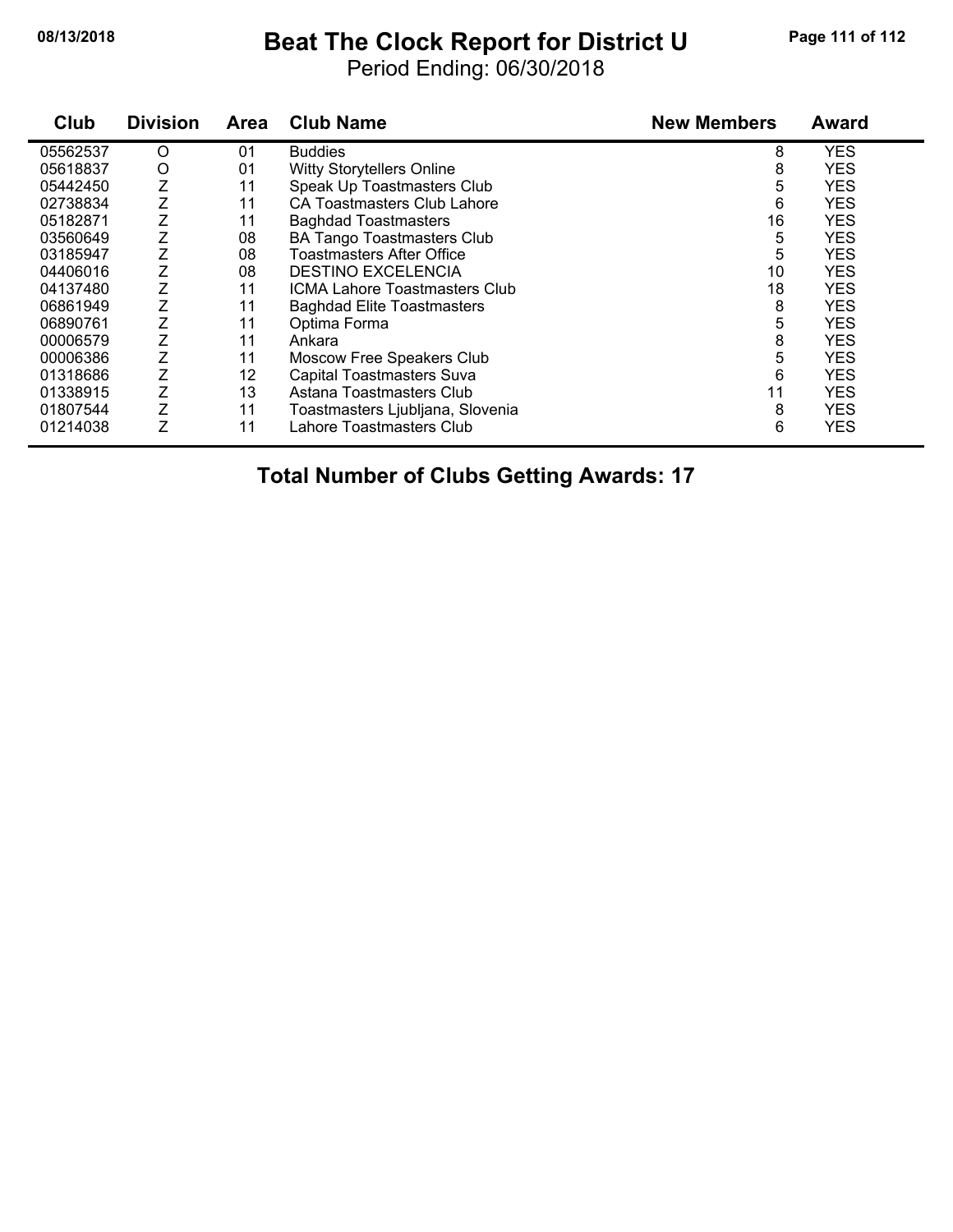# Beat The Clock Report for District U

Period Ending: 06/30/2018

| Club | Division | Area | Club Name | New Members | Award |
|---|---|---|---|---|---|
| 05562537 | O | 01 | Buddies | 8 | YES |
| 05618837 | O | 01 | Witty Storytellers Online | 8 | YES |
| 05442450 | Z | 11 | Speak Up Toastmasters Club | 5 | YES |
| 02738834 | Z | 11 | CA Toastmasters Club Lahore | 6 | YES |
| 05182871 | Z | 11 | Baghdad Toastmasters | 16 | YES |
| 03560649 | Z | 08 | BA Tango Toastmasters Club | 5 | YES |
| 03185947 | Z | 08 | Toastmasters After Office | 5 | YES |
| 04406016 | Z | 08 | DESTINO EXCELENCIA | 10 | YES |
| 04137480 | Z | 11 | ICMA Lahore Toastmasters Club | 18 | YES |
| 06861949 | Z | 11 | Baghdad Elite Toastmasters | 8 | YES |
| 06890761 | Z | 11 | Optima Forma | 5 | YES |
| 00006579 | Z | 11 | Ankara | 8 | YES |
| 00006386 | Z | 11 | Moscow Free Speakers Club | 5 | YES |
| 01318686 | Z | 12 | Capital Toastmasters Suva | 6 | YES |
| 01338915 | Z | 13 | Astana Toastmasters Club | 11 | YES |
| 01807544 | Z | 11 | Toastmasters Ljubljana, Slovenia | 8 | YES |
| 01214038 | Z | 11 | Lahore Toastmasters Club | 6 | YES |

**Total Number of Clubs Getting Awards: 17**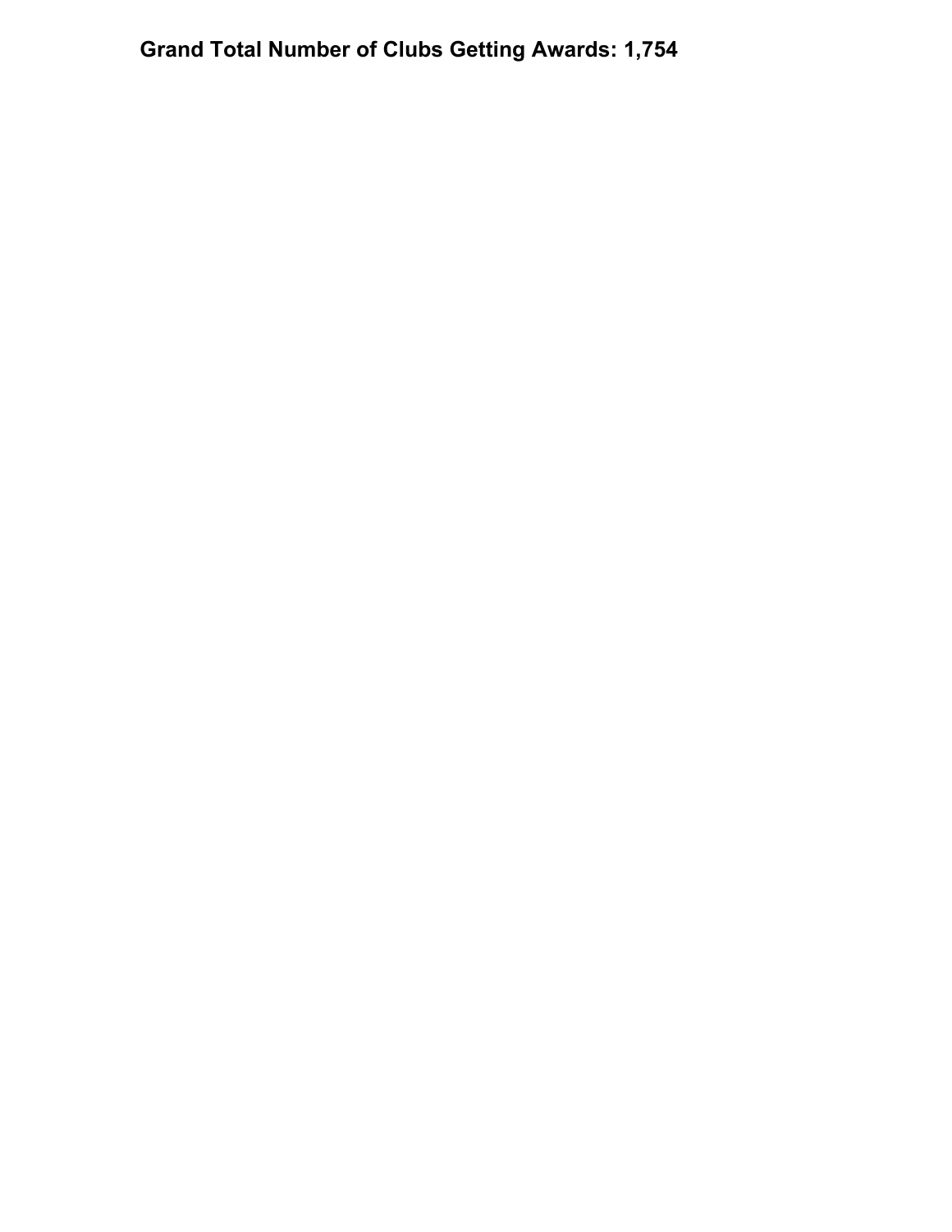**Grand Total Number of Clubs Getting Awards: 1,754**